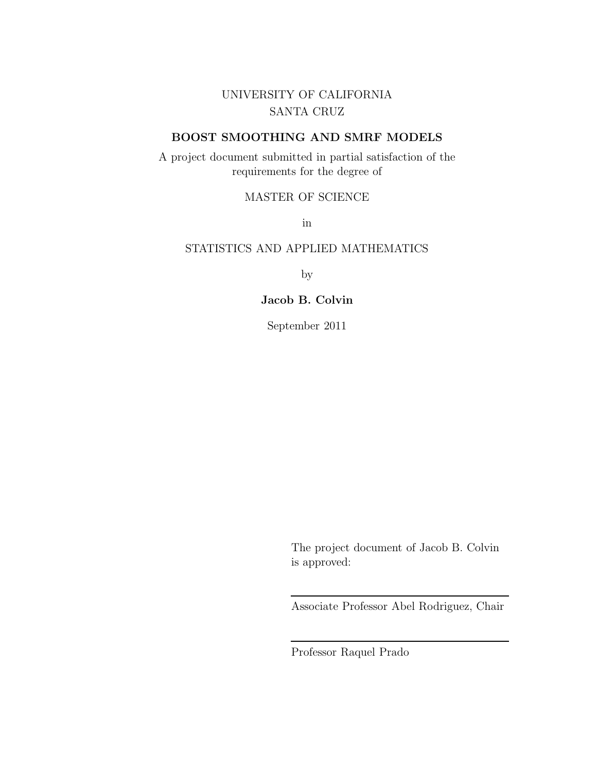UNIVERSITY OF CALIFORNIA
SANTA CRUZ

**BOOST SMOOTHING AND SMRF MODELS**

A project document submitted in partial satisfaction of the requirements for the degree of

MASTER OF SCIENCE

in

STATISTICS AND APPLIED MATHEMATICS

by

**Jacob B. Colvin**

September 2011

The project document of Jacob B. Colvin is approved:

---

Associate Professor Abel Rodriguez, Chair

---

Professor Raquel Prado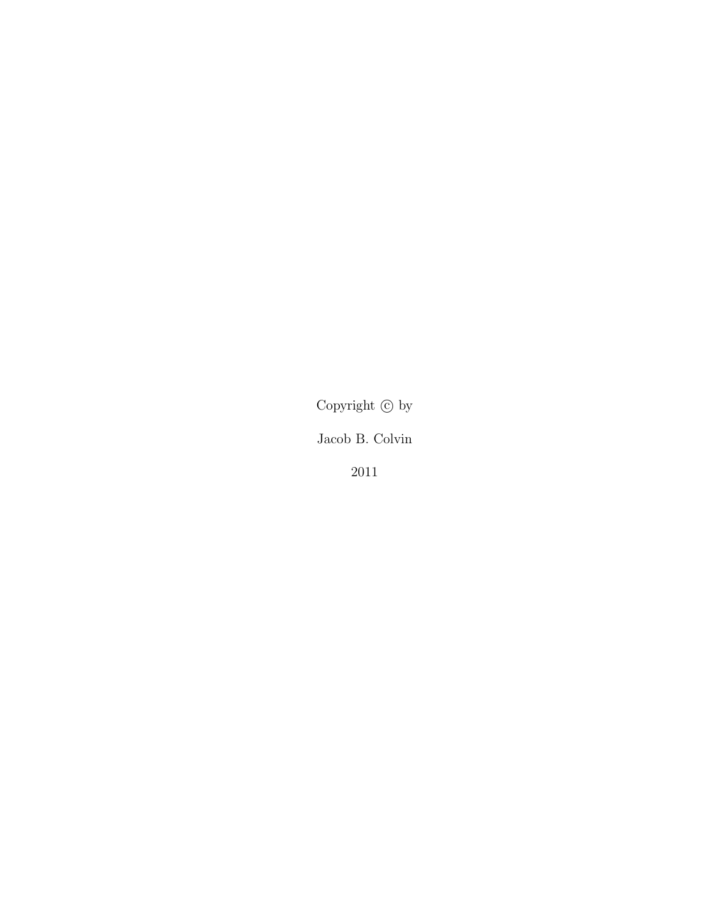Copyright © by

Jacob B. Colvin

2011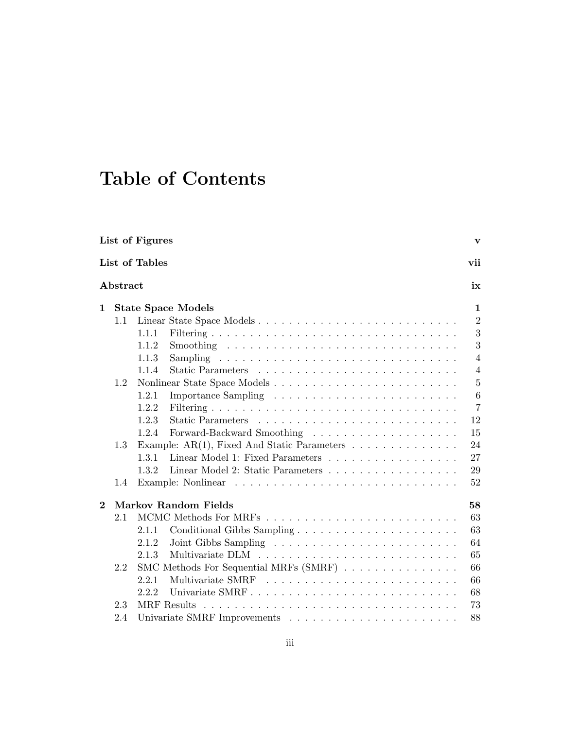# Table of Contents

**List of Figures** v

**List of Tables** vii

**Abstract** ix

**1 State Space Models** 1

- 1.1 Linear State Space Models . . . 2
  - 1.1.1 Filtering . . . 3
  - 1.1.2 Smoothing . . . 3
  - 1.1.3 Sampling . . . 4
  - 1.1.4 Static Parameters . . . 4
- 1.2 Nonlinear State Space Models . . . 5
  - 1.2.1 Importance Sampling . . . 6
  - 1.2.2 Filtering . . . 7
  - 1.2.3 Static Parameters . . . 12
  - 1.2.4 Forward-Backward Smoothing . . . 15
- 1.3 Example: AR(1), Fixed And Static Parameters . . . 24
  - 1.3.1 Linear Model 1: Fixed Parameters . . . 27
  - 1.3.2 Linear Model 2: Static Parameters . . . 29
- 1.4 Example: Nonlinear . . . 52

**2 Markov Random Fields** 58

- 2.1 MCMC Methods For MRFs . . . 63
  - 2.1.1 Conditional Gibbs Sampling . . . 63
  - 2.1.2 Joint Gibbs Sampling . . . 64
  - 2.1.3 Multivariate DLM . . . 65
- 2.2 SMC Methods For Sequential MRFs (SMRF) . . . 66
  - 2.2.1 Multivariate SMRF . . . 66
  - 2.2.2 Univariate SMRF . . . 68
- 2.3 MRF Results . . . 73
- 2.4 Univariate SMRF Improvements . . . 88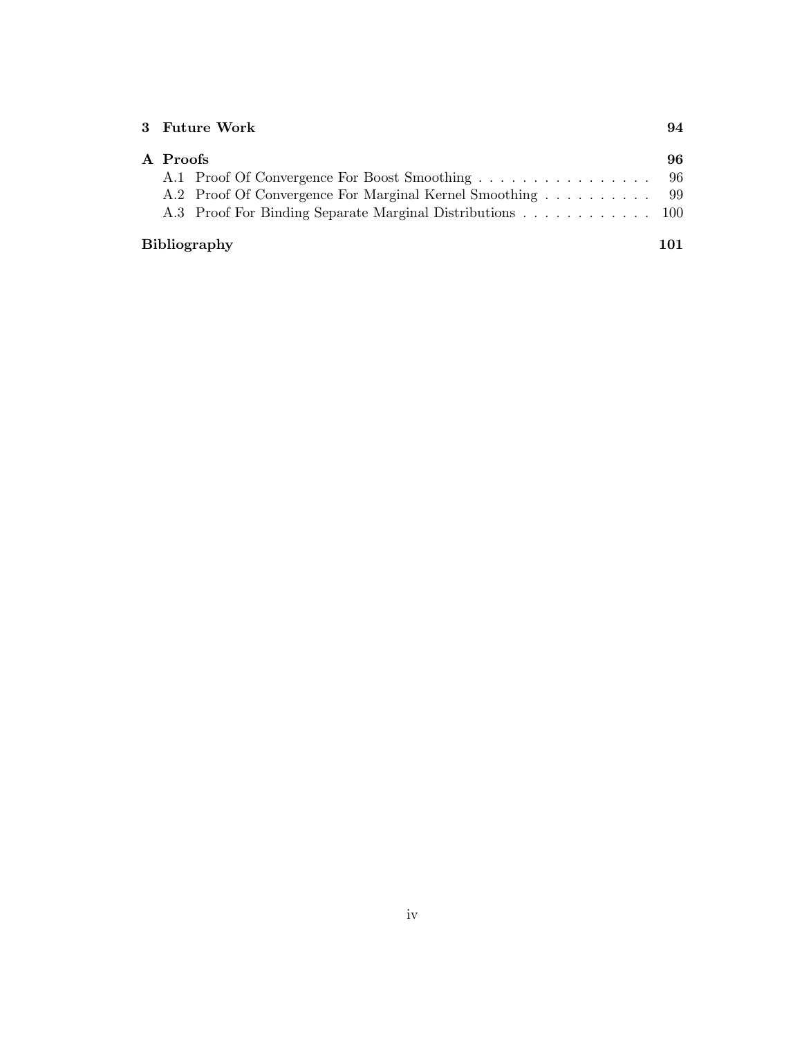**3 Future Work** 94

**A Proofs** 96

A.1 Proof Of Convergence For Boost Smoothing . . . . . . . . . . . . . . . . 96

A.2 Proof Of Convergence For Marginal Kernel Smoothing . . . . . . . . . . 99

A.3 Proof For Binding Separate Marginal Distributions . . . . . . . . . . . . 100

**Bibliography** 101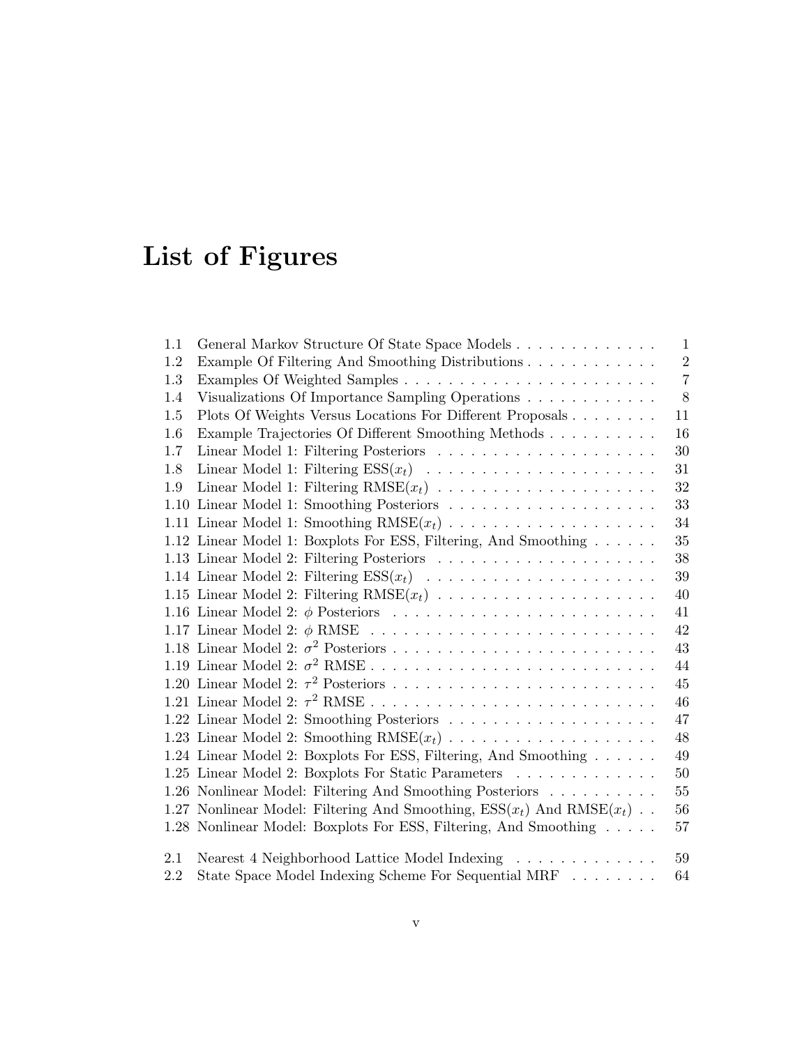# List of Figures

| | | |
|---|---|---|
| 1.1 | General Markov Structure Of State Space Models | 1 |
| 1.2 | Example Of Filtering And Smoothing Distributions | 2 |
| 1.3 | Examples Of Weighted Samples | 7 |
| 1.4 | Visualizations Of Importance Sampling Operations | 8 |
| 1.5 | Plots Of Weights Versus Locations For Different Proposals | 11 |
| 1.6 | Example Trajectories Of Different Smoothing Methods | 16 |
| 1.7 | Linear Model 1: Filtering Posteriors | 30 |
| 1.8 | Linear Model 1: Filtering ESS($x_t$) | 31 |
| 1.9 | Linear Model 1: Filtering RMSE($x_t$) | 32 |
| 1.10 | Linear Model 1: Smoothing Posteriors | 33 |
| 1.11 | Linear Model 1: Smoothing RMSE($x_t$) | 34 |
| 1.12 | Linear Model 1: Boxplots For ESS, Filtering, And Smoothing | 35 |
| 1.13 | Linear Model 2: Filtering Posteriors | 38 |
| 1.14 | Linear Model 2: Filtering ESS($x_t$) | 39 |
| 1.15 | Linear Model 2: Filtering RMSE($x_t$) | 40 |
| 1.16 | Linear Model 2: $\phi$ Posteriors | 41 |
| 1.17 | Linear Model 2: $\phi$ RMSE | 42 |
| 1.18 | Linear Model 2: $\sigma^2$ Posteriors | 43 |
| 1.19 | Linear Model 2: $\sigma^2$ RMSE | 44 |
| 1.20 | Linear Model 2: $\tau^2$ Posteriors | 45 |
| 1.21 | Linear Model 2: $\tau^2$ RMSE | 46 |
| 1.22 | Linear Model 2: Smoothing Posteriors | 47 |
| 1.23 | Linear Model 2: Smoothing RMSE($x_t$) | 48 |
| 1.24 | Linear Model 2: Boxplots For ESS, Filtering, And Smoothing | 49 |
| 1.25 | Linear Model 2: Boxplots For Static Parameters | 50 |
| 1.26 | Nonlinear Model: Filtering And Smoothing Posteriors | 55 |
| 1.27 | Nonlinear Model: Filtering And Smoothing, ESS($x_t$) And RMSE($x_t$) | 56 |
| 1.28 | Nonlinear Model: Boxplots For ESS, Filtering, And Smoothing | 57 |
| 2.1 | Nearest 4 Neighborhood Lattice Model Indexing | 59 |
| 2.2 | State Space Model Indexing Scheme For Sequential MRF | 64 |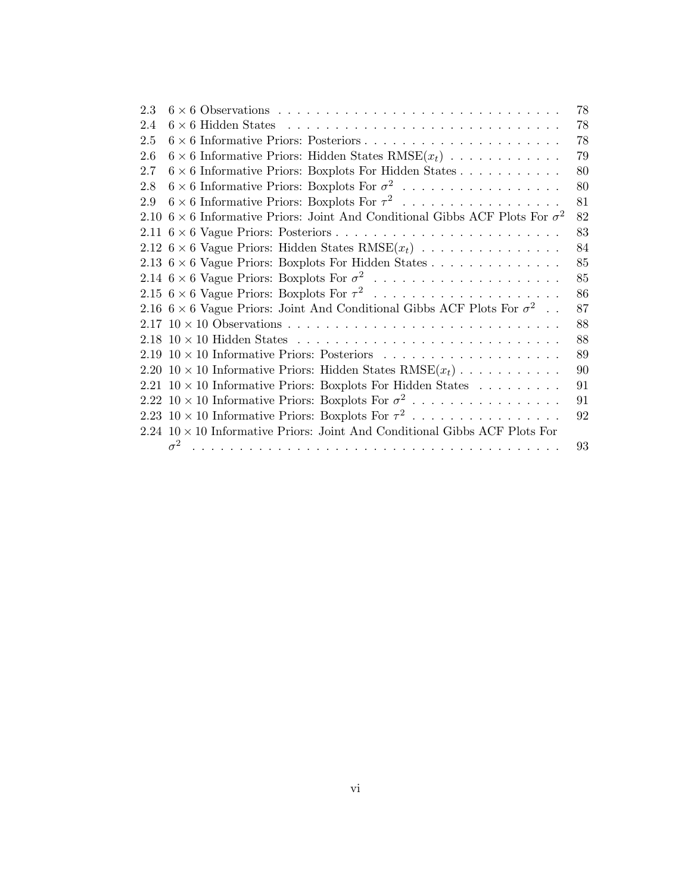2.3 $6 \times 6$ Observations . . . . . . . . . . . . . . . . . . . . . . . . . . . . . 78
2.4 $6 \times 6$ Hidden States . . . . . . . . . . . . . . . . . . . . . . . . . . . . . 78
2.5 $6 \times 6$ Informative Priors: Posteriors . . . . . . . . . . . . . . . . . . . . . 78
2.6 $6 \times 6$ Informative Priors: Hidden States RMSE($x_t$) . . . . . . . . . . . . 79
2.7 $6 \times 6$ Informative Priors: Boxplots For Hidden States . . . . . . . . . . . 80
2.8 $6 \times 6$ Informative Priors: Boxplots For $\sigma^2$ . . . . . . . . . . . . . . . . . 80
2.9 $6 \times 6$ Informative Priors: Boxplots For $\tau^2$ . . . . . . . . . . . . . . . . . 81
2.10 $6 \times 6$ Informative Priors: Joint And Conditional Gibbs ACF Plots For $\sigma^2$ 82
2.11 $6 \times 6$ Vague Priors: Posteriors . . . . . . . . . . . . . . . . . . . . . . . . 83
2.12 $6 \times 6$ Vague Priors: Hidden States RMSE($x_t$) . . . . . . . . . . . . . . . 84
2.13 $6 \times 6$ Vague Priors: Boxplots For Hidden States . . . . . . . . . . . . . . 85
2.14 $6 \times 6$ Vague Priors: Boxplots For $\sigma^2$ . . . . . . . . . . . . . . . . . . . 85
2.15 $6 \times 6$ Vague Priors: Boxplots For $\tau^2$ . . . . . . . . . . . . . . . . . . . 86
2.16 $6 \times 6$ Vague Priors: Joint And Conditional Gibbs ACF Plots For $\sigma^2$ . . 87
2.17 $10 \times 10$ Observations . . . . . . . . . . . . . . . . . . . . . . . . . . . . 88
2.18 $10 \times 10$ Hidden States . . . . . . . . . . . . . . . . . . . . . . . . . . . . 88
2.19 $10 \times 10$ Informative Priors: Posteriors . . . . . . . . . . . . . . . . . . . 89
2.20 $10 \times 10$ Informative Priors: Hidden States RMSE($x_t$) . . . . . . . . . . . 90
2.21 $10 \times 10$ Informative Priors: Boxplots For Hidden States . . . . . . . . . 91
2.22 $10 \times 10$ Informative Priors: Boxplots For $\sigma^2$ . . . . . . . . . . . . . . . . 91
2.23 $10 \times 10$ Informative Priors: Boxplots For $\tau^2$ . . . . . . . . . . . . . . . . 92
2.24 $10 \times 10$ Informative Priors: Joint And Conditional Gibbs ACF Plots For $\sigma^2$ . . . . . . . . . . . . . . . . . . . . . . . . . . . . . . . . . . . . . 93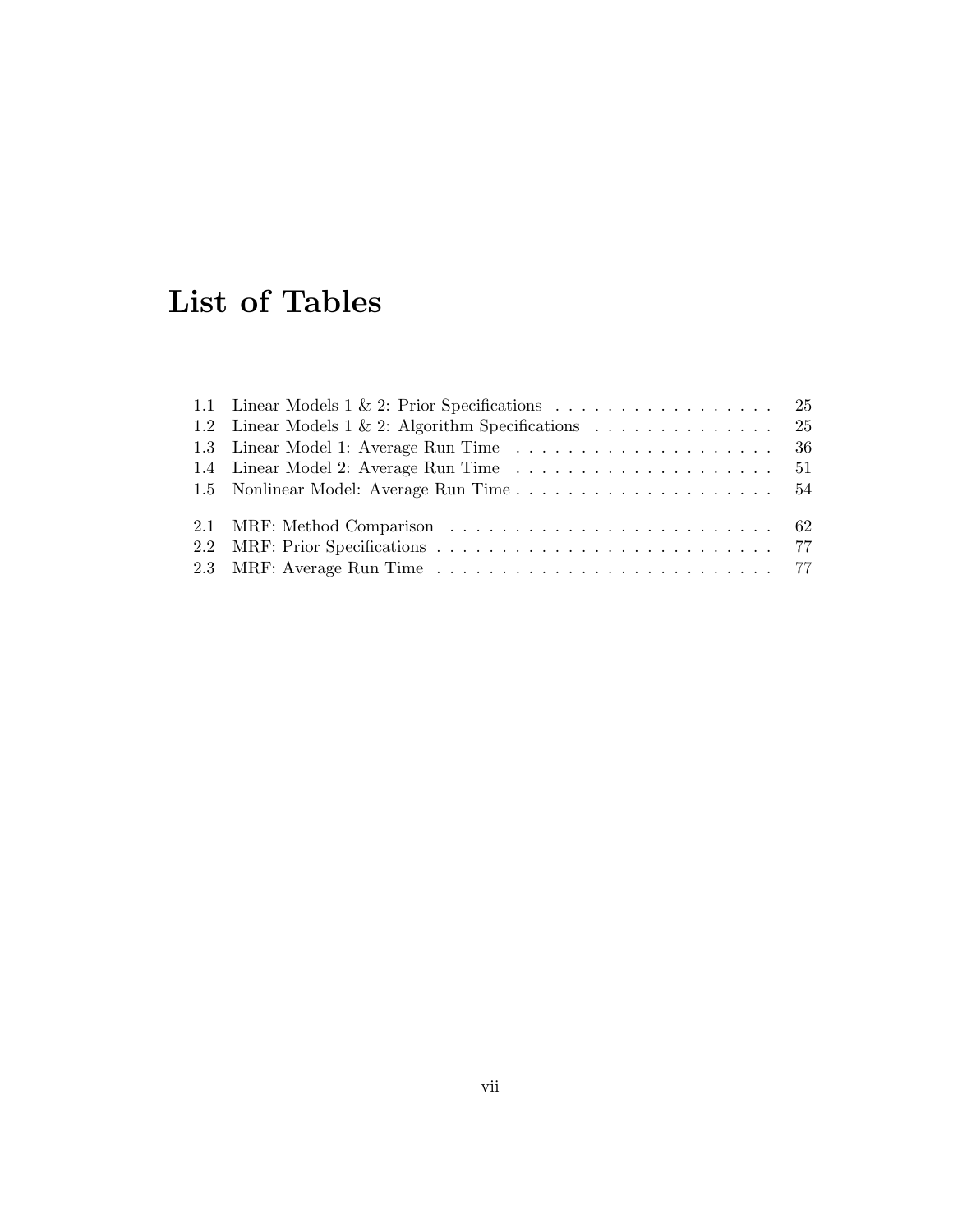# List of Tables

1.1 Linear Models 1 & 2: Prior Specifications . . . . . . . . . . . . . . . . . 25
1.2 Linear Models 1 & 2: Algorithm Specifications . . . . . . . . . . . . . . 25
1.3 Linear Model 1: Average Run Time . . . . . . . . . . . . . . . . . . . . 36
1.4 Linear Model 2: Average Run Time . . . . . . . . . . . . . . . . . . . . 51
1.5 Nonlinear Model: Average Run Time . . . . . . . . . . . . . . . . . . . . 54

2.1 MRF: Method Comparison . . . . . . . . . . . . . . . . . . . . . . . . . 62
2.2 MRF: Prior Specifications . . . . . . . . . . . . . . . . . . . . . . . . . 77
2.3 MRF: Average Run Time . . . . . . . . . . . . . . . . . . . . . . . . . 77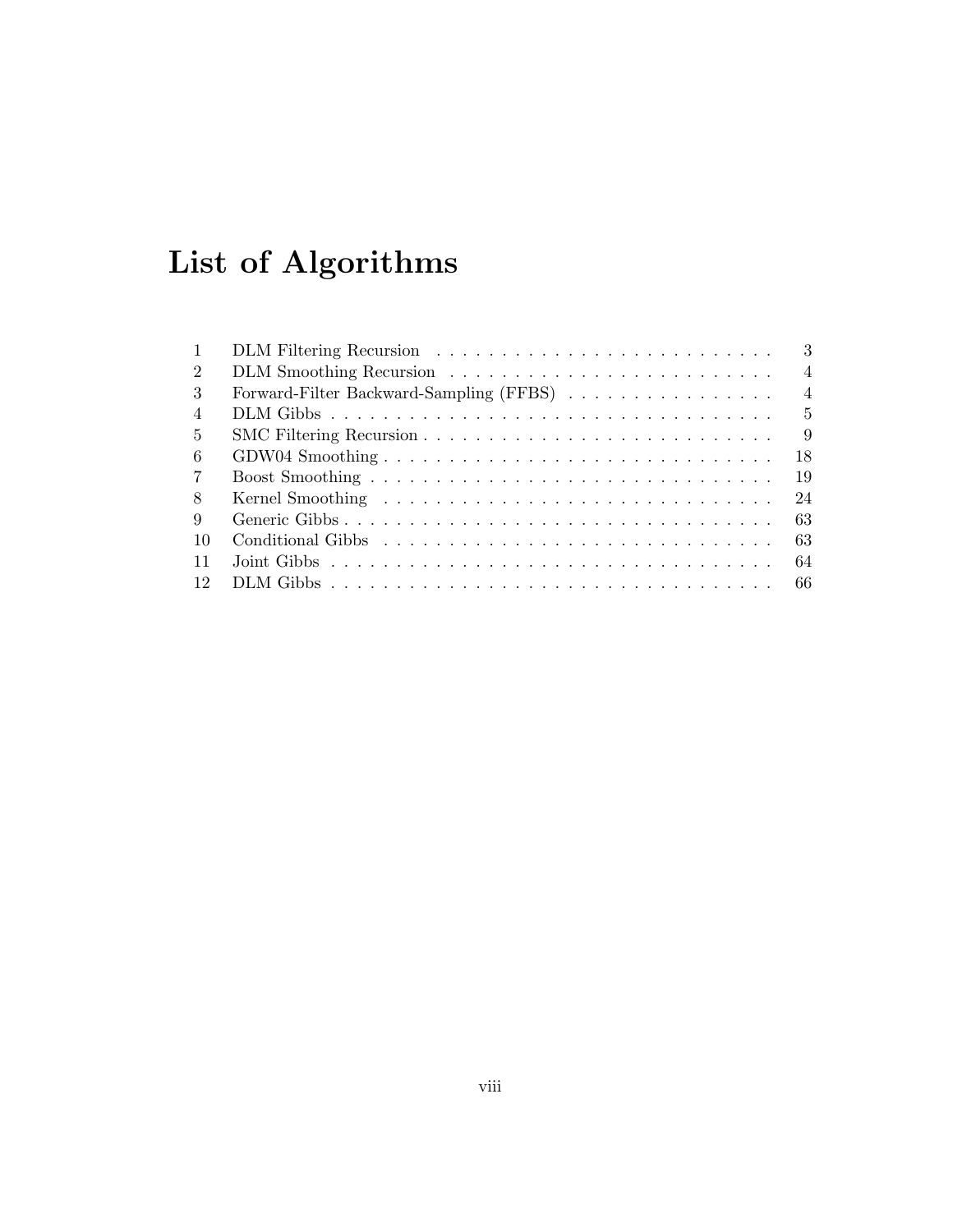# List of Algorithms

| | | |
|---|---|---|
| 1 | DLM Filtering Recursion | 3 |
| 2 | DLM Smoothing Recursion | 4 |
| 3 | Forward-Filter Backward-Sampling (FFBS) | 4 |
| 4 | DLM Gibbs | 5 |
| 5 | SMC Filtering Recursion | 9 |
| 6 | GDW04 Smoothing | 18 |
| 7 | Boost Smoothing | 19 |
| 8 | Kernel Smoothing | 24 |
| 9 | Generic Gibbs | 63 |
| 10 | Conditional Gibbs | 63 |
| 11 | Joint Gibbs | 64 |
| 12 | DLM Gibbs | 66 |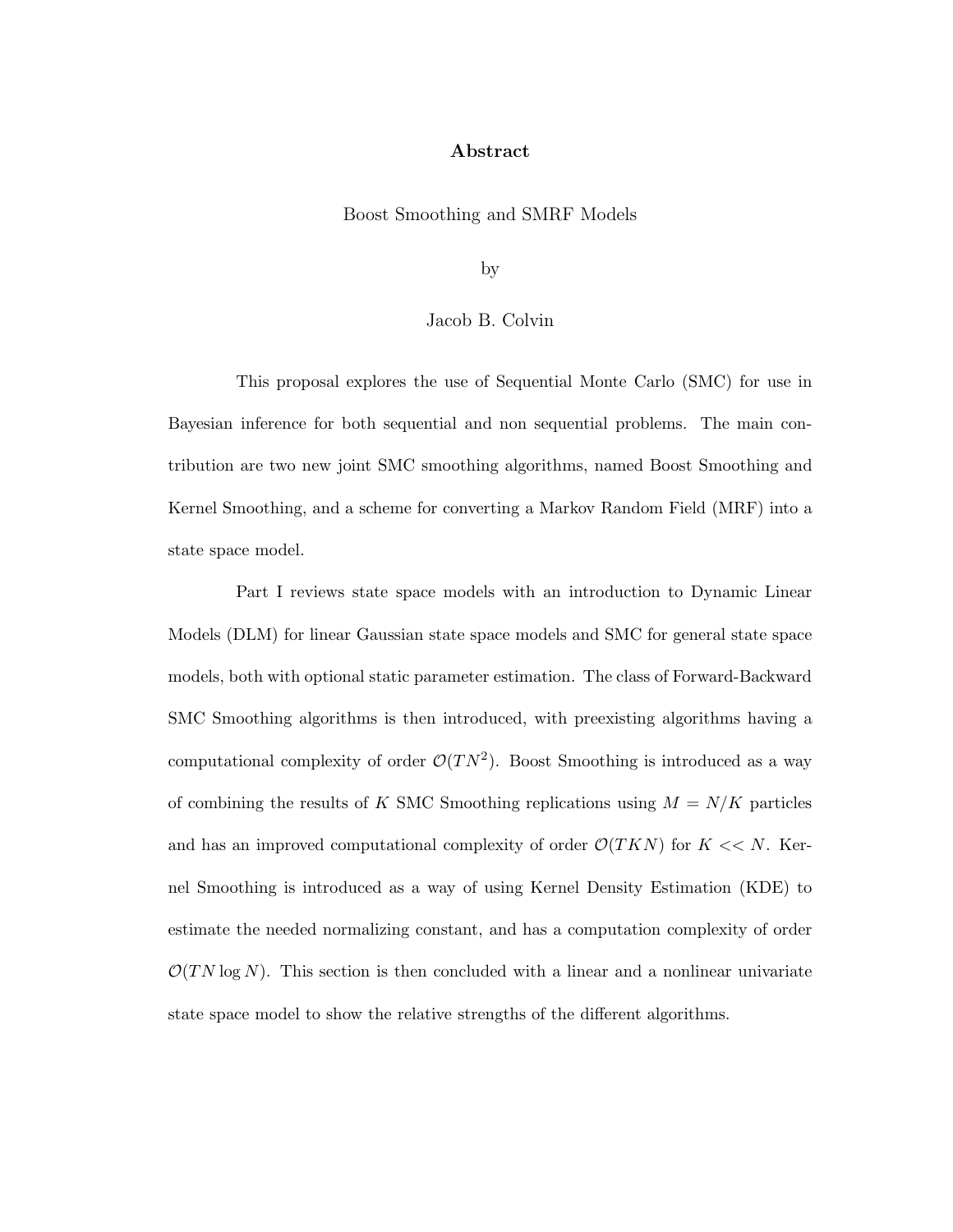# Abstract

Boost Smoothing and SMRF Models

by

Jacob B. Colvin

This proposal explores the use of Sequential Monte Carlo (SMC) for use in Bayesian inference for both sequential and non sequential problems. The main contribution are two new joint SMC smoothing algorithms, named Boost Smoothing and Kernel Smoothing, and a scheme for converting a Markov Random Field (MRF) into a state space model.

Part I reviews state space models with an introduction to Dynamic Linear Models (DLM) for linear Gaussian state space models and SMC for general state space models, both with optional static parameter estimation. The class of Forward-Backward SMC Smoothing algorithms is then introduced, with preexisting algorithms having a computational complexity of order $\mathcal{O}(TN^2)$. Boost Smoothing is introduced as a way of combining the results of $K$ SMC Smoothing replications using $M = N/K$ particles and has an improved computational complexity of order $\mathcal{O}(TKN)$ for $K << N$. Kernel Smoothing is introduced as a way of using Kernel Density Estimation (KDE) to estimate the needed normalizing constant, and has a computation complexity of order $\mathcal{O}(TN \log N)$. This section is then concluded with a linear and a nonlinear univariate state space model to show the relative strengths of the different algorithms.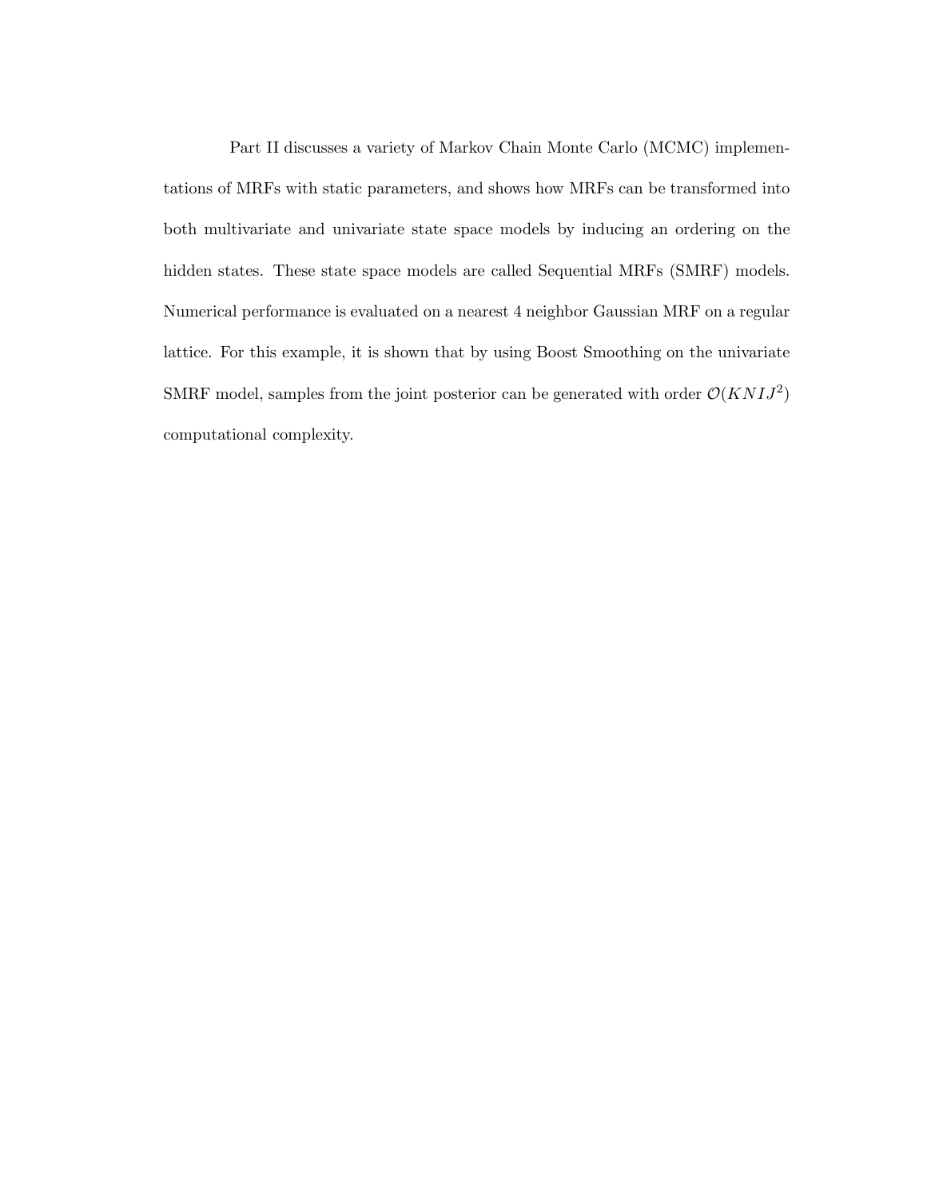Part II discusses a variety of Markov Chain Monte Carlo (MCMC) implementations of MRFs with static parameters, and shows how MRFs can be transformed into both multivariate and univariate state space models by inducing an ordering on the hidden states. These state space models are called Sequential MRFs (SMRF) models. Numerical performance is evaluated on a nearest 4 neighbor Gaussian MRF on a regular lattice. For this example, it is shown that by using Boost Smoothing on the univariate SMRF model, samples from the joint posterior can be generated with order $\mathcal{O}(KNIJ^2)$ computational complexity.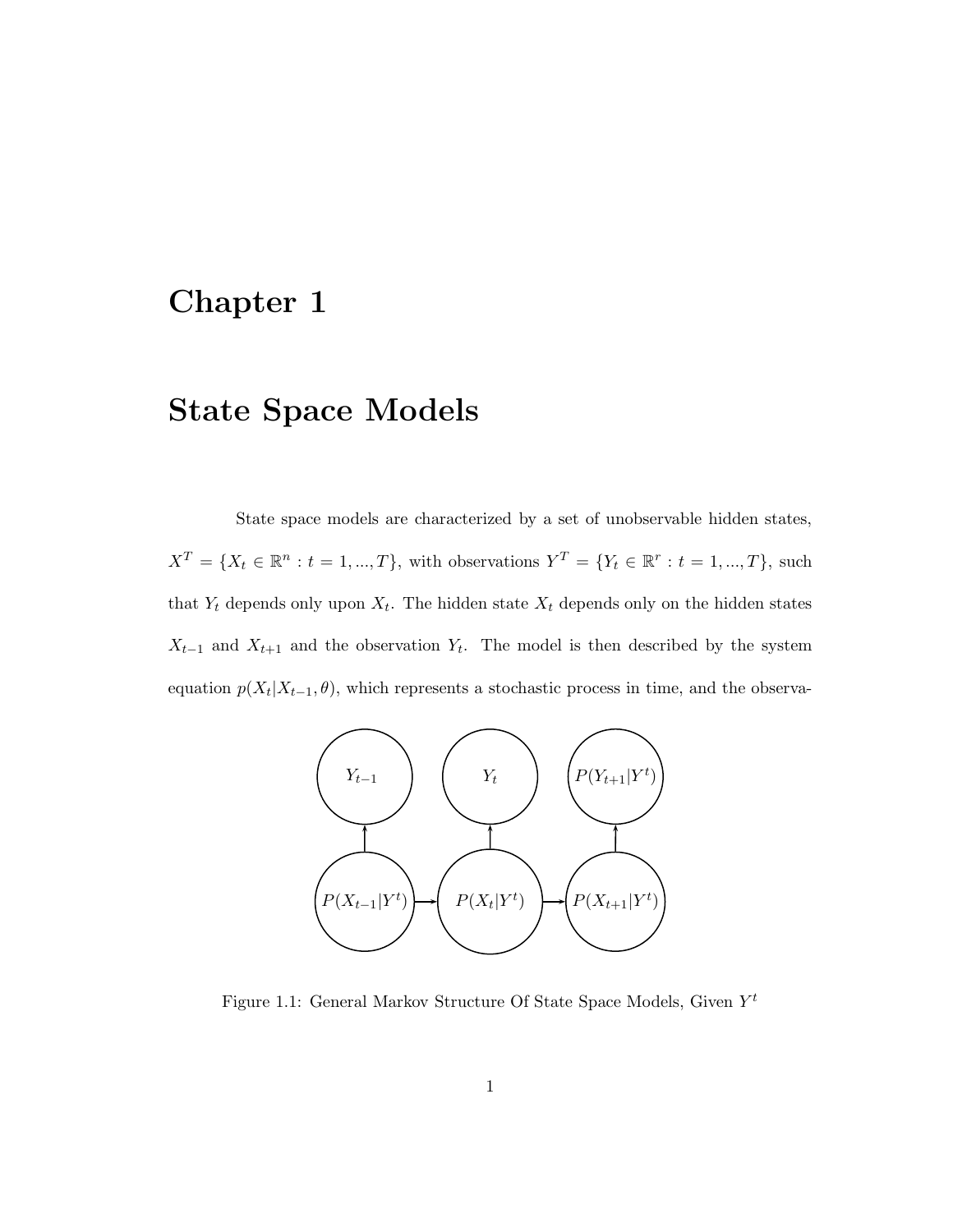# Chapter 1

# State Space Models

State space models are characterized by a set of unobservable hidden states, $X^T = \{X_t \in \mathbb{R}^n : t = 1, ..., T\}$, with observations $Y^T = \{Y_t \in \mathbb{R}^r : t = 1, ..., T\}$, such that $Y_t$ depends only upon $X_t$. The hidden state $X_t$ depends only on the hidden states $X_{t-1}$ and $X_{t+1}$ and the observation $Y_t$. The model is then described by the system equation $p(X_t|X_{t-1}, \theta)$, which represents a stochastic process in time, and the observa-

Figure 1.1: General Markov Structure Of State Space Models, Given $Y^t$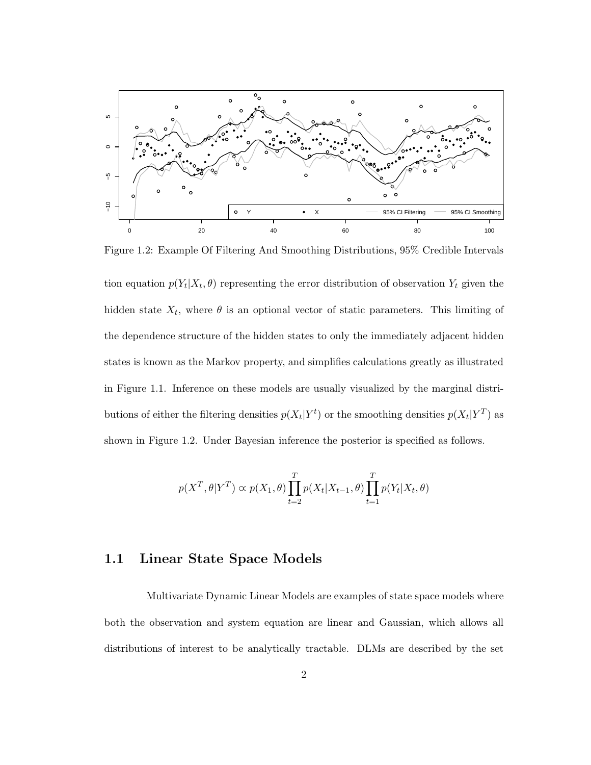Figure 1.2: Example Of Filtering And Smoothing Distributions, 95% Credible Intervals

tion equation $p(Y_t|X_t, \theta)$ representing the error distribution of observation $Y_t$ given the hidden state $X_t$, where $\theta$ is an optional vector of static parameters. This limiting of the dependence structure of the hidden states to only the immediately adjacent hidden states is known as the Markov property, and simplifies calculations greatly as illustrated in Figure 1.1. Inference on these models are usually visualized by the marginal distributions of either the filtering densities $p(X_t|Y^t)$ or the smoothing densities $p(X_t|Y^T)$ as shown in Figure 1.2. Under Bayesian inference the posterior is specified as follows.

$$p(X^T, \theta|Y^T) \propto p(X_1, \theta) \prod_{t=2}^{T} p(X_t|X_{t-1}, \theta) \prod_{t=1}^{T} p(Y_t|X_t, \theta)$$

## 1.1 Linear State Space Models

Multivariate Dynamic Linear Models are examples of state space models where both the observation and system equation are linear and Gaussian, which allows all distributions of interest to be analytically tractable. DLMs are described by the set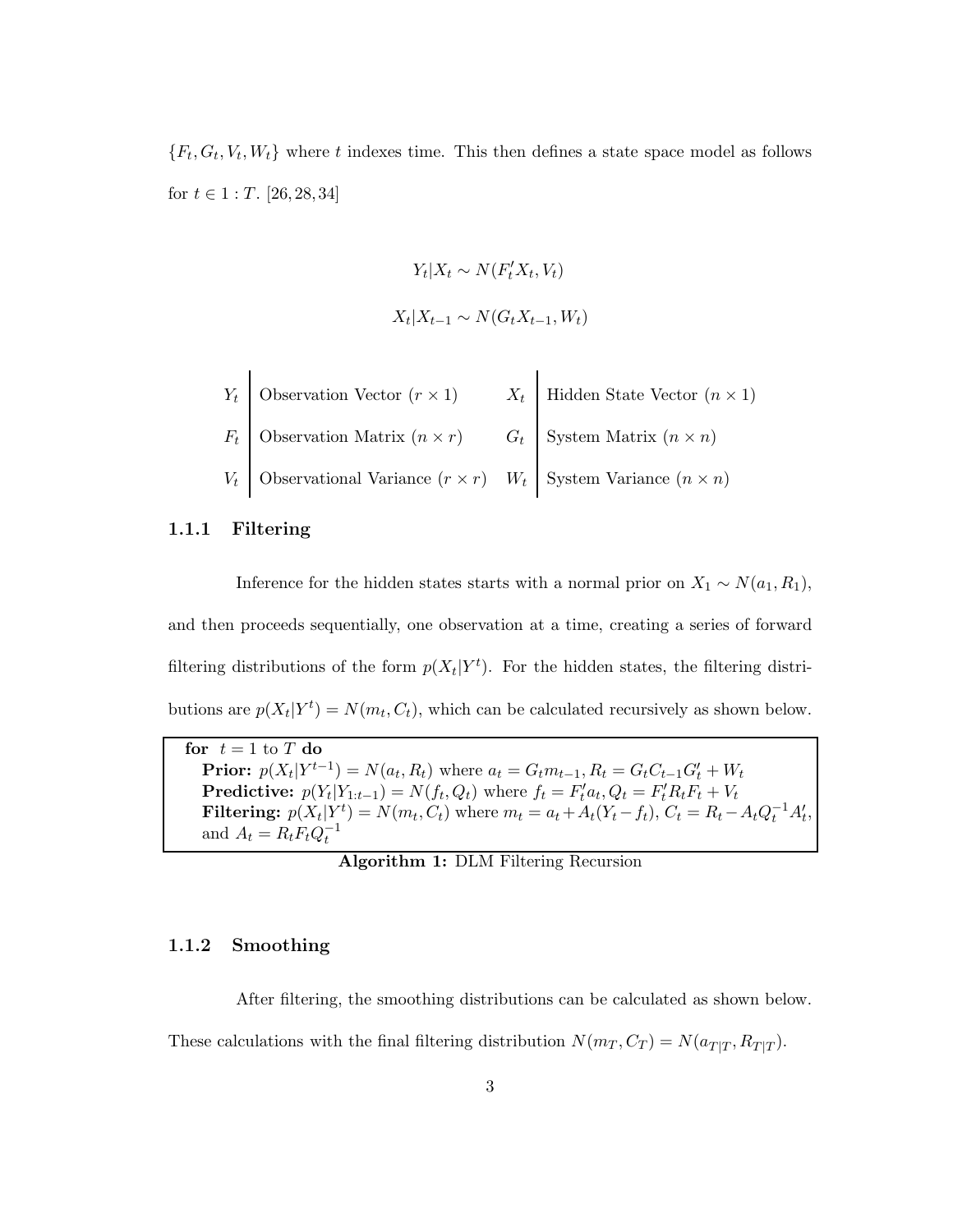$\{F_t, G_t, V_t, W_t\}$ where $t$ indexes time. This then defines a state space model as follows for $t \in 1:T$. [26, 28, 34]

$$Y_t | X_t \sim N(F_t' X_t, V_t)$$

$$X_t | X_{t-1} \sim N(G_t X_{t-1}, W_t)$$

| | | | |
|---|---|---|---|
| $Y_t$ | Observation Vector $(r \times 1)$ | $X_t$ | Hidden State Vector $(n \times 1)$ |
| $F_t$ | Observation Matrix $(n \times r)$ | $G_t$ | System Matrix $(n \times n)$ |
| $V_t$ | Observational Variance $(r \times r)$ | $W_t$ | System Variance $(n \times n)$ |

### 1.1.1 Filtering

Inference for the hidden states starts with a normal prior on $X_1 \sim N(a_1, R_1)$, and then proceeds sequentially, one observation at a time, creating a series of forward filtering distributions of the form $p(X_t|Y^t)$. For the hidden states, the filtering distributions are $p(X_t|Y^t) = N(m_t, C_t)$, which can be calculated recursively as shown below.

**for** $t = 1$ to $T$ **do**
  **Prior:** $p(X_t|Y^{t-1}) = N(a_t, R_t)$ where $a_t = G_t m_{t-1}, R_t = G_t C_{t-1} G_t' + W_t$
  **Predictive:** $p(Y_t|Y_{1:t-1}) = N(f_t, Q_t)$ where $f_t = F_t' a_t, Q_t = F_t' R_t F_t + V_t$
  **Filtering:** $p(X_t|Y^t) = N(m_t, C_t)$ where $m_t = a_t + A_t(Y_t - f_t)$, $C_t = R_t - A_t Q_t^{-1} A_t'$, and $A_t = R_t F_t Q_t^{-1}$

**Algorithm 1:** DLM Filtering Recursion

### 1.1.2 Smoothing

After filtering, the smoothing distributions can be calculated as shown below. These calculations with the final filtering distribution $N(m_T, C_T) = N(a_{T|T}, R_{T|T})$.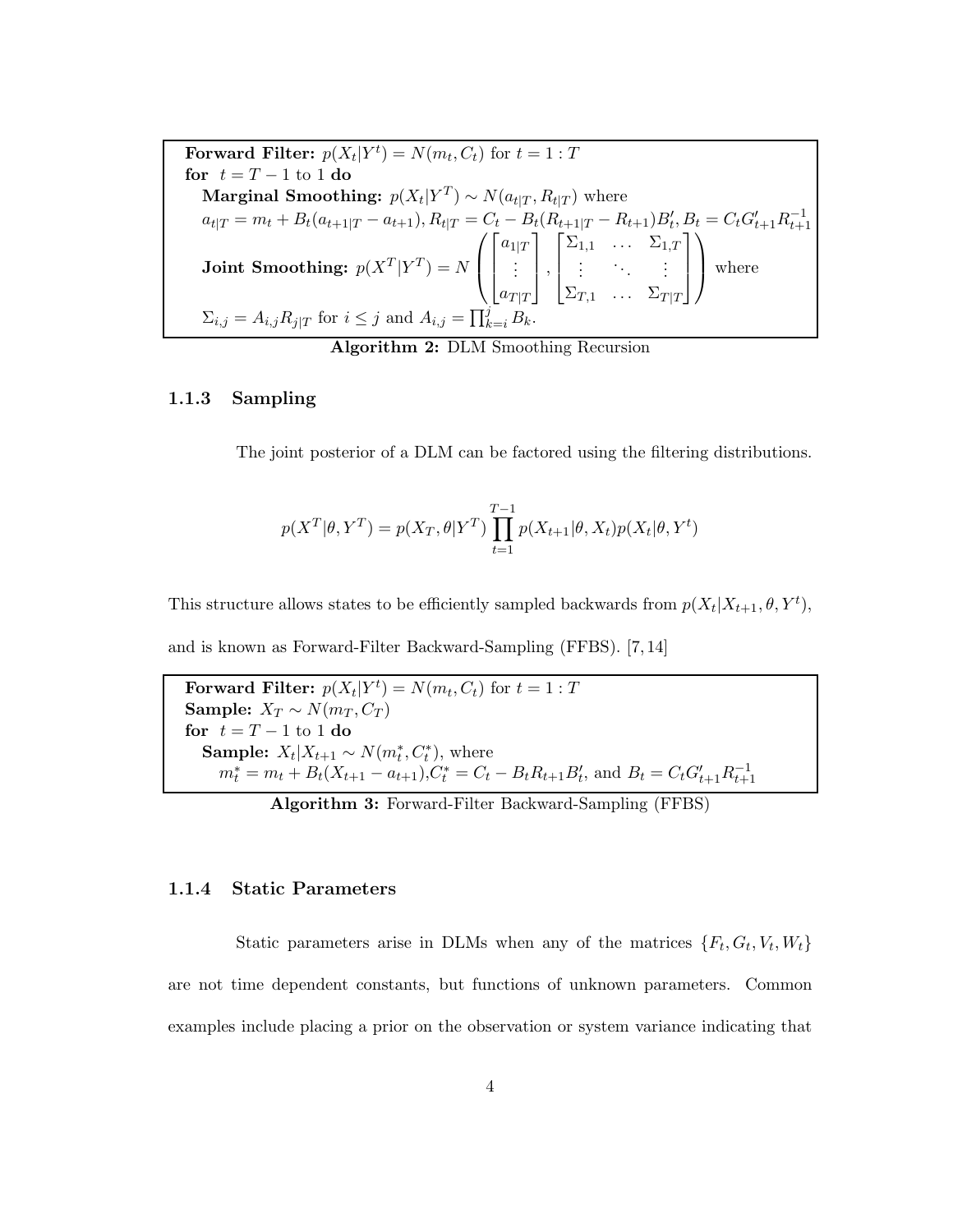**Forward Filter:** $p(X_t|Y^t) = N(m_t, C_t)$ for $t = 1 : T$
**for** $t = T-1$ to 1 **do**
  **Marginal Smoothing:** $p(X_t|Y^T) \sim N(a_{t|T}, R_{t|T})$ where
  $a_{t|T} = m_t + B_t(a_{t+1|T} - a_{t+1}), R_{t|T} = C_t - B_t(R_{t+1|T} - R_{t+1})B_t', B_t = C_t G_{t+1}' R_{t+1}^{-1}$
  **Joint Smoothing:** $p(X^T|Y^T) = N\left(\begin{bmatrix} a_{1|T} \\ \vdots \\ a_{T|T} \end{bmatrix}, \begin{bmatrix} \Sigma_{1,1} & \dots & \Sigma_{1,T} \\ \vdots & \ddots & \vdots \\ \Sigma_{T,1} & \dots & \Sigma_{T|T} \end{bmatrix}\right)$ where
  $\Sigma_{i,j} = A_{i,j} R_{j|T}$ for $i \leq j$ and $A_{i,j} = \prod_{k=i}^{j} B_k$.

**Algorithm 2:** DLM Smoothing Recursion

### 1.1.3 Sampling

The joint posterior of a DLM can be factored using the filtering distributions.

$$p(X^T|\theta, Y^T) = p(X_T, \theta|Y^T) \prod_{t=1}^{T-1} p(X_{t+1}|\theta, X_t) p(X_t|\theta, Y^t)$$

This structure allows states to be efficiently sampled backwards from $p(X_t|X_{t+1}, \theta, Y^t)$, and is known as Forward-Filter Backward-Sampling (FFBS). [7, 14]

**Forward Filter:** $p(X_t|Y^t) = N(m_t, C_t)$ for $t = 1 : T$
**Sample:** $X_T \sim N(m_T, C_T)$
**for** $t = T-1$ to 1 **do**
  **Sample:** $X_t|X_{t+1} \sim N(m_t^*, C_t^*)$, where
    $m_t^* = m_t + B_t(X_{t+1} - a_{t+1})$,$C_t^* = C_t - B_t R_{t+1} B_t'$, and $B_t = C_t G_{t+1}' R_{t+1}^{-1}$

**Algorithm 3:** Forward-Filter Backward-Sampling (FFBS)

### 1.1.4 Static Parameters

Static parameters arise in DLMs when any of the matrices $\{F_t, G_t, V_t, W_t\}$ are not time dependent constants, but functions of unknown parameters. Common examples include placing a prior on the observation or system variance indicating that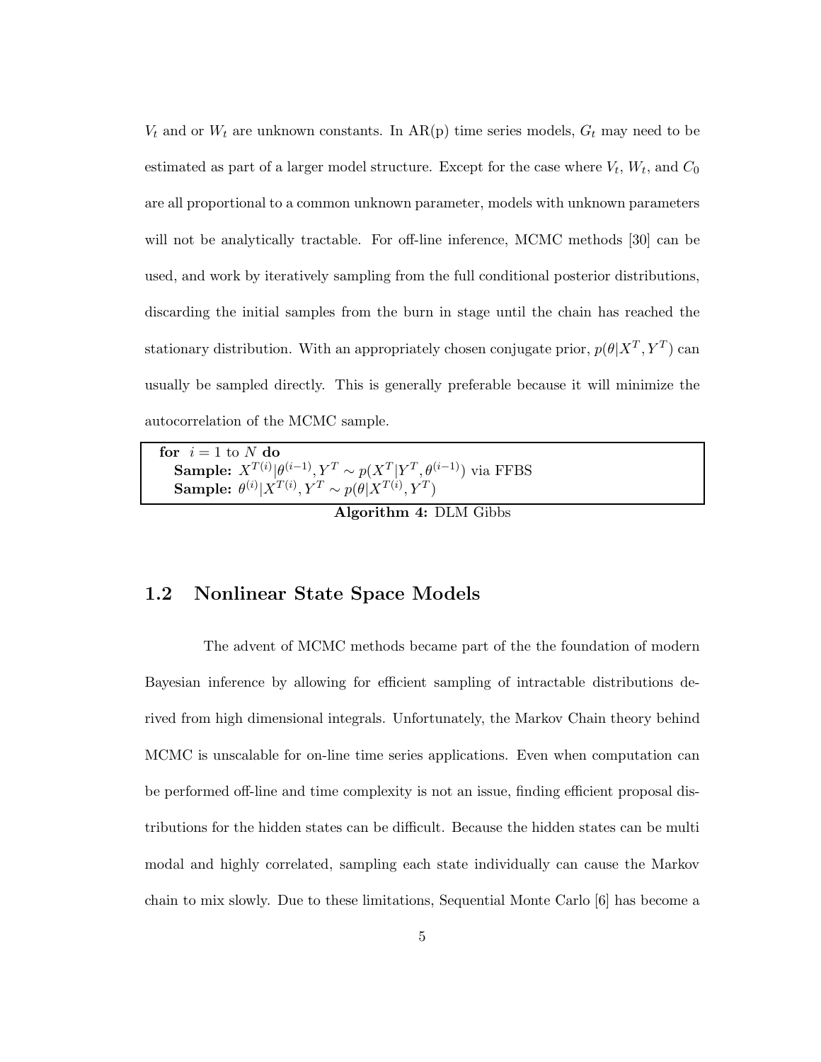$V_t$ and or $W_t$ are unknown constants. In AR(p) time series models, $G_t$ may need to be estimated as part of a larger model structure. Except for the case where $V_t$, $W_t$, and $C_0$ are all proportional to a common unknown parameter, models with unknown parameters will not be analytically tractable. For off-line inference, MCMC methods [30] can be used, and work by iteratively sampling from the full conditional posterior distributions, discarding the initial samples from the burn in stage until the chain has reached the stationary distribution. With an appropriately chosen conjugate prior, $p(\theta|X^T, Y^T)$ can usually be sampled directly. This is generally preferable because it will minimize the autocorrelation of the MCMC sample.

```
for i = 1 to N do
    Sample: X^{T(i)} | θ^{(i-1)}, Y^T ~ p(X^T | Y^T, θ^{(i-1)}) via FFBS
    Sample: θ^{(i)} | X^{T(i)}, Y^T ~ p(θ | X^{T(i)}, Y^T)
```

**Algorithm 4:** DLM Gibbs

## 1.2 Nonlinear State Space Models

The advent of MCMC methods became part of the the foundation of modern Bayesian inference by allowing for efficient sampling of intractable distributions derived from high dimensional integrals. Unfortunately, the Markov Chain theory behind MCMC is unscalable for on-line time series applications. Even when computation can be performed off-line and time complexity is not an issue, finding efficient proposal distributions for the hidden states can be difficult. Because the hidden states can be multi modal and highly correlated, sampling each state individually can cause the Markov chain to mix slowly. Due to these limitations, Sequential Monte Carlo [6] has become a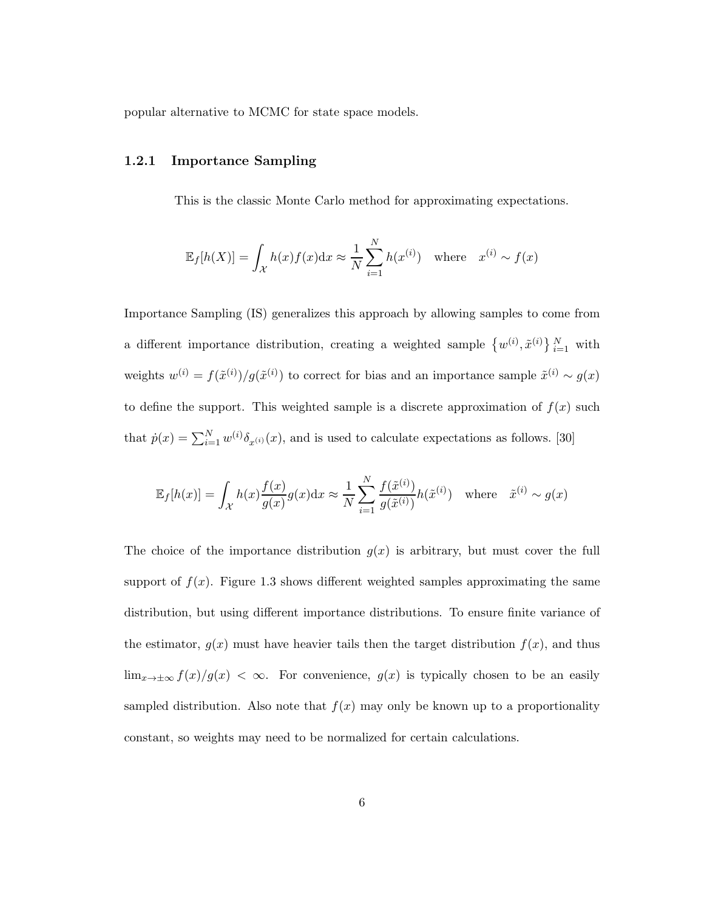popular alternative to MCMC for state space models.

### 1.2.1 Importance Sampling

This is the classic Monte Carlo method for approximating expectations.

$$\mathbb{E}_f[h(X)] = \int_{\mathcal{X}} h(x)f(x)\mathrm{d}x \approx \frac{1}{N}\sum_{i=1}^{N} h(x^{(i)}) \quad \text{where} \quad x^{(i)} \sim f(x)$$

Importance Sampling (IS) generalizes this approach by allowing samples to come from a different importance distribution, creating a weighted sample $\left\{w^{(i)}, \tilde{x}^{(i)}\right\}_{i=1}^{N}$ with weights $w^{(i)} = f(\tilde{x}^{(i)})/g(\tilde{x}^{(i)})$ to correct for bias and an importance sample $\tilde{x}^{(i)} \sim g(x)$ to define the support. This weighted sample is a discrete approximation of $f(x)$ such that $\dot{p}(x) = \sum_{i=1}^{N} w^{(i)}\delta_{x^{(i)}}(x)$, and is used to calculate expectations as follows. [30]

$$\mathbb{E}_f[h(x)] = \int_{\mathcal{X}} h(x)\frac{f(x)}{g(x)}g(x)\mathrm{d}x \approx \frac{1}{N}\sum_{i=1}^{N} \frac{f(\tilde{x}^{(i)})}{g(\tilde{x}^{(i)})}h(\tilde{x}^{(i)}) \quad \text{where} \quad \tilde{x}^{(i)} \sim g(x)$$

The choice of the importance distribution $g(x)$ is arbitrary, but must cover the full support of $f(x)$. Figure 1.3 shows different weighted samples approximating the same distribution, but using different importance distributions. To ensure finite variance of the estimator, $g(x)$ must have heavier tails then the target distribution $f(x)$, and thus $\lim_{x\to\pm\infty} f(x)/g(x) < \infty$. For convenience, $g(x)$ is typically chosen to be an easily sampled distribution. Also note that $f(x)$ may only be known up to a proportionality constant, so weights may need to be normalized for certain calculations.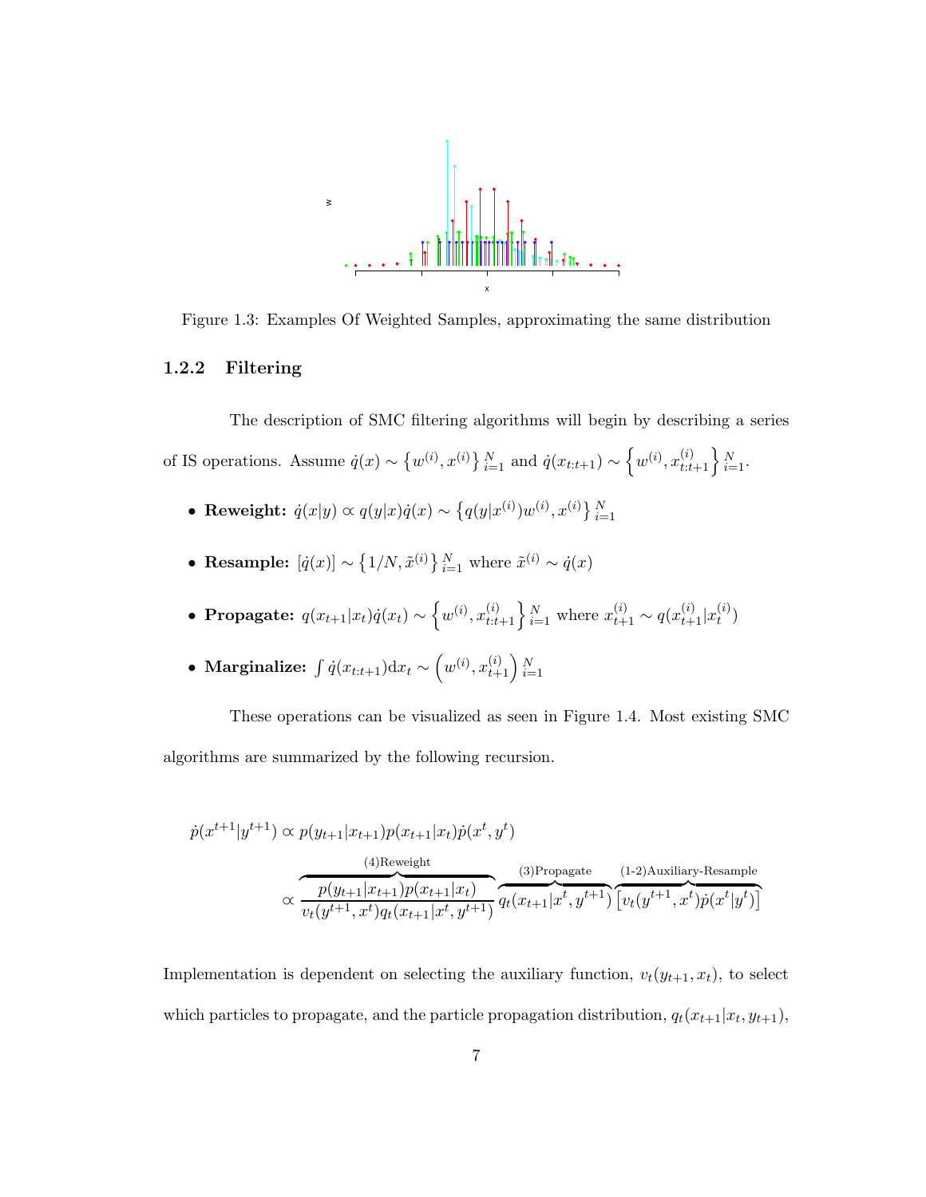Figure 1.3: Examples Of Weighted Samples, approximating the same distribution

### 1.2.2 Filtering

The description of SMC filtering algorithms will begin by describing a series of IS operations. Assume $\dot{q}(x) \sim \left\{w^{(i)}, x^{(i)}\right\}_{i=1}^{N}$ and $\dot{q}(x_{t:t+1}) \sim \left\{w^{(i)}, x_{t:t+1}^{(i)}\right\}_{i=1}^{N}$.

- **Reweight:** $\dot{q}(x|y) \propto q(y|x)\dot{q}(x) \sim \left\{q(y|x^{(i)})w^{(i)}, x^{(i)}\right\}_{i=1}^{N}$
- **Resample:** $[\dot{q}(x)] \sim \left\{1/N, \tilde{x}^{(i)}\right\}_{i=1}^{N}$ where $\tilde{x}^{(i)} \sim \dot{q}(x)$
- **Propagate:** $q(x_{t+1}|x_t)\dot{q}(x_t) \sim \left\{w^{(i)}, x_{t:t+1}^{(i)}\right\}_{i=1}^{N}$ where $x_{t+1}^{(i)} \sim q(x_{t+1}^{(i)}|x_t^{(i)})$
- **Marginalize:** $\int \dot{q}(x_{t:t+1})\mathrm{d}x_t \sim \left(w^{(i)}, x_{t+1}^{(i)}\right)_{i=1}^{N}$

These operations can be visualized as seen in Figure 1.4. Most existing SMC algorithms are summarized by the following recursion.

$$
\begin{aligned}
\dot{p}(x^{t+1}|y^{t+1}) &\propto p(y_{t+1}|x_{t+1})p(x_{t+1}|x_t)\dot{p}(x^t, y^t) \\
&\propto \overbrace{\frac{p(y_{t+1}|x_{t+1})p(x_{t+1}|x_t)}{v_t(y^{t+1}, x^t)q_t(x_{t+1}|x^t, y^{t+1})}}^{\text{(4)Reweight}} \overbrace{q_t(x_{t+1}|x^t, y^{t+1})}^{\text{(3)Propagate}} \overbrace{\left[v_t(y^{t+1}, x^t)\dot{p}(x^t|y^t)\right]}^{\text{(1-2)Auxiliary-Resample}}
\end{aligned}
$$

Implementation is dependent on selecting the auxiliary function, $v_t(y_{t+1}, x_t)$, to select which particles to propagate, and the particle propagation distribution, $q_t(x_{t+1}|x_t, y_{t+1})$,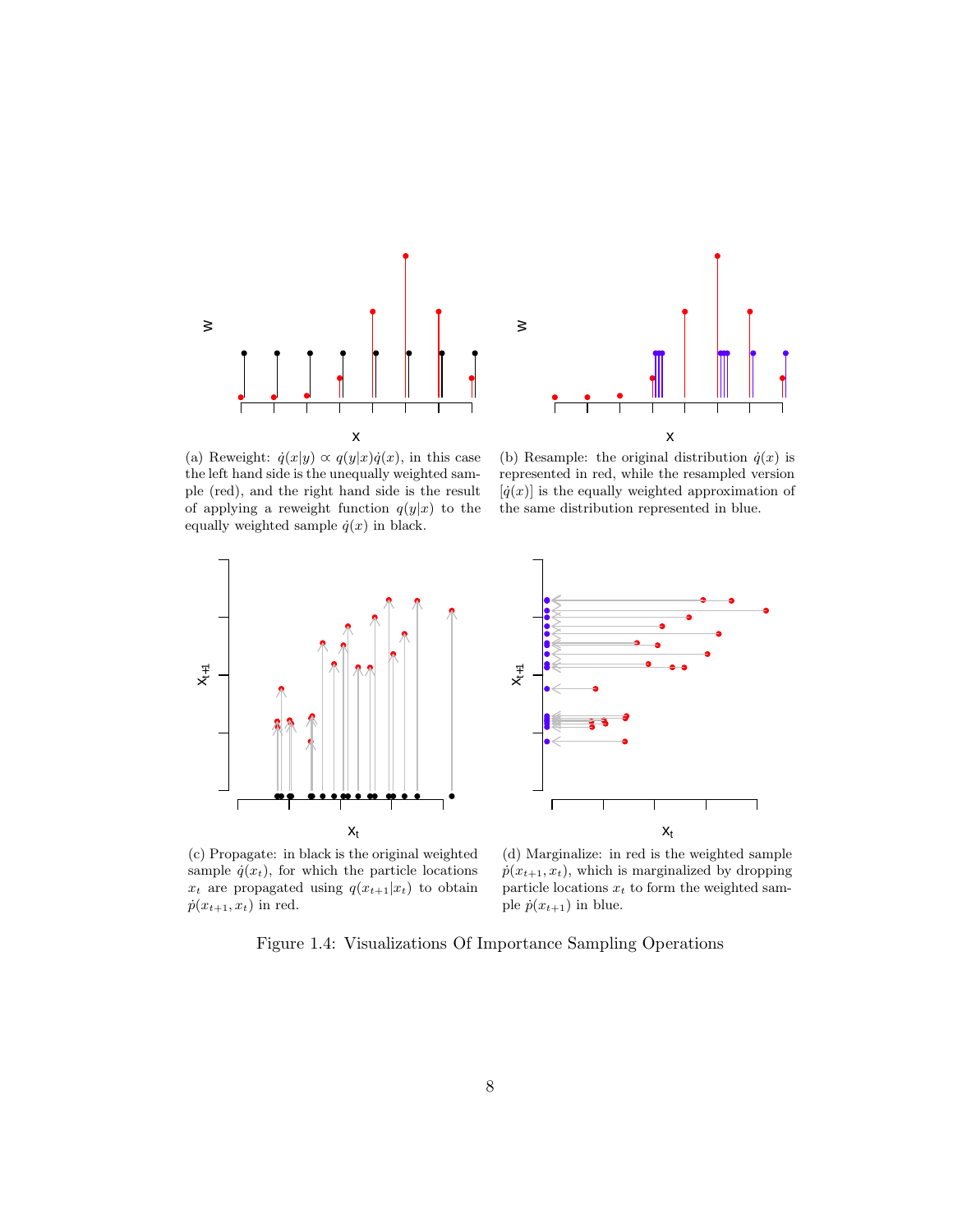(a) Reweight: $\dot{q}(x|y) \propto q(y|x)\dot{q}(x)$, in this case the left hand side is the unequally weighted sample (red), and the right hand side is the result of applying a reweight function $q(y|x)$ to the equally weighted sample $\dot{q}(x)$ in black.

(b) Resample: the original distribution $\dot{q}(x)$ is represented in red, while the resampled version $[\dot{q}(x)]$ is the equally weighted approximation of the same distribution represented in blue.

(c) Propagate: in black is the original weighted sample $\dot{q}(x_t)$, for which the particle locations $x_t$ are propagated using $q(x_{t+1}|x_t)$ to obtain $\dot{p}(x_{t+1}, x_t)$ in red.

(d) Marginalize: in red is the weighted sample $\dot{p}(x_{t+1}, x_t)$, which is marginalized by dropping particle locations $x_t$ to form the weighted sample $\dot{p}(x_{t+1})$ in blue.

Figure 1.4: Visualizations Of Importance Sampling Operations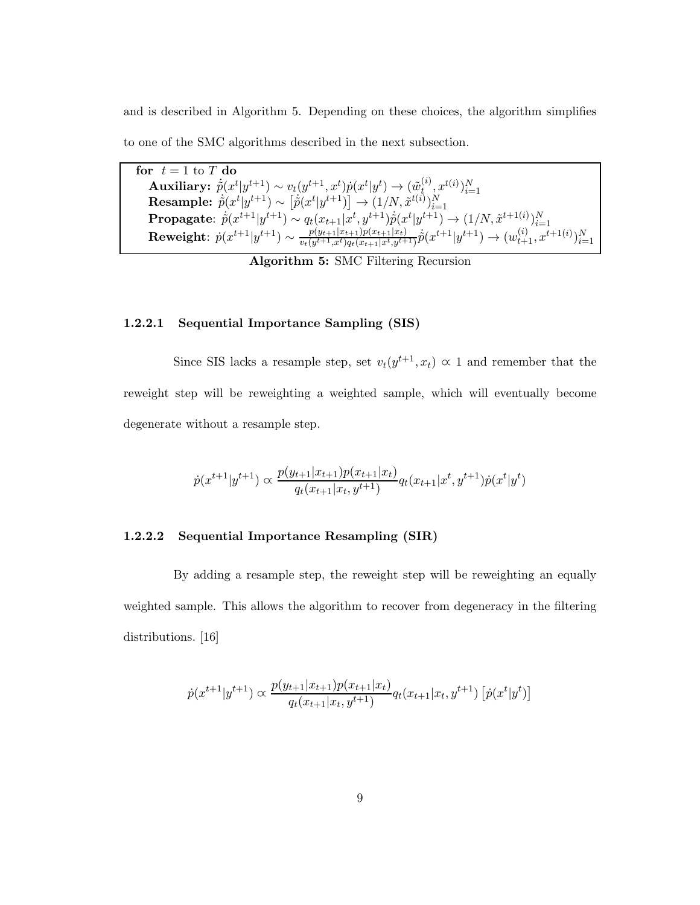and is described in Algorithm 5. Depending on these choices, the algorithm simplifies to one of the SMC algorithms described in the next subsection.

> **for** $t = 1$ to $T$ **do**
> **Auxiliary:** $\dot{\tilde{p}}(x^t|y^{t+1}) \sim v_t(y^{t+1}, x^t)\dot{p}(x^t|y^t) \rightarrow (\tilde{w}_t^{(i)}, x^{t(i)})_{i=1}^N$
> **Resample:** $\dot{\tilde{p}}(x^t|y^{t+1}) \sim \left[\dot{\tilde{p}}(x^t|y^{t+1})\right] \rightarrow (1/N, \tilde{x}^{t(i)})_{i=1}^N$
> **Propagate**: $\dot{\tilde{p}}(x^{t+1}|y^{t+1}) \sim q_t(x_{t+1}|x^t, y^{t+1})\dot{\tilde{p}}(x^t|y^{t+1}) \rightarrow (1/N, \tilde{x}^{t+1(i)})_{i=1}^N$
> **Reweight**: $\dot{p}(x^{t+1}|y^{t+1}) \sim \frac{p(y_{t+1}|x_{t+1})p(x_{t+1}|x_t)}{v_t(y^{t+1},x^t)q_t(x_{t+1}|x^t,y^{t+1})}\dot{\tilde{p}}(x^{t+1}|y^{t+1}) \rightarrow (w_{t+1}^{(i)}, x^{t+1(i)})_{i=1}^N$

**Algorithm 5:** SMC Filtering Recursion

#### 1.2.2.1 Sequential Importance Sampling (SIS)

Since SIS lacks a resample step, set $v_t(y^{t+1}, x_t) \propto 1$ and remember that the reweight step will be reweighting a weighted sample, which will eventually become degenerate without a resample step.

$$\dot{p}(x^{t+1}|y^{t+1}) \propto \frac{p(y_{t+1}|x_{t+1})p(x_{t+1}|x_t)}{q_t(x_{t+1}|x_t, y^{t+1})} q_t(x_{t+1}|x^t, y^{t+1})\dot{p}(x^t|y^t)$$

#### 1.2.2.2 Sequential Importance Resampling (SIR)

By adding a resample step, the reweight step will be reweighting an equally weighted sample. This allows the algorithm to recover from degeneracy in the filtering distributions. [16]

$$\dot{p}(x^{t+1}|y^{t+1}) \propto \frac{p(y_{t+1}|x_{t+1})p(x_{t+1}|x_t)}{q_t(x_{t+1}|x_t, y^{t+1})} q_t(x_{t+1}|x_t, y^{t+1}) \left[\dot{p}(x^t|y^t)\right]$$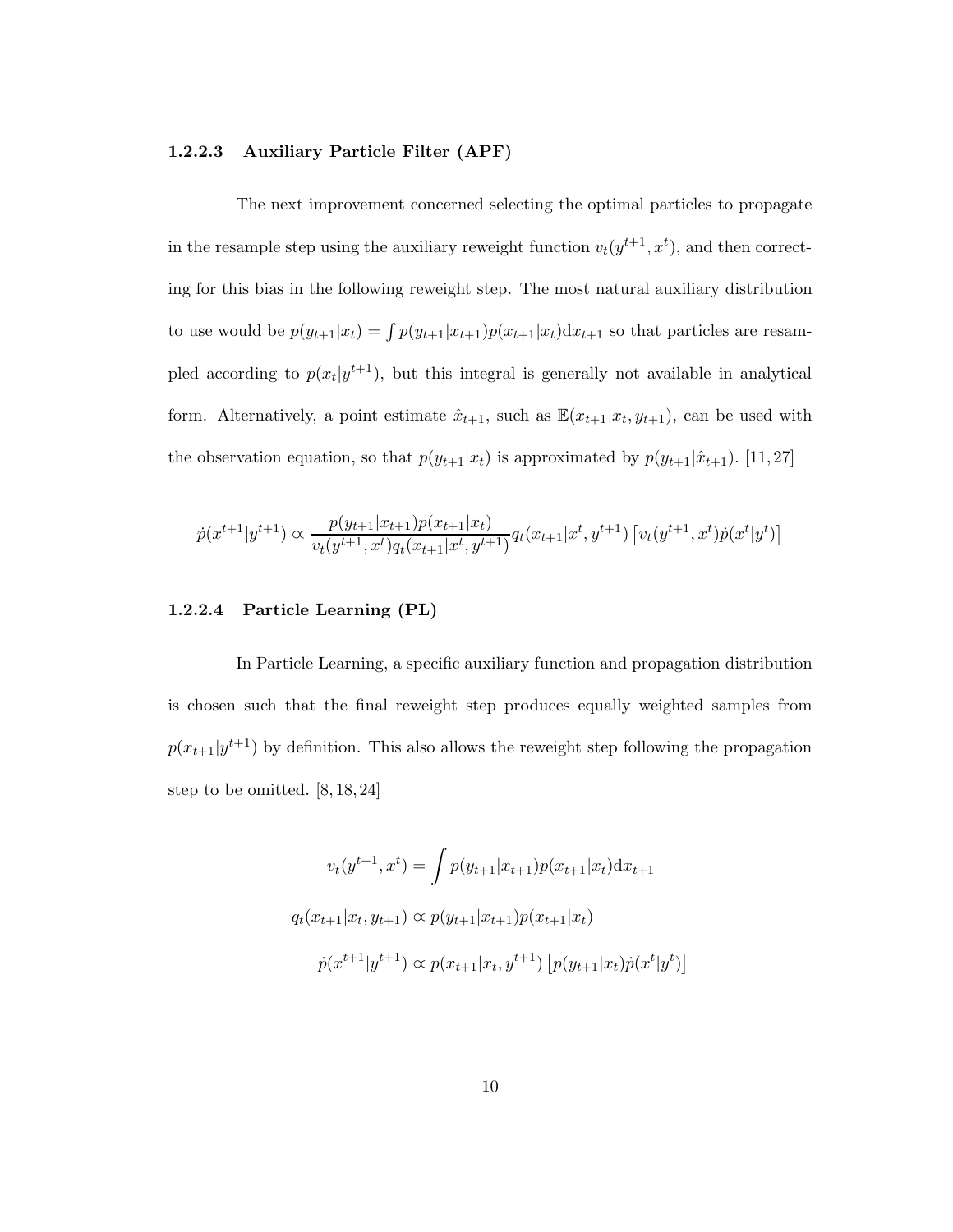#### 1.2.2.3 Auxiliary Particle Filter (APF)

The next improvement concerned selecting the optimal particles to propagate in the resample step using the auxiliary reweight function $v_t(y^{t+1}, x^t)$, and then correcting for this bias in the following reweight step. The most natural auxiliary distribution to use would be $p(y_{t+1}|x_t) = \int p(y_{t+1}|x_{t+1})p(x_{t+1}|x_t)\mathrm{d}x_{t+1}$ so that particles are resampled according to $p(x_t|y^{t+1})$, but this integral is generally not available in analytical form. Alternatively, a point estimate $\hat{x}_{t+1}$, such as $\mathbb{E}(x_{t+1}|x_t, y_{t+1})$, can be used with the observation equation, so that $p(y_{t+1}|x_t)$ is approximated by $p(y_{t+1}|\hat{x}_{t+1})$. [11, 27]

$$\dot{p}(x^{t+1}|y^{t+1}) \propto \frac{p(y_{t+1}|x_{t+1})p(x_{t+1}|x_t)}{v_t(y^{t+1}, x^t)q_t(x_{t+1}|x^t, y^{t+1})} q_t(x_{t+1}|x^t, y^{t+1}) \left[v_t(y^{t+1}, x^t)\dot{p}(x^t|y^t)\right]$$

#### 1.2.2.4 Particle Learning (PL)

In Particle Learning, a specific auxiliary function and propagation distribution is chosen such that the final reweight step produces equally weighted samples from $p(x_{t+1}|y^{t+1})$ by definition. This also allows the reweight step following the propagation step to be omitted. [8, 18, 24]

$$v_t(y^{t+1}, x^t) = \int p(y_{t+1}|x_{t+1})p(x_{t+1}|x_t)\mathrm{d}x_{t+1}$$

$$q_t(x_{t+1}|x_t, y_{t+1}) \propto p(y_{t+1}|x_{t+1})p(x_{t+1}|x_t)$$

$$\dot{p}(x^{t+1}|y^{t+1}) \propto p(x_{t+1}|x_t, y^{t+1}) \left[p(y_{t+1}|x_t)\dot{p}(x^t|y^t)\right]$$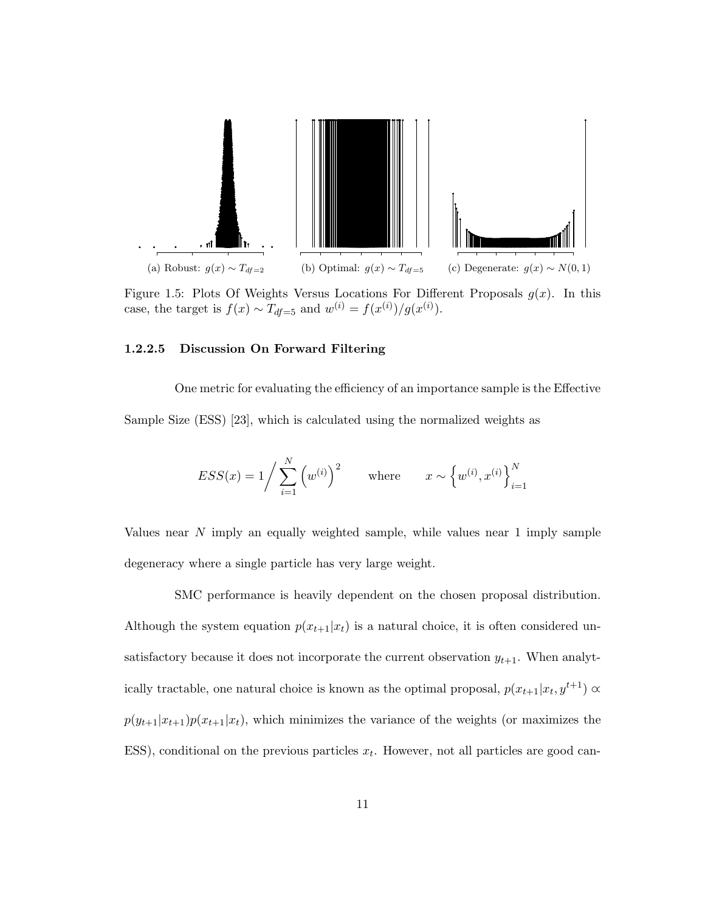(a) Robust: $g(x) \sim T_{df=2}$ (b) Optimal: $g(x) \sim T_{df=5}$ (c) Degenerate: $g(x) \sim N(0, 1)$

Figure 1.5: Plots Of Weights Versus Locations For Different Proposals $g(x)$. In this case, the target is $f(x) \sim T_{df=5}$ and $w^{(i)} = f(x^{(i)})/g(x^{(i)})$.

#### 1.2.2.5 Discussion On Forward Filtering

One metric for evaluating the efficiency of an importance sample is the Effective Sample Size (ESS) [23], which is calculated using the normalized weights as

$$ESS(x) = 1 \Big/ \sum_{i=1}^{N} \left(w^{(i)}\right)^2 \qquad \text{where} \qquad x \sim \left\{w^{(i)}, x^{(i)}\right\}_{i=1}^{N}$$

Values near $N$ imply an equally weighted sample, while values near 1 imply sample degeneracy where a single particle has very large weight.

SMC performance is heavily dependent on the chosen proposal distribution. Although the system equation $p(x_{t+1}|x_t)$ is a natural choice, it is often considered unsatisfactory because it does not incorporate the current observation $y_{t+1}$. When analytically tractable, one natural choice is known as the optimal proposal, $p(x_{t+1}|x_t, y^{t+1}) \propto p(y_{t+1}|x_{t+1})p(x_{t+1}|x_t)$, which minimizes the variance of the weights (or maximizes the ESS), conditional on the previous particles $x_t$. However, not all particles are good can-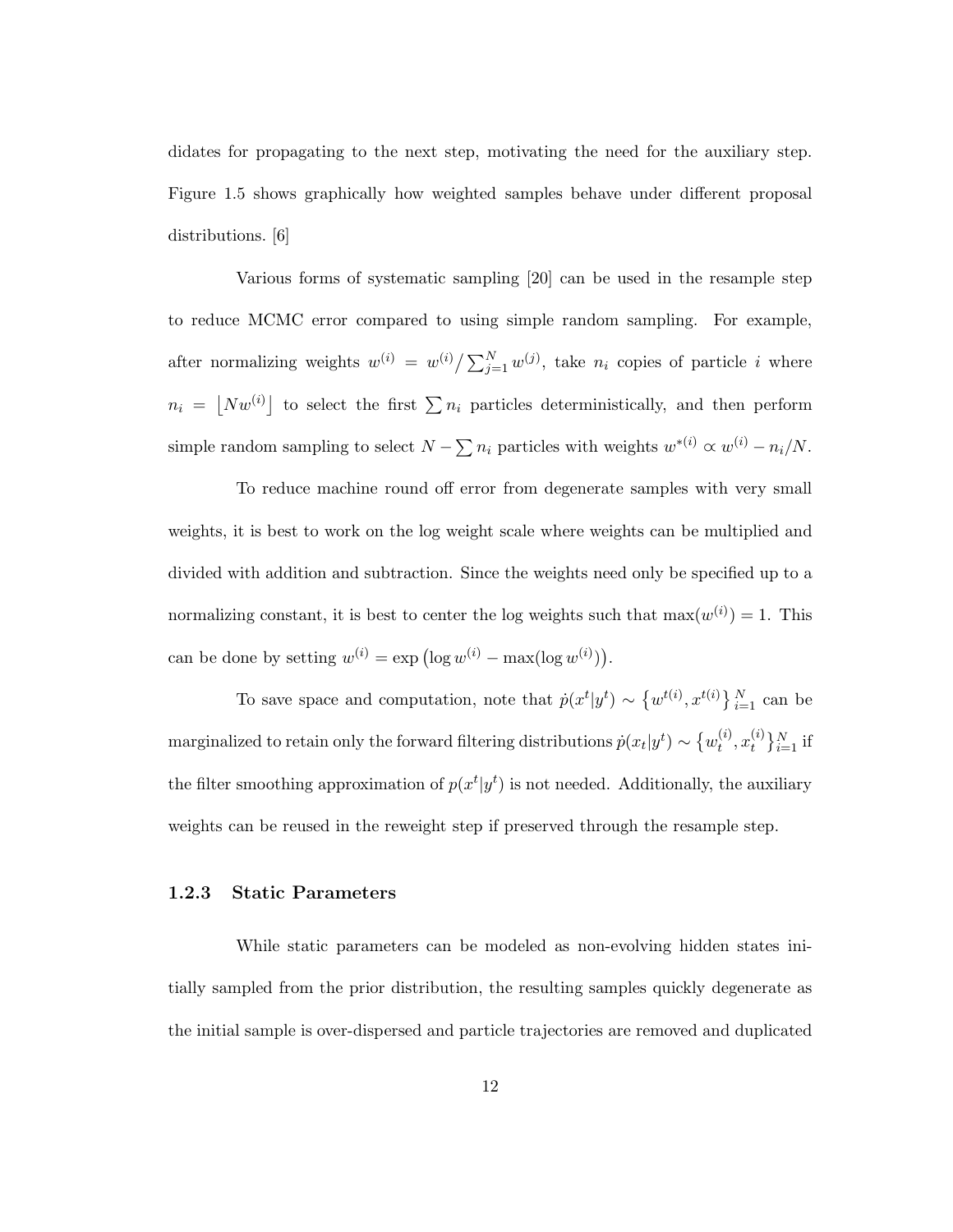didates for propagating to the next step, motivating the need for the auxiliary step. Figure 1.5 shows graphically how weighted samples behave under different proposal distributions. [6]

Various forms of systematic sampling [20] can be used in the resample step to reduce MCMC error compared to using simple random sampling. For example, after normalizing weights $w^{(i)} = w^{(i)} / \sum_{j=1}^{N} w^{(j)}$, take $n_i$ copies of particle $i$ where $n_i = \lfloor N w^{(i)} \rfloor$ to select the first $\sum n_i$ particles deterministically, and then perform simple random sampling to select $N - \sum n_i$ particles with weights $w^{*(i)} \propto w^{(i)} - n_i/N$.

To reduce machine round off error from degenerate samples with very small weights, it is best to work on the log weight scale where weights can be multiplied and divided with addition and subtraction. Since the weights need only be specified up to a normalizing constant, it is best to center the log weights such that $\max(w^{(i)}) = 1$. This can be done by setting $w^{(i)} = \exp\left(\log w^{(i)} - \max(\log w^{(i)})\right)$.

To save space and computation, note that $\dot{p}(x^t|y^t) \sim \left\{w^{t(i)}, x^{t(i)}\right\}_{i=1}^{N}$ can be marginalized to retain only the forward filtering distributions $\dot{p}(x_t|y^t) \sim \left\{w_t^{(i)}, x_t^{(i)}\right\}_{i=1}^{N}$ if the filter smoothing approximation of $p(x^t|y^t)$ is not needed. Additionally, the auxiliary weights can be reused in the reweight step if preserved through the resample step.

### 1.2.3 Static Parameters

While static parameters can be modeled as non-evolving hidden states initially sampled from the prior distribution, the resulting samples quickly degenerate as the initial sample is over-dispersed and particle trajectories are removed and duplicated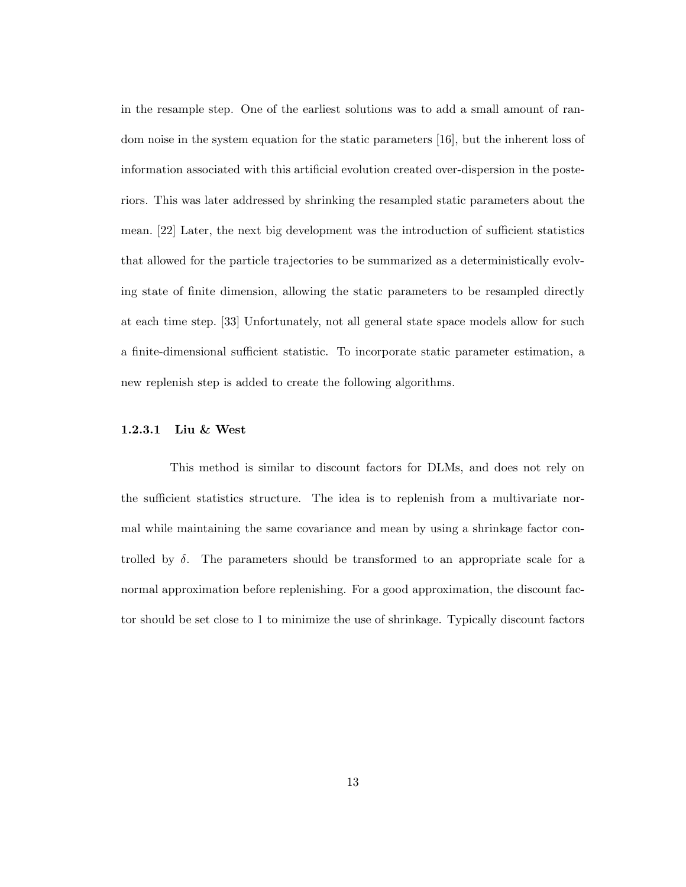in the resample step. One of the earliest solutions was to add a small amount of random noise in the system equation for the static parameters [16], but the inherent loss of information associated with this artificial evolution created over-dispersion in the posteriors. This was later addressed by shrinking the resampled static parameters about the mean. [22] Later, the next big development was the introduction of sufficient statistics that allowed for the particle trajectories to be summarized as a deterministically evolving state of finite dimension, allowing the static parameters to be resampled directly at each time step. [33] Unfortunately, not all general state space models allow for such a finite-dimensional sufficient statistic. To incorporate static parameter estimation, a new replenish step is added to create the following algorithms.

#### 1.2.3.1 Liu & West

This method is similar to discount factors for DLMs, and does not rely on the sufficient statistics structure. The idea is to replenish from a multivariate normal while maintaining the same covariance and mean by using a shrinkage factor controlled by $\delta$. The parameters should be transformed to an appropriate scale for a normal approximation before replenishing. For a good approximation, the discount factor should be set close to 1 to minimize the use of shrinkage. Typically discount factors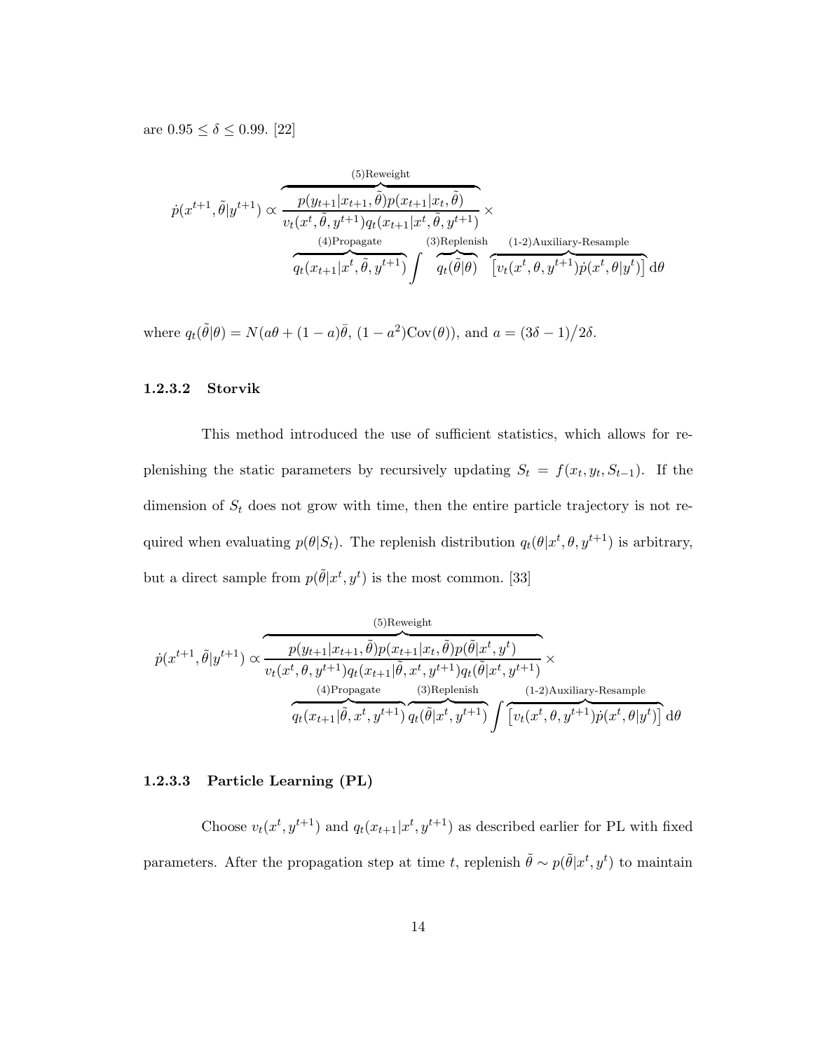are $0.95 \leq \delta \leq 0.99$. [22]

$$
\dot{p}(x^{t+1}, \tilde{\theta} | y^{t+1}) \propto \overbrace{\frac{p(y_{t+1}|x_{t+1}, \tilde{\theta}) p(x_{t+1}|x_t, \tilde{\theta})}{v_t(x^t, \tilde{\theta}, y^{t+1}) q_t(x_{t+1}|x^t, \tilde{\theta}, y^{t+1})}}^{\text{(5)Reweight}} \times \overbrace{q_t(x_{t+1}|x^t, \tilde{\theta}, y^{t+1})}^{\text{(4)Propagate}} \int \overbrace{q_t(\tilde{\theta}|\theta)}^{\text{(3)Replenish}} \overbrace{\left[v_t(x^t, \theta, y^{t+1}) \dot{p}(x^t, \theta | y^t)\right]}^{\text{(1-2)Auxiliary-Resample}} \mathrm{d}\theta
$$

where $q_t(\tilde{\theta}|\theta) = N(a\theta + (1-a)\bar{\theta}, \, (1-a^2)\mathrm{Cov}(\theta))$, and $a = (3\delta - 1)\big/2\delta$.

#### 1.2.3.2 Storvik

This method introduced the use of sufficient statistics, which allows for replenishing the static parameters by recursively updating $S_t = f(x_t, y_t, S_{t-1})$. If the dimension of $S_t$ does not grow with time, then the entire particle trajectory is not required when evaluating $p(\theta|S_t)$. The replenish distribution $q_t(\theta|x^t, \theta, y^{t+1})$ is arbitrary, but a direct sample from $p(\tilde{\theta}|x^t, y^t)$ is the most common. [33]

$$
\dot{p}(x^{t+1}, \tilde{\theta} | y^{t+1}) \propto \overbrace{\frac{p(y_{t+1}|x_{t+1}, \tilde{\theta}) p(x_{t+1}|x_t, \tilde{\theta}) p(\tilde{\theta}|x^t, y^t)}{v_t(x^t, \theta, y^{t+1}) q_t(x_{t+1}|\tilde{\theta}, x^t, y^{t+1}) q_t(\tilde{\theta}|x^t, y^{t+1})}}^{\text{(5)Reweight}} \times \overbrace{q_t(x_{t+1}|\tilde{\theta}, x^t, y^{t+1})}^{\text{(4)Propagate}} \overbrace{q_t(\tilde{\theta}|x^t, y^{t+1})}^{\text{(3)Replenish}} \int \overbrace{\left[v_t(x^t, \theta, y^{t+1}) \dot{p}(x^t, \theta | y^t)\right]}^{\text{(1-2)Auxiliary-Resample}} \mathrm{d}\theta
$$

#### 1.2.3.3 Particle Learning (PL)

Choose $v_t(x^t, y^{t+1})$ and $q_t(x_{t+1}|x^t, y^{t+1})$ as described earlier for PL with fixed parameters. After the propagation step at time $t$, replenish $\tilde{\theta} \sim p(\tilde{\theta}|x^t, y^t)$ to maintain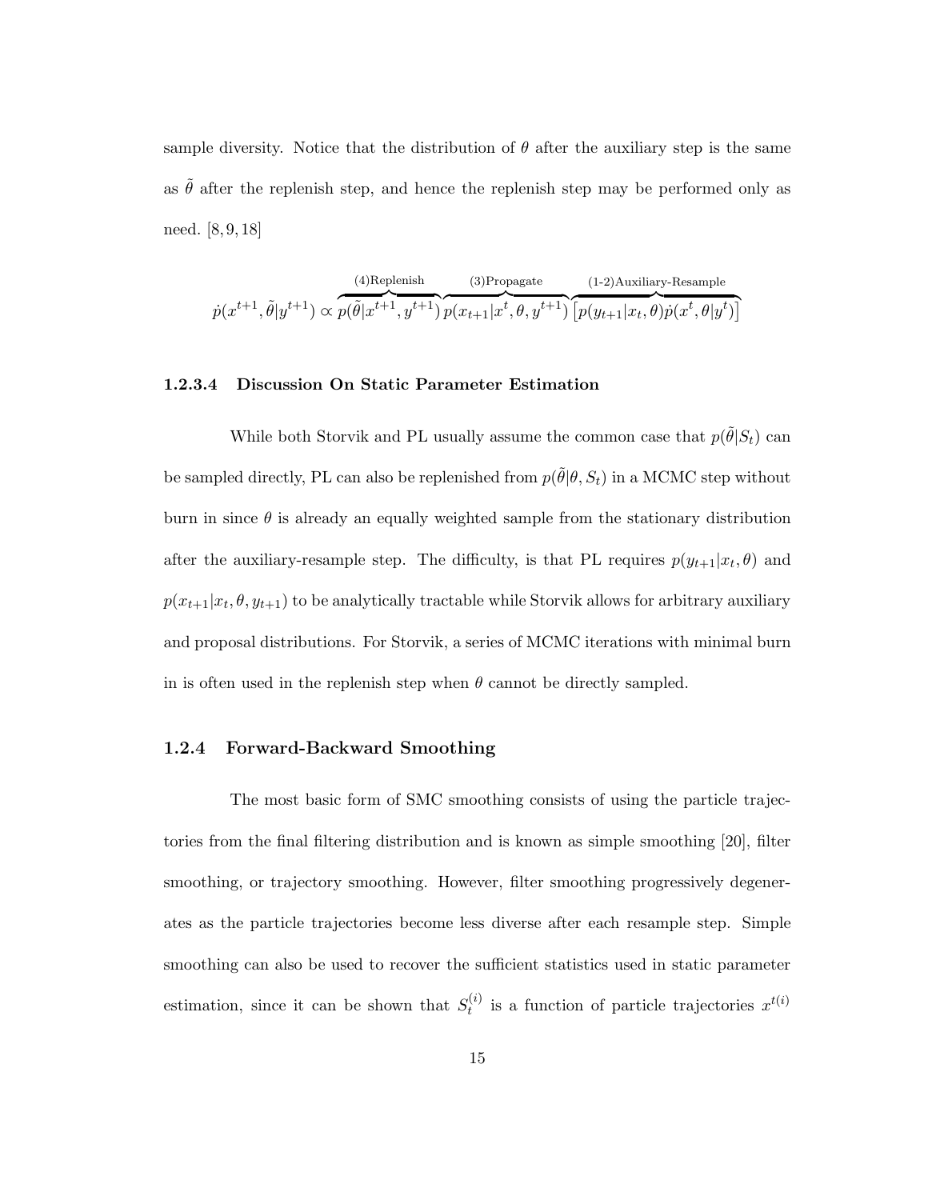sample diversity. Notice that the distribution of $\theta$ after the auxiliary step is the same as $\tilde{\theta}$ after the replenish step, and hence the replenish step may be performed only as need. [8, 9, 18]

$$\dot{p}(x^{t+1}, \tilde{\theta}|y^{t+1}) \propto \overbrace{p(\tilde{\theta}|x^{t+1}, y^{t+1})}^{\text{(4)Replenish}} \overbrace{p(x_{t+1}|x^t, \theta, y^{t+1})}^{\text{(3)Propagate}} \overbrace{\left[p(y_{t+1}|x_t, \theta)\dot{p}(x^t, \theta|y^t)\right]}^{\text{(1-2)Auxiliary-Resample}}$$

#### 1.2.3.4 Discussion On Static Parameter Estimation

While both Storvik and PL usually assume the common case that $p(\tilde{\theta}|S_t)$ can be sampled directly, PL can also be replenished from $p(\tilde{\theta}|\theta, S_t)$ in a MCMC step without burn in since $\theta$ is already an equally weighted sample from the stationary distribution after the auxiliary-resample step. The difficulty, is that PL requires $p(y_{t+1}|x_t, \theta)$ and $p(x_{t+1}|x_t, \theta, y_{t+1})$ to be analytically tractable while Storvik allows for arbitrary auxiliary and proposal distributions. For Storvik, a series of MCMC iterations with minimal burn in is often used in the replenish step when $\theta$ cannot be directly sampled.

### 1.2.4 Forward-Backward Smoothing

The most basic form of SMC smoothing consists of using the particle trajectories from the final filtering distribution and is known as simple smoothing [20], filter smoothing, or trajectory smoothing. However, filter smoothing progressively degenerates as the particle trajectories become less diverse after each resample step. Simple smoothing can also be used to recover the sufficient statistics used in static parameter estimation, since it can be shown that $S_t^{(i)}$ is a function of particle trajectories $x^{t(i)}$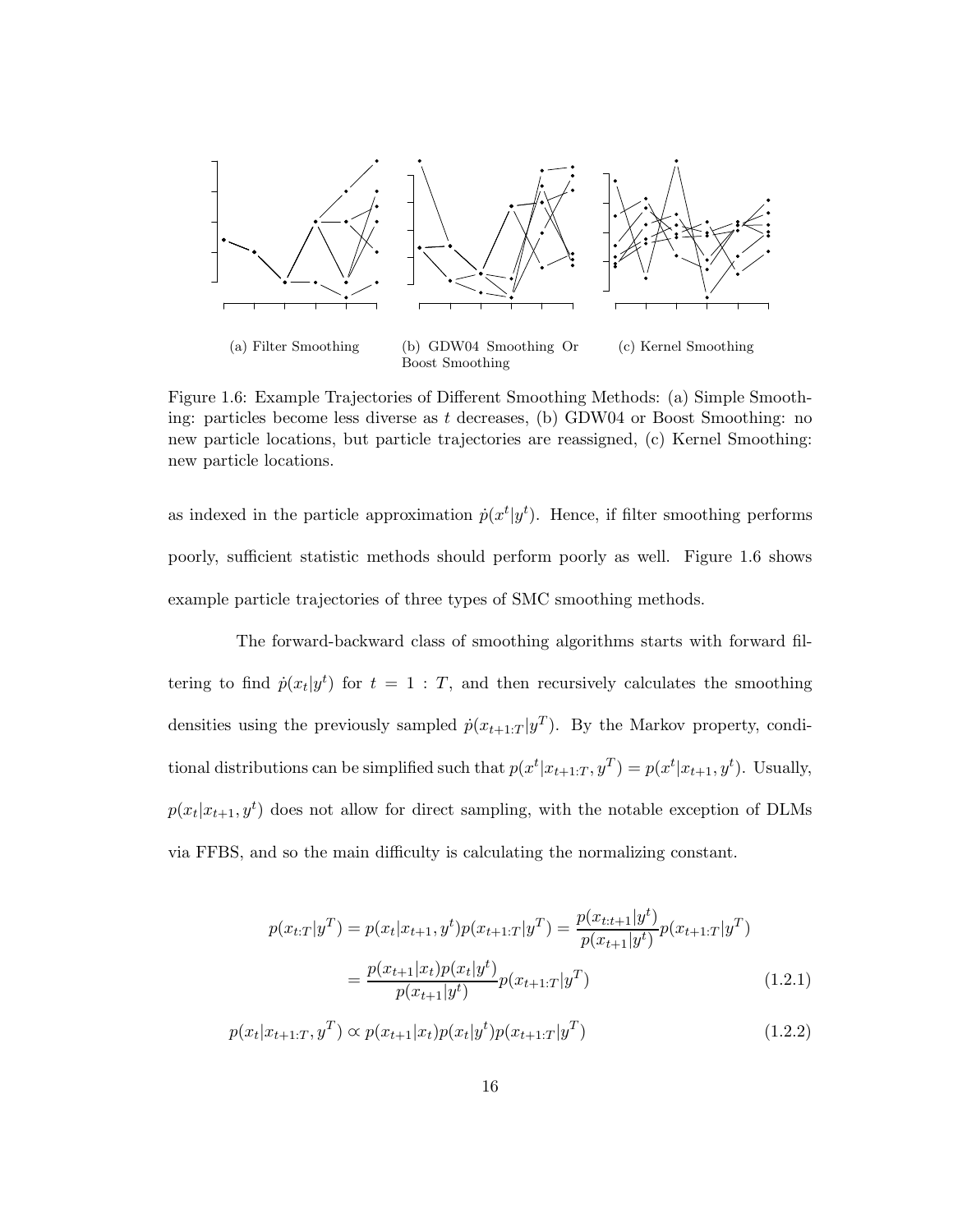(a) Filter Smoothing

(b) GDW04 Smoothing Or Boost Smoothing

(c) Kernel Smoothing

Figure 1.6: Example Trajectories of Different Smoothing Methods: (a) Simple Smoothing: particles become less diverse as $t$ decreases, (b) GDW04 or Boost Smoothing: no new particle locations, but particle trajectories are reassigned, (c) Kernel Smoothing: new particle locations.

as indexed in the particle approximation $\dot{p}(x^t|y^t)$. Hence, if filter smoothing performs poorly, sufficient statistic methods should perform poorly as well. Figure 1.6 shows example particle trajectories of three types of SMC smoothing methods.

The forward-backward class of smoothing algorithms starts with forward filtering to find $\dot{p}(x_t|y^t)$ for $t = 1 : T$, and then recursively calculates the smoothing densities using the previously sampled $\dot{p}(x_{t+1:T}|y^T)$. By the Markov property, conditional distributions can be simplified such that $p(x^t|x_{t+1:T}, y^T) = p(x^t|x_{t+1}, y^t)$. Usually, $p(x_t|x_{t+1}, y^t)$ does not allow for direct sampling, with the notable exception of DLMs via FFBS, and so the main difficulty is calculating the normalizing constant.

$$p(x_{t:T}|y^T) = p(x_t|x_{t+1}, y^t)p(x_{t+1:T}|y^T) = \frac{p(x_{t:t+1}|y^t)}{p(x_{t+1}|y^t)}p(x_{t+1:T}|y^T)$$

$$= \frac{p(x_{t+1}|x_t)p(x_t|y^t)}{p(x_{t+1}|y^t)}p(x_{t+1:T}|y^T) \tag{1.2.1}$$

$$p(x_t|x_{t+1:T}, y^T) \propto p(x_{t+1}|x_t)p(x_t|y^t)p(x_{t+1:T}|y^T) \tag{1.2.2}$$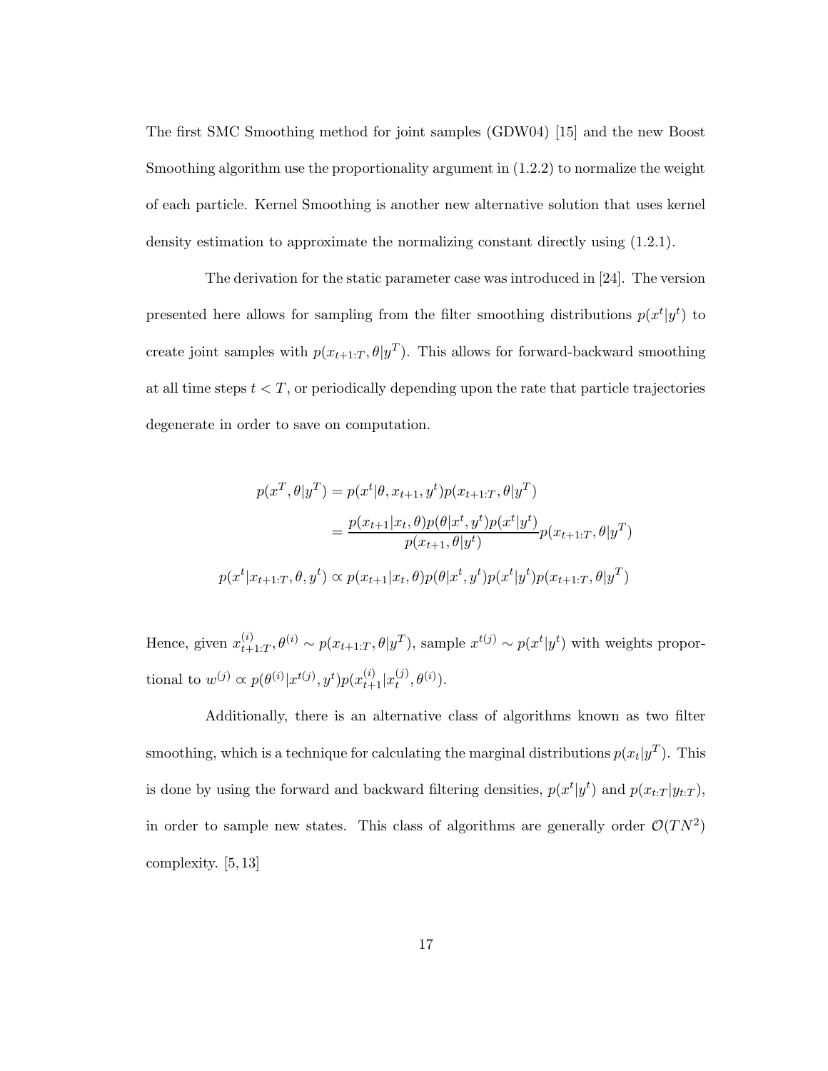The first SMC Smoothing method for joint samples (GDW04) [15] and the new Boost Smoothing algorithm use the proportionality argument in (1.2.2) to normalize the weight of each particle. Kernel Smoothing is another new alternative solution that uses kernel density estimation to approximate the normalizing constant directly using (1.2.1).

The derivation for the static parameter case was introduced in [24]. The version presented here allows for sampling from the filter smoothing distributions $p(x^t|y^t)$ to create joint samples with $p(x_{t+1:T}, \theta|y^T)$. This allows for forward-backward smoothing at all time steps $t < T$, or periodically depending upon the rate that particle trajectories degenerate in order to save on computation.

$$
\begin{aligned}
p(x^T, \theta|y^T) &= p(x^t|\theta, x_{t+1}, y^t)p(x_{t+1:T}, \theta|y^T) \\
&= \frac{p(x_{t+1}|x_t, \theta)p(\theta|x^t, y^t)p(x^t|y^t)}{p(x_{t+1}, \theta|y^t)} p(x_{t+1:T}, \theta|y^T) \\
p(x^t|x_{t+1:T}, \theta, y^t) &\propto p(x_{t+1}|x_t, \theta)p(\theta|x^t, y^t)p(x^t|y^t)p(x_{t+1:T}, \theta|y^T)
\end{aligned}
$$

Hence, given $x_{t+1:T}^{(i)}, \theta^{(i)} \sim p(x_{t+1:T}, \theta|y^T)$, sample $x^{t(j)} \sim p(x^t|y^t)$ with weights proportional to $w^{(j)} \propto p(\theta^{(i)}|x^{t(j)}, y^t)p(x_{t+1}^{(i)}|x_t^{(j)}, \theta^{(i)})$.

Additionally, there is an alternative class of algorithms known as two filter smoothing, which is a technique for calculating the marginal distributions $p(x_t|y^T)$. This is done by using the forward and backward filtering densities, $p(x^t|y^t)$ and $p(x_{t:T}|y_{t:T})$, in order to sample new states. This class of algorithms are generally order $\mathcal{O}(TN^2)$ complexity. [5, 13]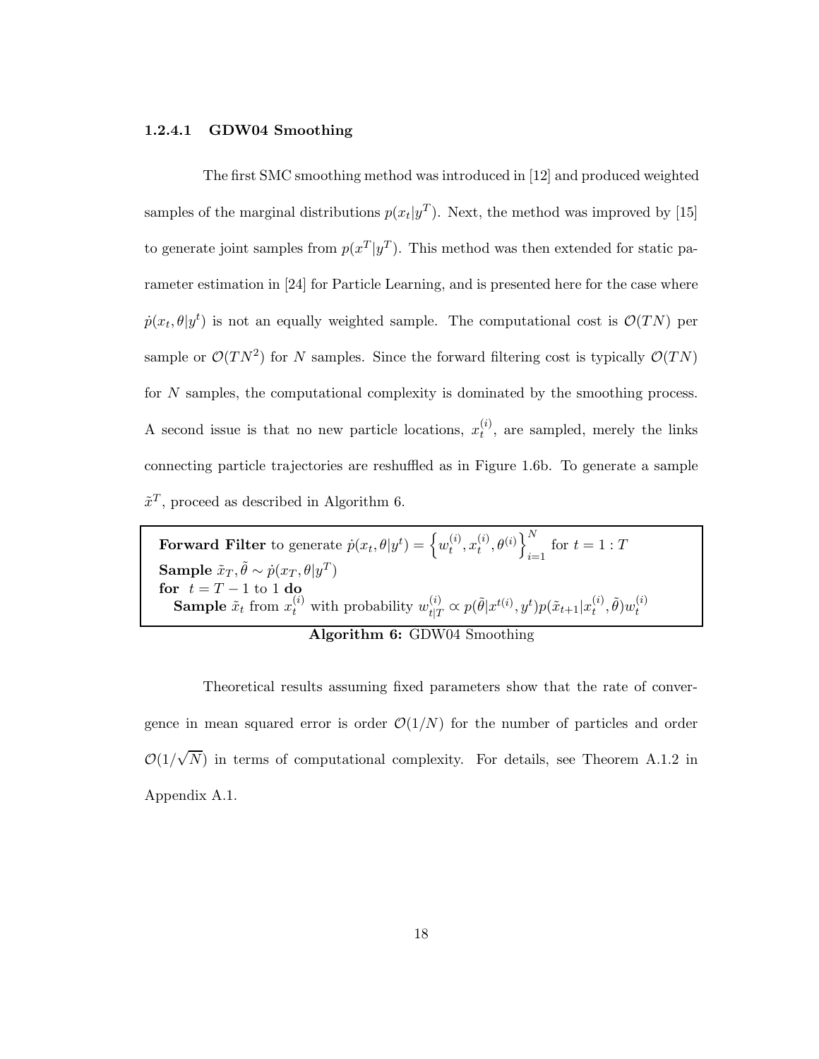#### 1.2.4.1 GDW04 Smoothing

The first SMC smoothing method was introduced in [12] and produced weighted samples of the marginal distributions $p(x_t|y^T)$. Next, the method was improved by [15] to generate joint samples from $p(x^T|y^T)$. This method was then extended for static parameter estimation in [24] for Particle Learning, and is presented here for the case where $\dot{p}(x_t, \theta|y^t)$ is not an equally weighted sample. The computational cost is $\mathcal{O}(TN)$ per sample or $\mathcal{O}(TN^2)$ for $N$ samples. Since the forward filtering cost is typically $\mathcal{O}(TN)$ for $N$ samples, the computational complexity is dominated by the smoothing process. A second issue is that no new particle locations, $x_t^{(i)}$, are sampled, merely the links connecting particle trajectories are reshuffled as in Figure 1.6b. To generate a sample $\tilde{x}^T$, proceed as described in Algorithm 6.

```
Forward Filter to generate ṗ(x_t, θ|y^t) = { w_t^(i), x_t^(i), θ^(i) }_{i=1}^N for t = 1 : T
Sample x̃_T, θ̃ ~ ṗ(x_T, θ|y^T)
for t = T − 1 to 1 do
    Sample x̃_t from x_t^(i) with probability w_{t|T}^(i) ∝ p(θ̃|x^{t(i)}, y^t) p(x̃_{t+1}|x_t^(i), θ̃) w_t^(i)
```

**Forward Filter** to generate $\dot{p}(x_t, \theta|y^t) = \left\{ w_t^{(i)}, x_t^{(i)}, \theta^{(i)} \right\}_{i=1}^N$ for $t = 1 : T$
**Sample** $\tilde{x}_T, \tilde{\theta} \sim \dot{p}(x_T, \theta|y^T)$
**for** $t = T - 1$ to $1$ **do**
  **Sample** $\tilde{x}_t$ from $x_t^{(i)}$ with probability $w_{t|T}^{(i)} \propto p(\tilde{\theta}|x^{t(i)}, y^t) p(\tilde{x}_{t+1}|x_t^{(i)}, \tilde{\theta}) w_t^{(i)}$

**Algorithm 6:** GDW04 Smoothing

Theoretical results assuming fixed parameters show that the rate of convergence in mean squared error is order $\mathcal{O}(1/N)$ for the number of particles and order $\mathcal{O}(1/\sqrt{N})$ in terms of computational complexity. For details, see Theorem A.1.2 in Appendix A.1.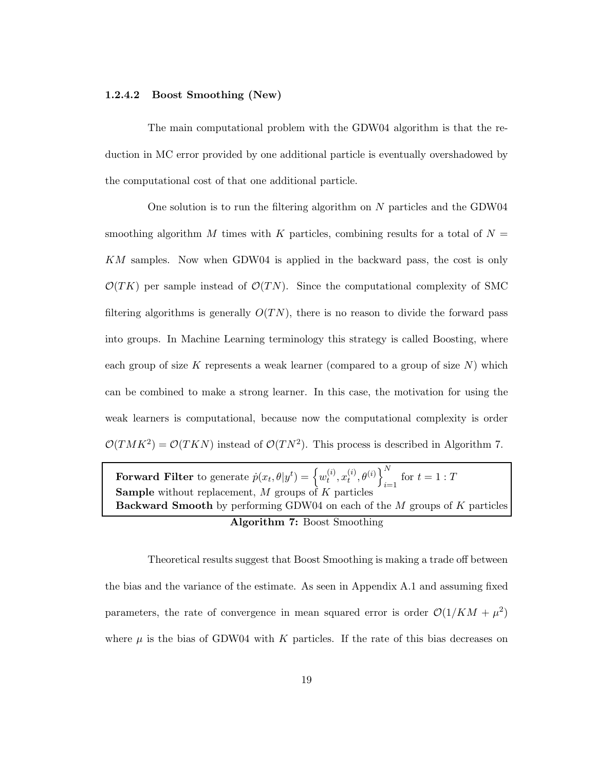#### 1.2.4.2 Boost Smoothing (New)

The main computational problem with the GDW04 algorithm is that the reduction in MC error provided by one additional particle is eventually overshadowed by the computational cost of that one additional particle.

One solution is to run the filtering algorithm on $N$ particles and the GDW04 smoothing algorithm $M$ times with $K$ particles, combining results for a total of $N = KM$ samples. Now when GDW04 is applied in the backward pass, the cost is only $\mathcal{O}(TK)$ per sample instead of $\mathcal{O}(TN)$. Since the computational complexity of SMC filtering algorithms is generally $O(TN)$, there is no reason to divide the forward pass into groups. In Machine Learning terminology this strategy is called Boosting, where each group of size $K$ represents a weak learner (compared to a group of size $N$) which can be combined to make a strong learner. In this case, the motivation for using the weak learners is computational, because now the computational complexity is order $\mathcal{O}(TMK^2) = \mathcal{O}(TKN)$ instead of $\mathcal{O}(TN^2)$. This process is described in Algorithm 7.

**Forward Filter** to generate $\dot{p}(x_t, \theta | y^t) = \left\{ w_t^{(i)}, x_t^{(i)}, \theta^{(i)} \right\}_{i=1}^{N}$ for $t = 1 : T$
**Sample** without replacement, $M$ groups of $K$ particles
**Backward Smooth** by performing GDW04 on each of the $M$ groups of $K$ particles

**Algorithm 7:** Boost Smoothing

Theoretical results suggest that Boost Smoothing is making a trade off between the bias and the variance of the estimate. As seen in Appendix A.1 and assuming fixed parameters, the rate of convergence in mean squared error is order $\mathcal{O}(1/KM + \mu^2)$ where $\mu$ is the bias of GDW04 with $K$ particles. If the rate of this bias decreases on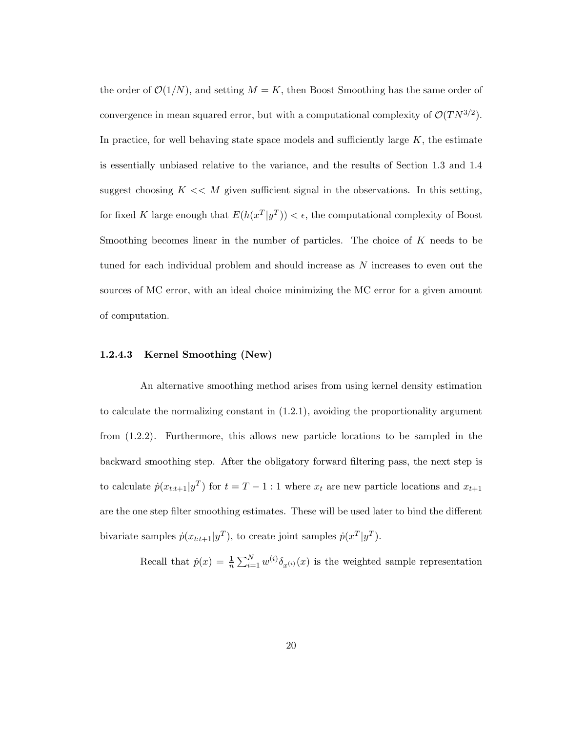the order of $\mathcal{O}(1/N)$, and setting $M = K$, then Boost Smoothing has the same order of convergence in mean squared error, but with a computational complexity of $\mathcal{O}(TN^{3/2})$. In practice, for well behaving state space models and sufficiently large $K$, the estimate is essentially unbiased relative to the variance, and the results of Section 1.3 and 1.4 suggest choosing $K << M$ given sufficient signal in the observations. In this setting, for fixed $K$ large enough that $E(h(x^T|y^T)) < \epsilon$, the computational complexity of Boost Smoothing becomes linear in the number of particles. The choice of $K$ needs to be tuned for each individual problem and should increase as $N$ increases to even out the sources of MC error, with an ideal choice minimizing the MC error for a given amount of computation.

#### 1.2.4.3 Kernel Smoothing (New)

An alternative smoothing method arises from using kernel density estimation to calculate the normalizing constant in (1.2.1), avoiding the proportionality argument from (1.2.2). Furthermore, this allows new particle locations to be sampled in the backward smoothing step. After the obligatory forward filtering pass, the next step is to calculate $\dot{p}(x_{t:t+1}|y^T)$ for $t = T-1:1$ where $x_t$ are new particle locations and $x_{t+1}$ are the one step filter smoothing estimates. These will be used later to bind the different bivariate samples $\dot{p}(x_{t:t+1}|y^T)$, to create joint samples $\dot{p}(x^T|y^T)$.

Recall that $\dot{p}(x) = \frac{1}{n}\sum_{i=1}^{N} w^{(i)}\delta_{x^{(i)}}(x)$ is the weighted sample representation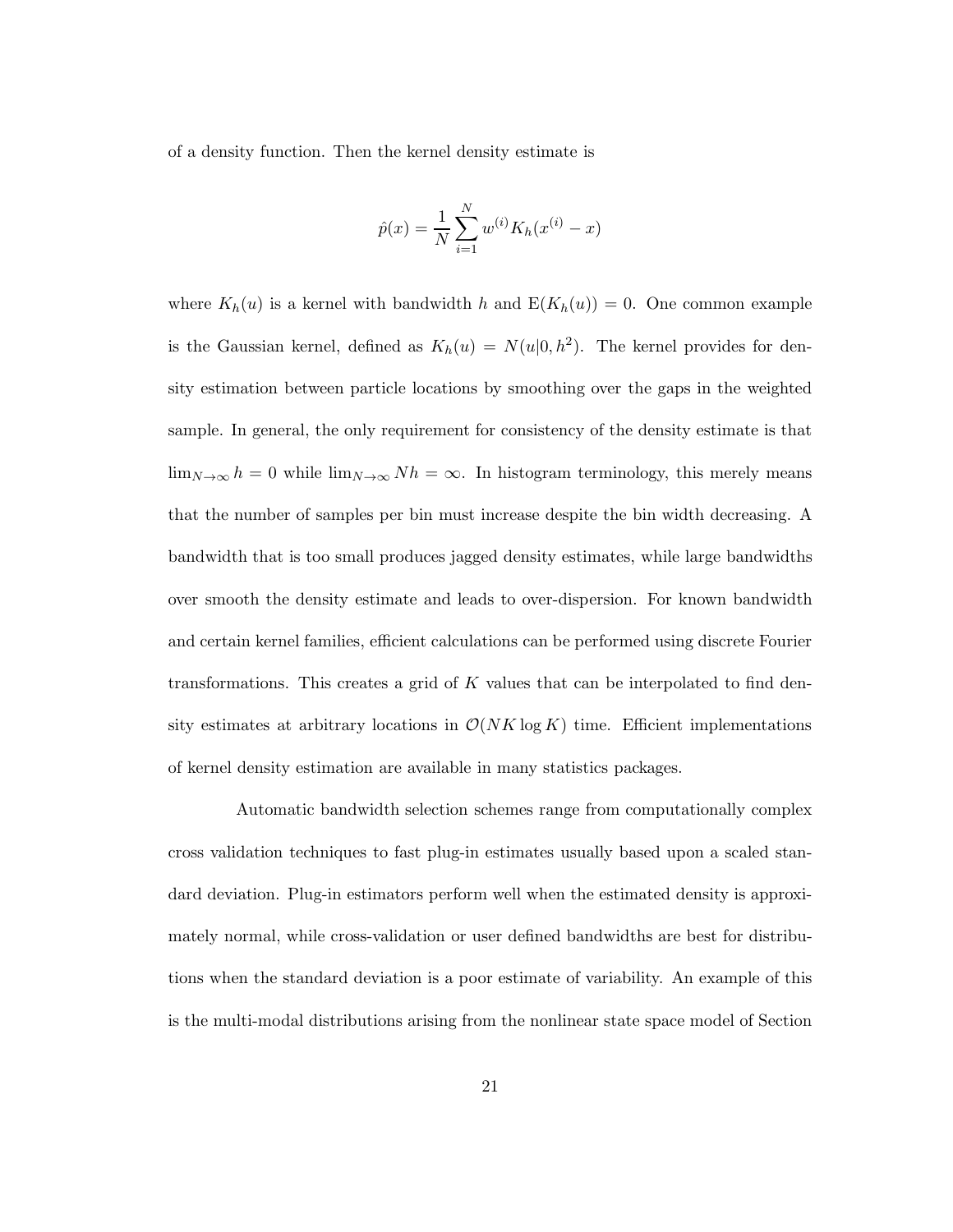of a density function. Then the kernel density estimate is

$$\hat{p}(x) = \frac{1}{N} \sum_{i=1}^{N} w^{(i)} K_h(x^{(i)} - x)$$

where $K_h(u)$ is a kernel with bandwidth $h$ and $\mathrm{E}(K_h(u)) = 0$. One common example is the Gaussian kernel, defined as $K_h(u) = N(u|0, h^2)$. The kernel provides for density estimation between particle locations by smoothing over the gaps in the weighted sample. In general, the only requirement for consistency of the density estimate is that $\lim_{N \to \infty} h = 0$ while $\lim_{N \to \infty} Nh = \infty$. In histogram terminology, this merely means that the number of samples per bin must increase despite the bin width decreasing. A bandwidth that is too small produces jagged density estimates, while large bandwidths over smooth the density estimate and leads to over-dispersion. For known bandwidth and certain kernel families, efficient calculations can be performed using discrete Fourier transformations. This creates a grid of $K$ values that can be interpolated to find density estimates at arbitrary locations in $\mathcal{O}(NK \log K)$ time. Efficient implementations of kernel density estimation are available in many statistics packages.

Automatic bandwidth selection schemes range from computationally complex cross validation techniques to fast plug-in estimates usually based upon a scaled standard deviation. Plug-in estimators perform well when the estimated density is approximately normal, while cross-validation or user defined bandwidths are best for distributions when the standard deviation is a poor estimate of variability. An example of this is the multi-modal distributions arising from the nonlinear state space model of Section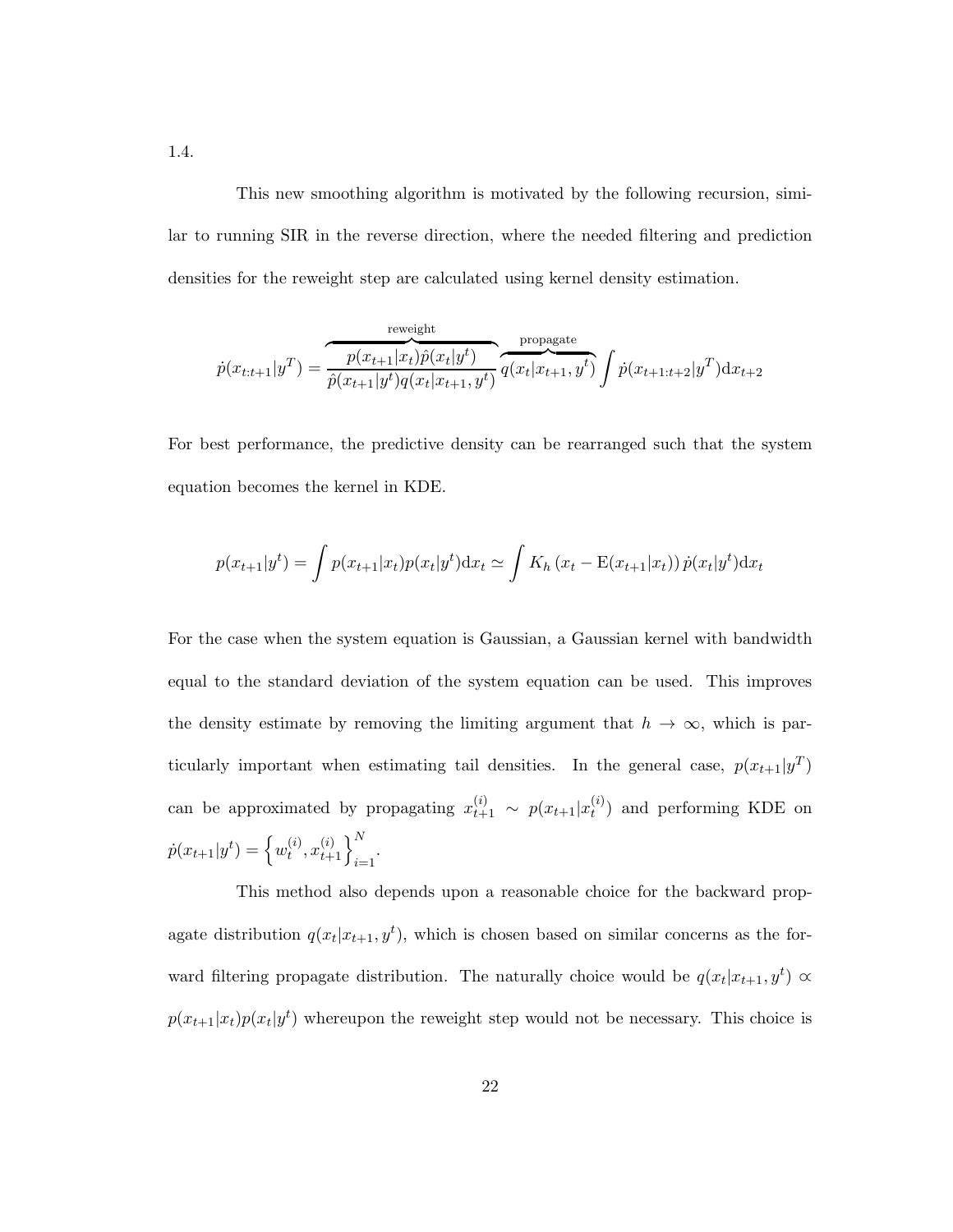1.4.

This new smoothing algorithm is motivated by the following recursion, similar to running SIR in the reverse direction, where the needed filtering and prediction densities for the reweight step are calculated using kernel density estimation.

$$\dot{p}(x_{t:t+1}|y^T) = \overbrace{\frac{p(x_{t+1}|x_t)\hat{p}(x_t|y^t)}{\hat{p}(x_{t+1}|y^t)q(x_t|x_{t+1},y^t)}}^{\text{reweight}} \overbrace{q(x_t|x_{t+1},y^t)}^{\text{propagate}} \int \dot{p}(x_{t+1:t+2}|y^T)\mathrm{d}x_{t+2}$$

For best performance, the predictive density can be rearranged such that the system equation becomes the kernel in KDE.

$$p(x_{t+1}|y^t) = \int p(x_{t+1}|x_t)p(x_t|y^t)\mathrm{d}x_t \simeq \int K_h\left(x_t - \mathrm{E}(x_{t+1}|x_t)\right)\dot{p}(x_t|y^t)\mathrm{d}x_t$$

For the case when the system equation is Gaussian, a Gaussian kernel with bandwidth equal to the standard deviation of the system equation can be used. This improves the density estimate by removing the limiting argument that $h \to \infty$, which is particularly important when estimating tail densities. In the general case, $p(x_{t+1}|y^T)$ can be approximated by propagating $x_{t+1}^{(i)} \sim p(x_{t+1}|x_t^{(i)})$ and performing KDE on $\dot{p}(x_{t+1}|y^t) = \left\{w_t^{(i)}, x_{t+1}^{(i)}\right\}_{i=1}^N$.

This method also depends upon a reasonable choice for the backward propagate distribution $q(x_t|x_{t+1},y^t)$, which is chosen based on similar concerns as the forward filtering propagate distribution. The naturally choice would be $q(x_t|x_{t+1},y^t) \propto p(x_{t+1}|x_t)p(x_t|y^t)$ whereupon the reweight step would not be necessary. This choice is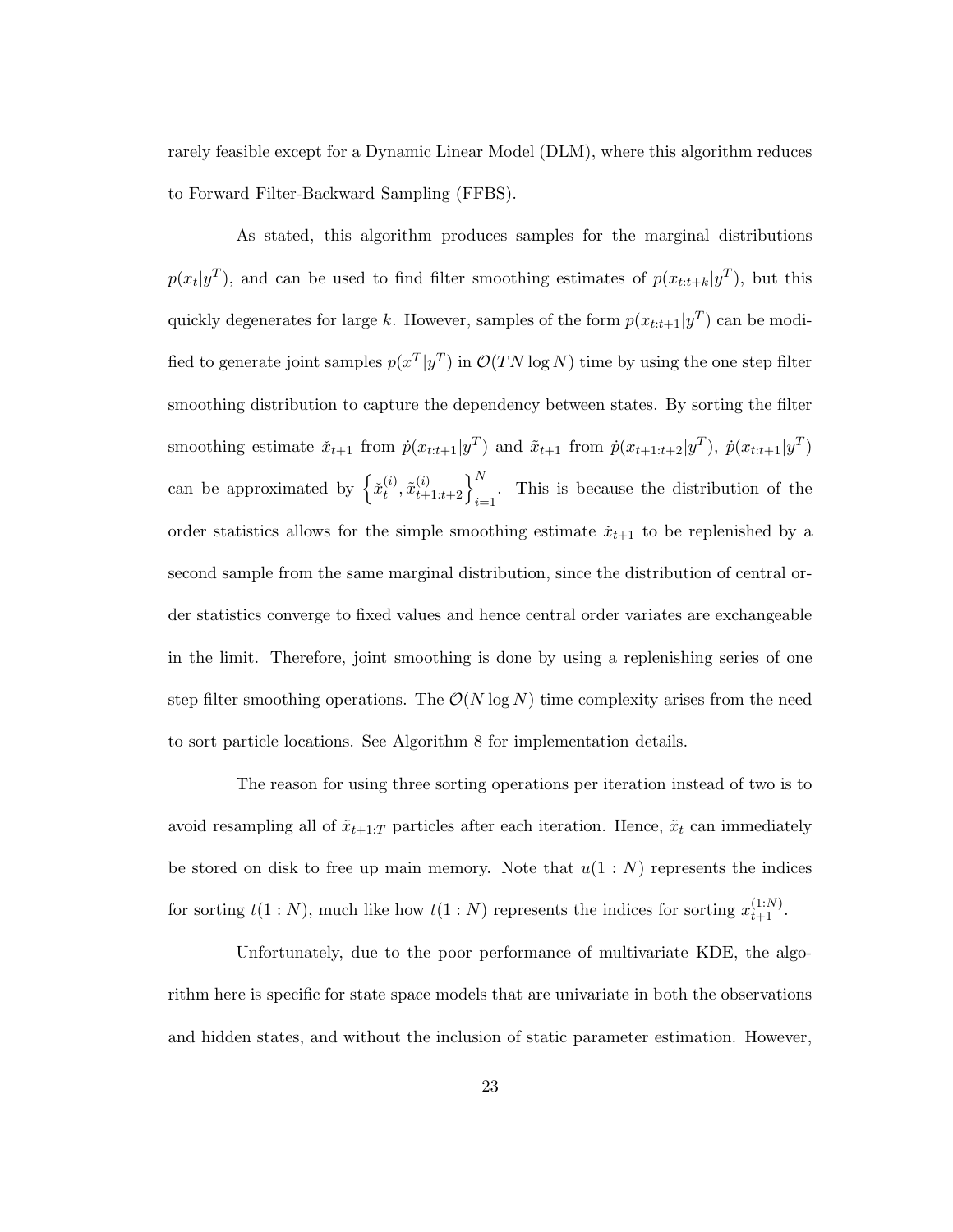rarely feasible except for a Dynamic Linear Model (DLM), where this algorithm reduces to Forward Filter-Backward Sampling (FFBS).

As stated, this algorithm produces samples for the marginal distributions $p(x_t|y^T)$, and can be used to find filter smoothing estimates of $p(x_{t:t+k}|y^T)$, but this quickly degenerates for large $k$. However, samples of the form $p(x_{t:t+1}|y^T)$ can be modified to generate joint samples $p(x^T|y^T)$ in $\mathcal{O}(TN \log N)$ time by using the one step filter smoothing distribution to capture the dependency between states. By sorting the filter smoothing estimate $\check{x}_{t+1}$ from $\dot{p}(x_{t:t+1}|y^T)$ and $\tilde{x}_{t+1}$ from $\dot{p}(x_{t+1:t+2}|y^T)$, $\dot{p}(x_{t:t+1}|y^T)$ can be approximated by $\left\{ \check{x}_t^{(i)}, \tilde{x}_{t+1:t+2}^{(i)} \right\}_{i=1}^{N}$. This is because the distribution of the order statistics allows for the simple smoothing estimate $\check{x}_{t+1}$ to be replenished by a second sample from the same marginal distribution, since the distribution of central order statistics converge to fixed values and hence central order variates are exchangeable in the limit. Therefore, joint smoothing is done by using a replenishing series of one step filter smoothing operations. The $\mathcal{O}(N \log N)$ time complexity arises from the need to sort particle locations. See Algorithm 8 for implementation details.

The reason for using three sorting operations per iteration instead of two is to avoid resampling all of $\tilde{x}_{t+1:T}$ particles after each iteration. Hence, $\tilde{x}_t$ can immediately be stored on disk to free up main memory. Note that $u(1:N)$ represents the indices for sorting $t(1:N)$, much like how $t(1:N)$ represents the indices for sorting $x_{t+1}^{(1:N)}$.

Unfortunately, due to the poor performance of multivariate KDE, the algorithm here is specific for state space models that are univariate in both the observations and hidden states, and without the inclusion of static parameter estimation. However,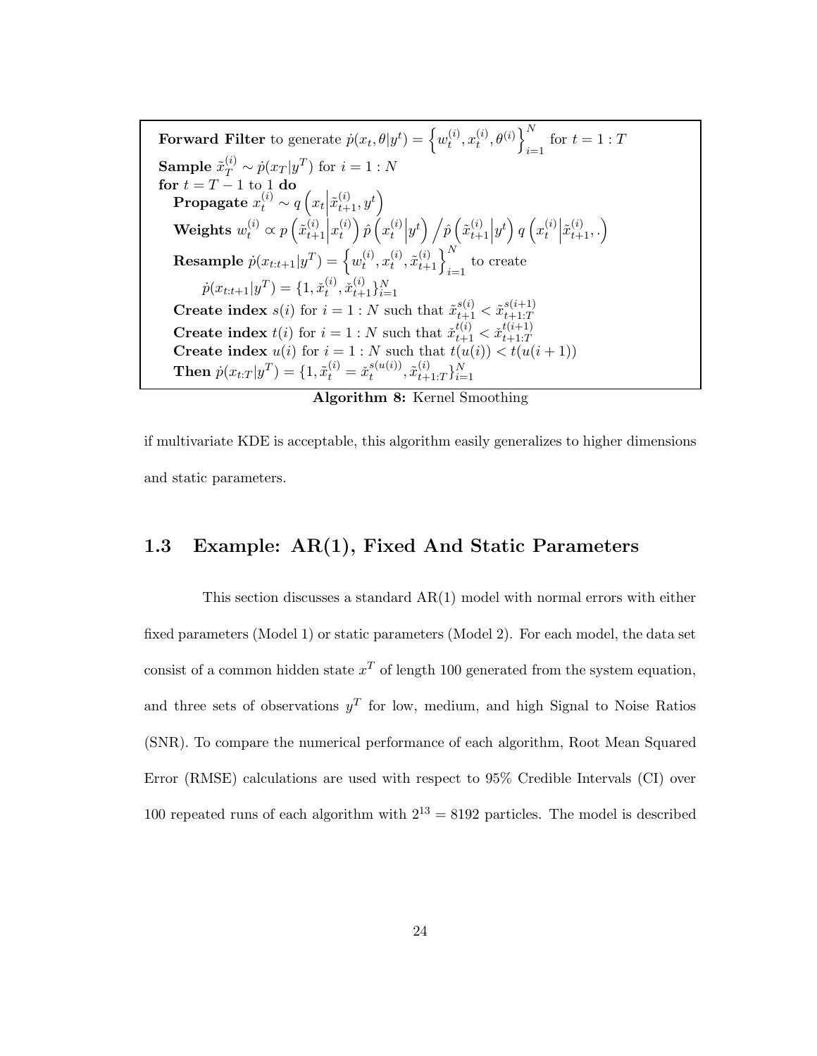**Forward Filter** to generate $\dot{p}(x_t, \theta|y^t) = \left\{w_t^{(i)}, x_t^{(i)}, \theta^{(i)}\right\}_{i=1}^N$ for $t = 1 : T$

**Sample** $\tilde{x}_T^{(i)} \sim \dot{p}(x_T|y^T)$ for $i = 1 : N$

**for** $t = T - 1$ to 1 **do**

**Propagate** $x_t^{(i)} \sim q\left(x_t \middle| \tilde{x}_{t+1}^{(i)}, y^t\right)$

**Weights** $w_t^{(i)} \propto p\left(\tilde{x}_{t+1}^{(i)} \middle| x_t^{(i)}\right) \hat{p}\left(x_t^{(i)} \middle| y^t\right) \Big/ \hat{p}\left(\tilde{x}_{t+1}^{(i)} \middle| y^t\right) q\left(x_t^{(i)} \middle| \tilde{x}_{t+1}^{(i)}, .\right)$

**Resample** $\dot{p}(x_{t:t+1}|y^T) = \left\{w_t^{(i)}, x_t^{(i)}, \tilde{x}_{t+1}^{(i)}\right\}_{i=1}^N$ to create

$\dot{p}(x_{t:t+1}|y^T) = \{1, \check{x}_t^{(i)}, \check{x}_{t+1}^{(i)}\}_{i=1}^N$

**Create index** $s(i)$ for $i = 1 : N$ such that $\tilde{x}_{t+1}^{s(i)} < \tilde{x}_{t+1:T}^{s(i+1)}$

**Create index** $t(i)$ for $i = 1 : N$ such that $\check{x}_{t+1}^{t(i)} < \check{x}_{t+1:T}^{t(i+1)}$

**Create index** $u(i)$ for $i = 1 : N$ such that $t(u(i)) < t(u(i + 1))$

**Then** $\dot{p}(x_{t:T}|y^T) = \{1, \tilde{x}_t^{(i)} = \check{x}_t^{s(u(i))}, \tilde{x}_{t+1:T}^{(i)}\}_{i=1}^N$

**Algorithm 8:** Kernel Smoothing

if multivariate KDE is acceptable, this algorithm easily generalizes to higher dimensions and static parameters.

## 1.3 Example: AR(1), Fixed And Static Parameters

This section discusses a standard AR(1) model with normal errors with either fixed parameters (Model 1) or static parameters (Model 2). For each model, the data set consist of a common hidden state $x^T$ of length 100 generated from the system equation, and three sets of observations $y^T$ for low, medium, and high Signal to Noise Ratios (SNR). To compare the numerical performance of each algorithm, Root Mean Squared Error (RMSE) calculations are used with respect to 95% Credible Intervals (CI) over 100 repeated runs of each algorithm with $2^{13} = 8192$ particles. The model is described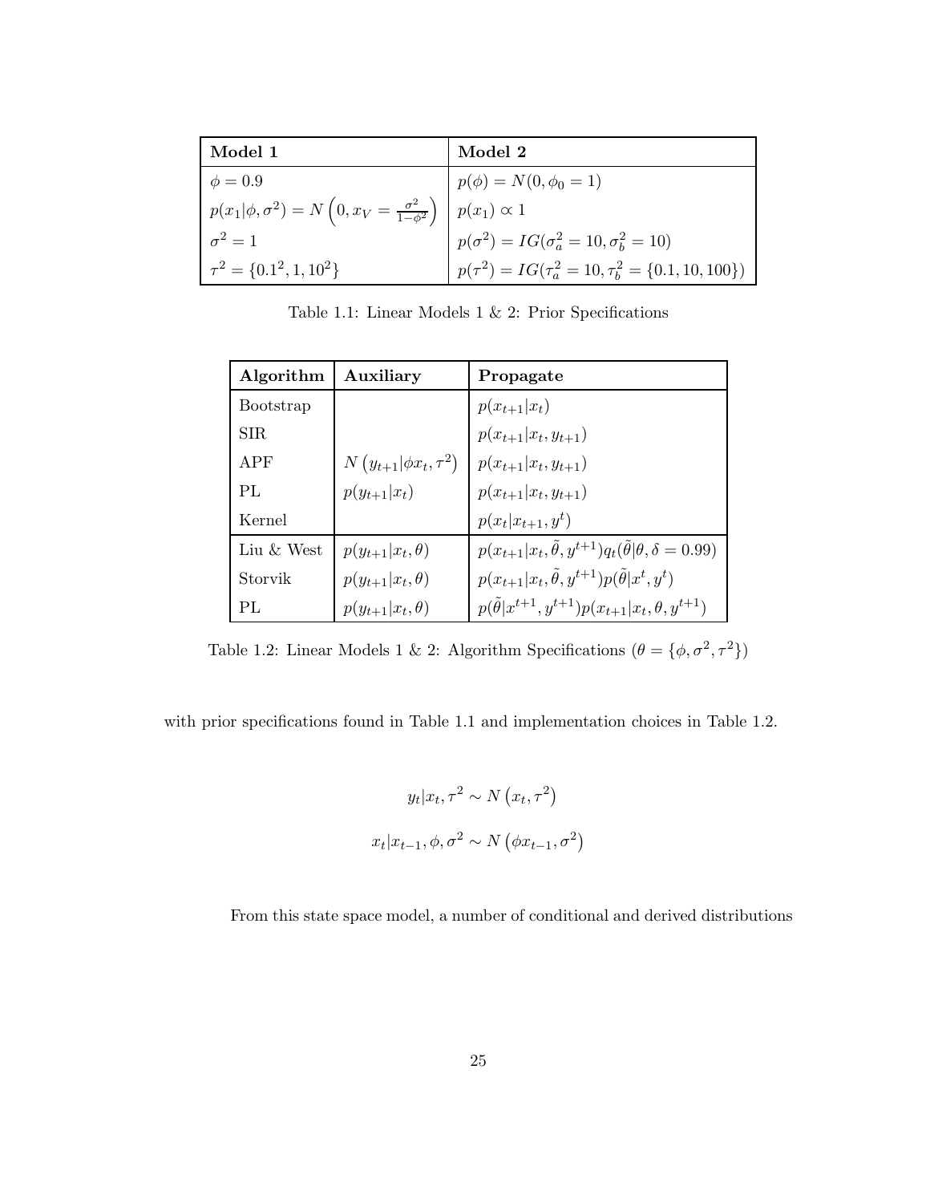| **Model 1** | **Model 2** |
|---|---|
| $\phi = 0.9$ | $p(\phi) = N(0, \phi_0 = 1)$ |
| $p(x_1\|\phi, \sigma^2) = N\left(0, x_V = \frac{\sigma^2}{1-\phi^2}\right)$ | $p(x_1) \propto 1$ |
| $\sigma^2 = 1$ | $p(\sigma^2) = IG(\sigma_a^2 = 10, \sigma_b^2 = 10)$ |
| $\tau^2 = \{0.1^2, 1, 10^2\}$ | $p(\tau^2) = IG(\tau_a^2 = 10, \tau_b^2 = \{0.1, 10, 100\})$ |

Table 1.1: Linear Models 1 & 2: Prior Specifications

| **Algorithm** | **Auxiliary** | **Propagate** |
|---|---|---|
| Bootstrap | | $p(x_{t+1}\|x_t)$ |
| SIR | | $p(x_{t+1}\|x_t, y_{t+1})$ |
| APF | $N\left(y_{t+1}\|\phi x_t, \tau^2\right)$ | $p(x_{t+1}\|x_t, y_{t+1})$ |
| PL | $p(y_{t+1}\|x_t)$ | $p(x_{t+1}\|x_t, y_{t+1})$ |
| Kernel | | $p(x_t\|x_{t+1}, y^t)$ |
| Liu & West | $p(y_{t+1}\|x_t, \theta)$ | $p(x_{t+1}\|x_t, \tilde{\theta}, y^{t+1})q_t(\tilde{\theta}\|\theta, \delta = 0.99)$ |
| Storvik | $p(y_{t+1}\|x_t, \theta)$ | $p(x_{t+1}\|x_t, \tilde{\theta}, y^{t+1})p(\tilde{\theta}\|x^t, y^t)$ |
| PL | $p(y_{t+1}\|x_t, \theta)$ | $p(\tilde{\theta}\|x^{t+1}, y^{t+1})p(x_{t+1}\|x_t, \theta, y^{t+1})$ |

Table 1.2: Linear Models 1 & 2: Algorithm Specifications ($\theta = \{\phi, \sigma^2, \tau^2\}$)

with prior specifications found in Table 1.1 and implementation choices in Table 1.2.

$$y_t|x_t, \tau^2 \sim N\left(x_t, \tau^2\right)$$

$$x_t|x_{t-1}, \phi, \sigma^2 \sim N\left(\phi x_{t-1}, \sigma^2\right)$$

From this state space model, a number of conditional and derived distributions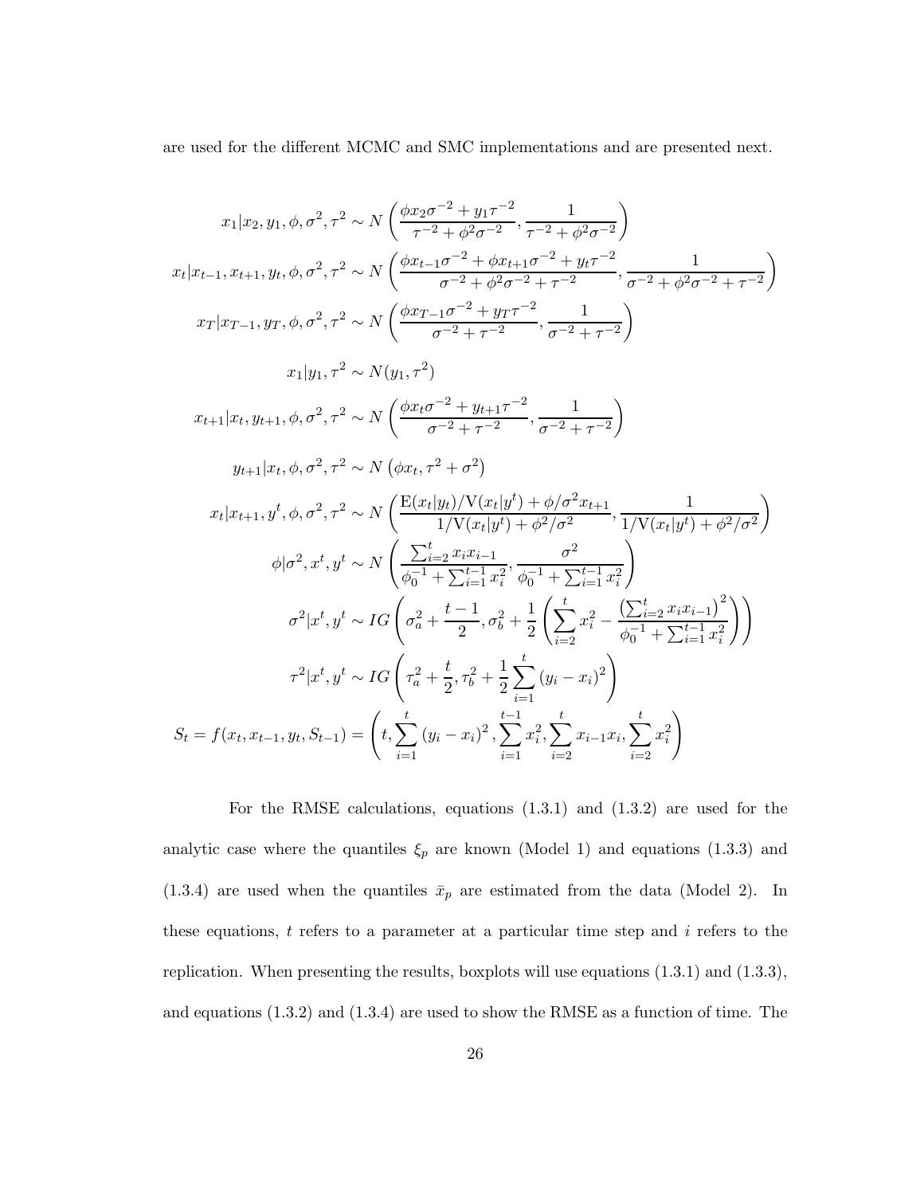are used for the different MCMC and SMC implementations and are presented next.

$$x_1|x_2, y_1, \phi, \sigma^2, \tau^2 \sim N\left(\frac{\phi x_2 \sigma^{-2} + y_1 \tau^{-2}}{\tau^{-2} + \phi^2 \sigma^{-2}}, \frac{1}{\tau^{-2} + \phi^2 \sigma^{-2}}\right)$$

$$x_t|x_{t-1}, x_{t+1}, y_t, \phi, \sigma^2, \tau^2 \sim N\left(\frac{\phi x_{t-1} \sigma^{-2} + \phi x_{t+1} \sigma^{-2} + y_t \tau^{-2}}{\sigma^{-2} + \phi^2 \sigma^{-2} + \tau^{-2}}, \frac{1}{\sigma^{-2} + \phi^2 \sigma^{-2} + \tau^{-2}}\right)$$

$$x_T|x_{T-1}, y_T, \phi, \sigma^2, \tau^2 \sim N\left(\frac{\phi x_{T-1} \sigma^{-2} + y_T \tau^{-2}}{\sigma^{-2} + \tau^{-2}}, \frac{1}{\sigma^{-2} + \tau^{-2}}\right)$$

$$x_1|y_1, \tau^2 \sim N(y_1, \tau^2)$$

$$x_{t+1}|x_t, y_{t+1}, \phi, \sigma^2, \tau^2 \sim N\left(\frac{\phi x_t \sigma^{-2} + y_{t+1} \tau^{-2}}{\sigma^{-2} + \tau^{-2}}, \frac{1}{\sigma^{-2} + \tau^{-2}}\right)$$

$$y_{t+1}|x_t, \phi, \sigma^2, \tau^2 \sim N\left(\phi x_t, \tau^2 + \sigma^2\right)$$

$$x_t|x_{t+1}, y^t, \phi, \sigma^2, \tau^2 \sim N\left(\frac{\mathrm{E}(x_t|y_t)/\mathrm{V}(x_t|y^t) + \phi/\sigma^2 x_{t+1}}{1/\mathrm{V}(x_t|y^t) + \phi^2/\sigma^2}, \frac{1}{1/\mathrm{V}(x_t|y^t) + \phi^2/\sigma^2}\right)$$

$$\phi|\sigma^2, x^t, y^t \sim N\left(\frac{\sum_{i=2}^t x_i x_{i-1}}{\phi_0^{-1} + \sum_{i=1}^{t-1} x_i^2}, \frac{\sigma^2}{\phi_0^{-1} + \sum_{i=1}^{t-1} x_i^2}\right)$$

$$\sigma^2|x^t, y^t \sim IG\left(\sigma_a^2 + \frac{t-1}{2}, \sigma_b^2 + \frac{1}{2}\left(\sum_{i=2}^t x_i^2 - \frac{\left(\sum_{i=2}^t x_i x_{i-1}\right)^2}{\phi_0^{-1} + \sum_{i=1}^{t-1} x_i^2}\right)\right)$$

$$\tau^2|x^t, y^t \sim IG\left(\tau_a^2 + \frac{t}{2}, \tau_b^2 + \frac{1}{2}\sum_{i=1}^t (y_i - x_i)^2\right)$$

$$S_t = f(x_t, x_{t-1}, y_t, S_{t-1}) = \left(t, \sum_{i=1}^t (y_i - x_i)^2, \sum_{i=1}^{t-1} x_i^2, \sum_{i=2}^t x_{i-1} x_i, \sum_{i=2}^t x_i^2\right)$$

For the RMSE calculations, equations (1.3.1) and (1.3.2) are used for the analytic case where the quantiles $\xi_p$ are known (Model 1) and equations (1.3.3) and (1.3.4) are used when the quantiles $\bar{x}_p$ are estimated from the data (Model 2). In these equations, $t$ refers to a parameter at a particular time step and $i$ refers to the replication. When presenting the results, boxplots will use equations (1.3.1) and (1.3.3), and equations (1.3.2) and (1.3.4) are used to show the RMSE as a function of time. The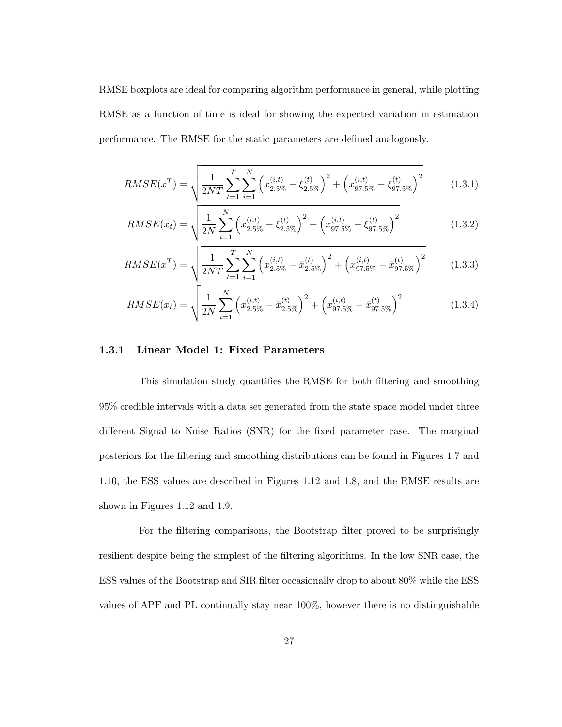RMSE boxplots are ideal for comparing algorithm performance in general, while plotting RMSE as a function of time is ideal for showing the expected variation in estimation performance. The RMSE for the static parameters are defined analogously.

$$RMSE(x^T) = \sqrt{\frac{1}{2NT}\sum_{t=1}^{T}\sum_{i=1}^{N}\left(x_{2.5\%}^{(i,t)} - \xi_{2.5\%}^{(t)}\right)^2 + \left(x_{97.5\%}^{(i,t)} - \xi_{97.5\%}^{(t)}\right)^2} \tag{1.3.1}$$

$$RMSE(x_t) = \sqrt{\frac{1}{2N}\sum_{i=1}^{N}\left(x_{2.5\%}^{(i,t)} - \xi_{2.5\%}^{(t)}\right)^2 + \left(x_{97.5\%}^{(i,t)} - \xi_{97.5\%}^{(t)}\right)^2} \tag{1.3.2}$$

$$RMSE(x^T) = \sqrt{\frac{1}{2NT}\sum_{t=1}^{T}\sum_{i=1}^{N}\left(x_{2.5\%}^{(i,t)} - \bar{x}_{2.5\%}^{(t)}\right)^2 + \left(x_{97.5\%}^{(i,t)} - \bar{x}_{97.5\%}^{(t)}\right)^2} \tag{1.3.3}$$

$$RMSE(x_t) = \sqrt{\frac{1}{2N}\sum_{i=1}^{N}\left(x_{2.5\%}^{(i,t)} - \bar{x}_{2.5\%}^{(t)}\right)^2 + \left(x_{97.5\%}^{(i,t)} - \bar{x}_{97.5\%}^{(t)}\right)^2} \tag{1.3.4}$$

### 1.3.1 Linear Model 1: Fixed Parameters

This simulation study quantifies the RMSE for both filtering and smoothing 95% credible intervals with a data set generated from the state space model under three different Signal to Noise Ratios (SNR) for the fixed parameter case. The marginal posteriors for the filtering and smoothing distributions can be found in Figures 1.7 and 1.10, the ESS values are described in Figures 1.12 and 1.8, and the RMSE results are shown in Figures 1.12 and 1.9.

For the filtering comparisons, the Bootstrap filter proved to be surprisingly resilient despite being the simplest of the filtering algorithms. In the low SNR case, the ESS values of the Bootstrap and SIR filter occasionally drop to about 80% while the ESS values of APF and PL continually stay near 100%, however there is no distinguishable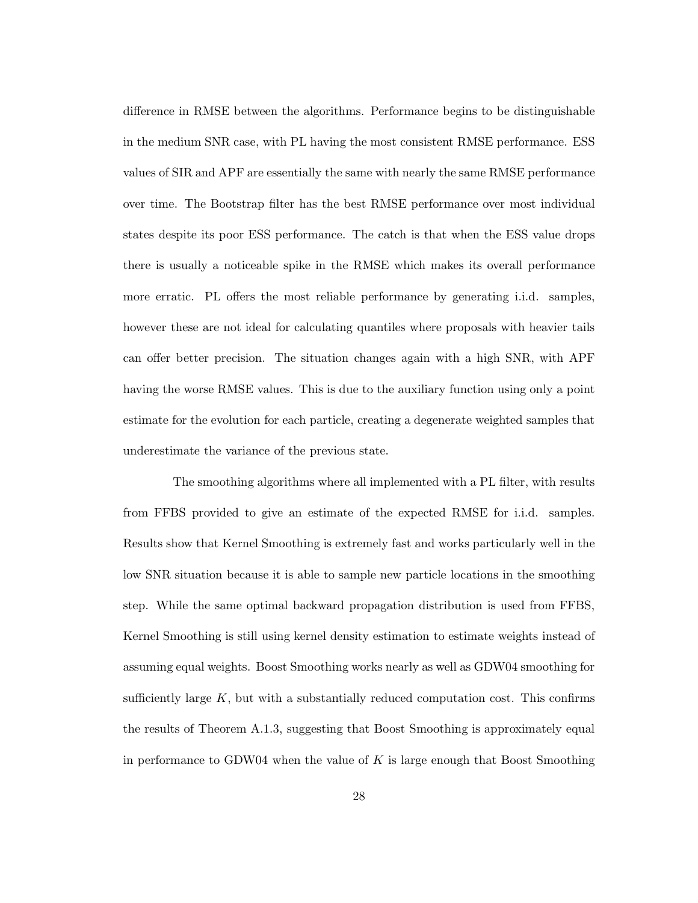difference in RMSE between the algorithms. Performance begins to be distinguishable in the medium SNR case, with PL having the most consistent RMSE performance. ESS values of SIR and APF are essentially the same with nearly the same RMSE performance over time. The Bootstrap filter has the best RMSE performance over most individual states despite its poor ESS performance. The catch is that when the ESS value drops there is usually a noticeable spike in the RMSE which makes its overall performance more erratic. PL offers the most reliable performance by generating i.i.d. samples, however these are not ideal for calculating quantiles where proposals with heavier tails can offer better precision. The situation changes again with a high SNR, with APF having the worse RMSE values. This is due to the auxiliary function using only a point estimate for the evolution for each particle, creating a degenerate weighted samples that underestimate the variance of the previous state.

The smoothing algorithms where all implemented with a PL filter, with results from FFBS provided to give an estimate of the expected RMSE for i.i.d. samples. Results show that Kernel Smoothing is extremely fast and works particularly well in the low SNR situation because it is able to sample new particle locations in the smoothing step. While the same optimal backward propagation distribution is used from FFBS, Kernel Smoothing is still using kernel density estimation to estimate weights instead of assuming equal weights. Boost Smoothing works nearly as well as GDW04 smoothing for sufficiently large $K$, but with a substantially reduced computation cost. This confirms the results of Theorem A.1.3, suggesting that Boost Smoothing is approximately equal in performance to GDW04 when the value of $K$ is large enough that Boost Smoothing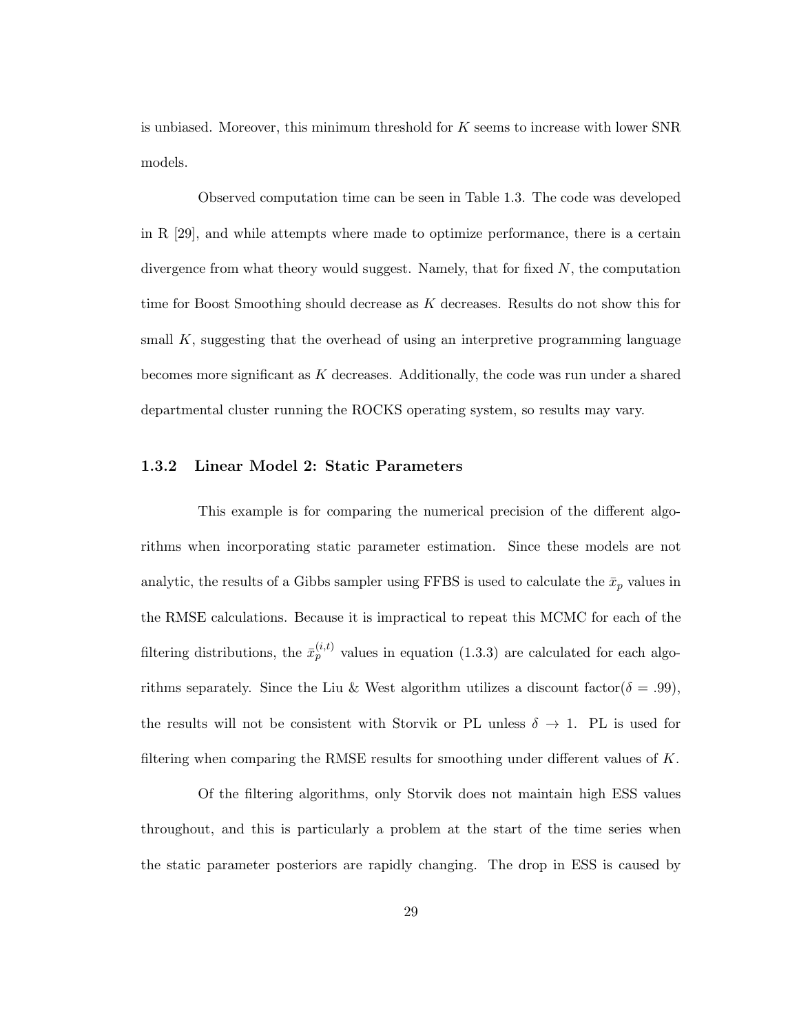is unbiased. Moreover, this minimum threshold for $K$ seems to increase with lower SNR models.

Observed computation time can be seen in Table 1.3. The code was developed in R [29], and while attempts where made to optimize performance, there is a certain divergence from what theory would suggest. Namely, that for fixed $N$, the computation time for Boost Smoothing should decrease as $K$ decreases. Results do not show this for small $K$, suggesting that the overhead of using an interpretive programming language becomes more significant as $K$ decreases. Additionally, the code was run under a shared departmental cluster running the ROCKS operating system, so results may vary.

### 1.3.2 Linear Model 2: Static Parameters

This example is for comparing the numerical precision of the different algorithms when incorporating static parameter estimation. Since these models are not analytic, the results of a Gibbs sampler using FFBS is used to calculate the $\bar{x}_p$ values in the RMSE calculations. Because it is impractical to repeat this MCMC for each of the filtering distributions, the $\bar{x}_p^{(i,t)}$ values in equation (1.3.3) are calculated for each algorithms separately. Since the Liu & West algorithm utilizes a discount factor($\delta = .99$), the results will not be consistent with Storvik or PL unless $\delta \rightarrow 1$. PL is used for filtering when comparing the RMSE results for smoothing under different values of $K$.

Of the filtering algorithms, only Storvik does not maintain high ESS values throughout, and this is particularly a problem at the start of the time series when the static parameter posteriors are rapidly changing. The drop in ESS is caused by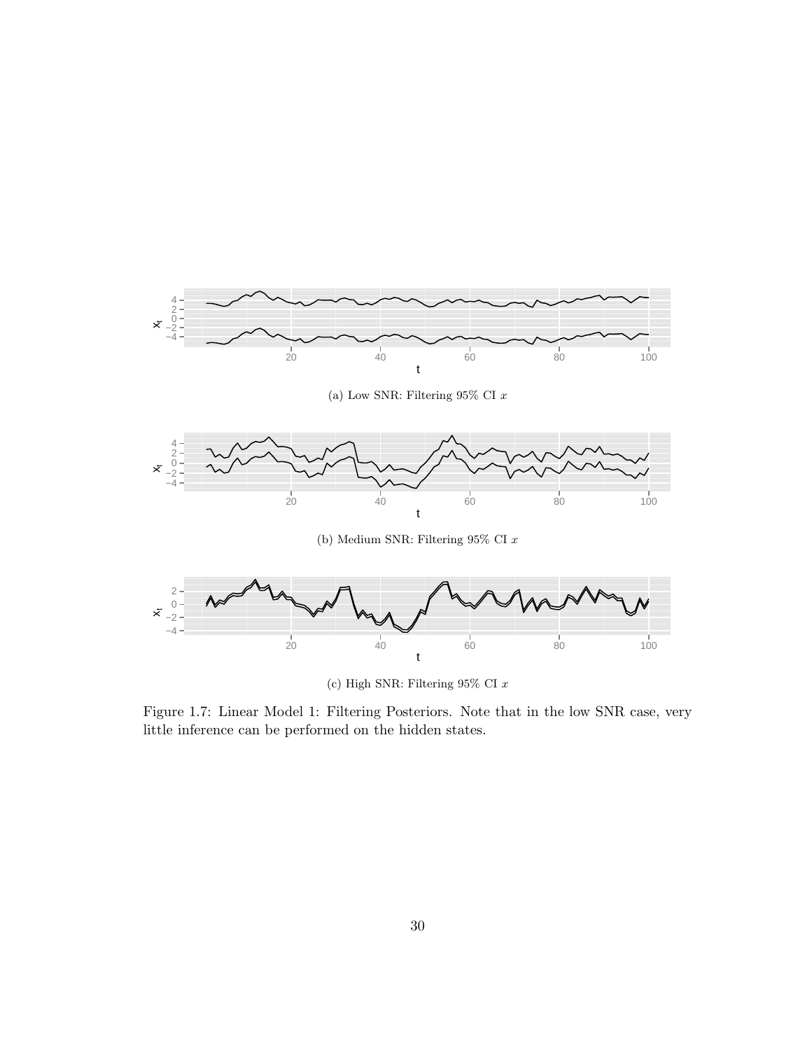(a) Low SNR: Filtering 95% CI $x$

(b) Medium SNR: Filtering 95% CI $x$

(c) High SNR: Filtering 95% CI $x$

Figure 1.7: Linear Model 1: Filtering Posteriors. Note that in the low SNR case, very little inference can be performed on the hidden states.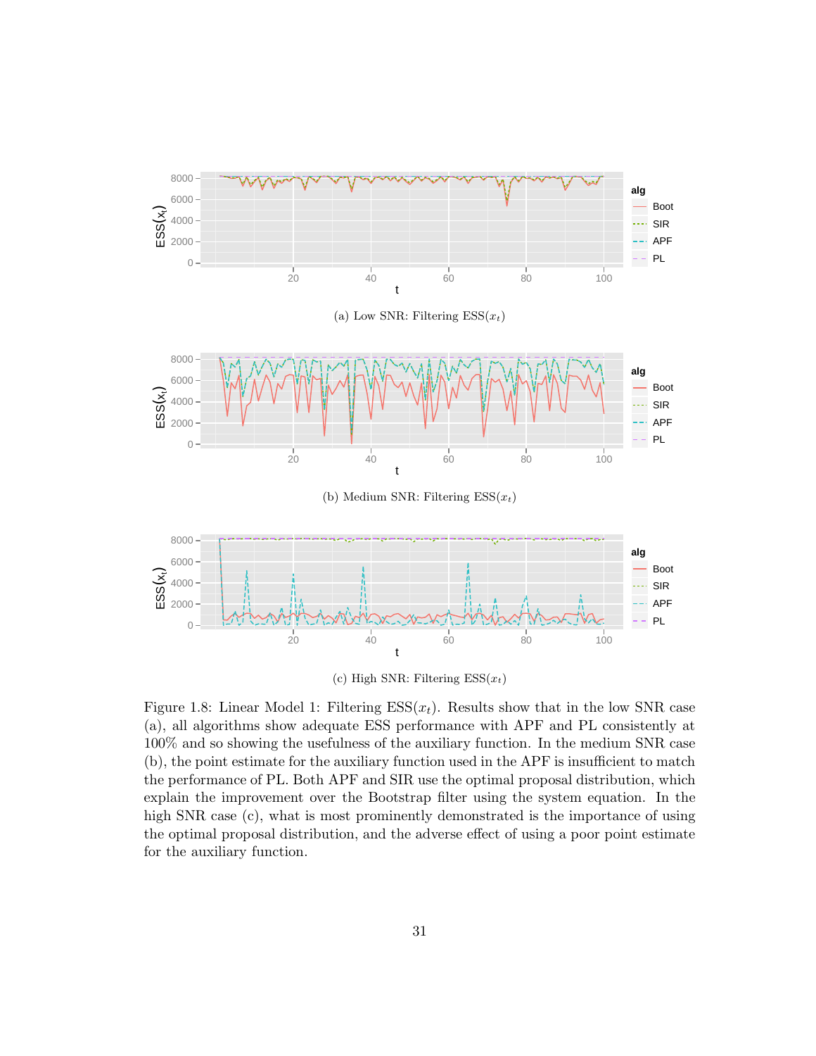(a) Low SNR: Filtering ESS($x_t$)

(b) Medium SNR: Filtering ESS($x_t$)

(c) High SNR: Filtering ESS($x_t$)

Figure 1.8: Linear Model 1: Filtering ESS($x_t$). Results show that in the low SNR case (a), all algorithms show adequate ESS performance with APF and PL consistently at 100% and so showing the usefulness of the auxiliary function. In the medium SNR case (b), the point estimate for the auxiliary function used in the APF is insufficient to match the performance of PL. Both APF and SIR use the optimal proposal distribution, which explain the improvement over the Bootstrap filter using the system equation. In the high SNR case (c), what is most prominently demonstrated is the importance of using the optimal proposal distribution, and the adverse effect of using a poor point estimate for the auxiliary function.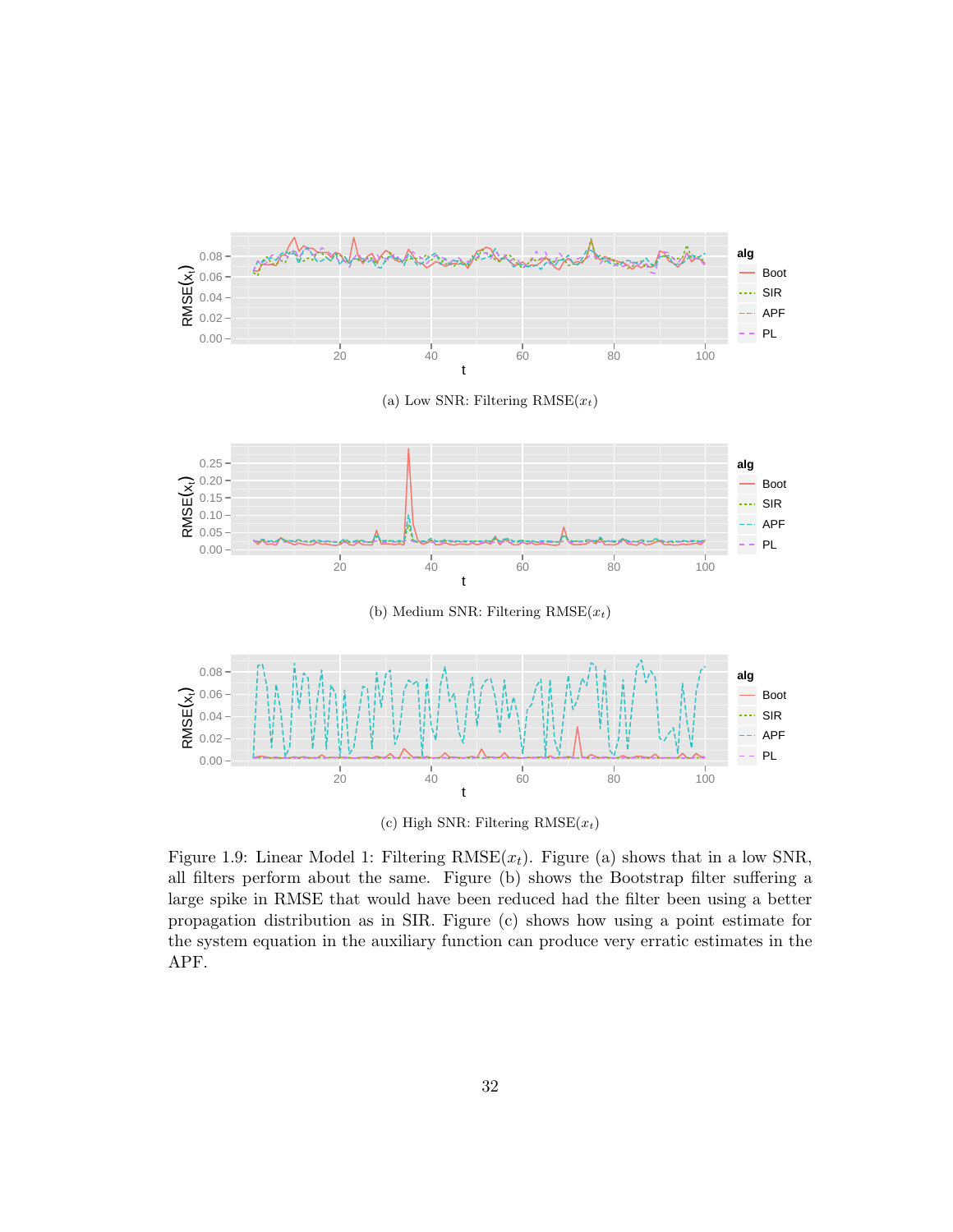(a) Low SNR: Filtering RMSE($x_t$)

(b) Medium SNR: Filtering RMSE($x_t$)

(c) High SNR: Filtering RMSE($x_t$)

Figure 1.9: Linear Model 1: Filtering RMSE($x_t$). Figure (a) shows that in a low SNR, all filters perform about the same. Figure (b) shows the Bootstrap filter suffering a large spike in RMSE that would have been reduced had the filter been using a better propagation distribution as in SIR. Figure (c) shows how using a point estimate for the system equation in the auxiliary function can produce very erratic estimates in the APF.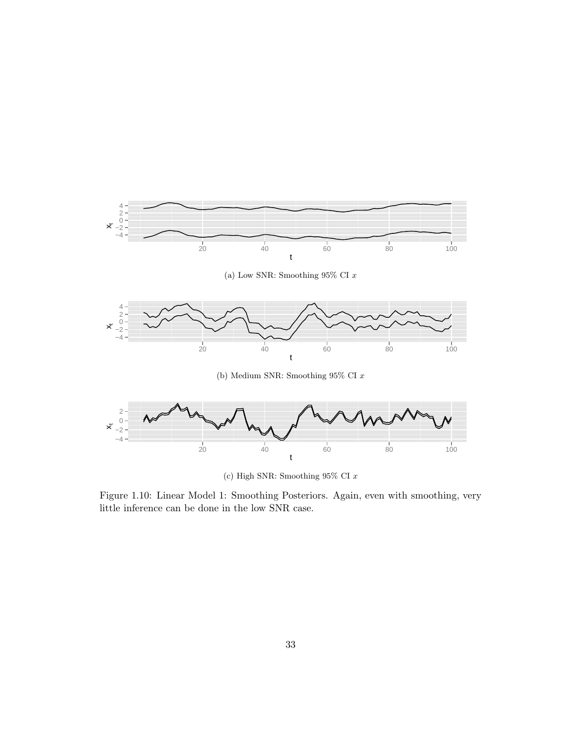(a) Low SNR: Smoothing 95% CI $x$

(b) Medium SNR: Smoothing 95% CI $x$

(c) High SNR: Smoothing 95% CI $x$

Figure 1.10: Linear Model 1: Smoothing Posteriors. Again, even with smoothing, very little inference can be done in the low SNR case.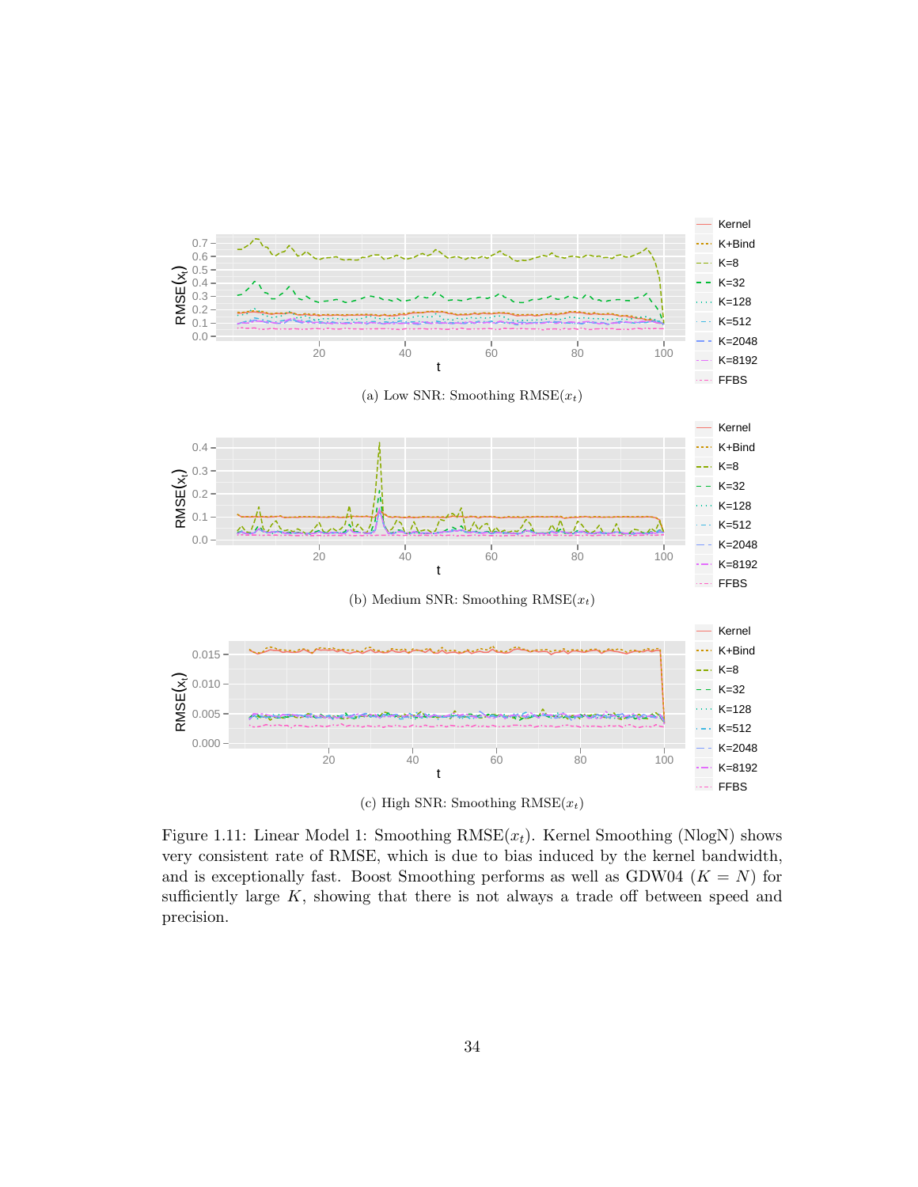(a) Low SNR: Smoothing RMSE($x_t$)

(b) Medium SNR: Smoothing RMSE($x_t$)

(c) High SNR: Smoothing RMSE($x_t$)

Figure 1.11: Linear Model 1: Smoothing RMSE($x_t$). Kernel Smoothing (NlogN) shows very consistent rate of RMSE, which is due to bias induced by the kernel bandwidth, and is exceptionally fast. Boost Smoothing performs as well as GDW04 ($K = N$) for sufficiently large $K$, showing that there is not always a trade off between speed and precision.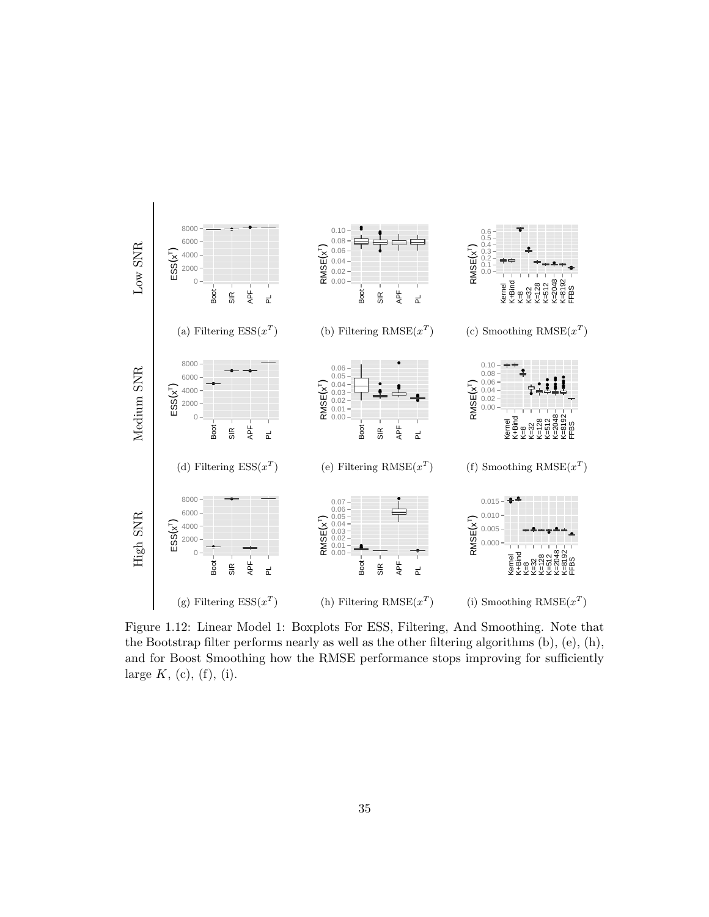Low SNR

(a) Filtering $\mathrm{ESS}(x^T)$

(b) Filtering $\mathrm{RMSE}(x^T)$

(c) Smoothing $\mathrm{RMSE}(x^T)$

Medium SNR

(d) Filtering $\mathrm{ESS}(x^T)$

(e) Filtering $\mathrm{RMSE}(x^T)$

(f) Smoothing $\mathrm{RMSE}(x^T)$

High SNR

(g) Filtering $\mathrm{ESS}(x^T)$

(h) Filtering $\mathrm{RMSE}(x^T)$

(i) Smoothing $\mathrm{RMSE}(x^T)$

Figure 1.12: Linear Model 1: Boxplots For ESS, Filtering, And Smoothing. Note that the Bootstrap filter performs nearly as well as the other filtering algorithms (b), (e), (h), and for Boost Smoothing how the RMSE performance stops improving for sufficiently large $K$, (c), (f), (i).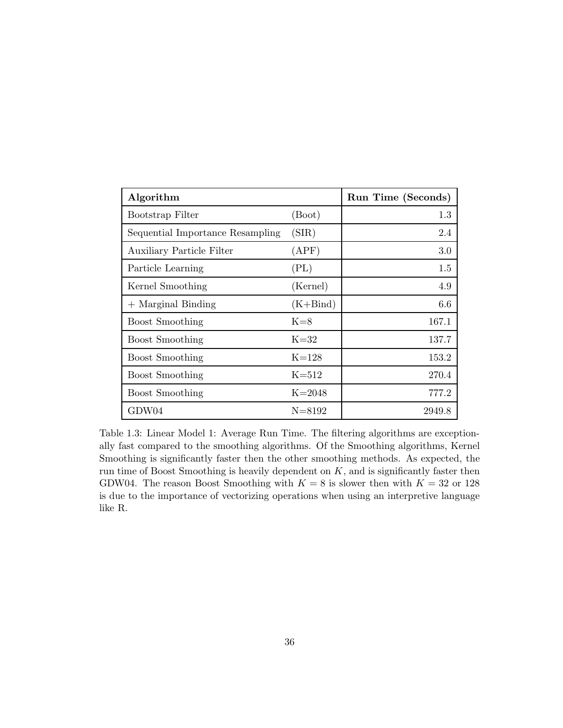| **Algorithm** | | **Run Time (Seconds)** |
|---|---|---|
| Bootstrap Filter | (Boot) | 1.3 |
| Sequential Importance Resampling | (SIR) | 2.4 |
| Auxiliary Particle Filter | (APF) | 3.0 |
| Particle Learning | (PL) | 1.5 |
| Kernel Smoothing | (Kernel) | 4.9 |
| + Marginal Binding | (K+Bind) | 6.6 |
| Boost Smoothing | K=8 | 167.1 |
| Boost Smoothing | K=32 | 137.7 |
| Boost Smoothing | K=128 | 153.2 |
| Boost Smoothing | K=512 | 270.4 |
| Boost Smoothing | K=2048 | 777.2 |
| GDW04 | N=8192 | 2949.8 |

Table 1.3: Linear Model 1: Average Run Time. The filtering algorithms are exceptionally fast compared to the smoothing algorithms. Of the Smoothing algorithms, Kernel Smoothing is significantly faster then the other smoothing methods. As expected, the run time of Boost Smoothing is heavily dependent on $K$, and is significantly faster then GDW04. The reason Boost Smoothing with $K = 8$ is slower then with $K = 32$ or 128 is due to the importance of vectorizing operations when using an interpretive language like R.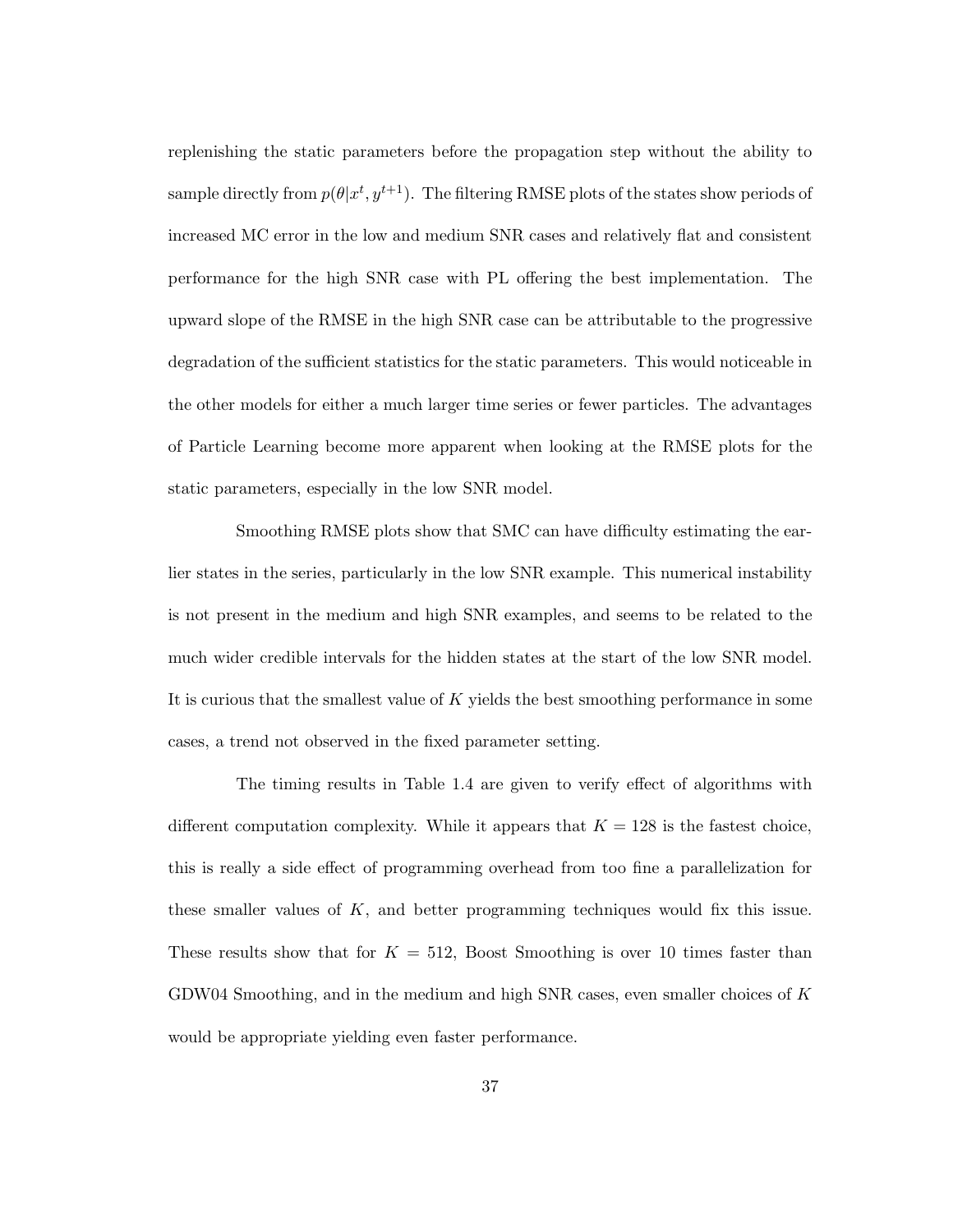replenishing the static parameters before the propagation step without the ability to sample directly from $p(\theta|x^t, y^{t+1})$. The filtering RMSE plots of the states show periods of increased MC error in the low and medium SNR cases and relatively flat and consistent performance for the high SNR case with PL offering the best implementation. The upward slope of the RMSE in the high SNR case can be attributable to the progressive degradation of the sufficient statistics for the static parameters. This would noticeable in the other models for either a much larger time series or fewer particles. The advantages of Particle Learning become more apparent when looking at the RMSE plots for the static parameters, especially in the low SNR model.

Smoothing RMSE plots show that SMC can have difficulty estimating the earlier states in the series, particularly in the low SNR example. This numerical instability is not present in the medium and high SNR examples, and seems to be related to the much wider credible intervals for the hidden states at the start of the low SNR model. It is curious that the smallest value of $K$ yields the best smoothing performance in some cases, a trend not observed in the fixed parameter setting.

The timing results in Table 1.4 are given to verify effect of algorithms with different computation complexity. While it appears that $K = 128$ is the fastest choice, this is really a side effect of programming overhead from too fine a parallelization for these smaller values of $K$, and better programming techniques would fix this issue. These results show that for $K = 512$, Boost Smoothing is over 10 times faster than GDW04 Smoothing, and in the medium and high SNR cases, even smaller choices of $K$ would be appropriate yielding even faster performance.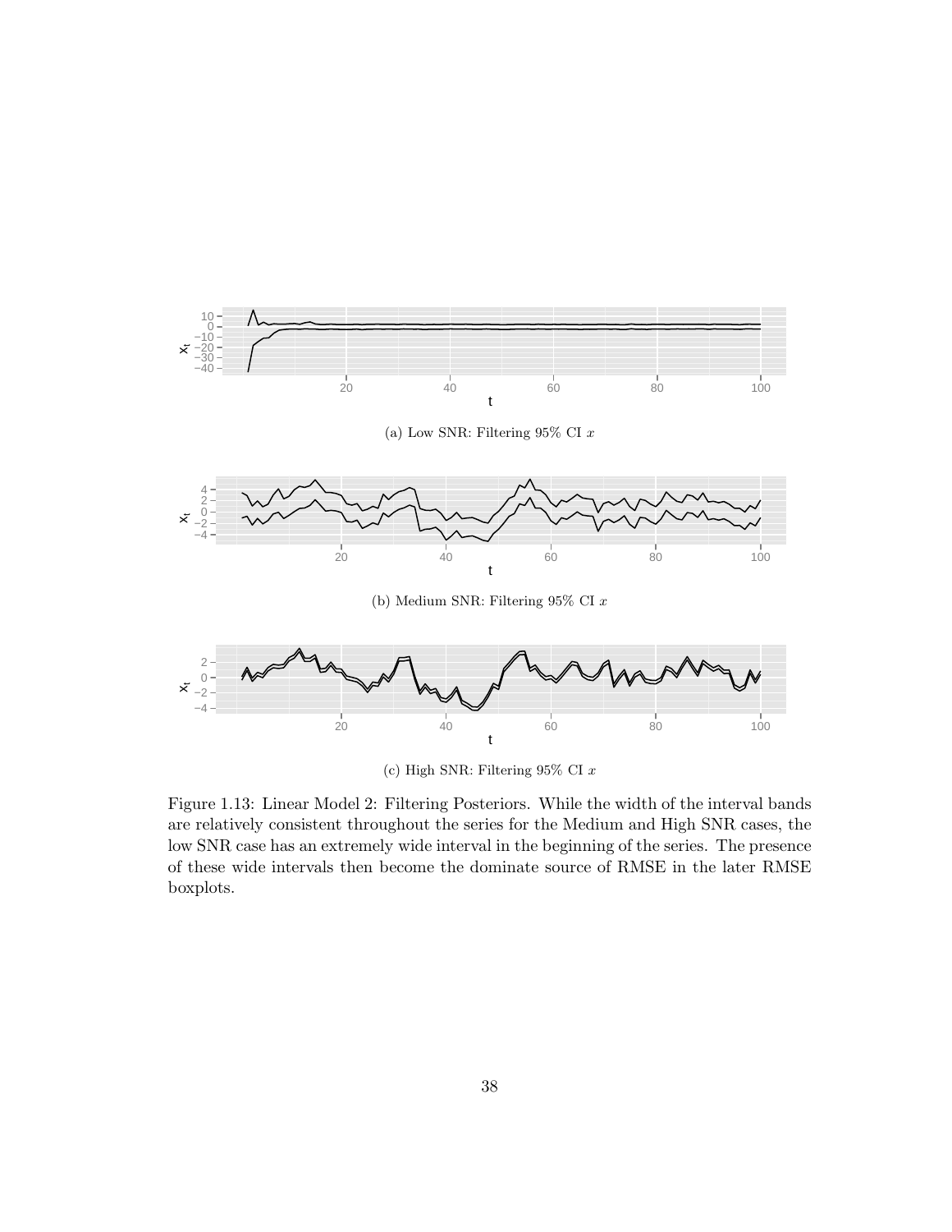(a) Low SNR: Filtering 95% CI $x$

(b) Medium SNR: Filtering 95% CI $x$

(c) High SNR: Filtering 95% CI $x$

Figure 1.13: Linear Model 2: Filtering Posteriors. While the width of the interval bands are relatively consistent throughout the series for the Medium and High SNR cases, the low SNR case has an extremely wide interval in the beginning of the series. The presence of these wide intervals then become the dominate source of RMSE in the later RMSE boxplots.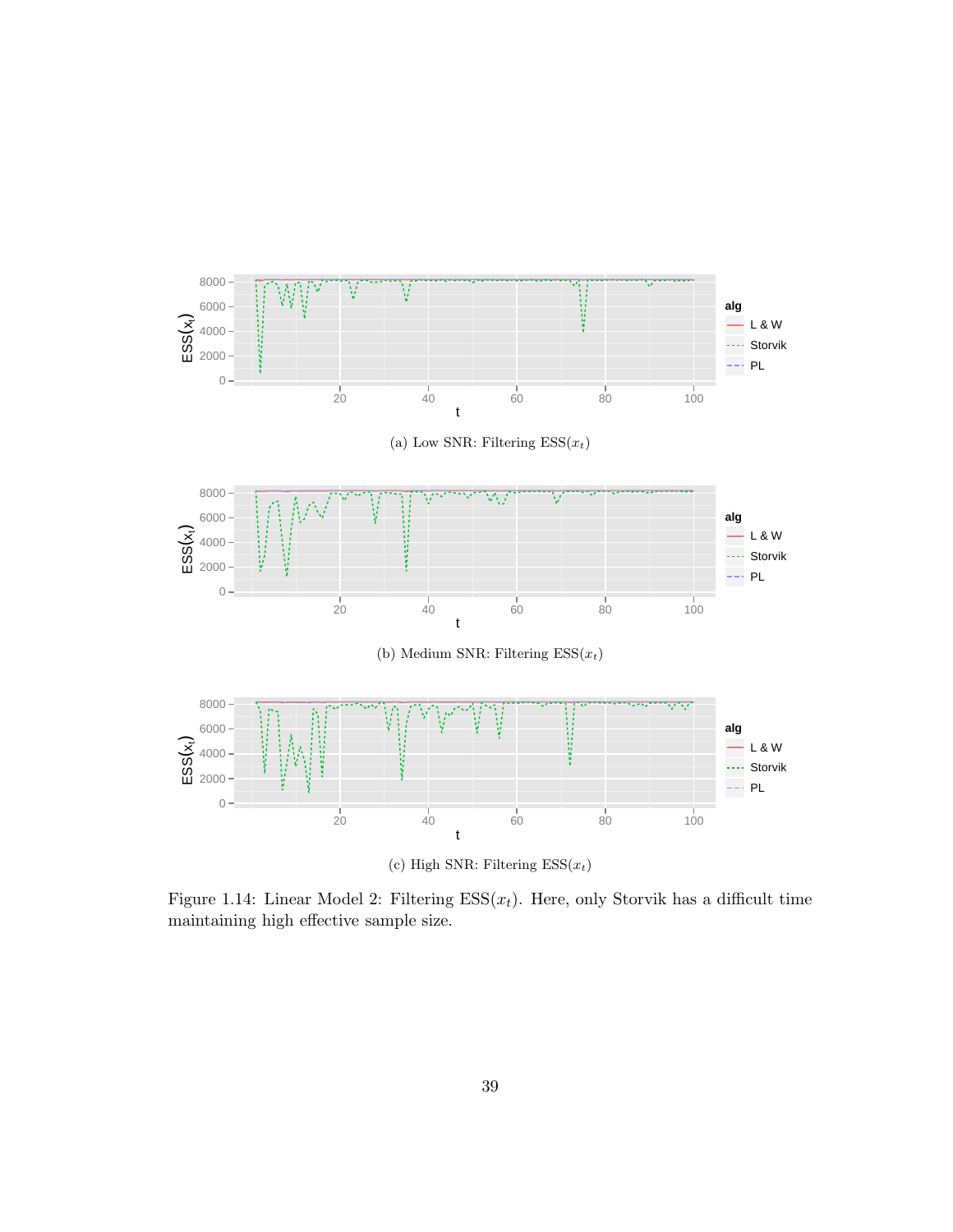(a) Low SNR: Filtering ESS($x_t$)

(b) Medium SNR: Filtering ESS($x_t$)

(c) High SNR: Filtering ESS($x_t$)

Figure 1.14: Linear Model 2: Filtering ESS($x_t$). Here, only Storvik has a difficult time maintaining high effective sample size.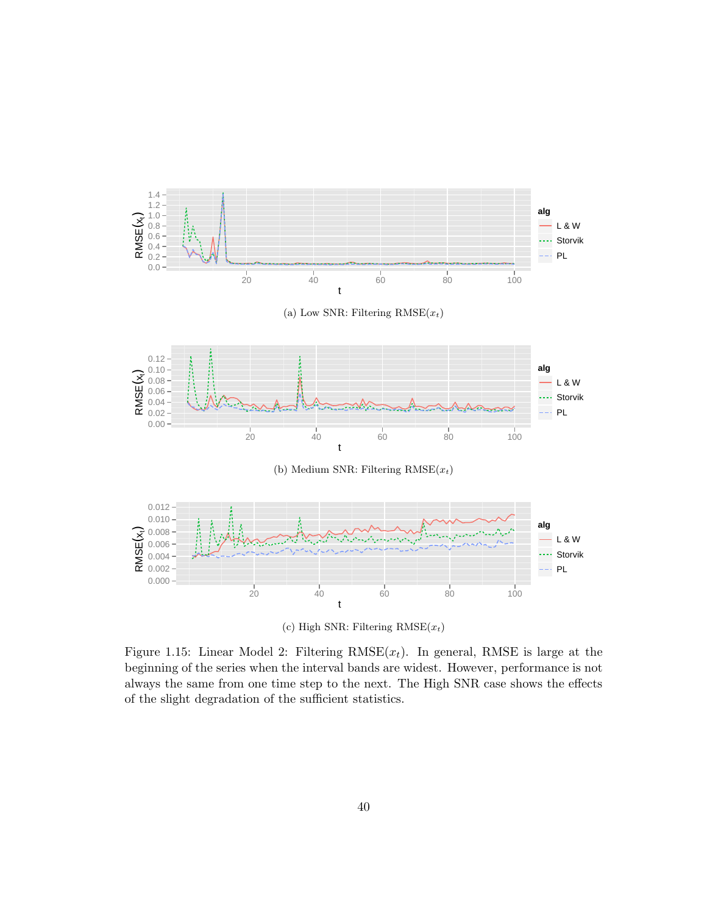(a) Low SNR: Filtering RMSE($x_t$)

(b) Medium SNR: Filtering RMSE($x_t$)

(c) High SNR: Filtering RMSE($x_t$)

Figure 1.15: Linear Model 2: Filtering RMSE($x_t$). In general, RMSE is large at the beginning of the series when the interval bands are widest. However, performance is not always the same from one time step to the next. The High SNR case shows the effects of the slight degradation of the sufficient statistics.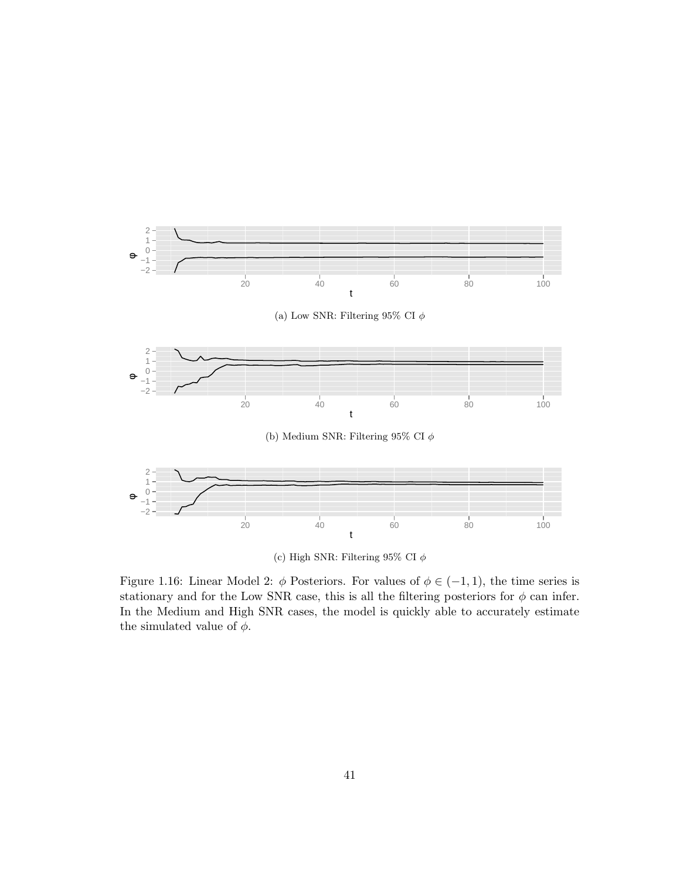(a) Low SNR: Filtering 95% CI $\phi$

(b) Medium SNR: Filtering 95% CI $\phi$

(c) High SNR: Filtering 95% CI $\phi$

Figure 1.16: Linear Model 2: $\phi$ Posteriors. For values of $\phi \in (-1, 1)$, the time series is stationary and for the Low SNR case, this is all the filtering posteriors for $\phi$ can infer. In the Medium and High SNR cases, the model is quickly able to accurately estimate the simulated value of $\phi$.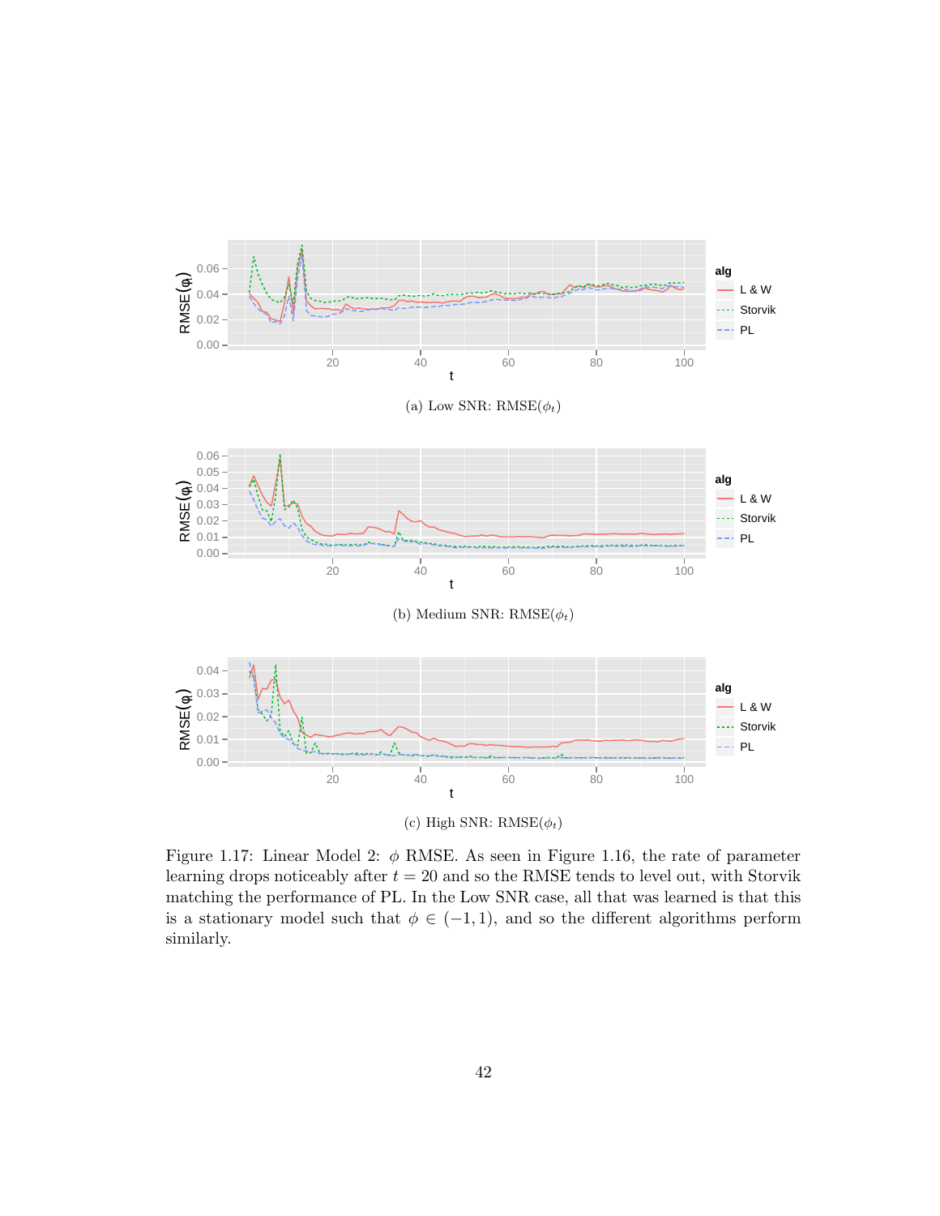(a) Low SNR: RMSE($\phi_t$)

(b) Medium SNR: RMSE($\phi_t$)

(c) High SNR: RMSE($\phi_t$)

Figure 1.17: Linear Model 2: $\phi$ RMSE. As seen in Figure 1.16, the rate of parameter learning drops noticeably after $t = 20$ and so the RMSE tends to level out, with Storvik matching the performance of PL. In the Low SNR case, all that was learned is that this is a stationary model such that $\phi \in (-1, 1)$, and so the different algorithms perform similarly.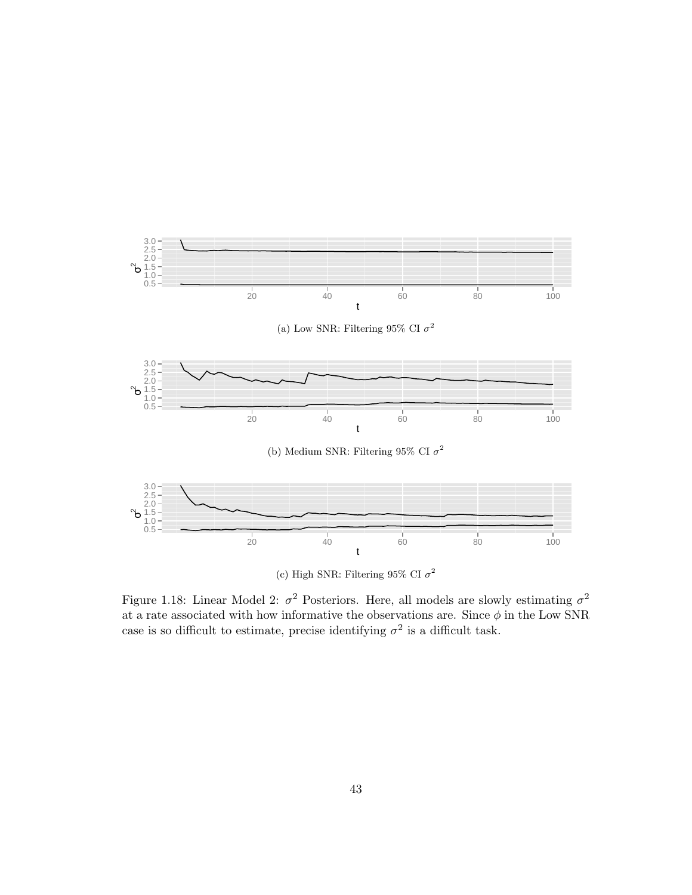(a) Low SNR: Filtering 95% CI $\sigma^2$

(b) Medium SNR: Filtering 95% CI $\sigma^2$

(c) High SNR: Filtering 95% CI $\sigma^2$

Figure 1.18: Linear Model 2: $\sigma^2$ Posteriors. Here, all models are slowly estimating $\sigma^2$ at a rate associated with how informative the observations are. Since $\phi$ in the Low SNR case is so difficult to estimate, precise identifying $\sigma^2$ is a difficult task.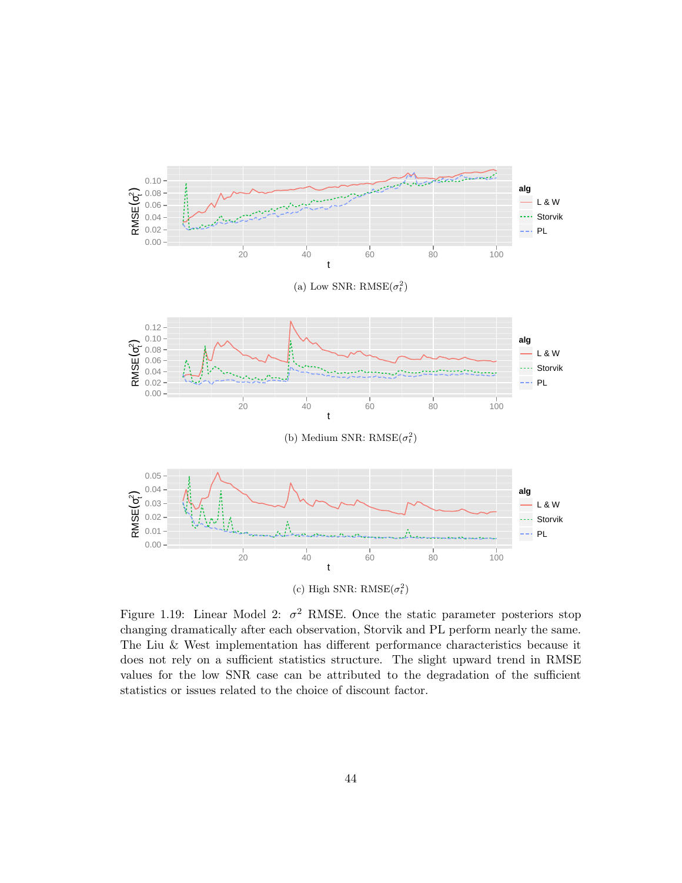(a) Low SNR: RMSE($\sigma_t^2$)

(b) Medium SNR: RMSE($\sigma_t^2$)

(c) High SNR: RMSE($\sigma_t^2$)

Figure 1.19: Linear Model 2: $\sigma^2$ RMSE. Once the static parameter posteriors stop changing dramatically after each observation, Storvik and PL perform nearly the same. The Liu & West implementation has different performance characteristics because it does not rely on a sufficient statistics structure. The slight upward trend in RMSE values for the low SNR case can be attributed to the degradation of the sufficient statistics or issues related to the choice of discount factor.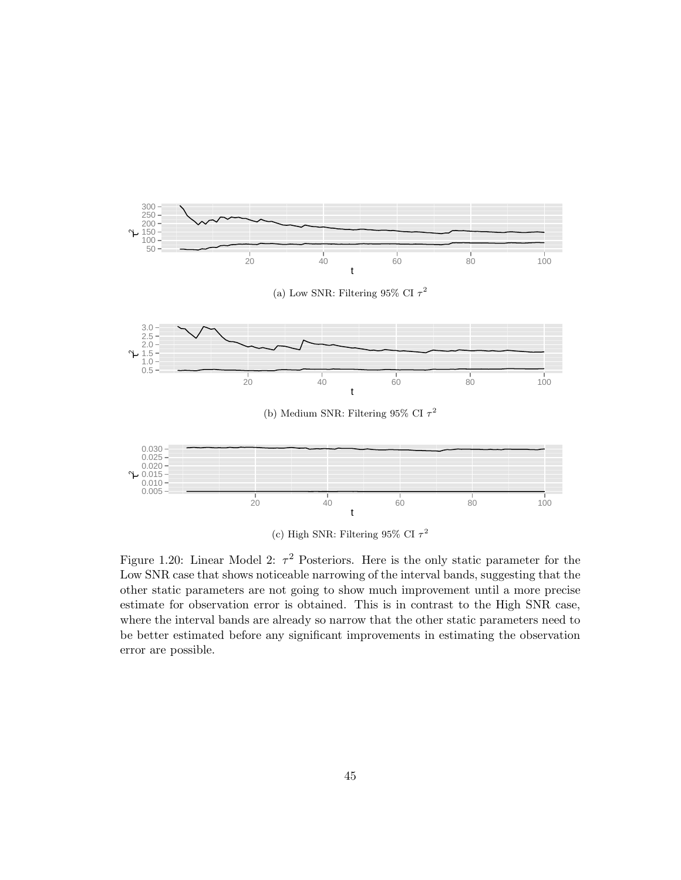(a) Low SNR: Filtering 95% CI $\tau^2$

(b) Medium SNR: Filtering 95% CI $\tau^2$

(c) High SNR: Filtering 95% CI $\tau^2$

Figure 1.20: Linear Model 2: $\tau^2$ Posteriors. Here is the only static parameter for the Low SNR case that shows noticeable narrowing of the interval bands, suggesting that the other static parameters are not going to show much improvement until a more precise estimate for observation error is obtained. This is in contrast to the High SNR case, where the interval bands are already so narrow that the other static parameters need to be better estimated before any significant improvements in estimating the observation error are possible.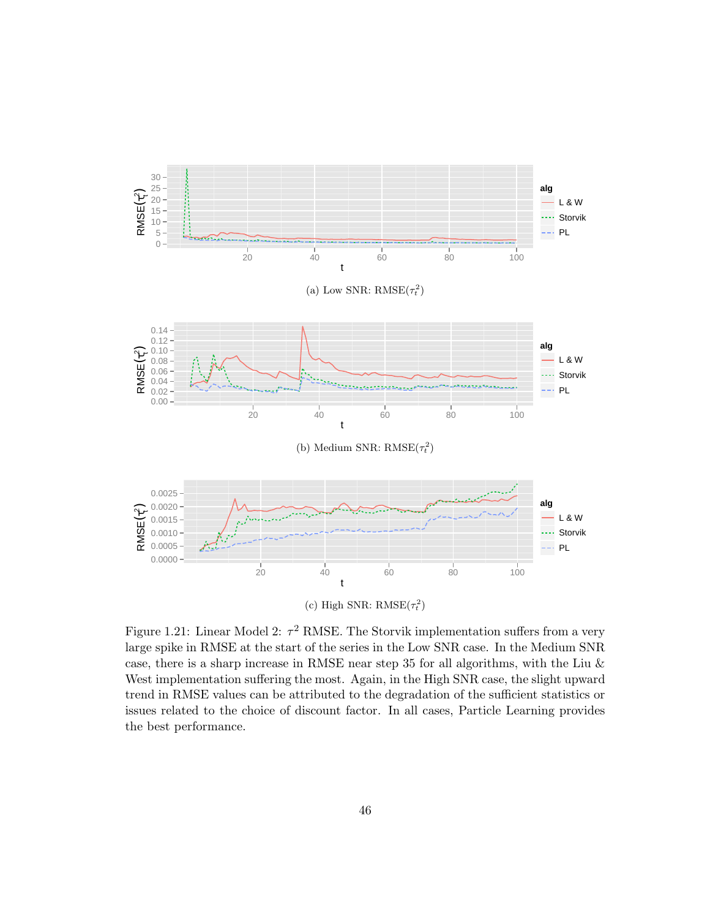(a) Low SNR: RMSE($\tau_t^2$)

(b) Medium SNR: RMSE($\tau_t^2$)

(c) High SNR: RMSE($\tau_t^2$)

Figure 1.21: Linear Model 2: $\tau^2$ RMSE. The Storvik implementation suffers from a very large spike in RMSE at the start of the series in the Low SNR case. In the Medium SNR case, there is a sharp increase in RMSE near step 35 for all algorithms, with the Liu & West implementation suffering the most. Again, in the High SNR case, the slight upward trend in RMSE values can be attributed to the degradation of the sufficient statistics or issues related to the choice of discount factor. In all cases, Particle Learning provides the best performance.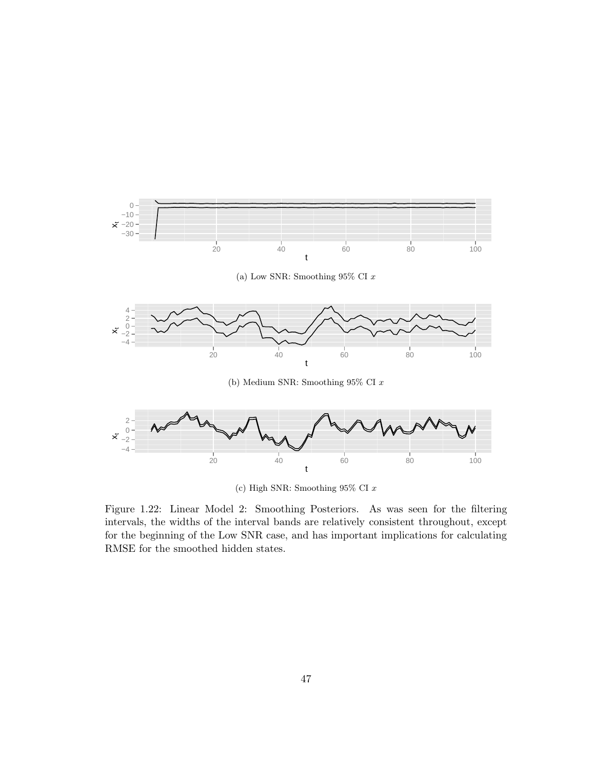(a) Low SNR: Smoothing 95% CI $x$

(b) Medium SNR: Smoothing 95% CI $x$

(c) High SNR: Smoothing 95% CI $x$

Figure 1.22: Linear Model 2: Smoothing Posteriors. As was seen for the filtering intervals, the widths of the interval bands are relatively consistent throughout, except for the beginning of the Low SNR case, and has important implications for calculating RMSE for the smoothed hidden states.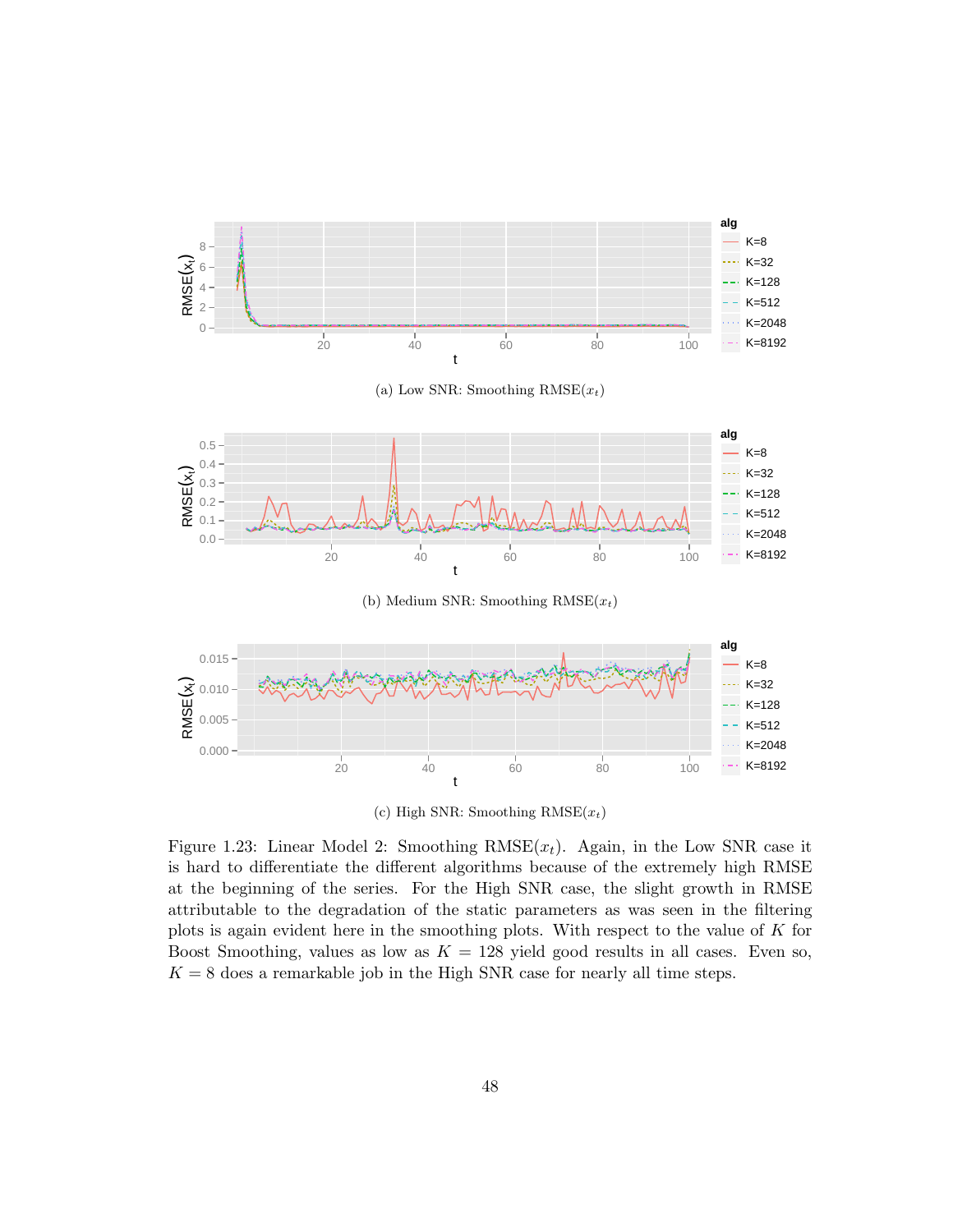(a) Low SNR: Smoothing RMSE($x_t$)

(b) Medium SNR: Smoothing RMSE($x_t$)

(c) High SNR: Smoothing RMSE($x_t$)

Figure 1.23: Linear Model 2: Smoothing RMSE($x_t$). Again, in the Low SNR case it is hard to differentiate the different algorithms because of the extremely high RMSE at the beginning of the series. For the High SNR case, the slight growth in RMSE attributable to the degradation of the static parameters as was seen in the filtering plots is again evident here in the smoothing plots. With respect to the value of $K$ for Boost Smoothing, values as low as $K = 128$ yield good results in all cases. Even so, $K = 8$ does a remarkable job in the High SNR case for nearly all time steps.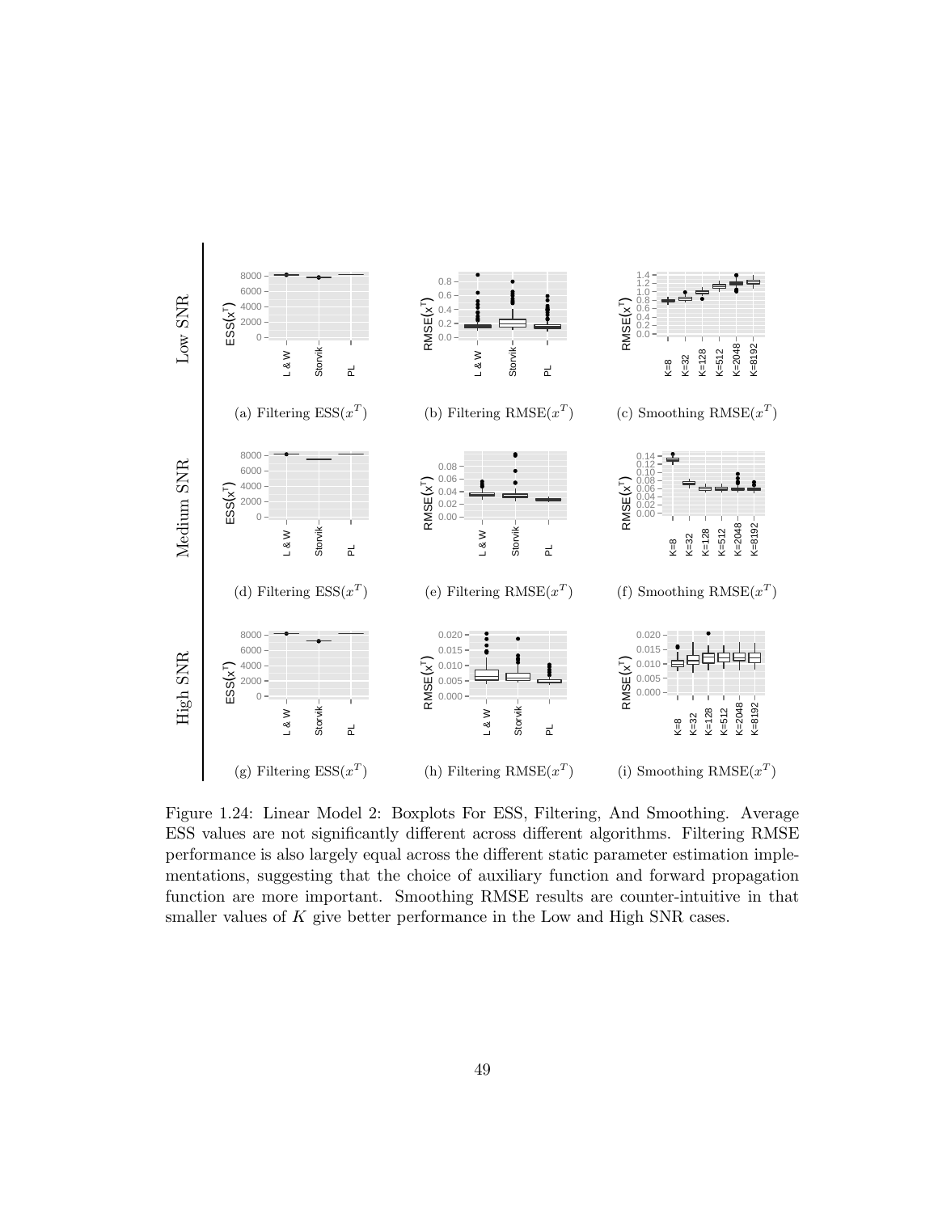Low SNR

(a) Filtering $\text{ESS}(x^T)$

(b) Filtering $\text{RMSE}(x^T)$

(c) Smoothing $\text{RMSE}(x^T)$

Medium SNR

(d) Filtering $\text{ESS}(x^T)$

(e) Filtering $\text{RMSE}(x^T)$

(f) Smoothing $\text{RMSE}(x^T)$

High SNR

(g) Filtering $\text{ESS}(x^T)$

(h) Filtering $\text{RMSE}(x^T)$

(i) Smoothing $\text{RMSE}(x^T)$

Figure 1.24: Linear Model 2: Boxplots For ESS, Filtering, And Smoothing. Average ESS values are not significantly different across different algorithms. Filtering RMSE performance is also largely equal across the different static parameter estimation implementations, suggesting that the choice of auxiliary function and forward propagation function are more important. Smoothing RMSE results are counter-intuitive in that smaller values of $K$ give better performance in the Low and High SNR cases.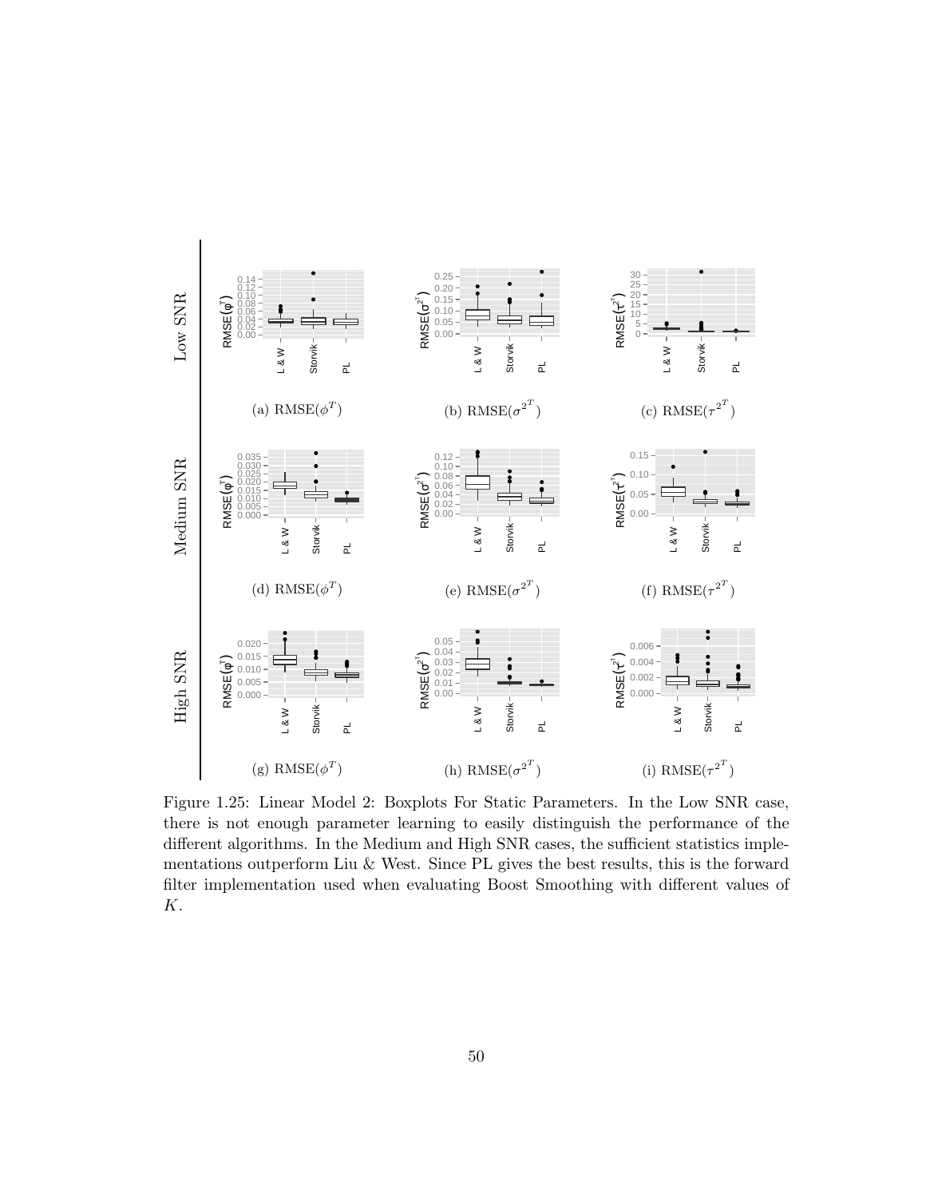Low SNR

(a) RMSE($\phi^T$)

(b) RMSE(${\sigma^2}^T$)

(c) RMSE(${\tau^2}^T$)

Medium SNR

(d) RMSE($\phi^T$)

(e) RMSE(${\sigma^2}^T$)

(f) RMSE(${\tau^2}^T$)

High SNR

(g) RMSE($\phi^T$)

(h) RMSE(${\sigma^2}^T$)

(i) RMSE(${\tau^2}^T$)

Figure 1.25: Linear Model 2: Boxplots For Static Parameters. In the Low SNR case, there is not enough parameter learning to easily distinguish the performance of the different algorithms. In the Medium and High SNR cases, the sufficient statistics implementations outperform Liu & West. Since PL gives the best results, this is the forward filter implementation used when evaluating Boost Smoothing with different values of $K$.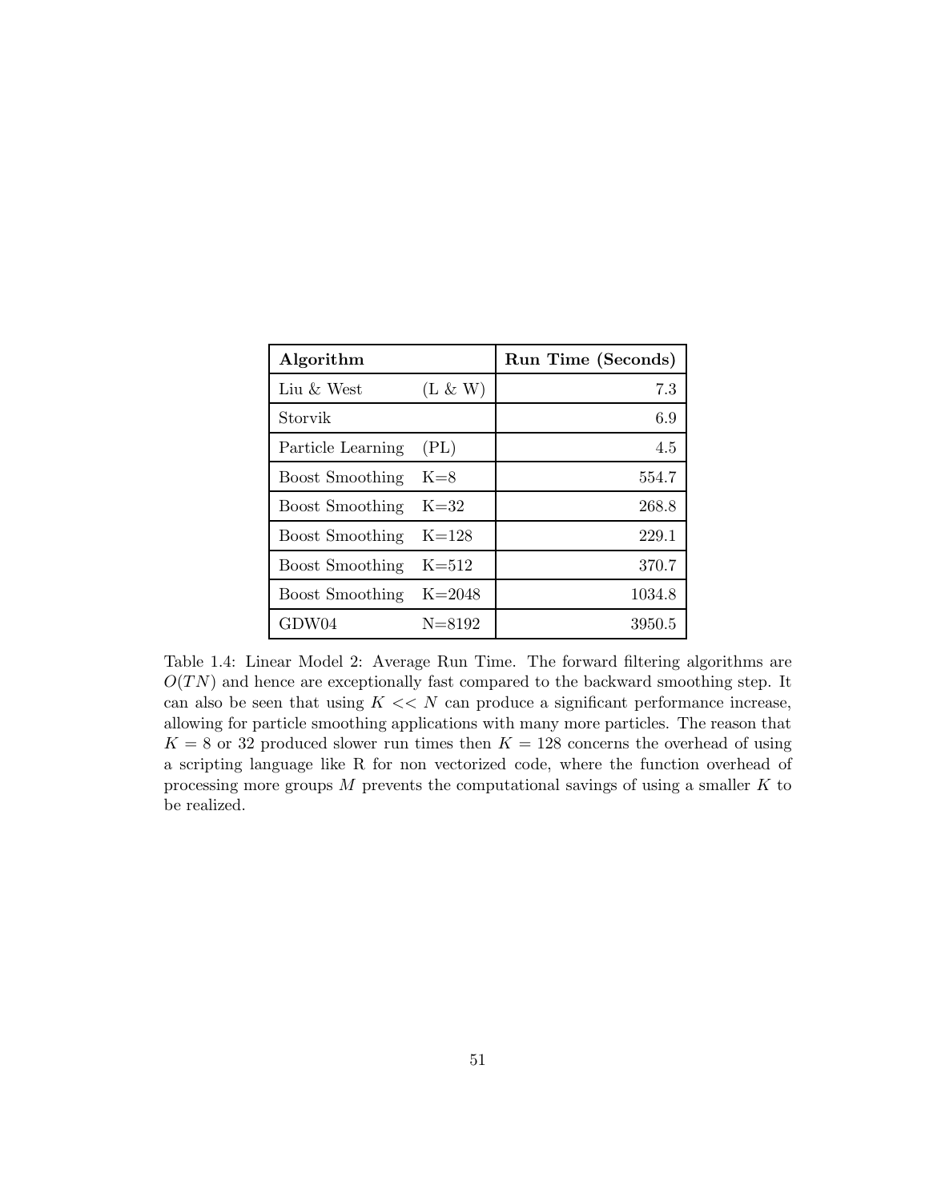| **Algorithm** | | **Run Time (Seconds)** |
|---|---|---:|
| Liu & West | (L & W) | 7.3 |
| Storvik | | 6.9 |
| Particle Learning | (PL) | 4.5 |
| Boost Smoothing | K=8 | 554.7 |
| Boost Smoothing | K=32 | 268.8 |
| Boost Smoothing | K=128 | 229.1 |
| Boost Smoothing | K=512 | 370.7 |
| Boost Smoothing | K=2048 | 1034.8 |
| GDW04 | N=8192 | 3950.5 |

Table 1.4: Linear Model 2: Average Run Time. The forward filtering algorithms are $O(TN)$ and hence are exceptionally fast compared to the backward smoothing step. It can also be seen that using $K << N$ can produce a significant performance increase, allowing for particle smoothing applications with many more particles. The reason that $K = 8$ or 32 produced slower run times then $K = 128$ concerns the overhead of using a scripting language like R for non vectorized code, where the function overhead of processing more groups $M$ prevents the computational savings of using a smaller $K$ to be realized.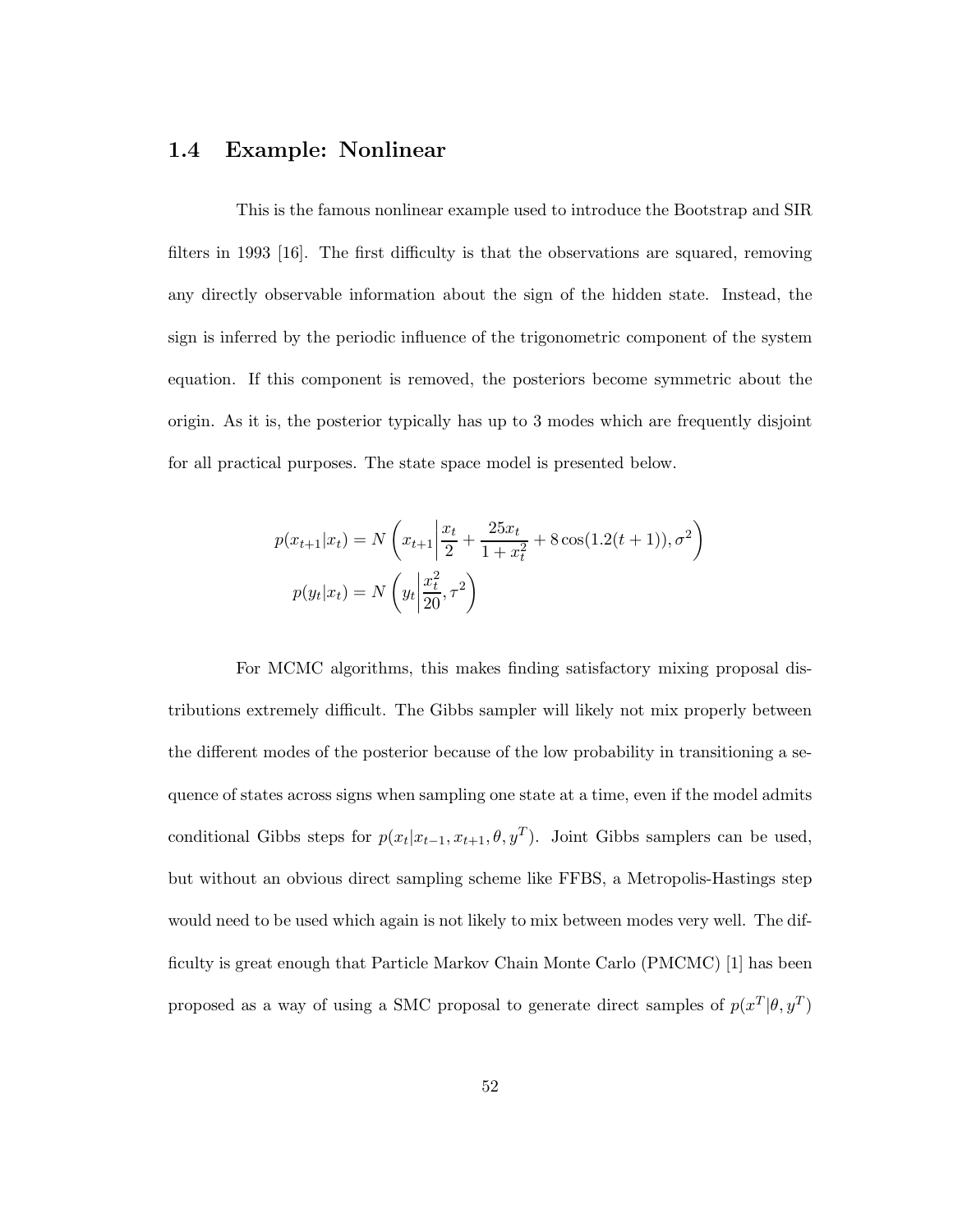## 1.4 Example: Nonlinear

This is the famous nonlinear example used to introduce the Bootstrap and SIR filters in 1993 [16]. The first difficulty is that the observations are squared, removing any directly observable information about the sign of the hidden state. Instead, the sign is inferred by the periodic influence of the trigonometric component of the system equation. If this component is removed, the posteriors become symmetric about the origin. As it is, the posterior typically has up to 3 modes which are frequently disjoint for all practical purposes. The state space model is presented below.

$$
\begin{aligned}
p(x_{t+1}|x_t) &= N\left(x_{t+1}\middle|\frac{x_t}{2} + \frac{25x_t}{1+x_t^2} + 8\cos(1.2(t+1)), \sigma^2\right) \\
p(y_t|x_t) &= N\left(y_t\middle|\frac{x_t^2}{20}, \tau^2\right)
\end{aligned}
$$

For MCMC algorithms, this makes finding satisfactory mixing proposal distributions extremely difficult. The Gibbs sampler will likely not mix properly between the different modes of the posterior because of the low probability in transitioning a sequence of states across signs when sampling one state at a time, even if the model admits conditional Gibbs steps for $p(x_t|x_{t-1}, x_{t+1}, \theta, y^T)$. Joint Gibbs samplers can be used, but without an obvious direct sampling scheme like FFBS, a Metropolis-Hastings step would need to be used which again is not likely to mix between modes very well. The difficulty is great enough that Particle Markov Chain Monte Carlo (PMCMC) [1] has been proposed as a way of using a SMC proposal to generate direct samples of $p(x^T|\theta, y^T)$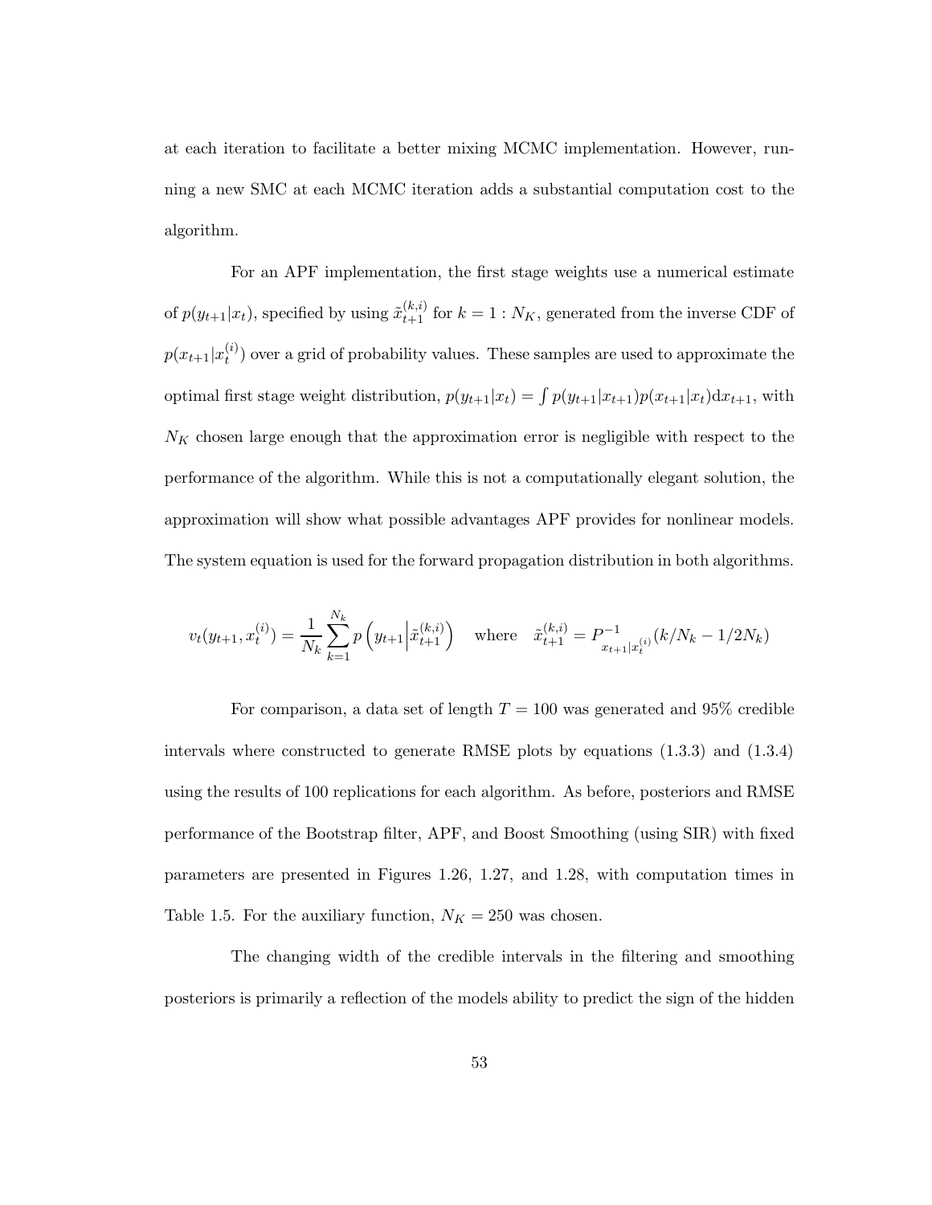at each iteration to facilitate a better mixing MCMC implementation. However, running a new SMC at each MCMC iteration adds a substantial computation cost to the algorithm.

For an APF implementation, the first stage weights use a numerical estimate of $p(y_{t+1}|x_t)$, specified by using $\tilde{x}_{t+1}^{(k,i)}$ for $k = 1 : N_K$, generated from the inverse CDF of $p(x_{t+1}|x_t^{(i)})$ over a grid of probability values. These samples are used to approximate the optimal first stage weight distribution, $p(y_{t+1}|x_t) = \int p(y_{t+1}|x_{t+1})p(x_{t+1}|x_t)\mathrm{d}x_{t+1}$, with $N_K$ chosen large enough that the approximation error is negligible with respect to the performance of the algorithm. While this is not a computationally elegant solution, the approximation will show what possible advantages APF provides for nonlinear models. The system equation is used for the forward propagation distribution in both algorithms.

$$v_t(y_{t+1}, x_t^{(i)}) = \frac{1}{N_k} \sum_{k=1}^{N_k} p\left(y_{t+1} \middle| \tilde{x}_{t+1}^{(k,i)}\right) \quad \text{where} \quad \tilde{x}_{t+1}^{(k,i)} = P^{-1}_{x_{t+1}|x_t^{(i)}}(k/N_k - 1/2N_k)$$

For comparison, a data set of length $T = 100$ was generated and 95% credible intervals where constructed to generate RMSE plots by equations (1.3.3) and (1.3.4) using the results of 100 replications for each algorithm. As before, posteriors and RMSE performance of the Bootstrap filter, APF, and Boost Smoothing (using SIR) with fixed parameters are presented in Figures 1.26, 1.27, and 1.28, with computation times in Table 1.5. For the auxiliary function, $N_K = 250$ was chosen.

The changing width of the credible intervals in the filtering and smoothing posteriors is primarily a reflection of the models ability to predict the sign of the hidden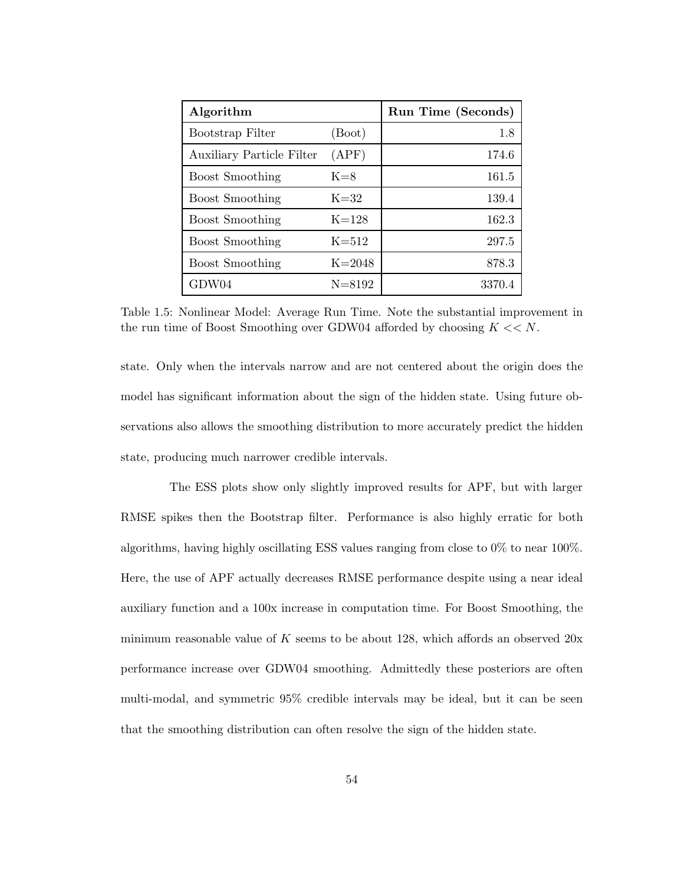| **Algorithm** | | **Run Time (Seconds)** |
|---|---|---:|
| Bootstrap Filter | (Boot) | 1.8 |
| Auxiliary Particle Filter | (APF) | 174.6 |
| Boost Smoothing | K=8 | 161.5 |
| Boost Smoothing | K=32 | 139.4 |
| Boost Smoothing | K=128 | 162.3 |
| Boost Smoothing | K=512 | 297.5 |
| Boost Smoothing | K=2048 | 878.3 |
| GDW04 | N=8192 | 3370.4 |

Table 1.5: Nonlinear Model: Average Run Time. Note the substantial improvement in the run time of Boost Smoothing over GDW04 afforded by choosing $K << N$.

state. Only when the intervals narrow and are not centered about the origin does the model has significant information about the sign of the hidden state. Using future observations also allows the smoothing distribution to more accurately predict the hidden state, producing much narrower credible intervals.

The ESS plots show only slightly improved results for APF, but with larger RMSE spikes then the Bootstrap filter. Performance is also highly erratic for both algorithms, having highly oscillating ESS values ranging from close to 0% to near 100%. Here, the use of APF actually decreases RMSE performance despite using a near ideal auxiliary function and a 100x increase in computation time. For Boost Smoothing, the minimum reasonable value of $K$ seems to be about 128, which affords an observed 20x performance increase over GDW04 smoothing. Admittedly these posteriors are often multi-modal, and symmetric 95% credible intervals may be ideal, but it can be seen that the smoothing distribution can often resolve the sign of the hidden state.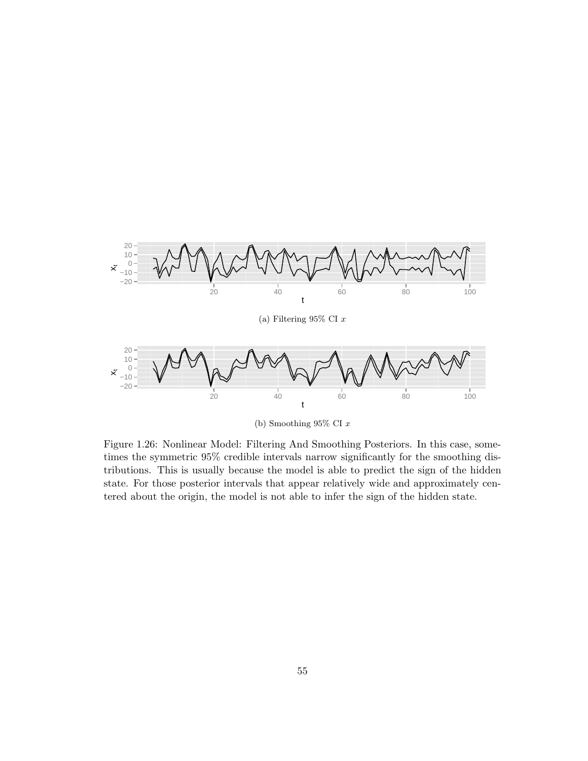(a) Filtering 95% CI $x$

(b) Smoothing 95% CI $x$

Figure 1.26: Nonlinear Model: Filtering And Smoothing Posteriors. In this case, sometimes the symmetric 95% credible intervals narrow significantly for the smoothing distributions. This is usually because the model is able to predict the sign of the hidden state. For those posterior intervals that appear relatively wide and approximately centered about the origin, the model is not able to infer the sign of the hidden state.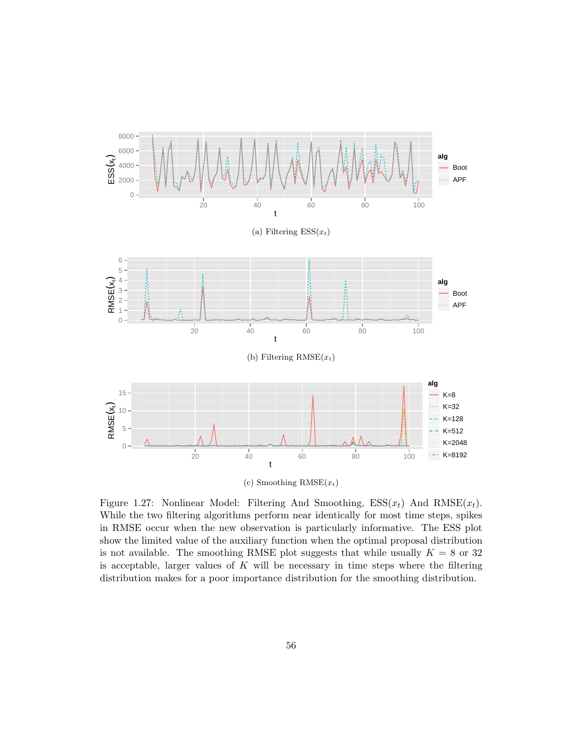(a) Filtering ESS($x_t$)

(b) Filtering RMSE($x_t$)

(c) Smoothing RMSE($x_t$)

Figure 1.27: Nonlinear Model: Filtering And Smoothing, ESS($x_t$) And RMSE($x_t$). While the two filtering algorithms perform near identically for most time steps, spikes in RMSE occur when the new observation is particularly informative. The ESS plot show the limited value of the auxiliary function when the optimal proposal distribution is not available. The smoothing RMSE plot suggests that while usually $K = 8$ or $32$ is acceptable, larger values of $K$ will be necessary in time steps where the filtering distribution makes for a poor importance distribution for the smoothing distribution.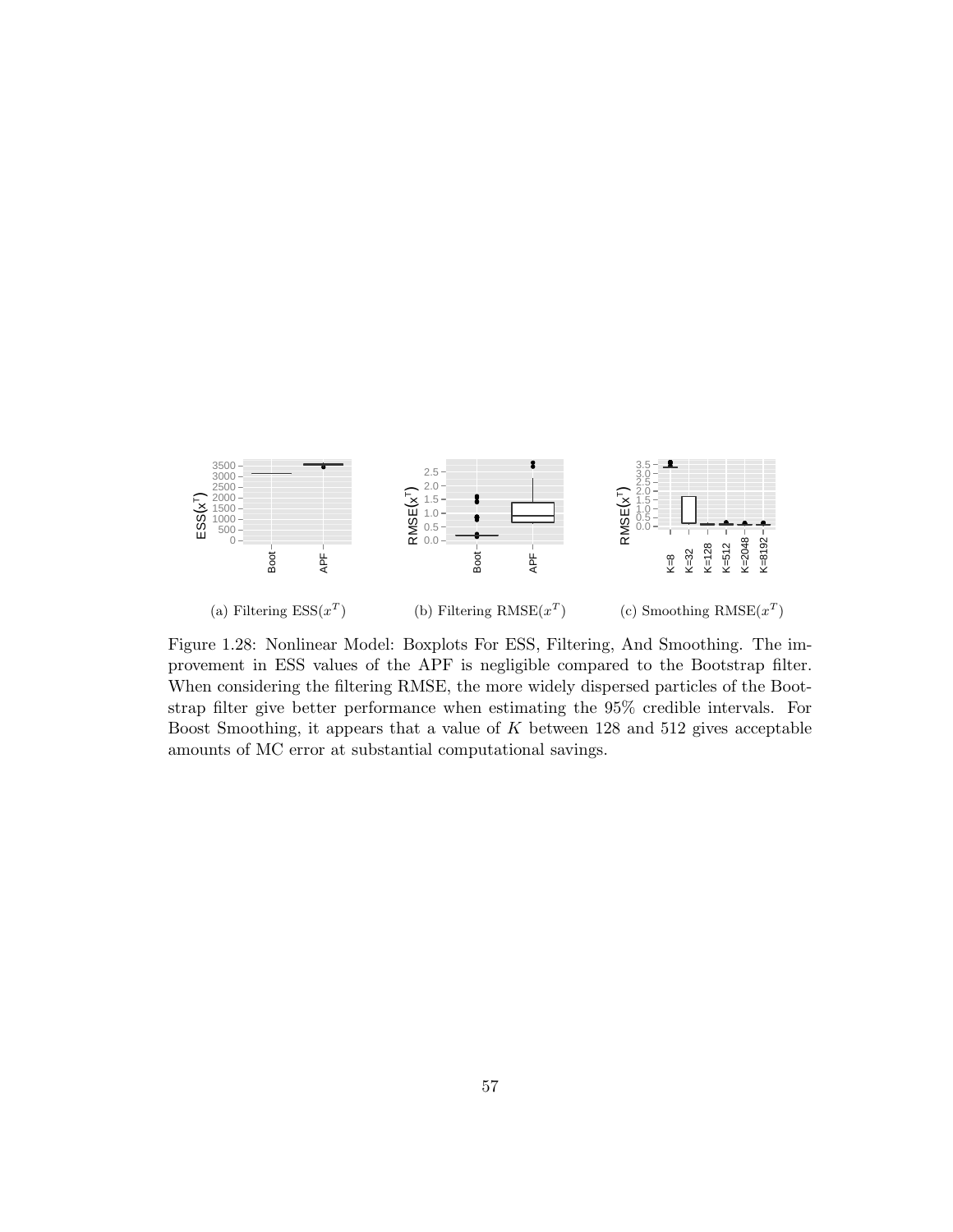(a) Filtering ESS($x^T$)

(b) Filtering RMSE($x^T$)

(c) Smoothing RMSE($x^T$)

Figure 1.28: Nonlinear Model: Boxplots For ESS, Filtering, And Smoothing. The improvement in ESS values of the APF is negligible compared to the Bootstrap filter. When considering the filtering RMSE, the more widely dispersed particles of the Bootstrap filter give better performance when estimating the 95% credible intervals. For Boost Smoothing, it appears that a value of $K$ between 128 and 512 gives acceptable amounts of MC error at substantial computational savings.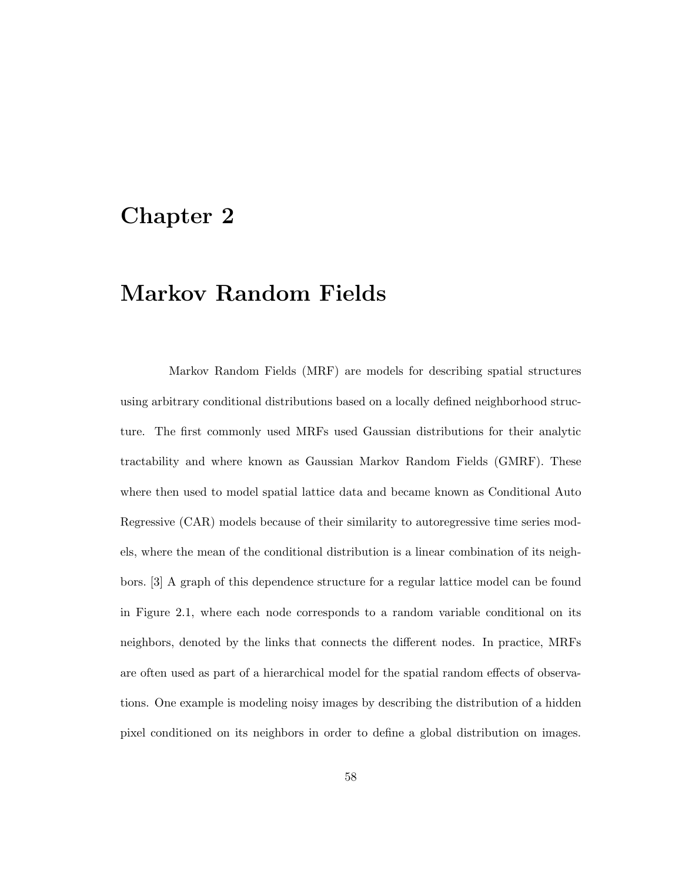# Chapter 2

# Markov Random Fields

Markov Random Fields (MRF) are models for describing spatial structures using arbitrary conditional distributions based on a locally defined neighborhood structure. The first commonly used MRFs used Gaussian distributions for their analytic tractability and where known as Gaussian Markov Random Fields (GMRF). These where then used to model spatial lattice data and became known as Conditional Auto Regressive (CAR) models because of their similarity to autoregressive time series models, where the mean of the conditional distribution is a linear combination of its neighbors. [3] A graph of this dependence structure for a regular lattice model can be found in Figure 2.1, where each node corresponds to a random variable conditional on its neighbors, denoted by the links that connects the different nodes. In practice, MRFs are often used as part of a hierarchical model for the spatial random effects of observations. One example is modeling noisy images by describing the distribution of a hidden pixel conditioned on its neighbors in order to define a global distribution on images.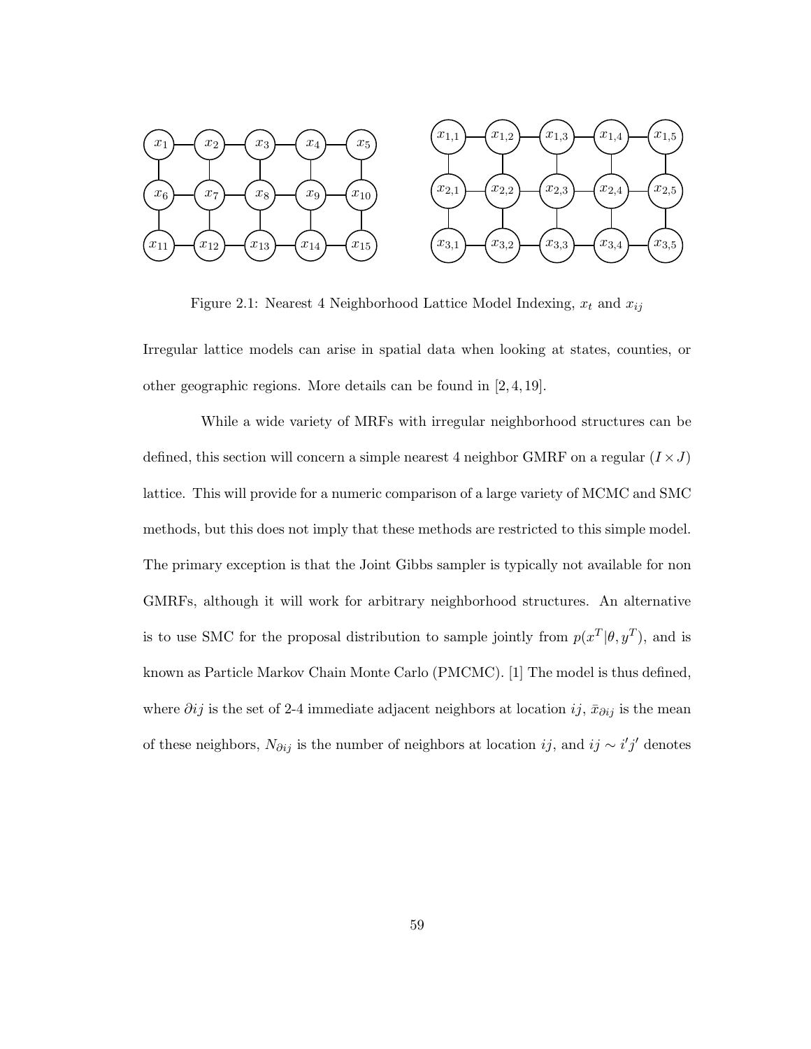Figure 2.1: Nearest 4 Neighborhood Lattice Model Indexing, $x_t$ and $x_{ij}$

Irregular lattice models can arise in spatial data when looking at states, counties, or other geographic regions. More details can be found in [2, 4, 19].

While a wide variety of MRFs with irregular neighborhood structures can be defined, this section will concern a simple nearest 4 neighbor GMRF on a regular $(I \times J)$ lattice. This will provide for a numeric comparison of a large variety of MCMC and SMC methods, but this does not imply that these methods are restricted to this simple model. The primary exception is that the Joint Gibbs sampler is typically not available for non GMRFs, although it will work for arbitrary neighborhood structures. An alternative is to use SMC for the proposal distribution to sample jointly from $p(x^T|\theta, y^T)$, and is known as Particle Markov Chain Monte Carlo (PMCMC). [1] The model is thus defined, where $\partial ij$ is the set of 2-4 immediate adjacent neighbors at location $ij$, $\bar{x}_{\partial ij}$ is the mean of these neighbors, $N_{\partial ij}$ is the number of neighbors at location $ij$, and $ij \sim i'j'$ denotes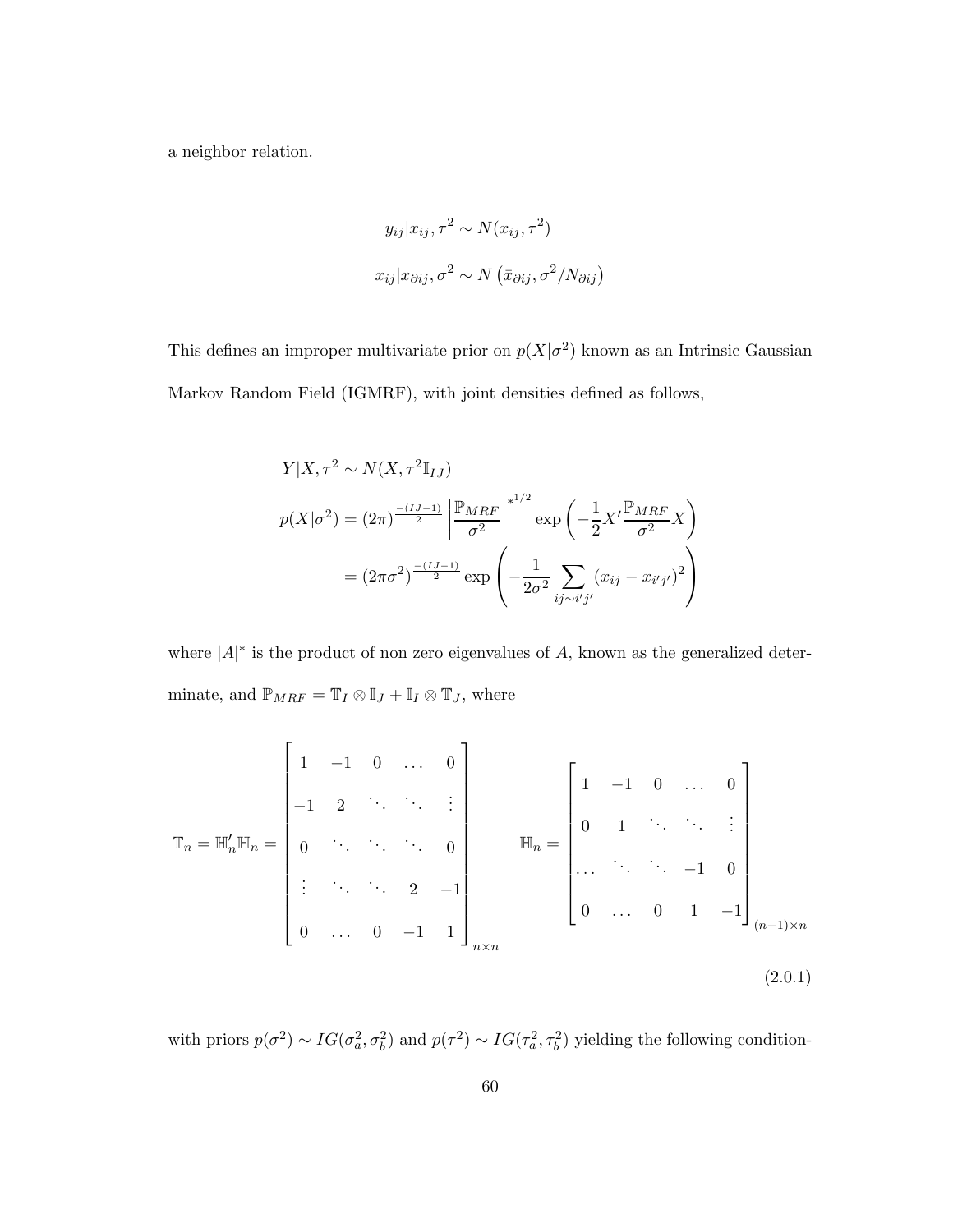a neighbor relation.

$$y_{ij}|x_{ij}, \tau^2 \sim N(x_{ij}, \tau^2)$$

$$x_{ij}|x_{\partial ij}, \sigma^2 \sim N\left(\bar{x}_{\partial ij}, \sigma^2/N_{\partial ij}\right)$$

This defines an improper multivariate prior on $p(X|\sigma^2)$ known as an Intrinsic Gaussian Markov Random Field (IGMRF), with joint densities defined as follows,

$$
\begin{aligned}
Y|X, \tau^2 &\sim N(X, \tau^2 \mathbb{I}_{IJ}) \\
p(X|\sigma^2) &= (2\pi)^{\frac{-(IJ-1)}{2}} \left|\frac{\mathbb{P}_{MRF}}{\sigma^2}\right|^{*^{1/2}} \exp\left(-\frac{1}{2}X'\frac{\mathbb{P}_{MRF}}{\sigma^2}X\right) \\
&= (2\pi\sigma^2)^{\frac{-(IJ-1)}{2}} \exp\left(-\frac{1}{2\sigma^2}\sum_{ij\sim i'j'}(x_{ij} - x_{i'j'})^2\right)
\end{aligned}
$$

where $|A|^*$ is the product of non zero eigenvalues of $A$, known as the generalized determinate, and $\mathbb{P}_{MRF} = \mathbb{T}_I \otimes \mathbb{I}_J + \mathbb{I}_I \otimes \mathbb{T}_J$, where

$$
\mathbb{T}_n = \mathbb{H}_n'\mathbb{H}_n = \begin{bmatrix} 1 & -1 & 0 & \dots & 0 \\ -1 & 2 & \ddots & \ddots & \vdots \\ 0 & \ddots & \ddots & \ddots & 0 \\ \vdots & \ddots & \ddots & 2 & -1 \\ 0 & \dots & 0 & -1 & 1 \end{bmatrix}_{n\times n} \qquad \mathbb{H}_n = \begin{bmatrix} 1 & -1 & 0 & \dots & 0 \\ 0 & 1 & \ddots & \ddots & \vdots \\ \dots & \ddots & \ddots & -1 & 0 \\ 0 & \dots & 0 & 1 & -1 \end{bmatrix}_{(n-1)\times n} \tag{2.0.1}
$$

with priors $p(\sigma^2) \sim IG(\sigma_a^2, \sigma_b^2)$ and $p(\tau^2) \sim IG(\tau_a^2, \tau_b^2)$ yielding the following condition-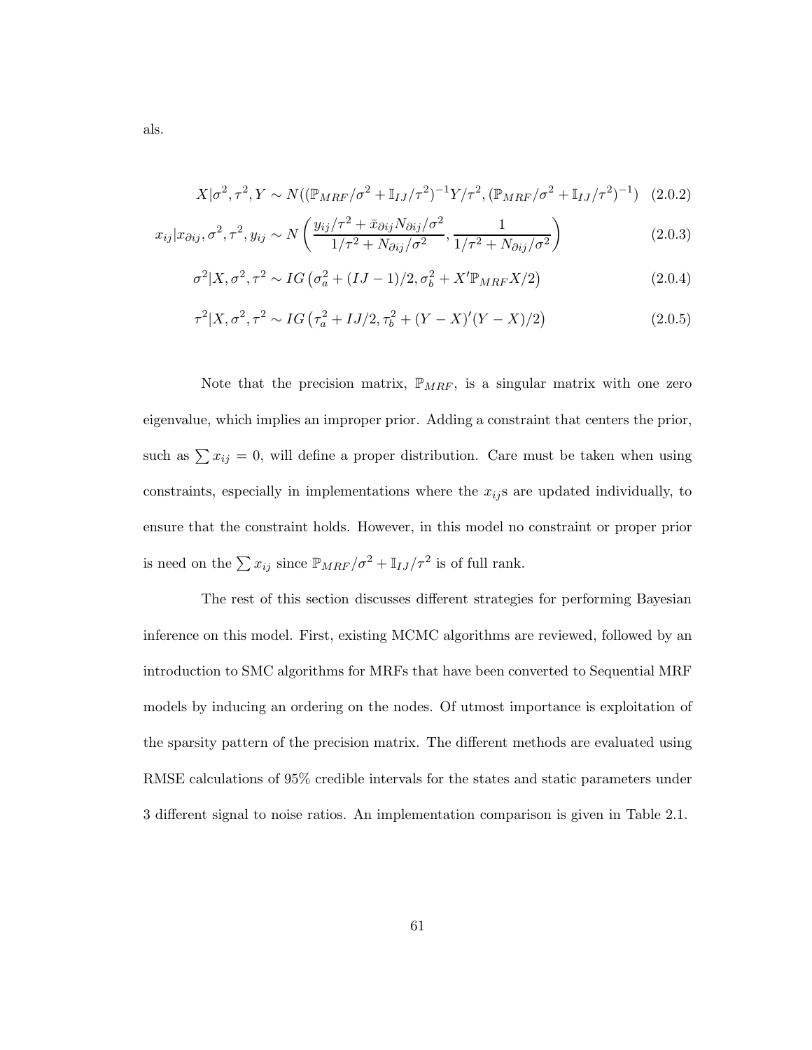als.

$$X|\sigma^2, \tau^2, Y \sim N((\mathbb{P}_{MRF}/\sigma^2 + \mathbb{I}_{IJ}/\tau^2)^{-1}Y/\tau^2, (\mathbb{P}_{MRF}/\sigma^2 + \mathbb{I}_{IJ}/\tau^2)^{-1}) \quad (2.0.2)$$

$$x_{ij}|x_{\partial ij}, \sigma^2, \tau^2, y_{ij} \sim N\left(\frac{y_{ij}/\tau^2 + \bar{x}_{\partial ij}N_{\partial ij}/\sigma^2}{1/\tau^2 + N_{\partial ij}/\sigma^2}, \frac{1}{1/\tau^2 + N_{\partial ij}/\sigma^2}\right) \quad (2.0.3)$$

$$\sigma^2|X, \sigma^2, \tau^2 \sim IG\left(\sigma_a^2 + (IJ-1)/2, \sigma_b^2 + X'\mathbb{P}_{MRF}X/2\right) \quad (2.0.4)$$

$$\tau^2|X, \sigma^2, \tau^2 \sim IG\left(\tau_a^2 + IJ/2, \tau_b^2 + (Y-X)'(Y-X)/2\right) \quad (2.0.5)$$

Note that the precision matrix, $\mathbb{P}_{MRF}$, is a singular matrix with one zero eigenvalue, which implies an improper prior. Adding a constraint that centers the prior, such as $\sum x_{ij} = 0$, will define a proper distribution. Care must be taken when using constraints, especially in implementations where the $x_{ij}$s are updated individually, to ensure that the constraint holds. However, in this model no constraint or proper prior is need on the $\sum x_{ij}$ since $\mathbb{P}_{MRF}/\sigma^2 + \mathbb{I}_{IJ}/\tau^2$ is of full rank.

The rest of this section discusses different strategies for performing Bayesian inference on this model. First, existing MCMC algorithms are reviewed, followed by an introduction to SMC algorithms for MRFs that have been converted to Sequential MRF models by inducing an ordering on the nodes. Of utmost importance is exploitation of the sparsity pattern of the precision matrix. The different methods are evaluated using RMSE calculations of 95% credible intervals for the states and static parameters under 3 different signal to noise ratios. An implementation comparison is given in Table 2.1.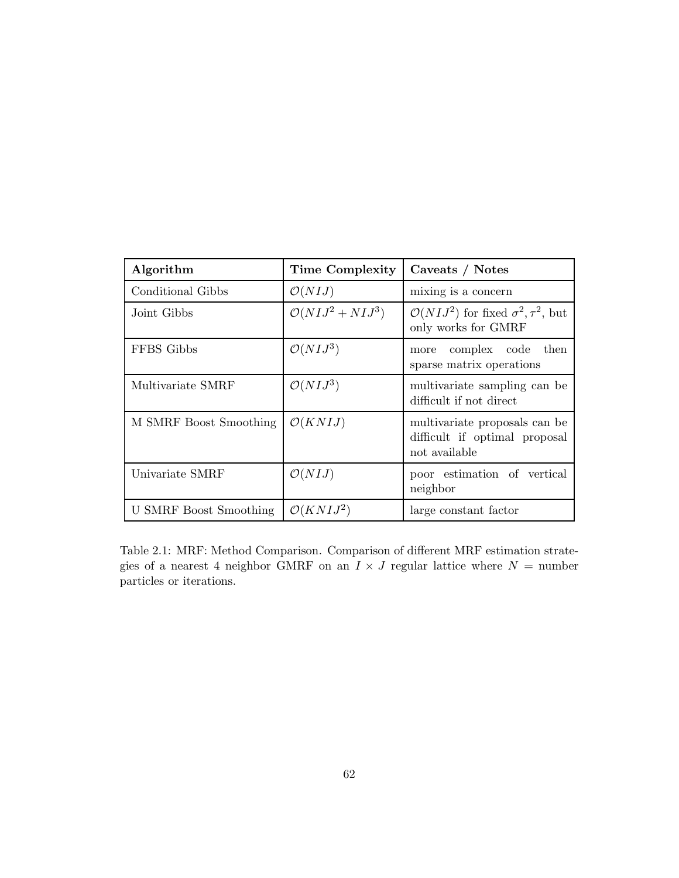| **Algorithm** | **Time Complexity** | **Caveats / Notes** |
|---|---|---|
| Conditional Gibbs | $\mathcal{O}(NIJ)$ | mixing is a concern |
| Joint Gibbs | $\mathcal{O}(NIJ^2 + NIJ^3)$ | $\mathcal{O}(NIJ^2)$ for fixed $\sigma^2, \tau^2$, but only works for GMRF |
| FFBS Gibbs | $\mathcal{O}(NIJ^3)$ | more complex code then sparse matrix operations |
| Multivariate SMRF | $\mathcal{O}(NIJ^3)$ | multivariate sampling can be difficult if not direct |
| M SMRF Boost Smoothing | $\mathcal{O}(KNIJ)$ | multivariate proposals can be difficult if optimal proposal not available |
| Univariate SMRF | $\mathcal{O}(NIJ)$ | poor estimation of vertical neighbor |
| U SMRF Boost Smoothing | $\mathcal{O}(KNIJ^2)$ | large constant factor |

Table 2.1: MRF: Method Comparison. Comparison of different MRF estimation strategies of a nearest 4 neighbor GMRF on an $I \times J$ regular lattice where $N$ = number particles or iterations.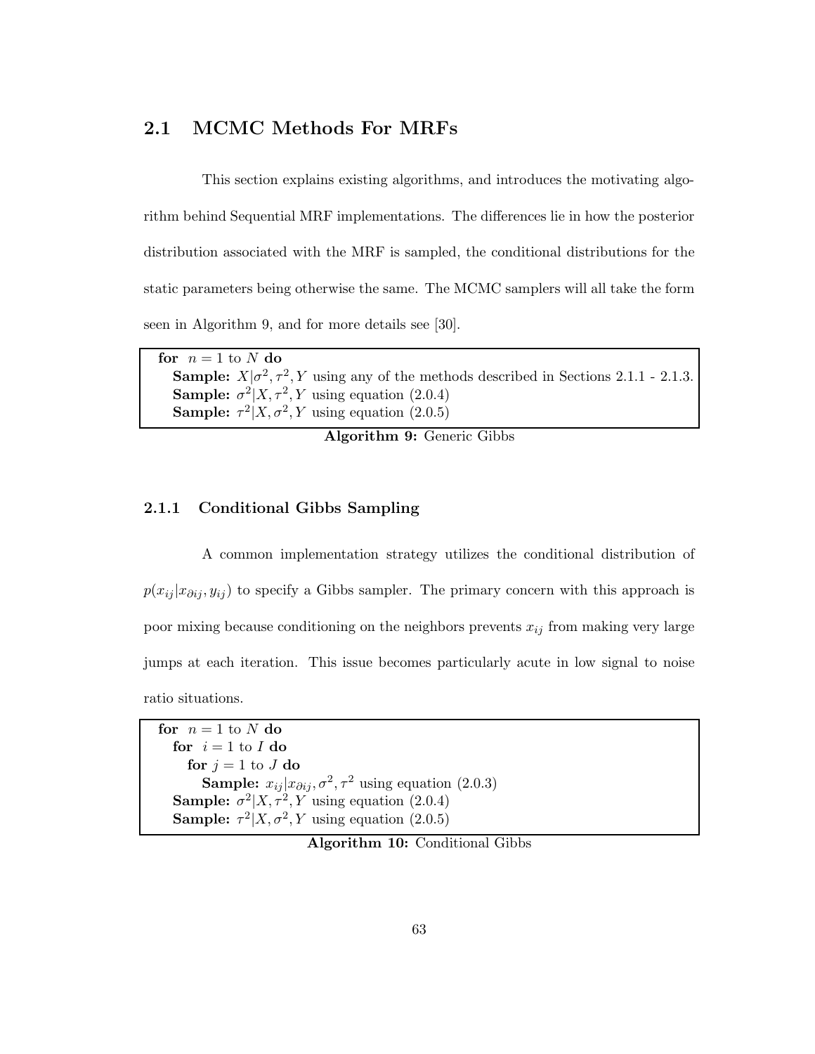## 2.1 MCMC Methods For MRFs

This section explains existing algorithms, and introduces the motivating algorithm behind Sequential MRF implementations. The differences lie in how the posterior distribution associated with the MRF is sampled, the conditional distributions for the static parameters being otherwise the same. The MCMC samplers will all take the form seen in Algorithm 9, and for more details see [30].

```
for n = 1 to N do
    Sample: X|σ², τ², Y using any of the methods described in Sections 2.1.1 - 2.1.3.
    Sample: σ²|X, τ², Y using equation (2.0.4)
    Sample: τ²|X, σ², Y using equation (2.0.5)
```

**Algorithm 9:** Generic Gibbs

### 2.1.1 Conditional Gibbs Sampling

A common implementation strategy utilizes the conditional distribution of $p(x_{ij}|x_{\partial ij}, y_{ij})$ to specify a Gibbs sampler. The primary concern with this approach is poor mixing because conditioning on the neighbors prevents $x_{ij}$ from making very large jumps at each iteration. This issue becomes particularly acute in low signal to noise ratio situations.

```
for n = 1 to N do
    for i = 1 to I do
        for j = 1 to J do
            Sample: x_ij|x_∂ij, σ², τ² using equation (2.0.3)
    Sample: σ²|X, τ², Y using equation (2.0.4)
    Sample: τ²|X, σ², Y using equation (2.0.5)
```

**Algorithm 10:** Conditional Gibbs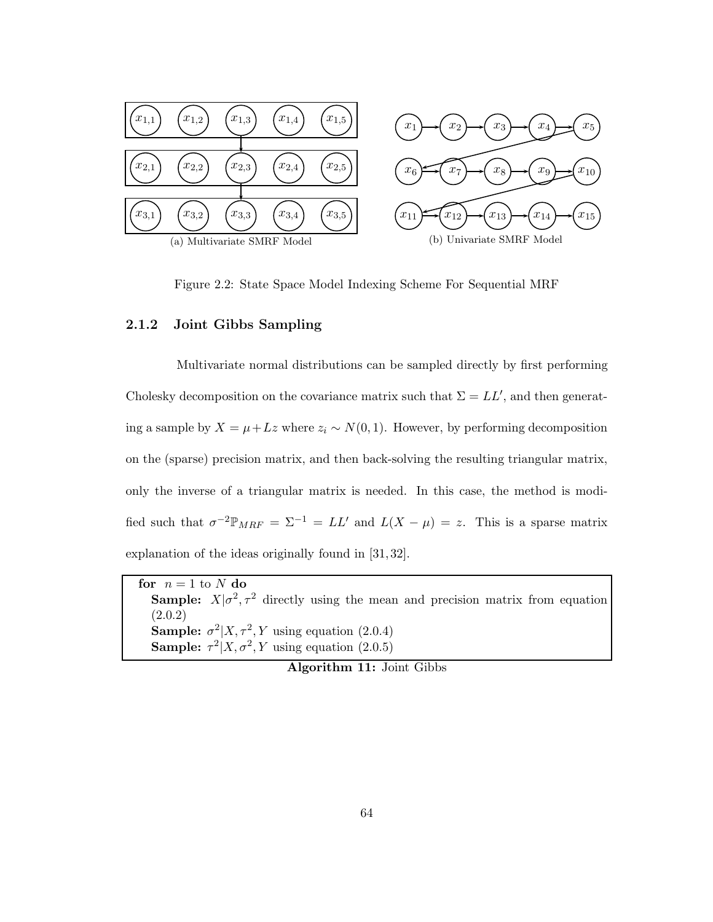(a) Multivariate SMRF Model

(b) Univariate SMRF Model

Figure 2.2: State Space Model Indexing Scheme For Sequential MRF

### 2.1.2 Joint Gibbs Sampling

Multivariate normal distributions can be sampled directly by first performing Cholesky decomposition on the covariance matrix such that $\Sigma = LL'$, and then generating a sample by $X = \mu + Lz$ where $z_i \sim N(0,1)$. However, by performing decomposition on the (sparse) precision matrix, and then back-solving the resulting triangular matrix, only the inverse of a triangular matrix is needed. In this case, the method is modified such that $\sigma^{-2}\mathbb{P}_{MRF} = \Sigma^{-1} = LL'$ and $L(X - \mu) = z$. This is a sparse matrix explanation of the ideas originally found in [31, 32].

```
for n = 1 to N do
    Sample: X|σ², τ² directly using the mean and precision matrix from equation (2.0.2)
    Sample: σ²|X, τ², Y using equation (2.0.4)
    Sample: τ²|X, σ², Y using equation (2.0.5)
```

**Algorithm 11:** Joint Gibbs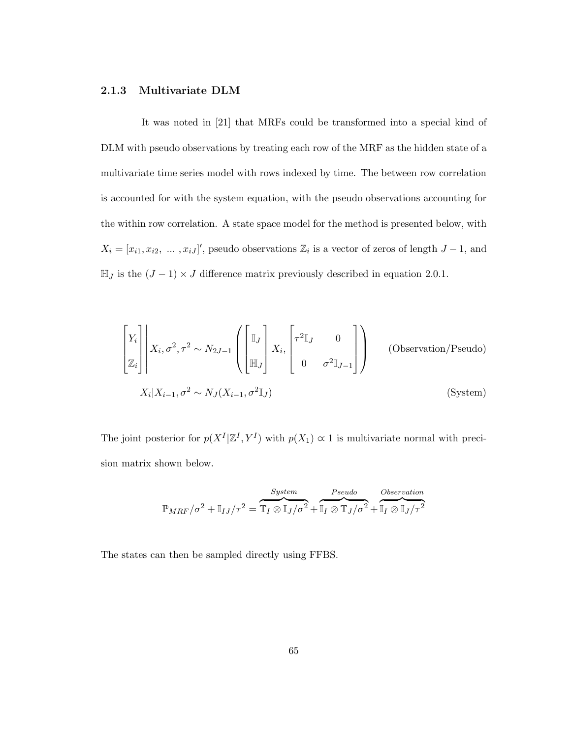### 2.1.3 Multivariate DLM

It was noted in [21] that MRFs could be transformed into a special kind of DLM with pseudo observations by treating each row of the MRF as the hidden state of a multivariate time series model with rows indexed by time. The between row correlation is accounted for with the system equation, with the pseudo observations accounting for the within row correlation. A state space model for the method is presented below, with $X_i = [x_{i1}, x_{i2}, \ \dots \ , x_{iJ}]'$, pseudo observations $\mathbb{Z}_i$ is a vector of zeros of length $J-1$, and $\mathbb{H}_J$ is the $(J-1) \times J$ difference matrix previously described in equation 2.0.1.

$$\begin{bmatrix} Y_i \\ \mathbb{Z}_i \end{bmatrix} \Bigg| X_i, \sigma^2, \tau^2 \sim N_{2J-1}\left( \begin{bmatrix} \mathbb{I}_J \\ \mathbb{H}_J \end{bmatrix} X_i, \begin{bmatrix} \tau^2 \mathbb{I}_J & 0 \\ 0 & \sigma^2 \mathbb{I}_{J-1} \end{bmatrix} \right) \qquad \text{(Observation/Pseudo)}$$

$$X_i | X_{i-1}, \sigma^2 \sim N_J(X_{i-1}, \sigma^2 \mathbb{I}_J) \qquad \text{(System)}$$

The joint posterior for $p(X^I | \mathbb{Z}^I, Y^I)$ with $p(X_1) \propto 1$ is multivariate normal with precision matrix shown below.

$$\mathbb{P}_{MRF}/\sigma^2 + \mathbb{I}_{IJ}/\tau^2 = \overbrace{\mathbb{T}_I \otimes \mathbb{I}_J/\sigma^2}^{System} + \overbrace{\mathbb{I}_I \otimes \mathbb{T}_J/\sigma^2}^{Pseudo} + \overbrace{\mathbb{I}_I \otimes \mathbb{I}_J/\tau^2}^{Observation}$$

The states can then be sampled directly using FFBS.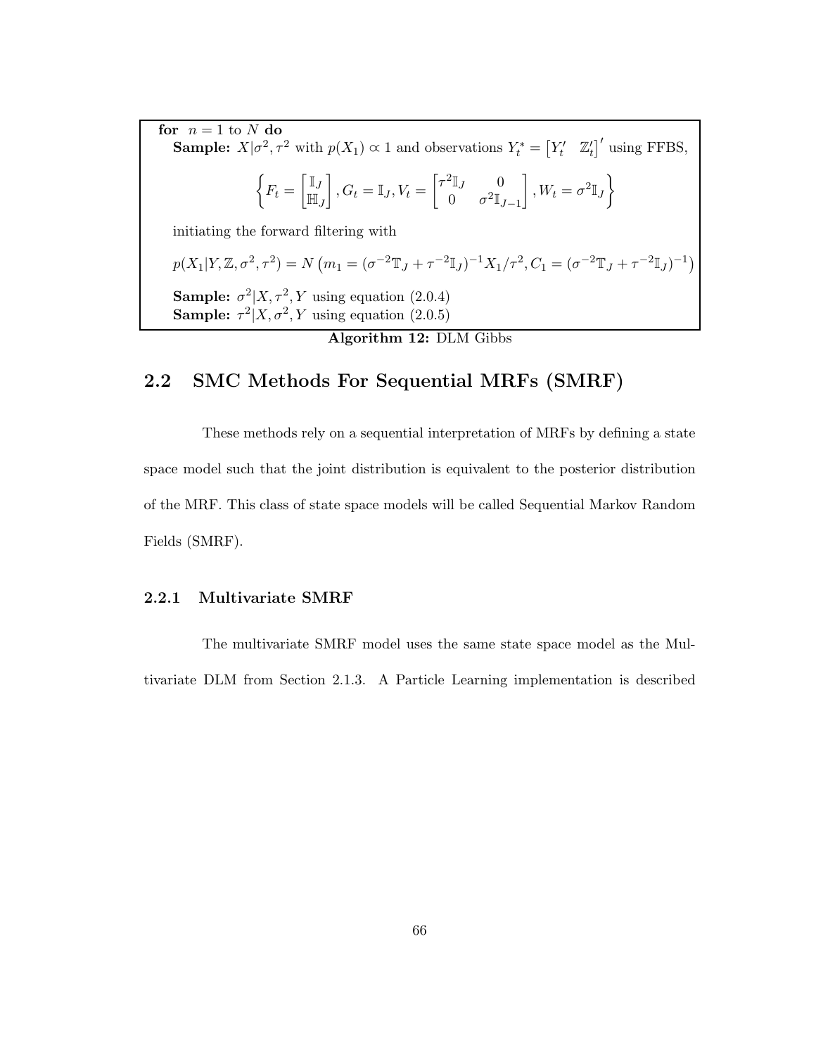**for** $n = 1$ to $N$ **do**

**Sample:** $X|\sigma^2, \tau^2$ with $p(X_1) \propto 1$ and observations $Y_t^* = \begin{bmatrix} Y_t' & \mathbb{Z}_t' \end{bmatrix}'$ using FFBS,

$$\left\{ F_t = \begin{bmatrix} \mathbb{I}_J \\ \mathbb{H}_J \end{bmatrix}, G_t = \mathbb{I}_J, V_t = \begin{bmatrix} \tau^2 \mathbb{I}_J & 0 \\ 0 & \sigma^2 \mathbb{I}_{J-1} \end{bmatrix}, W_t = \sigma^2 \mathbb{I}_J \right\}$$

initiating the forward filtering with

$$p(X_1|Y, \mathbb{Z}, \sigma^2, \tau^2) = N\left(m_1 = (\sigma^{-2}\mathbb{T}_J + \tau^{-2}\mathbb{I}_J)^{-1} X_1/\tau^2, C_1 = (\sigma^{-2}\mathbb{T}_J + \tau^{-2}\mathbb{I}_J)^{-1}\right)$$

**Sample:** $\sigma^2|X, \tau^2, Y$ using equation (2.0.4)

**Sample:** $\tau^2|X, \sigma^2, Y$ using equation (2.0.5)

**Algorithm 12:** DLM Gibbs

## 2.2 SMC Methods For Sequential MRFs (SMRF)

These methods rely on a sequential interpretation of MRFs by defining a state space model such that the joint distribution is equivalent to the posterior distribution of the MRF. This class of state space models will be called Sequential Markov Random Fields (SMRF).

### 2.2.1 Multivariate SMRF

The multivariate SMRF model uses the same state space model as the Multivariate DLM from Section 2.1.3. A Particle Learning implementation is described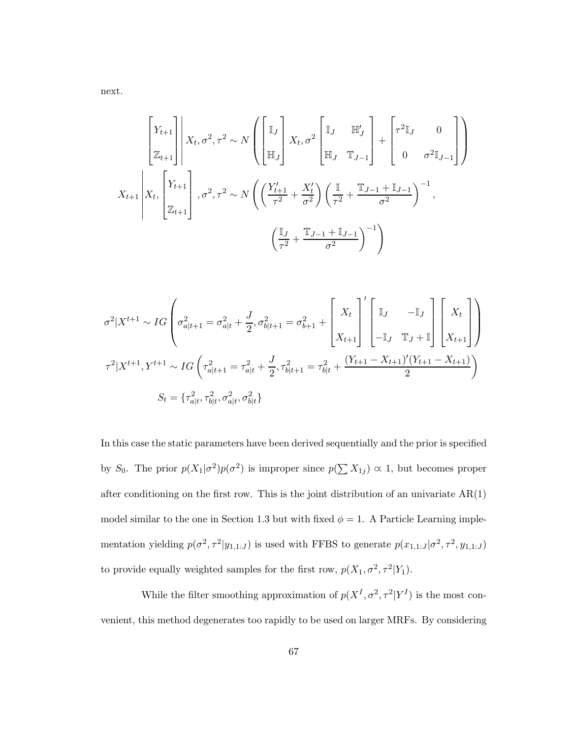next.

$$
\left[\begin{array}{c} Y_{t+1} \\ \mathbb{Z}_{t+1} \end{array}\right] \Bigg| X_t, \sigma^2, \tau^2 \sim N\left( \left[\begin{array}{c} \mathbb{I}_J \\ \mathbb{H}_J \end{array}\right] X_t, \sigma^2 \left[\begin{array}{cc} \mathbb{I}_J & \mathbb{H}_J' \\ \mathbb{H}_J & \mathbb{T}_{J-1} \end{array}\right] + \left[\begin{array}{cc} \tau^2 \mathbb{I}_J & 0 \\ 0 & \sigma^2 \mathbb{I}_{J-1} \end{array}\right] \right)
$$

$$
X_{t+1} \Bigg| X_t, \left[\begin{array}{c} Y_{t+1} \\ \mathbb{Z}_{t+1} \end{array}\right], \sigma^2, \tau^2 \sim N\left( \left( \frac{Y_{t+1}'}{\tau^2} + \frac{X_t'}{\sigma^2} \right) \left( \frac{\mathbb{I}}{\tau^2} + \frac{\mathbb{T}_{J-1} + \mathbb{I}_{J-1}}{\sigma^2} \right)^{-1}, \left( \frac{\mathbb{I}_J}{\tau^2} + \frac{\mathbb{T}_{J-1} + \mathbb{I}_{J-1}}{\sigma^2} \right)^{-1} \right)
$$

$$
\sigma^2 | X^{t+1} \sim IG\left( \sigma^2_{a|t+1} = \sigma^2_{a|t} + \frac{J}{2}, \sigma^2_{b|t+1} = \sigma^2_{b+1} + \left[\begin{array}{c} X_t \\ X_{t+1} \end{array}\right]' \left[\begin{array}{cc} \mathbb{I}_J & -\mathbb{I}_J \\ -\mathbb{I}_J & \mathbb{T}_J + \mathbb{I} \end{array}\right] \left[\begin{array}{c} X_t \\ X_{t+1} \end{array}\right] \right)
$$

$$
\tau^2 | X^{t+1}, Y^{t+1} \sim IG\left( \tau^2_{a|t+1} = \tau^2_{a|t} + \frac{J}{2}, \tau^2_{b|t+1} = \tau^2_{b|t} + \frac{(Y_{t+1} - X_{t+1})'(Y_{t+1} - X_{t+1})}{2} \right)
$$

$$
S_t = \{\tau^2_{a|t}, \tau^2_{b|t}, \sigma^2_{a|t}, \sigma^2_{b|t}\}
$$

In this case the static parameters have been derived sequentially and the prior is specified by $S_0$. The prior $p(X_1|\sigma^2)p(\sigma^2)$ is improper since $p(\sum X_{1j}) \propto 1$, but becomes proper after conditioning on the first row. This is the joint distribution of an univariate AR(1) model similar to the one in Section 1.3 but with fixed $\phi = 1$. A Particle Learning implementation yielding $p(\sigma^2, \tau^2 | y_{1,1:J})$ is used with FFBS to generate $p(x_{1,1:J}|\sigma^2, \tau^2, y_{1,1:J})$ to provide equally weighted samples for the first row, $p(X_1, \sigma^2, \tau^2|Y_1)$.

While the filter smoothing approximation of $p(X^I, \sigma^2, \tau^2|Y^I)$ is the most convenient, this method degenerates too rapidly to be used on larger MRFs. By considering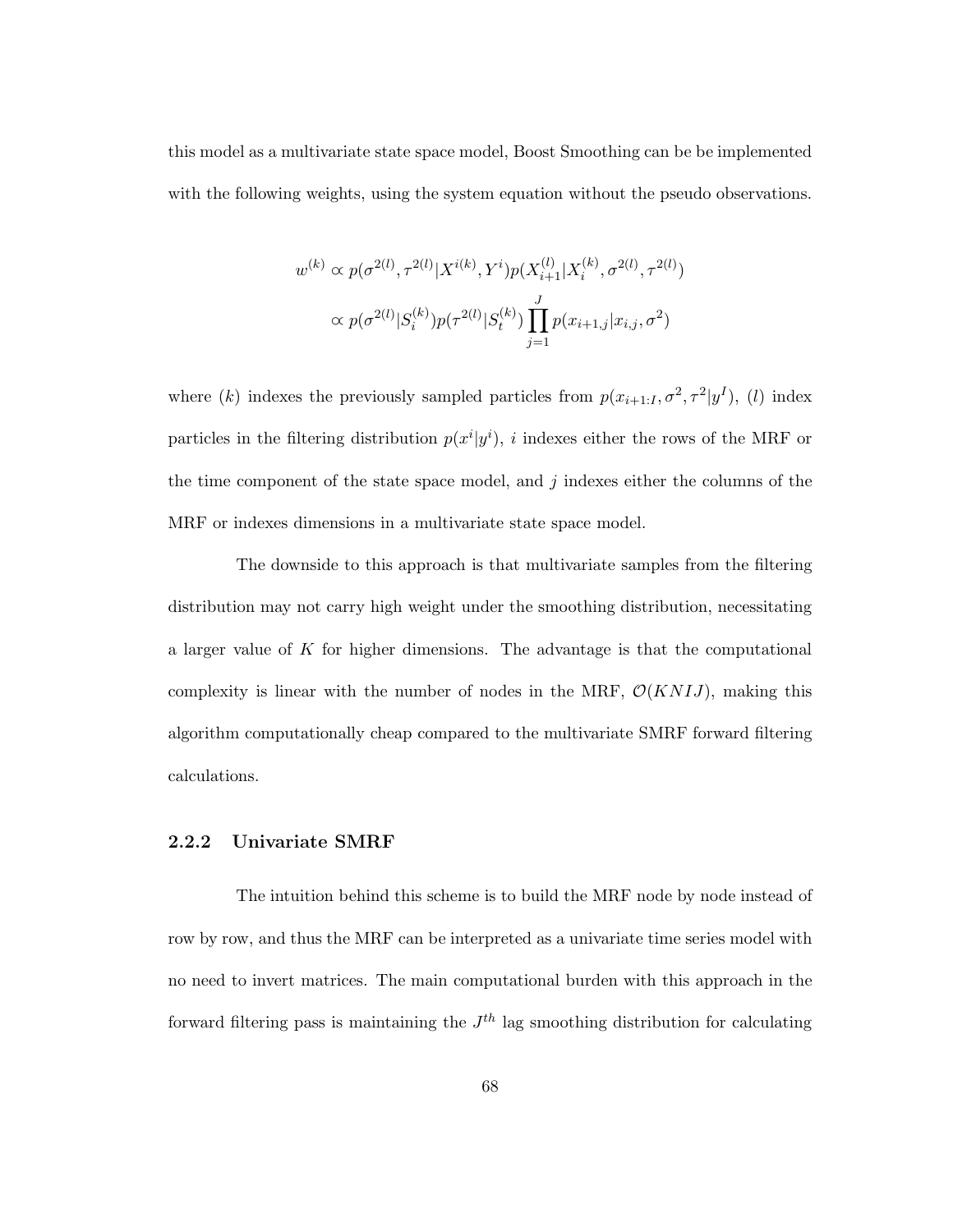this model as a multivariate state space model, Boost Smoothing can be be implemented with the following weights, using the system equation without the pseudo observations.

$$
\begin{aligned}
w^{(k)} &\propto p(\sigma^{2(l)}, \tau^{2(l)} | X^{i(k)}, Y^i) p(X_{i+1}^{(l)} | X_i^{(k)}, \sigma^{2(l)}, \tau^{2(l)}) \\
&\propto p(\sigma^{2(l)} | S_i^{(k)}) p(\tau^{2(l)} | S_t^{(k)}) \prod_{j=1}^{J} p(x_{i+1,j} | x_{i,j}, \sigma^2)
\end{aligned}
$$

where $(k)$ indexes the previously sampled particles from $p(x_{i+1:I}, \sigma^2, \tau^2 | y^I)$, $(l)$ index particles in the filtering distribution $p(x^i | y^i)$, $i$ indexes either the rows of the MRF or the time component of the state space model, and $j$ indexes either the columns of the MRF or indexes dimensions in a multivariate state space model.

The downside to this approach is that multivariate samples from the filtering distribution may not carry high weight under the smoothing distribution, necessitating a larger value of $K$ for higher dimensions. The advantage is that the computational complexity is linear with the number of nodes in the MRF, $\mathcal{O}(KNIJ)$, making this algorithm computationally cheap compared to the multivariate SMRF forward filtering calculations.

### 2.2.2 Univariate SMRF

The intuition behind this scheme is to build the MRF node by node instead of row by row, and thus the MRF can be interpreted as a univariate time series model with no need to invert matrices. The main computational burden with this approach in the forward filtering pass is maintaining the $J^{th}$ lag smoothing distribution for calculating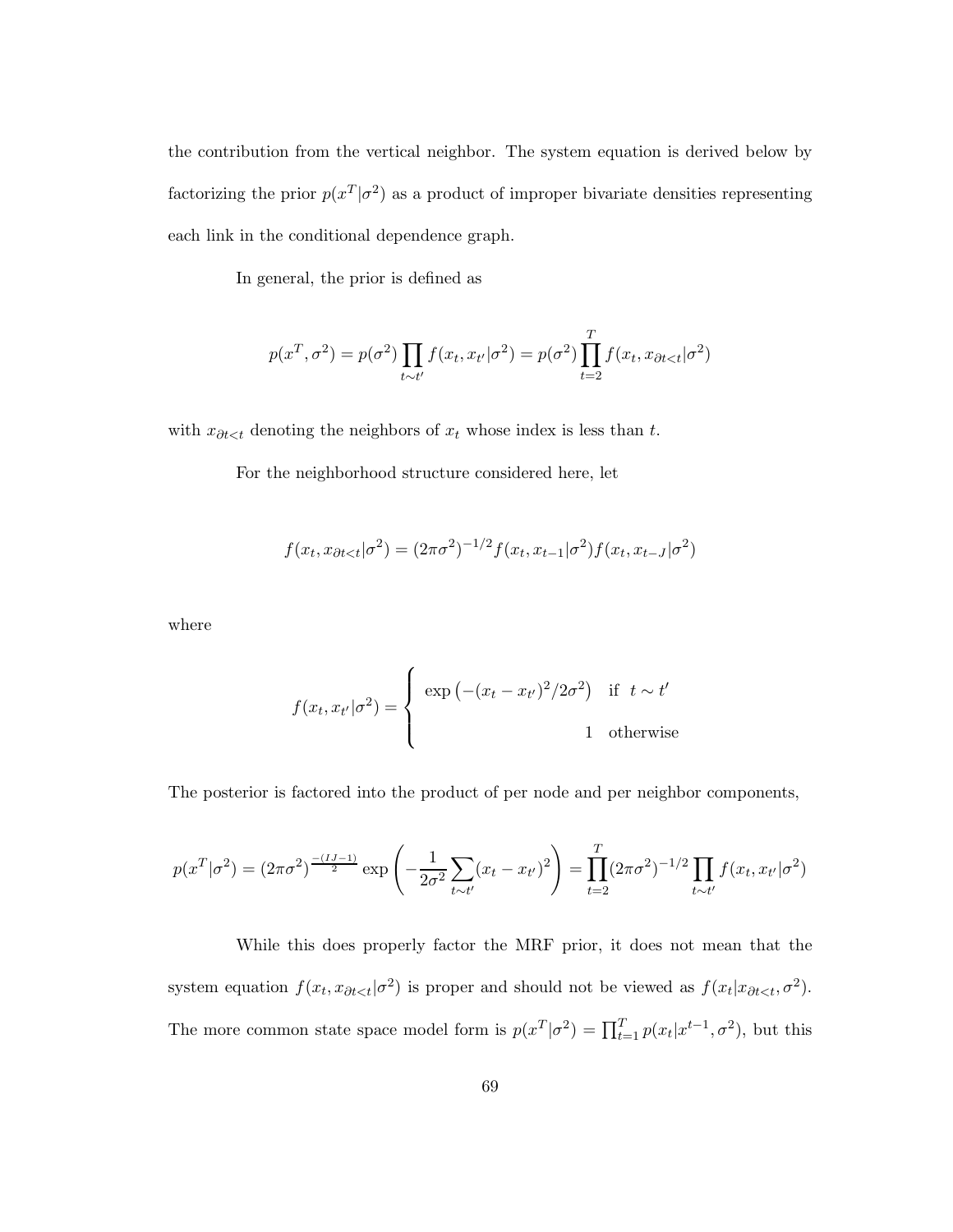the contribution from the vertical neighbor. The system equation is derived below by factorizing the prior $p(x^T|\sigma^2)$ as a product of improper bivariate densities representing each link in the conditional dependence graph.

In general, the prior is defined as

$$p(x^T, \sigma^2) = p(\sigma^2) \prod_{t \sim t'} f(x_t, x_{t'}|\sigma^2) = p(\sigma^2) \prod_{t=2}^{T} f(x_t, x_{\partial t<t}|\sigma^2)$$

with $x_{\partial t<t}$ denoting the neighbors of $x_t$ whose index is less than $t$.

For the neighborhood structure considered here, let

$$f(x_t, x_{\partial t<t}|\sigma^2) = (2\pi\sigma^2)^{-1/2} f(x_t, x_{t-1}|\sigma^2) f(x_t, x_{t-J}|\sigma^2)$$

where

$$f(x_t, x_{t'}|\sigma^2) = \begin{cases} \exp\left(-(x_t - x_{t'})^2/2\sigma^2\right) & \text{if } t \sim t' \\ 1 & \text{otherwise} \end{cases}$$

The posterior is factored into the product of per node and per neighbor components,

$$p(x^T|\sigma^2) = (2\pi\sigma^2)^{\frac{-(IJ-1)}{2}} \exp\left(-\frac{1}{2\sigma^2}\sum_{t\sim t'}(x_t - x_{t'})^2\right) = \prod_{t=2}^{T}(2\pi\sigma^2)^{-1/2} \prod_{t\sim t'} f(x_t, x_{t'}|\sigma^2)$$

While this does properly factor the MRF prior, it does not mean that the system equation $f(x_t, x_{\partial t<t}|\sigma^2)$ is proper and should not be viewed as $f(x_t|x_{\partial t<t}, \sigma^2)$. The more common state space model form is $p(x^T|\sigma^2) = \prod_{t=1}^{T} p(x_t|x^{t-1}, \sigma^2)$, but this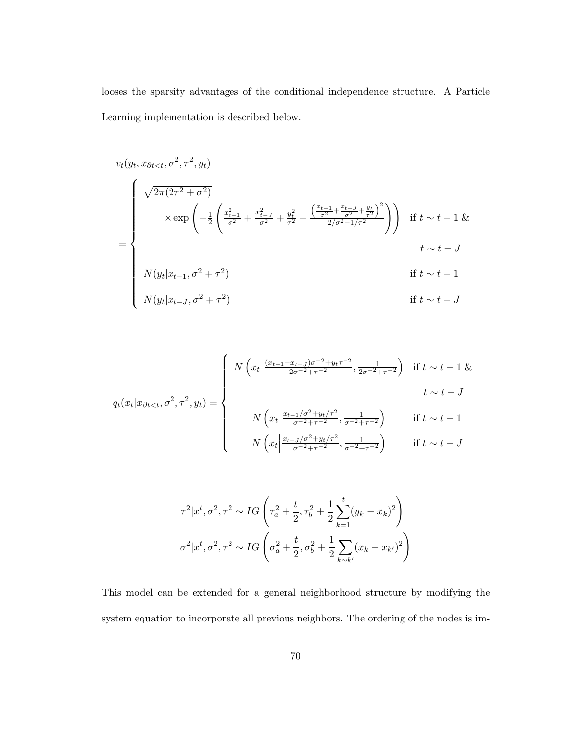looses the sparsity advantages of the conditional independence structure. A Particle Learning implementation is described below.

$$
v_t(y_t, x_{\partial t<t}, \sigma^2, \tau^2, y_t)
$$

$$
= \begin{cases} \sqrt{2\pi(2\tau^2 + \sigma^2)} & \\ \quad \times \exp\left( -\frac{1}{2} \left( \frac{x_{t-1}^2}{\sigma^2} + \frac{x_{t-J}^2}{\sigma^2} + \frac{y_t^2}{\tau^2} - \frac{\left( \frac{x_{t-1}}{\sigma^2} + \frac{x_{t-J}}{\sigma^2} + \frac{y_t}{\tau^2} \right)^2}{2/\sigma^2 + 1/\tau^2} \right) \right) & \text{if } t \sim t-1 \text{ \& } \\ & t \sim t-J \\ N(y_t | x_{t-1}, \sigma^2 + \tau^2) & \text{if } t \sim t-1 \\ N(y_t | x_{t-J}, \sigma^2 + \tau^2) & \text{if } t \sim t-J \end{cases}
$$

$$
q_t(x_t | x_{\partial t<t}, \sigma^2, \tau^2, y_t) = \begin{cases} N\left( x_t \middle| \frac{(x_{t-1} + x_{t-J})\sigma^{-2} + y_t \tau^{-2}}{2\sigma^{-2} + \tau^{-2}}, \frac{1}{2\sigma^{-2} + \tau^{-2}} \right) & \text{if } t \sim t-1 \text{ \& } \\ & t \sim t-J \\ N\left( x_t \middle| \frac{x_{t-1}/\sigma^2 + y_t/\tau^2}{\sigma^{-2} + \tau^{-2}}, \frac{1}{\sigma^{-2} + \tau^{-2}} \right) & \text{if } t \sim t-1 \\ N\left( x_t \middle| \frac{x_{t-J}/\sigma^2 + y_t/\tau^2}{\sigma^{-2} + \tau^{-2}}, \frac{1}{\sigma^{-2} + \tau^{-2}} \right) & \text{if } t \sim t-J \end{cases}
$$

$$
\tau^2 | x^t, \sigma^2, \tau^2 \sim IG\left( \tau_a^2 + \frac{t}{2}, \tau_b^2 + \frac{1}{2} \sum_{k=1}^{t} (y_k - x_k)^2 \right)
$$

$$
\sigma^2 | x^t, \sigma^2, \tau^2 \sim IG\left( \sigma_a^2 + \frac{t}{2}, \sigma_b^2 + \frac{1}{2} \sum_{k \sim k'} (x_k - x_{k'})^2 \right)
$$

This model can be extended for a general neighborhood structure by modifying the system equation to incorporate all previous neighbors. The ordering of the nodes is im-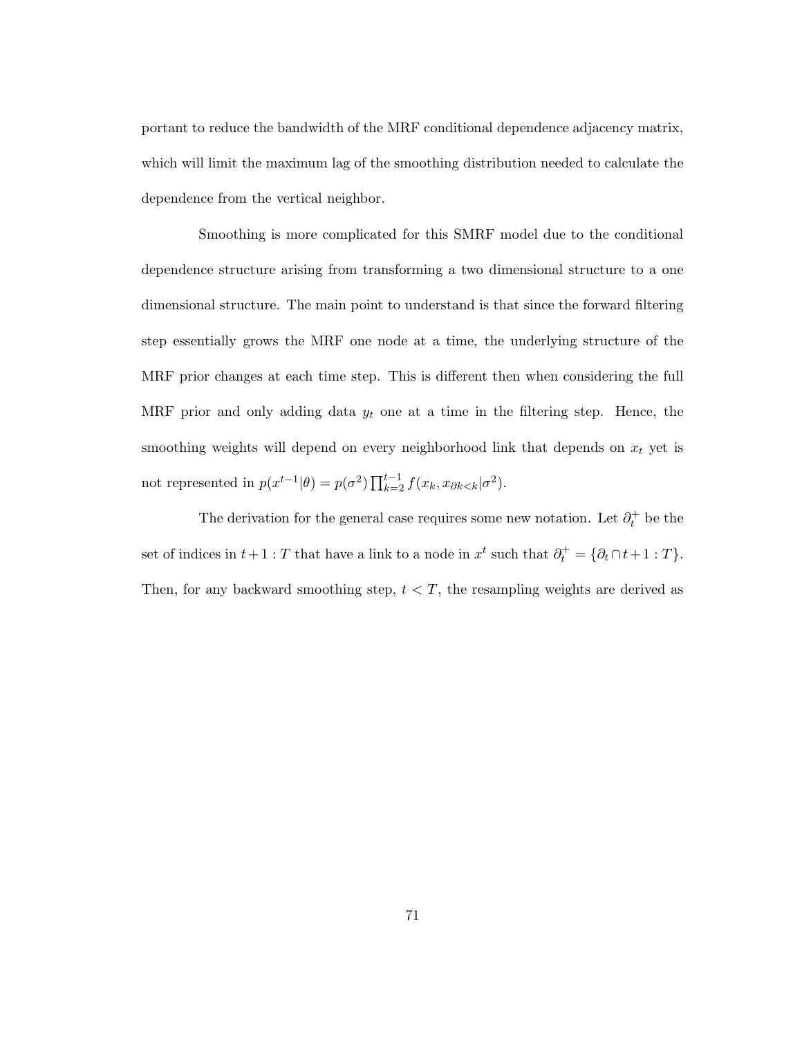portant to reduce the bandwidth of the MRF conditional dependence adjacency matrix, which will limit the maximum lag of the smoothing distribution needed to calculate the dependence from the vertical neighbor.

Smoothing is more complicated for this SMRF model due to the conditional dependence structure arising from transforming a two dimensional structure to a one dimensional structure. The main point to understand is that since the forward filtering step essentially grows the MRF one node at a time, the underlying structure of the MRF prior changes at each time step. This is different then when considering the full MRF prior and only adding data $y_t$ one at a time in the filtering step. Hence, the smoothing weights will depend on every neighborhood link that depends on $x_t$ yet is not represented in $p(x^{t-1}|\theta) = p(\sigma^2)\prod_{k=2}^{t-1} f(x_k, x_{\partial k<k}|\sigma^2)$.

The derivation for the general case requires some new notation. Let $\partial_t^+$ be the set of indices in $t+1:T$ that have a link to a node in $x^t$ such that $\partial_t^+ = \{\partial_t \cap t+1:T\}$. Then, for any backward smoothing step, $t < T$, the resampling weights are derived as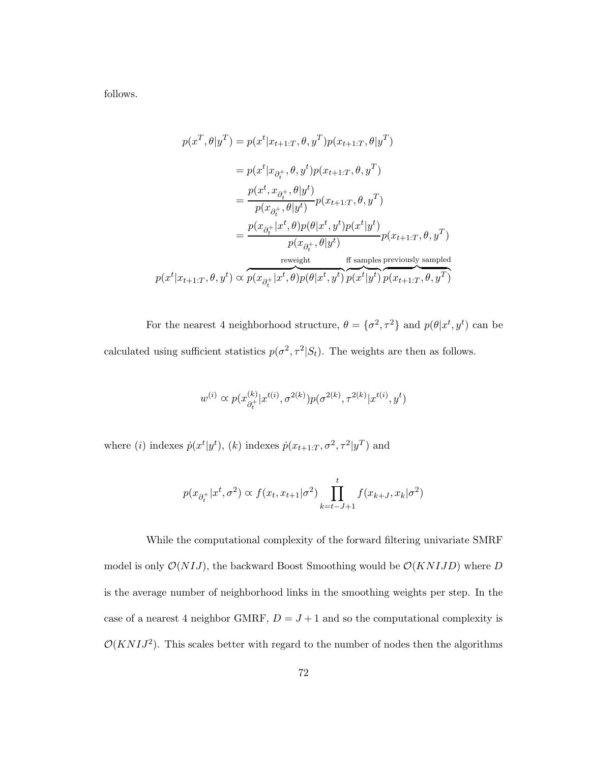follows.

$$
\begin{aligned}
p(x^T, \theta | y^T) &= p(x^t | x_{t+1:T}, \theta, y^T) p(x_{t+1:T}, \theta | y^T) \\
&= p(x^t | x_{\partial_t^+}, \theta, y^t) p(x_{t+1:T}, \theta, y^T) \\
&= \frac{p(x^t, x_{\partial_t^+}, \theta | y^t)}{p(x_{\partial_t^+}, \theta | y^t)} p(x_{t+1:T}, \theta, y^T) \\
&= \frac{p(x_{\partial_t^+} | x^t, \theta) p(\theta | x^t, y^t) p(x^t | y^t)}{p(x_{\partial_t^+}, \theta | y^t)} p(x_{t+1:T}, \theta, y^T) \\
p(x^t | x_{t+1:T}, \theta, y^t) &\propto \overbrace{p(x_{\partial_t^+} | x^t, \theta) p(\theta | x^t, y^t)}^{\text{reweight}} \overbrace{p(x^t | y^t)}^{\text{ff samples}} \overbrace{p(x_{t+1:T}, \theta, y^T)}^{\text{previously sampled}}
\end{aligned}
$$

For the nearest 4 neighborhood structure, $\theta = \{\sigma^2, \tau^2\}$ and $p(\theta | x^t, y^t)$ can be calculated using sufficient statistics $p(\sigma^2, \tau^2 | S_t)$. The weights are then as follows.

$$
w^{(i)} \propto p(x_{\partial_t^+}^{(k)} | x^{t(i)}, \sigma^{2(k)}) p(\sigma^{2(k)}, \tau^{2(k)} | x^{t(i)}, y^t)
$$

where $(i)$ indexes $\dot{p}(x^t | y^t)$, $(k)$ indexes $\dot{p}(x_{t+1:T}, \sigma^2, \tau^2 | y^T)$ and

$$
p(x_{\partial_t^+} | x^t, \sigma^2) \propto f(x_t, x_{t+1} | \sigma^2) \prod_{k=t-J+1}^{t} f(x_{k+J}, x_k | \sigma^2)
$$

While the computational complexity of the forward filtering univariate SMRF model is only $\mathcal{O}(NIJ)$, the backward Boost Smoothing would be $\mathcal{O}(KNIJD)$ where $D$ is the average number of neighborhood links in the smoothing weights per step. In the case of a nearest 4 neighbor GMRF, $D = J + 1$ and so the computational complexity is $\mathcal{O}(KNIJ^2)$. This scales better with regard to the number of nodes then the algorithms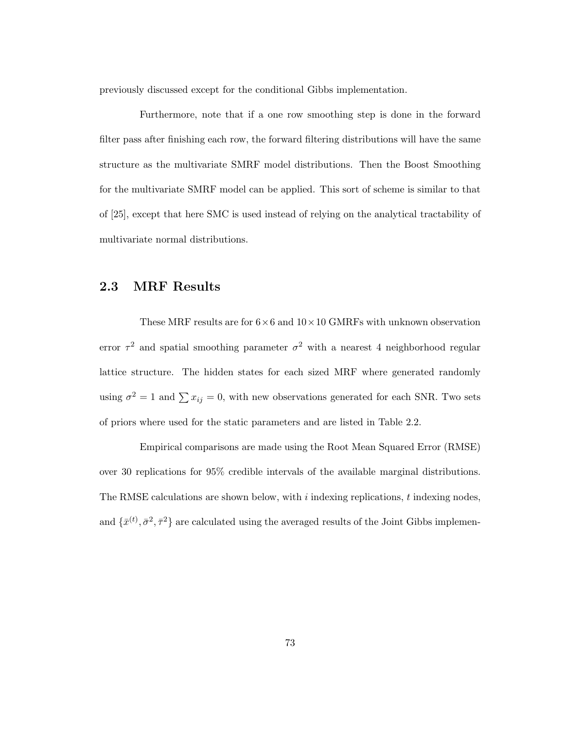previously discussed except for the conditional Gibbs implementation.

Furthermore, note that if a one row smoothing step is done in the forward filter pass after finishing each row, the forward filtering distributions will have the same structure as the multivariate SMRF model distributions. Then the Boost Smoothing for the multivariate SMRF model can be applied. This sort of scheme is similar to that of [25], except that here SMC is used instead of relying on the analytical tractability of multivariate normal distributions.

## 2.3 MRF Results

These MRF results are for $6 \times 6$ and $10 \times 10$ GMRFs with unknown observation error $\tau^2$ and spatial smoothing parameter $\sigma^2$ with a nearest 4 neighborhood regular lattice structure. The hidden states for each sized MRF where generated randomly using $\sigma^2 = 1$ and $\sum x_{ij} = 0$, with new observations generated for each SNR. Two sets of priors where used for the static parameters and are listed in Table 2.2.

Empirical comparisons are made using the Root Mean Squared Error (RMSE) over 30 replications for 95% credible intervals of the available marginal distributions. The RMSE calculations are shown below, with $i$ indexing replications, $t$ indexing nodes, and $\{\bar{x}^{(t)}, \bar{\sigma}^2, \bar{\tau}^2\}$ are calculated using the averaged results of the Joint Gibbs implemen-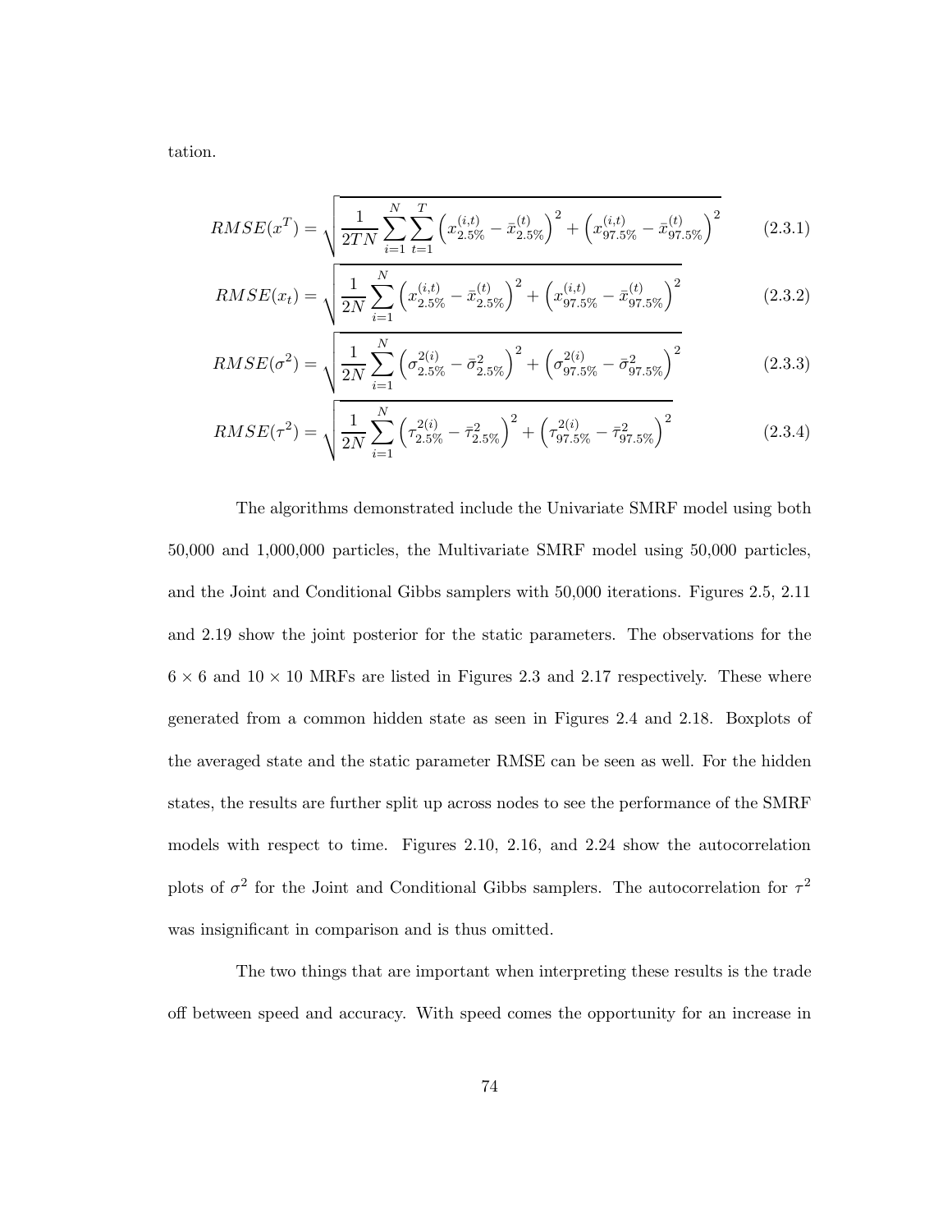tation.

$$RMSE(x^T) = \sqrt{\frac{1}{2TN}\sum_{i=1}^{N}\sum_{t=1}^{T}\left(x_{2.5\%}^{(i,t)} - \bar{x}_{2.5\%}^{(t)}\right)^2 + \left(x_{97.5\%}^{(i,t)} - \bar{x}_{97.5\%}^{(t)}\right)^2} \tag{2.3.1}$$

$$RMSE(x_t) = \sqrt{\frac{1}{2N}\sum_{i=1}^{N}\left(x_{2.5\%}^{(i,t)} - \bar{x}_{2.5\%}^{(t)}\right)^2 + \left(x_{97.5\%}^{(i,t)} - \bar{x}_{97.5\%}^{(t)}\right)^2} \tag{2.3.2}$$

$$RMSE(\sigma^2) = \sqrt{\frac{1}{2N}\sum_{i=1}^{N}\left(\sigma_{2.5\%}^{2(i)} - \bar{\sigma}_{2.5\%}^{2}\right)^2 + \left(\sigma_{97.5\%}^{2(i)} - \bar{\sigma}_{97.5\%}^{2}\right)^2} \tag{2.3.3}$$

$$RMSE(\tau^2) = \sqrt{\frac{1}{2N}\sum_{i=1}^{N}\left(\tau_{2.5\%}^{2(i)} - \bar{\tau}_{2.5\%}^{2}\right)^2 + \left(\tau_{97.5\%}^{2(i)} - \bar{\tau}_{97.5\%}^{2}\right)^2} \tag{2.3.4}$$

The algorithms demonstrated include the Univariate SMRF model using both 50,000 and 1,000,000 particles, the Multivariate SMRF model using 50,000 particles, and the Joint and Conditional Gibbs samplers with 50,000 iterations. Figures 2.5, 2.11 and 2.19 show the joint posterior for the static parameters. The observations for the $6 \times 6$ and $10 \times 10$ MRFs are listed in Figures 2.3 and 2.17 respectively. These where generated from a common hidden state as seen in Figures 2.4 and 2.18. Boxplots of the averaged state and the static parameter RMSE can be seen as well. For the hidden states, the results are further split up across nodes to see the performance of the SMRF models with respect to time. Figures 2.10, 2.16, and 2.24 show the autocorrelation plots of $\sigma^2$ for the Joint and Conditional Gibbs samplers. The autocorrelation for $\tau^2$ was insignificant in comparison and is thus omitted.

The two things that are important when interpreting these results is the trade off between speed and accuracy. With speed comes the opportunity for an increase in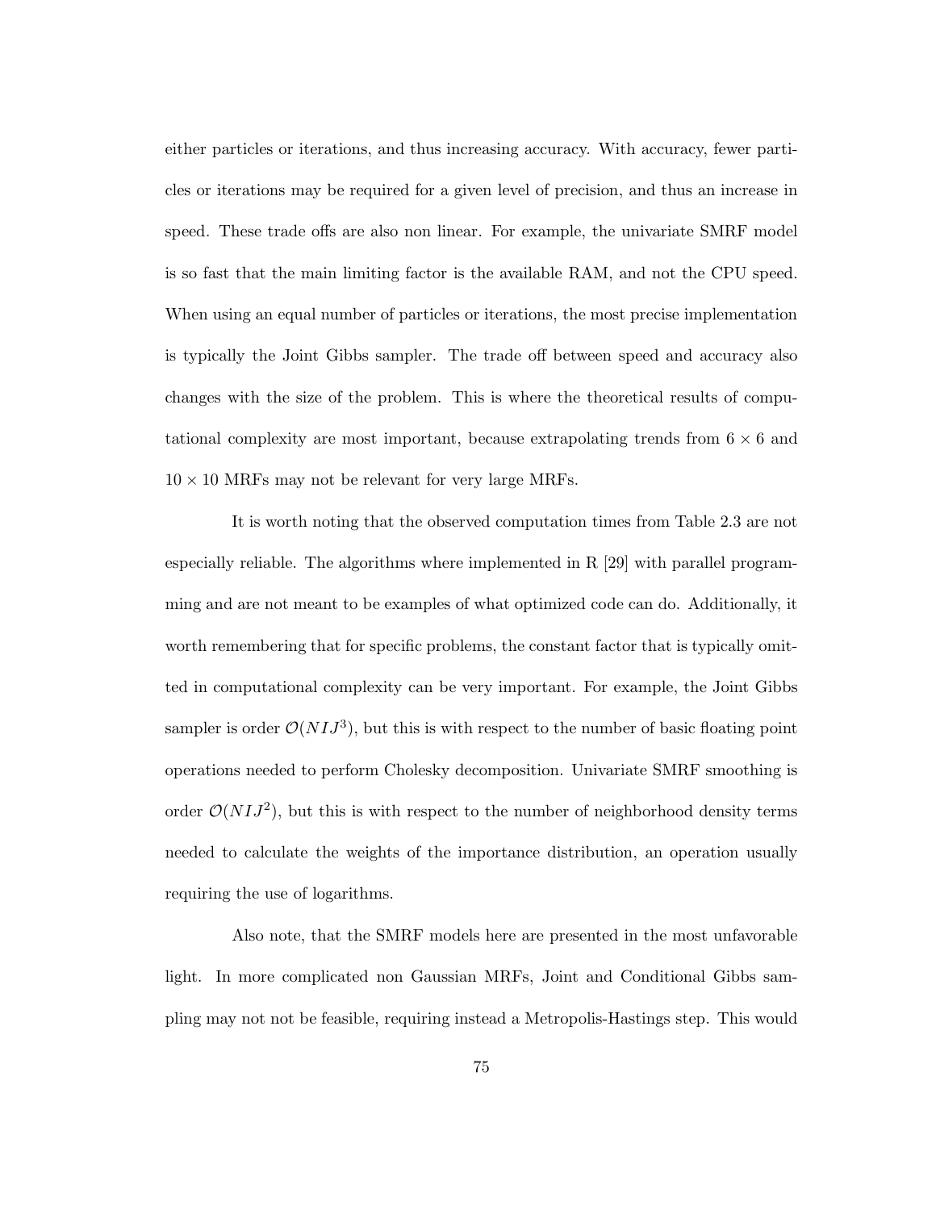either particles or iterations, and thus increasing accuracy. With accuracy, fewer particles or iterations may be required for a given level of precision, and thus an increase in speed. These trade offs are also non linear. For example, the univariate SMRF model is so fast that the main limiting factor is the available RAM, and not the CPU speed. When using an equal number of particles or iterations, the most precise implementation is typically the Joint Gibbs sampler. The trade off between speed and accuracy also changes with the size of the problem. This is where the theoretical results of computational complexity are most important, because extrapolating trends from $6 \times 6$ and $10 \times 10$ MRFs may not be relevant for very large MRFs.

It is worth noting that the observed computation times from Table 2.3 are not especially reliable. The algorithms where implemented in R [29] with parallel programming and are not meant to be examples of what optimized code can do. Additionally, it worth remembering that for specific problems, the constant factor that is typically omitted in computational complexity can be very important. For example, the Joint Gibbs sampler is order $\mathcal{O}(NIJ^3)$, but this is with respect to the number of basic floating point operations needed to perform Cholesky decomposition. Univariate SMRF smoothing is order $\mathcal{O}(NIJ^2)$, but this is with respect to the number of neighborhood density terms needed to calculate the weights of the importance distribution, an operation usually requiring the use of logarithms.

Also note, that the SMRF models here are presented in the most unfavorable light. In more complicated non Gaussian MRFs, Joint and Conditional Gibbs sampling may not not be feasible, requiring instead a Metropolis-Hastings step. This would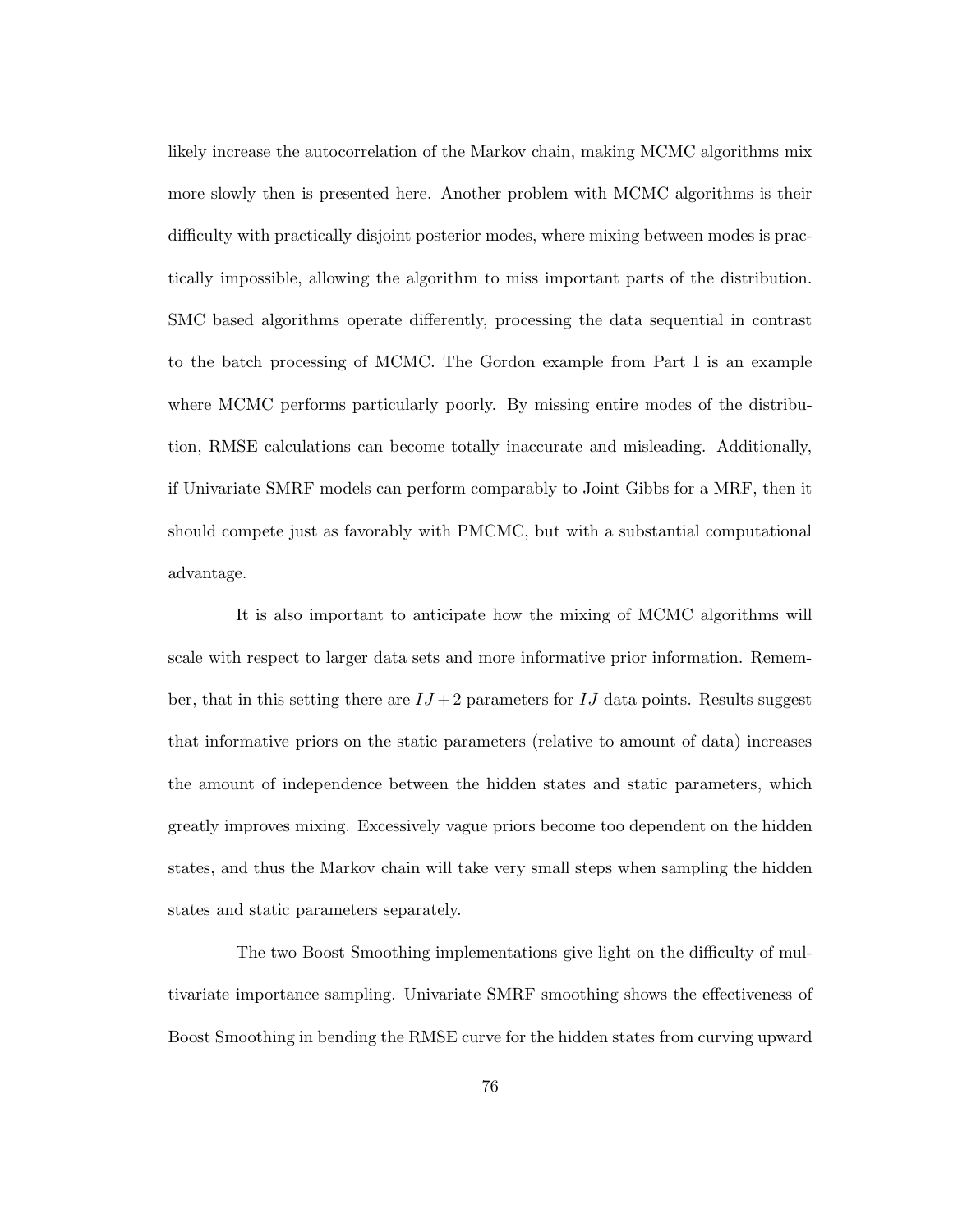likely increase the autocorrelation of the Markov chain, making MCMC algorithms mix more slowly then is presented here. Another problem with MCMC algorithms is their difficulty with practically disjoint posterior modes, where mixing between modes is practically impossible, allowing the algorithm to miss important parts of the distribution. SMC based algorithms operate differently, processing the data sequential in contrast to the batch processing of MCMC. The Gordon example from Part I is an example where MCMC performs particularly poorly. By missing entire modes of the distribution, RMSE calculations can become totally inaccurate and misleading. Additionally, if Univariate SMRF models can perform comparably to Joint Gibbs for a MRF, then it should compete just as favorably with PMCMC, but with a substantial computational advantage.

It is also important to anticipate how the mixing of MCMC algorithms will scale with respect to larger data sets and more informative prior information. Remember, that in this setting there are $IJ+2$ parameters for $IJ$ data points. Results suggest that informative priors on the static parameters (relative to amount of data) increases the amount of independence between the hidden states and static parameters, which greatly improves mixing. Excessively vague priors become too dependent on the hidden states, and thus the Markov chain will take very small steps when sampling the hidden states and static parameters separately.

The two Boost Smoothing implementations give light on the difficulty of multivariate importance sampling. Univariate SMRF smoothing shows the effectiveness of Boost Smoothing in bending the RMSE curve for the hidden states from curving upward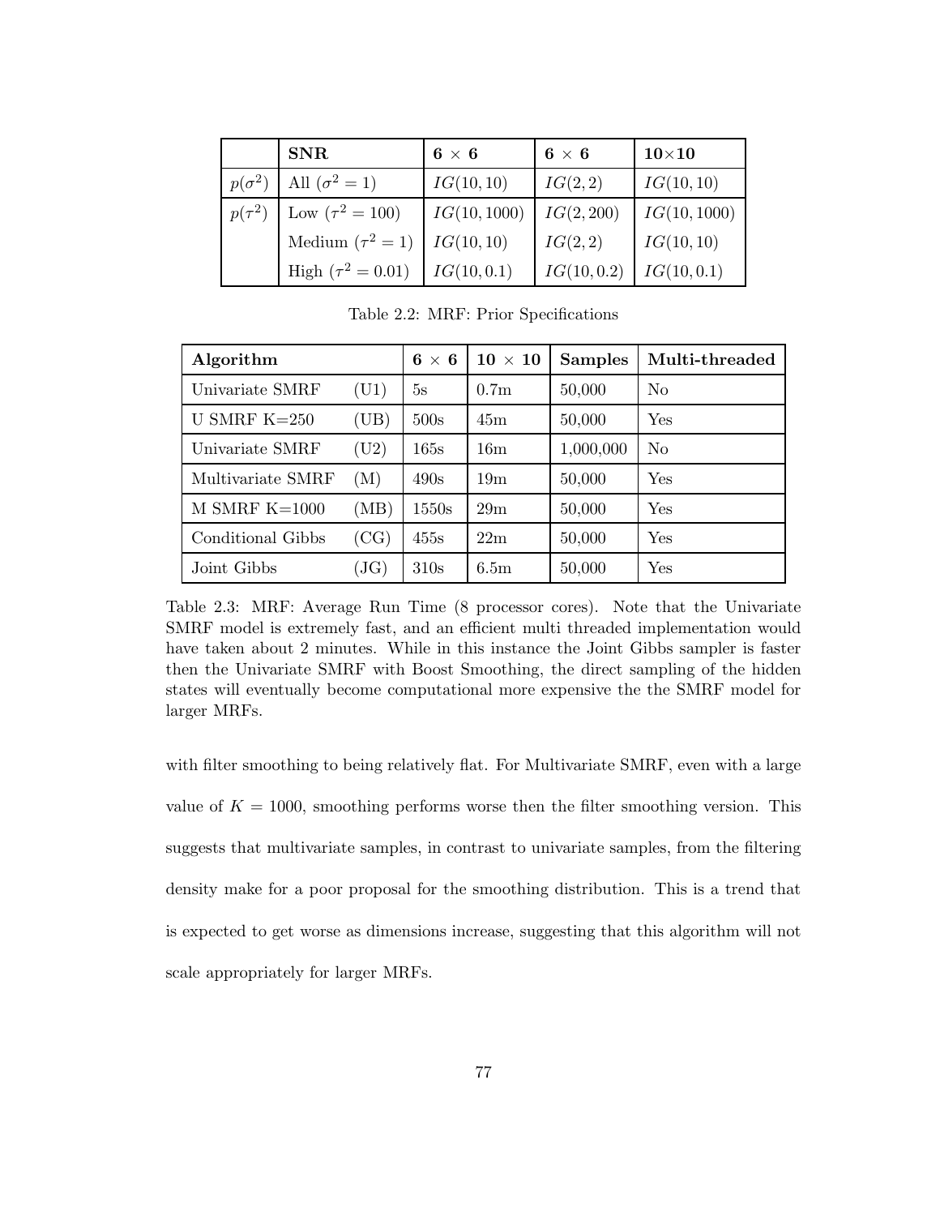|  | **SNR** | **6 × 6** | **6 × 6** | **10×10** |
|---|---|---|---|---|
| $p(\sigma^2)$ | All ($\sigma^2 = 1$) | $IG(10, 10)$ | $IG(2, 2)$ | $IG(10, 10)$ |
| $p(\tau^2)$ | Low ($\tau^2 = 100$) | $IG(10, 1000)$ | $IG(2, 200)$ | $IG(10, 1000)$ |
|  | Medium ($\tau^2 = 1$) | $IG(10, 10)$ | $IG(2, 2)$ | $IG(10, 10)$ |
|  | High ($\tau^2 = 0.01$) | $IG(10, 0.1)$ | $IG(10, 0.2)$ | $IG(10, 0.1)$ |

Table 2.2: MRF: Prior Specifications

| **Algorithm** |  | **6 × 6** | **10 × 10** | **Samples** | **Multi-threaded** |
|---|---|---|---|---|---|
| Univariate SMRF | (U1) | 5s | 0.7m | 50,000 | No |
| U SMRF K=250 | (UB) | 500s | 45m | 50,000 | Yes |
| Univariate SMRF | (U2) | 165s | 16m | 1,000,000 | No |
| Multivariate SMRF | (M) | 490s | 19m | 50,000 | Yes |
| M SMRF K=1000 | (MB) | 1550s | 29m | 50,000 | Yes |
| Conditional Gibbs | (CG) | 455s | 22m | 50,000 | Yes |
| Joint Gibbs | (JG) | 310s | 6.5m | 50,000 | Yes |

Table 2.3: MRF: Average Run Time (8 processor cores). Note that the Univariate SMRF model is extremely fast, and an efficient multi threaded implementation would have taken about 2 minutes. While in this instance the Joint Gibbs sampler is faster then the Univariate SMRF with Boost Smoothing, the direct sampling of the hidden states will eventually become computational more expensive the the SMRF model for larger MRFs.

with filter smoothing to being relatively flat. For Multivariate SMRF, even with a large value of $K = 1000$, smoothing performs worse then the filter smoothing version. This suggests that multivariate samples, in contrast to univariate samples, from the filtering density make for a poor proposal for the smoothing distribution. This is a trend that is expected to get worse as dimensions increase, suggesting that this algorithm will not scale appropriately for larger MRFs.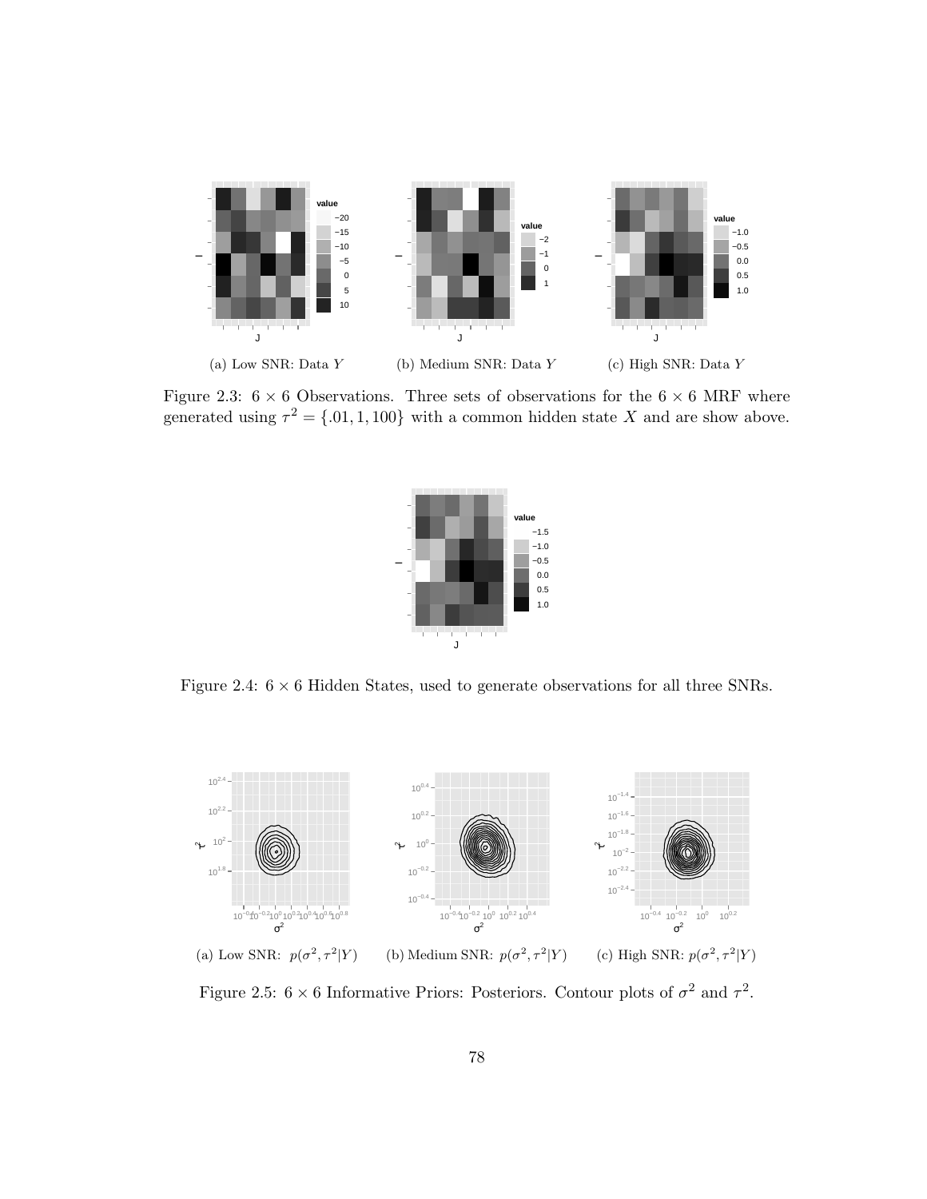(a) Low SNR: Data $Y$

(b) Medium SNR: Data $Y$

(c) High SNR: Data $Y$

Figure 2.3: $6 \times 6$ Observations. Three sets of observations for the $6 \times 6$ MRF where generated using $\tau^2 = \{.01, 1, 100\}$ with a common hidden state $X$ and are show above.

Figure 2.4: $6 \times 6$ Hidden States, used to generate observations for all three SNRs.

(a) Low SNR: $p(\sigma^2, \tau^2|Y)$

(b) Medium SNR: $p(\sigma^2, \tau^2|Y)$

(c) High SNR: $p(\sigma^2, \tau^2|Y)$

Figure 2.5: $6 \times 6$ Informative Priors: Posteriors. Contour plots of $\sigma^2$ and $\tau^2$.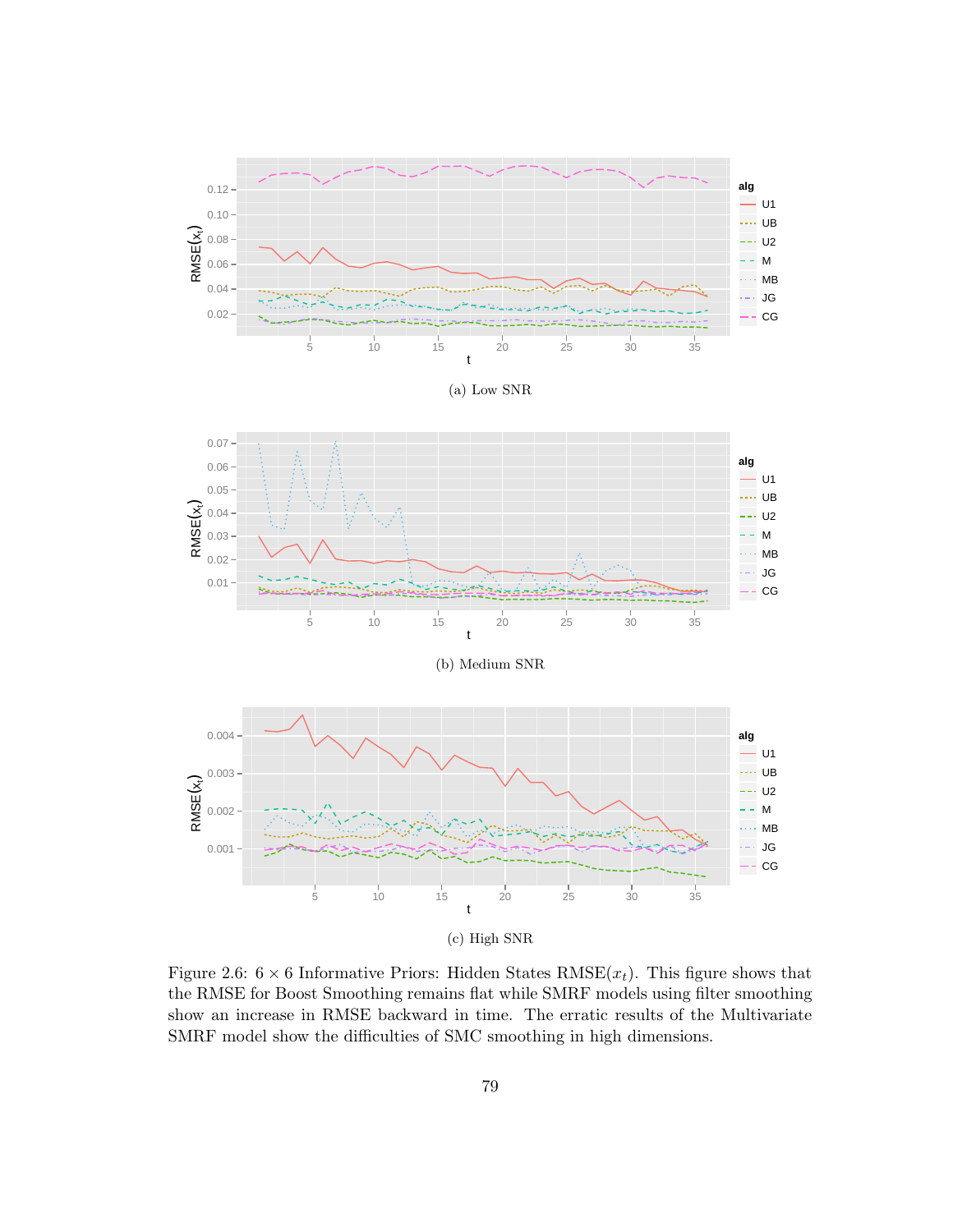(a) Low SNR

(b) Medium SNR

(c) High SNR

Figure 2.6: $6 \times 6$ Informative Priors: Hidden States RMSE($x_t$). This figure shows that the RMSE for Boost Smoothing remains flat while SMRF models using filter smoothing show an increase in RMSE backward in time. The erratic results of the Multivariate SMRF model show the difficulties of SMC smoothing in high dimensions.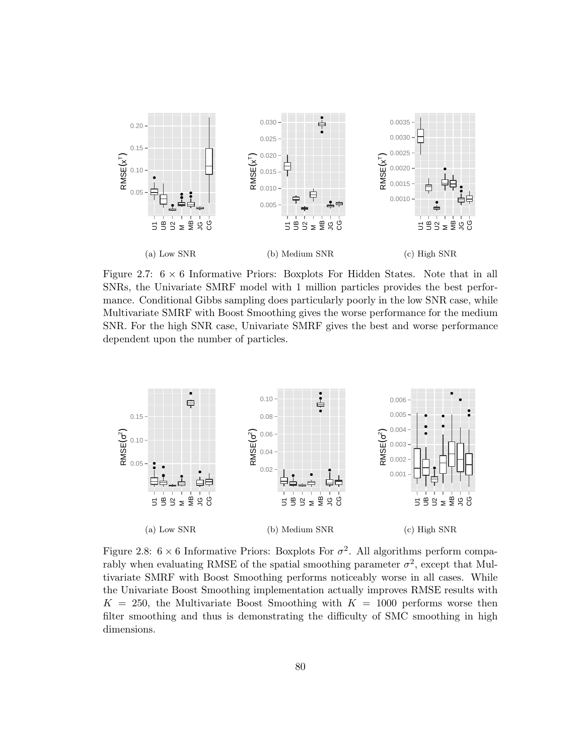(a) Low SNR

(b) Medium SNR

(c) High SNR

Figure 2.7: $6 \times 6$ Informative Priors: Boxplots For Hidden States. Note that in all SNRs, the Univariate SMRF model with 1 million particles provides the best performance. Conditional Gibbs sampling does particularly poorly in the low SNR case, while Multivariate SMRF with Boost Smoothing gives the worse performance for the medium SNR. For the high SNR case, Univariate SMRF gives the best and worse performance dependent upon the number of particles.

(a) Low SNR

(b) Medium SNR

(c) High SNR

Figure 2.8: $6 \times 6$ Informative Priors: Boxplots For $\sigma^2$. All algorithms perform comparably when evaluating RMSE of the spatial smoothing parameter $\sigma^2$, except that Multivariate SMRF with Boost Smoothing performs noticeably worse in all cases. While the Univariate Boost Smoothing implementation actually improves RMSE results with $K = 250$, the Multivariate Boost Smoothing with $K = 1000$ performs worse then filter smoothing and thus is demonstrating the difficulty of SMC smoothing in high dimensions.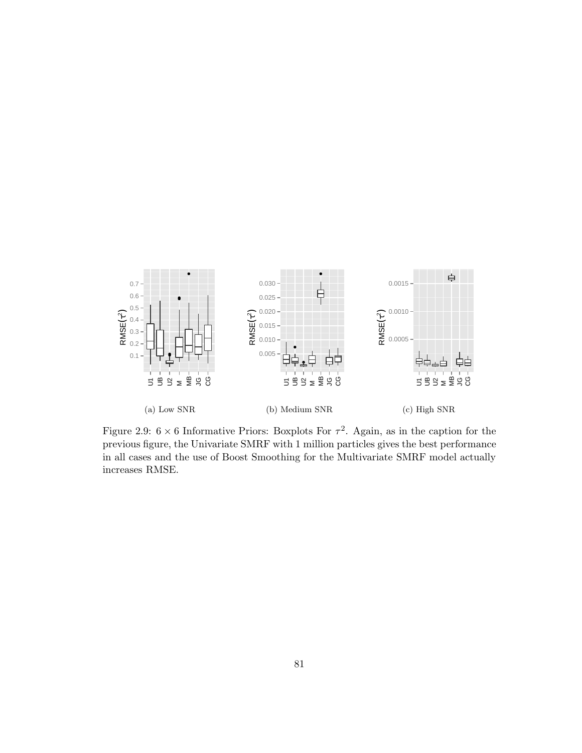(a) Low SNR

(b) Medium SNR

(c) High SNR

Figure 2.9: $6 \times 6$ Informative Priors: Boxplots For $\tau^2$. Again, as in the caption for the previous figure, the Univariate SMRF with 1 million particles gives the best performance in all cases and the use of Boost Smoothing for the Multivariate SMRF model actually increases RMSE.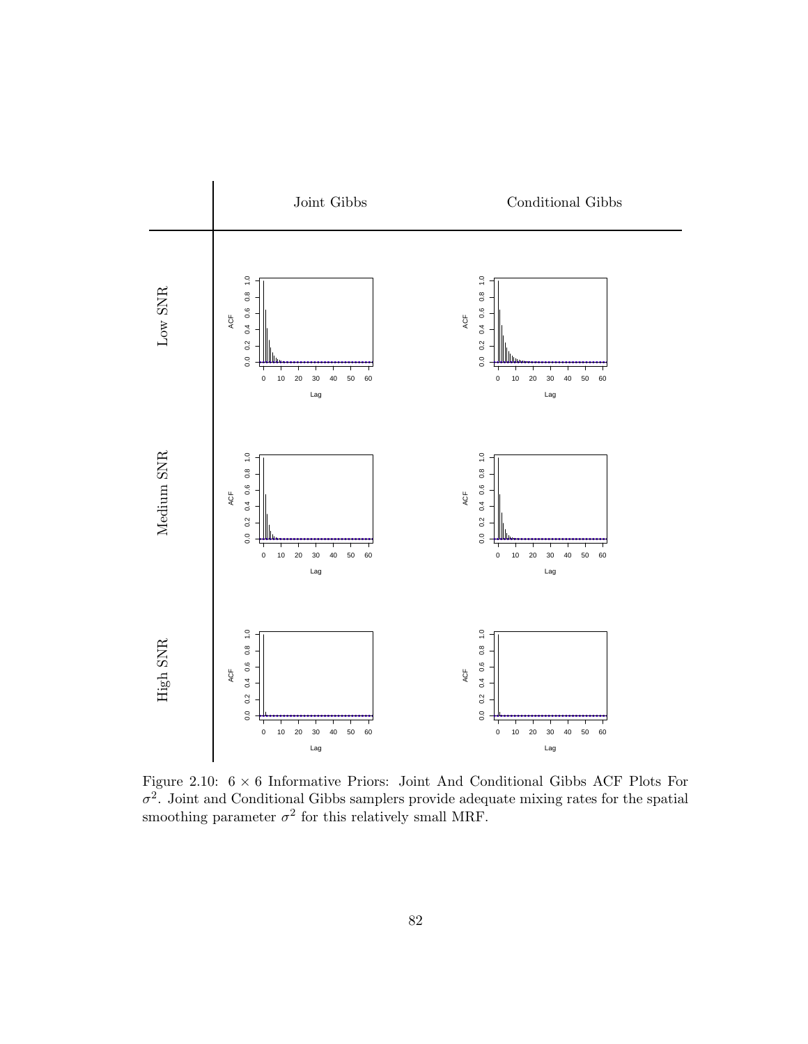Figure 2.10: $6 \times 6$ Informative Priors: Joint And Conditional Gibbs ACF Plots For $\sigma^2$. Joint and Conditional Gibbs samplers provide adequate mixing rates for the spatial smoothing parameter $\sigma^2$ for this relatively small MRF.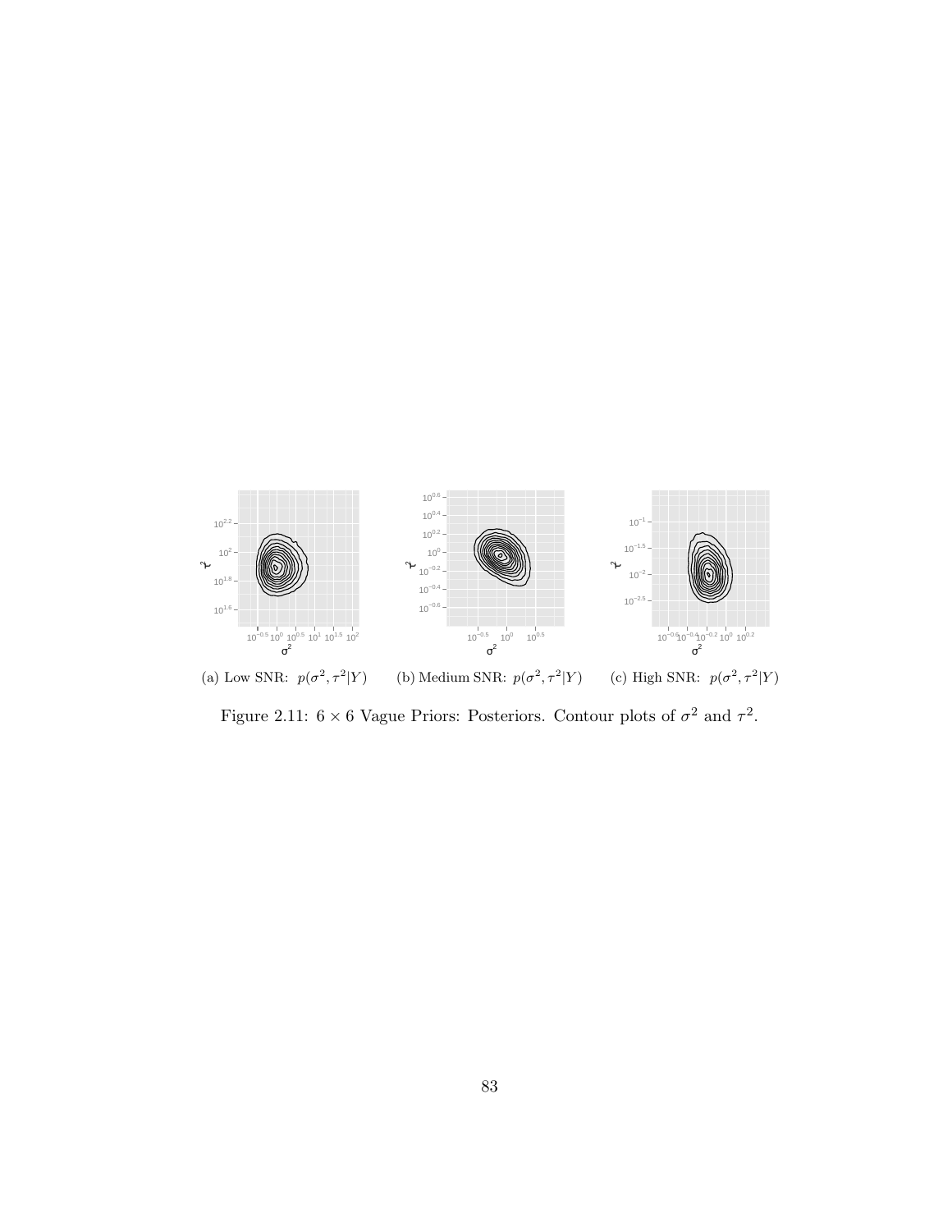(a) Low SNR: $p(\sigma^2, \tau^2|Y)$ (b) Medium SNR: $p(\sigma^2, \tau^2|Y)$ (c) High SNR: $p(\sigma^2, \tau^2|Y)$

Figure 2.11: $6 \times 6$ Vague Priors: Posteriors. Contour plots of $\sigma^2$ and $\tau^2$.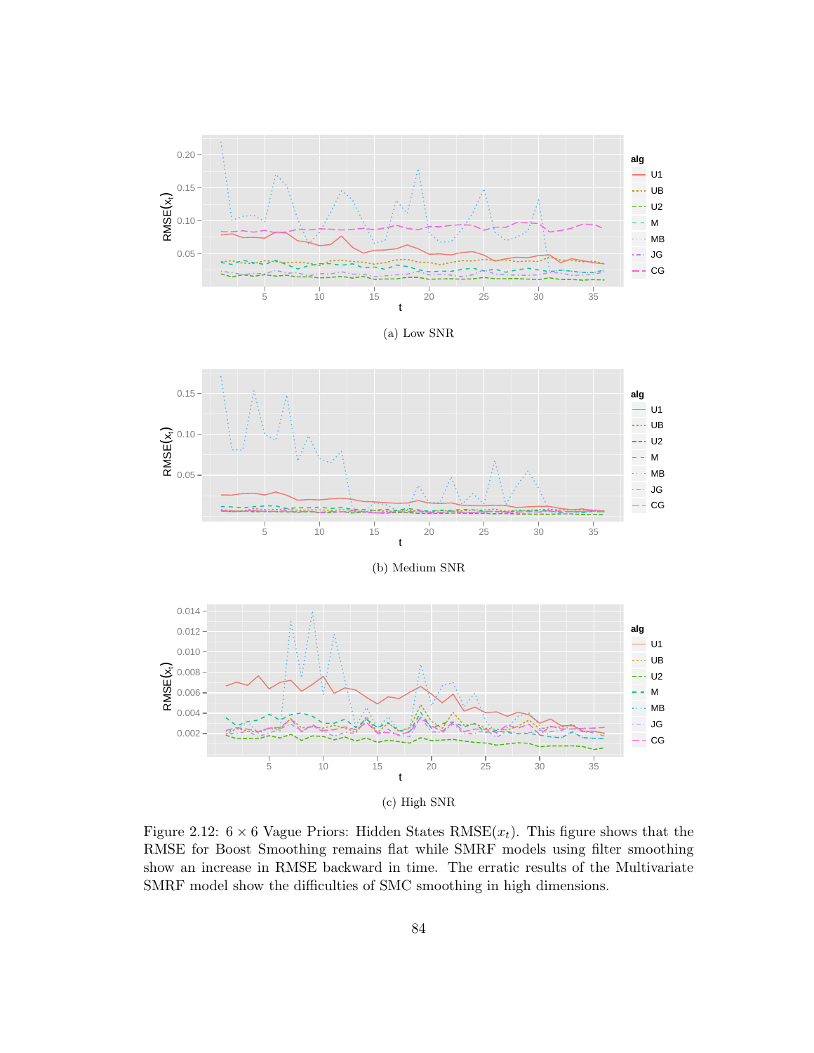(a) Low SNR

(b) Medium SNR

(c) High SNR

Figure 2.12: $6 \times 6$ Vague Priors: Hidden States RMSE($x_t$). This figure shows that the RMSE for Boost Smoothing remains flat while SMRF models using filter smoothing show an increase in RMSE backward in time. The erratic results of the Multivariate SMRF model show the difficulties of SMC smoothing in high dimensions.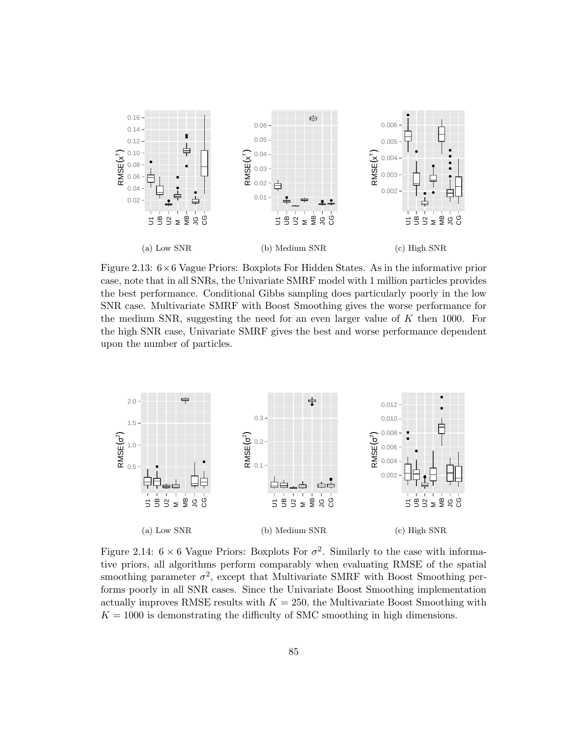(a) Low SNR

(b) Medium SNR

(c) High SNR

Figure 2.13: $6 \times 6$ Vague Priors: Boxplots For Hidden States. As in the informative prior case, note that in all SNRs, the Univariate SMRF model with 1 million particles provides the best performance. Conditional Gibbs sampling does particularly poorly in the low SNR case. Multivariate SMRF with Boost Smoothing gives the worse performance for the medium SNR, suggesting the need for an even larger value of $K$ then 1000. For the high SNR case, Univariate SMRF gives the best and worse performance dependent upon the number of particles.

(a) Low SNR

(b) Medium SNR

(c) High SNR

Figure 2.14: $6 \times 6$ Vague Priors: Boxplots For $\sigma^2$. Similarly to the case with informative priors, all algorithms perform comparably when evaluating RMSE of the spatial smoothing parameter $\sigma^2$, except that Multivariate SMRF with Boost Smoothing performs poorly in all SNR cases. Since the Univariate Boost Smoothing implementation actually improves RMSE results with $K = 250$, the Multivariate Boost Smoothing with $K = 1000$ is demonstrating the difficulty of SMC smoothing in high dimensions.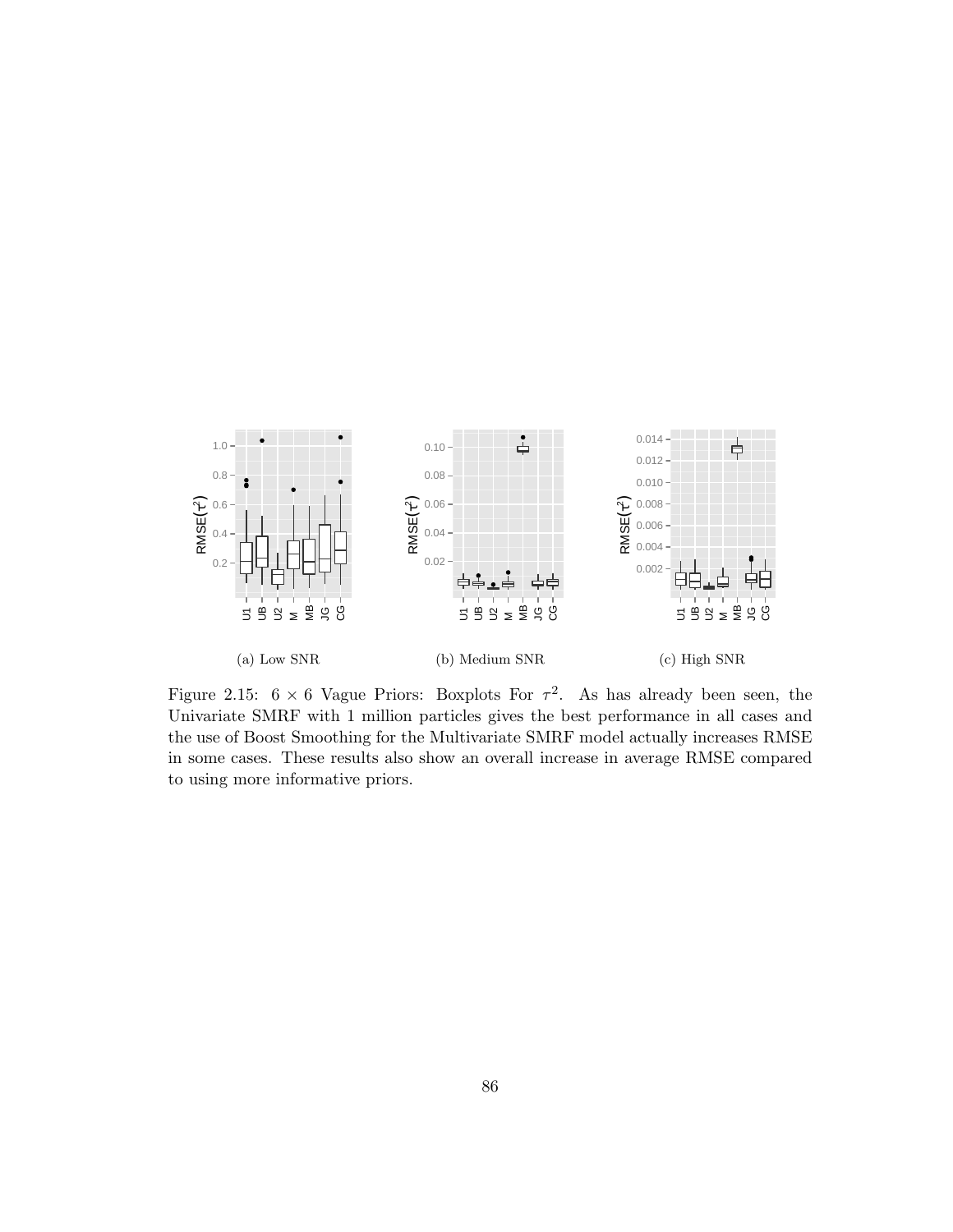(a) Low SNR

(b) Medium SNR

(c) High SNR

Figure 2.15: $6 \times 6$ Vague Priors: Boxplots For $\tau^2$. As has already been seen, the Univariate SMRF with 1 million particles gives the best performance in all cases and the use of Boost Smoothing for the Multivariate SMRF model actually increases RMSE in some cases. These results also show an overall increase in average RMSE compared to using more informative priors.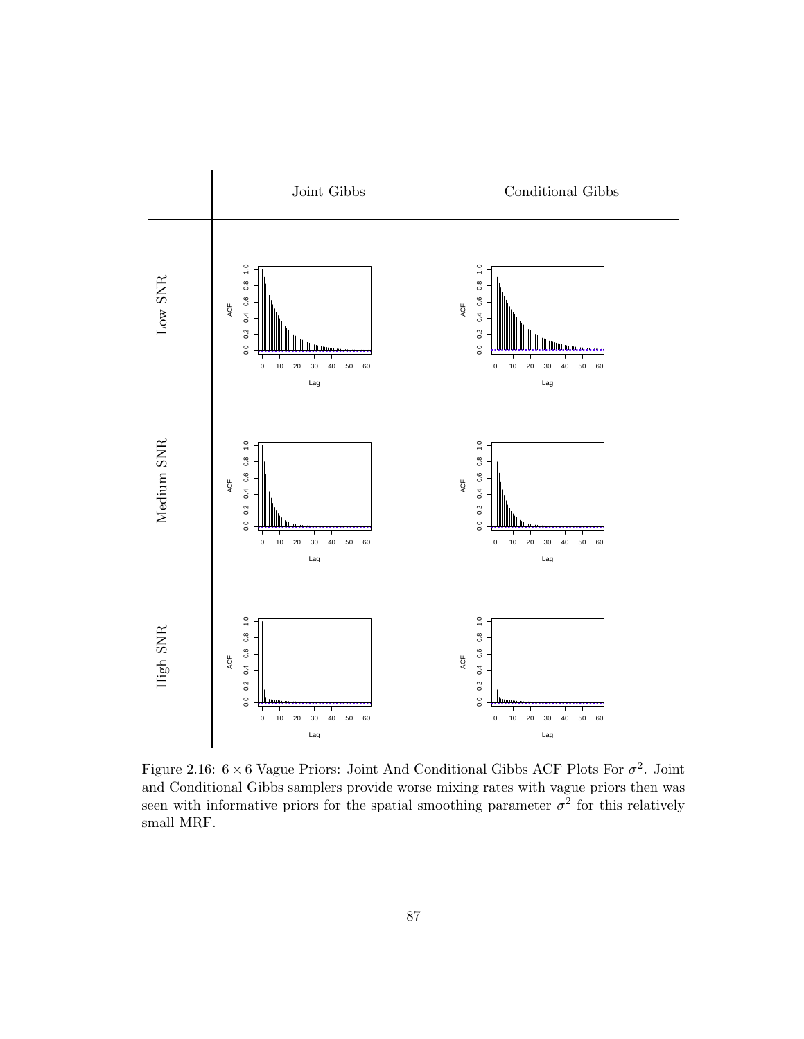| | Joint Gibbs | Conditional Gibbs |
|---|---|---|
| Low SNR | | |
| Medium SNR | | |
| High SNR | | |

Figure 2.16: $6 \times 6$ Vague Priors: Joint And Conditional Gibbs ACF Plots For $\sigma^2$. Joint and Conditional Gibbs samplers provide worse mixing rates with vague priors then was seen with informative priors for the spatial smoothing parameter $\sigma^2$ for this relatively small MRF.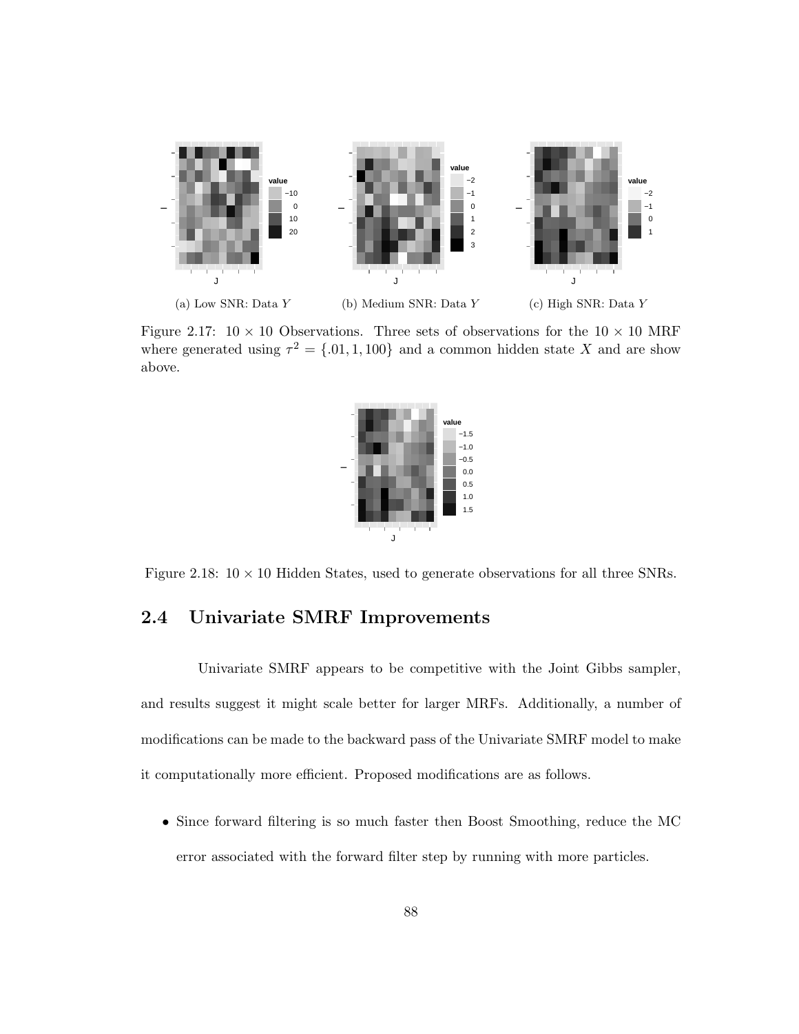(a) Low SNR: Data $Y$

(b) Medium SNR: Data $Y$

(c) High SNR: Data $Y$

Figure 2.17: $10 \times 10$ Observations. Three sets of observations for the $10 \times 10$ MRF where generated using $\tau^2 = \{.01, 1, 100\}$ and a common hidden state $X$ and are show above.

Figure 2.18: $10 \times 10$ Hidden States, used to generate observations for all three SNRs.

## 2.4 Univariate SMRF Improvements

Univariate SMRF appears to be competitive with the Joint Gibbs sampler, and results suggest it might scale better for larger MRFs. Additionally, a number of modifications can be made to the backward pass of the Univariate SMRF model to make it computationally more efficient. Proposed modifications are as follows.

- Since forward filtering is so much faster then Boost Smoothing, reduce the MC error associated with the forward filter step by running with more particles.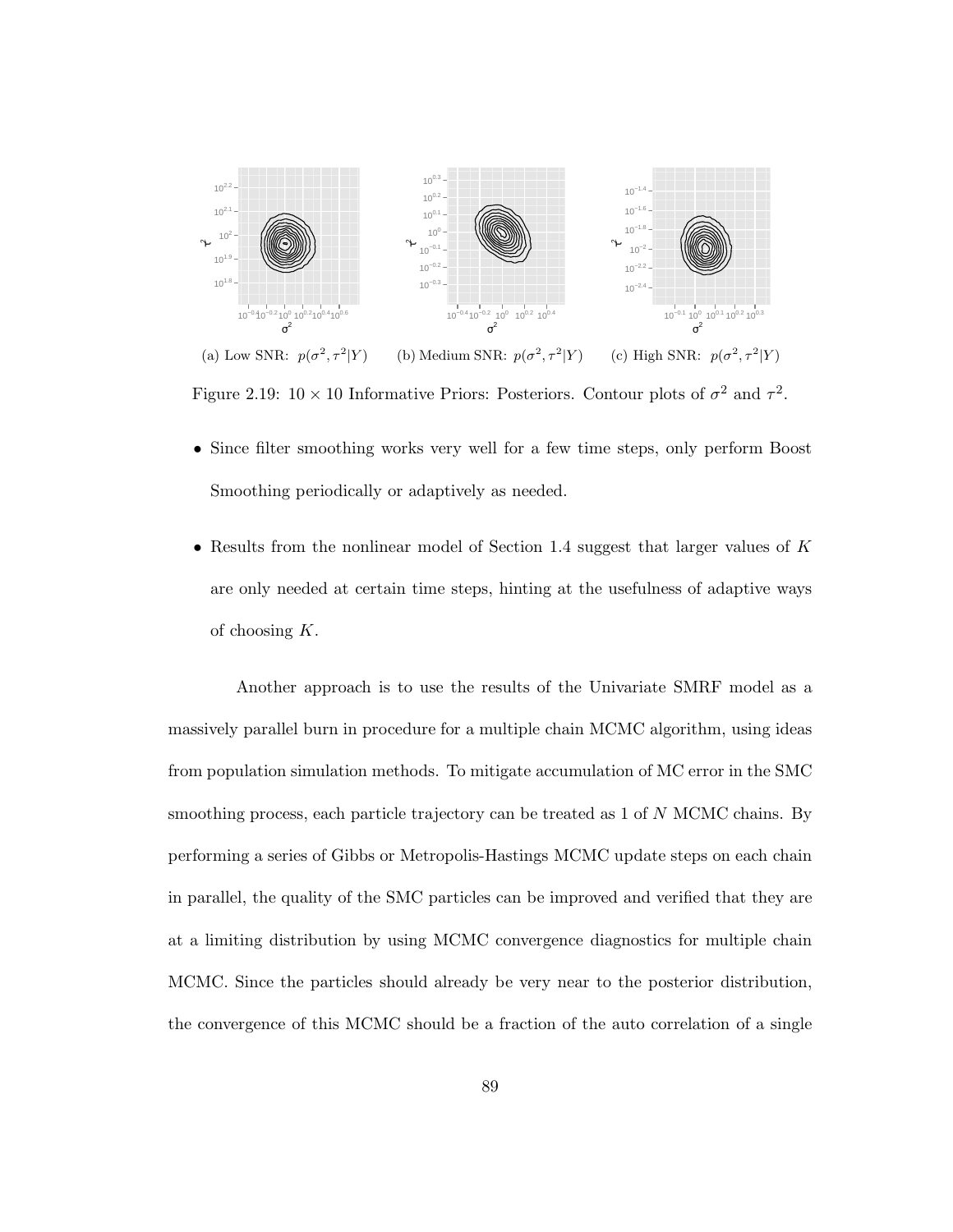(a) Low SNR: $p(\sigma^2, \tau^2|Y)$ (b) Medium SNR: $p(\sigma^2, \tau^2|Y)$ (c) High SNR: $p(\sigma^2, \tau^2|Y)$

Figure 2.19: $10 \times 10$ Informative Priors: Posteriors. Contour plots of $\sigma^2$ and $\tau^2$.

- Since filter smoothing works very well for a few time steps, only perform Boost Smoothing periodically or adaptively as needed.
- Results from the nonlinear model of Section 1.4 suggest that larger values of $K$ are only needed at certain time steps, hinting at the usefulness of adaptive ways of choosing $K$.

Another approach is to use the results of the Univariate SMRF model as a massively parallel burn in procedure for a multiple chain MCMC algorithm, using ideas from population simulation methods. To mitigate accumulation of MC error in the SMC smoothing process, each particle trajectory can be treated as 1 of $N$ MCMC chains. By performing a series of Gibbs or Metropolis-Hastings MCMC update steps on each chain in parallel, the quality of the SMC particles can be improved and verified that they are at a limiting distribution by using MCMC convergence diagnostics for multiple chain MCMC. Since the particles should already be very near to the posterior distribution, the convergence of this MCMC should be a fraction of the auto correlation of a single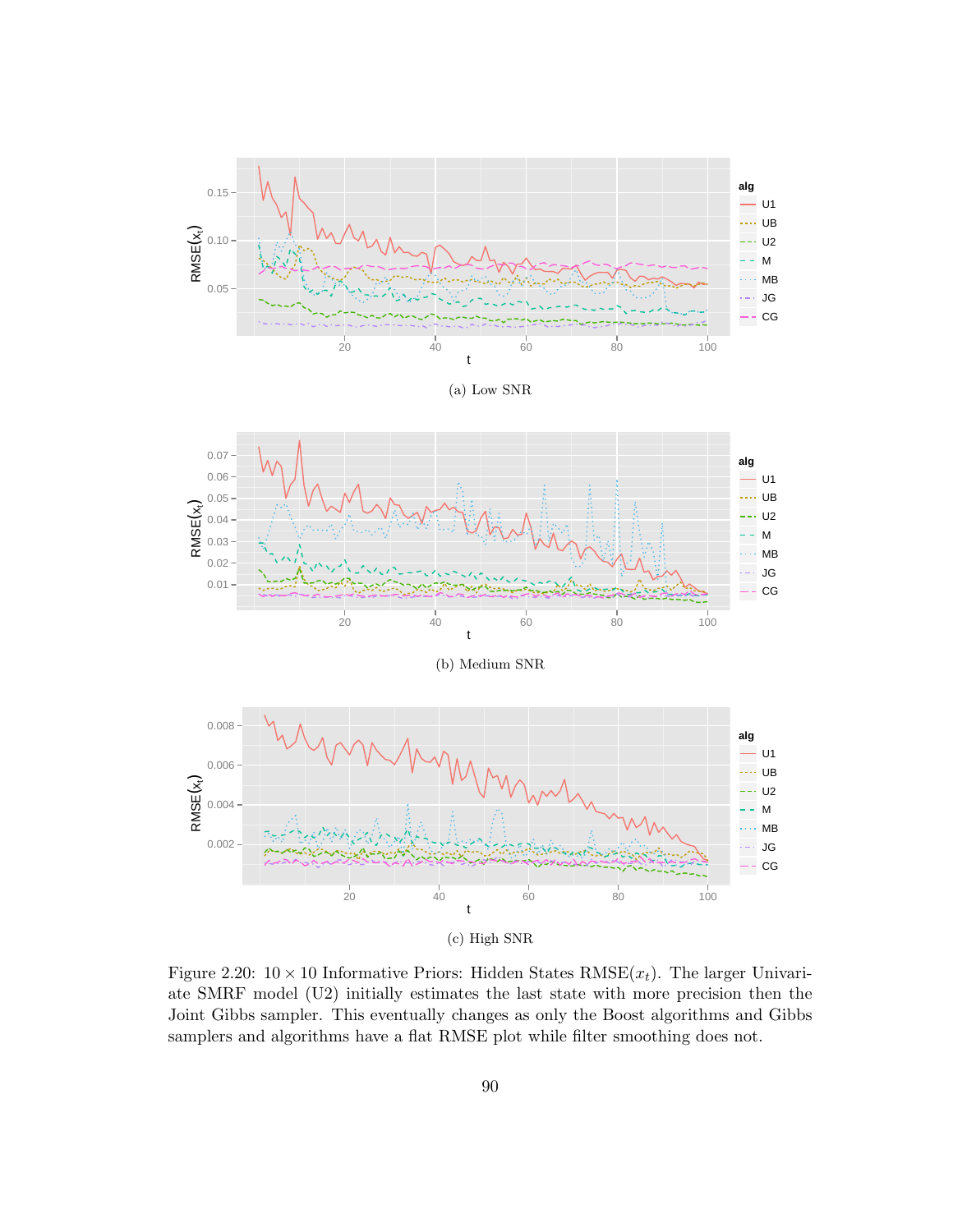(a) Low SNR

(b) Medium SNR

(c) High SNR

Figure 2.20: $10 \times 10$ Informative Priors: Hidden States RMSE($x_t$). The larger Univariate SMRF model (U2) initially estimates the last state with more precision then the Joint Gibbs sampler. This eventually changes as only the Boost algorithms and Gibbs samplers and algorithms have a flat RMSE plot while filter smoothing does not.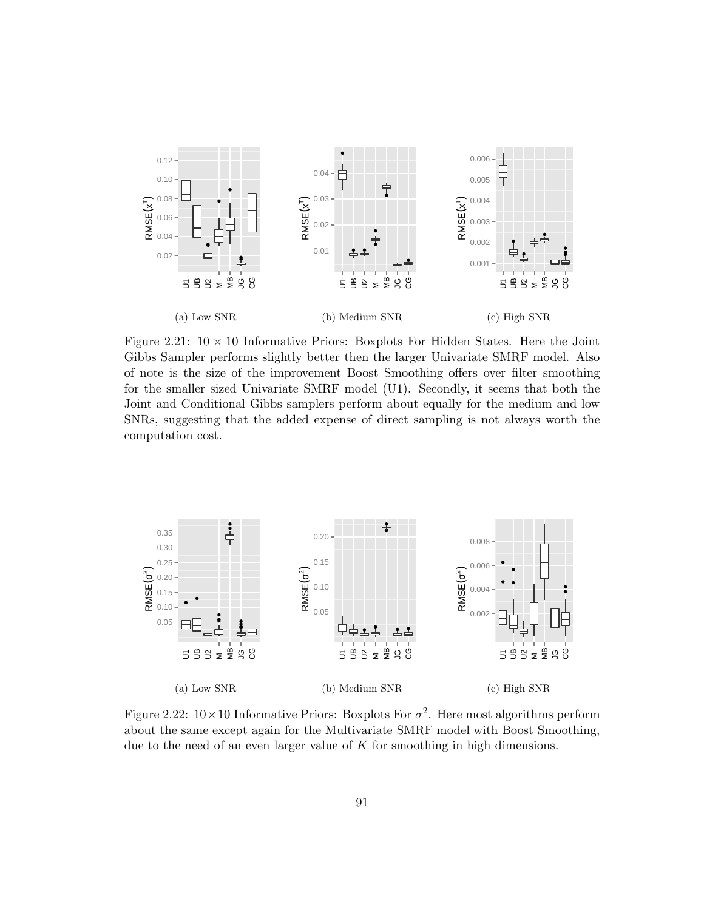(a) Low SNR

(b) Medium SNR

(c) High SNR

Figure 2.21: $10 \times 10$ Informative Priors: Boxplots For Hidden States. Here the Joint Gibbs Sampler performs slightly better then the larger Univariate SMRF model. Also of note is the size of the improvement Boost Smoothing offers over filter smoothing for the smaller sized Univariate SMRF model (U1). Secondly, it seems that both the Joint and Conditional Gibbs samplers perform about equally for the medium and low SNRs, suggesting that the added expense of direct sampling is not always worth the computation cost.

(a) Low SNR

(b) Medium SNR

(c) High SNR

Figure 2.22: $10 \times 10$ Informative Priors: Boxplots For $\sigma^2$. Here most algorithms perform about the same except again for the Multivariate SMRF model with Boost Smoothing, due to the need of an even larger value of $K$ for smoothing in high dimensions.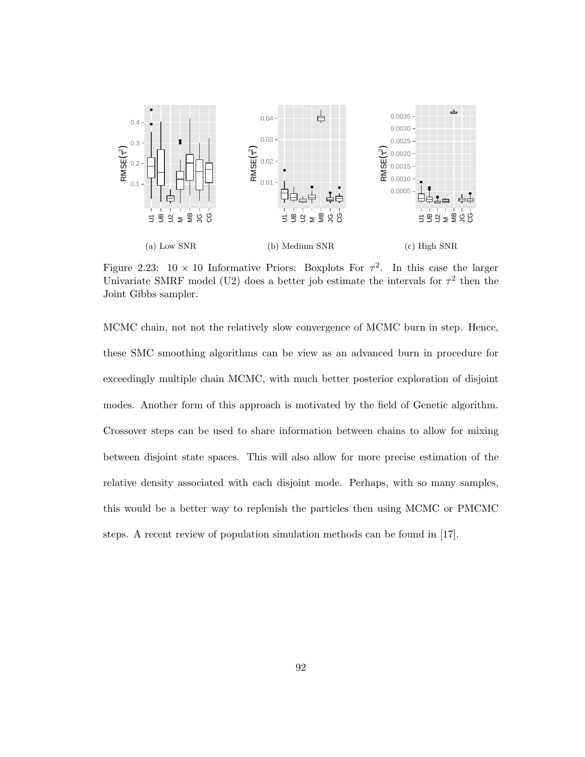(a) Low SNR

(b) Medium SNR

(c) High SNR

Figure 2.23: $10 \times 10$ Informative Priors: Boxplots For $\tau^2$. In this case the larger Univariate SMRF model (U2) does a better job estimate the intervals for $\tau^2$ then the Joint Gibbs sampler.

MCMC chain, not not the relatively slow convergence of MCMC burn in step. Hence, these SMC smoothing algorithms can be view as an advanced burn in procedure for exceedingly multiple chain MCMC, with much better posterior exploration of disjoint modes. Another form of this approach is motivated by the field of Genetic algorithm. Crossover steps can be used to share information between chains to allow for mixing between disjoint state spaces. This will also allow for more precise estimation of the relative density associated with each disjoint mode. Perhaps, with so many samples, this would be a better way to replenish the particles then using MCMC or PMCMC steps. A recent review of population simulation methods can be found in [17].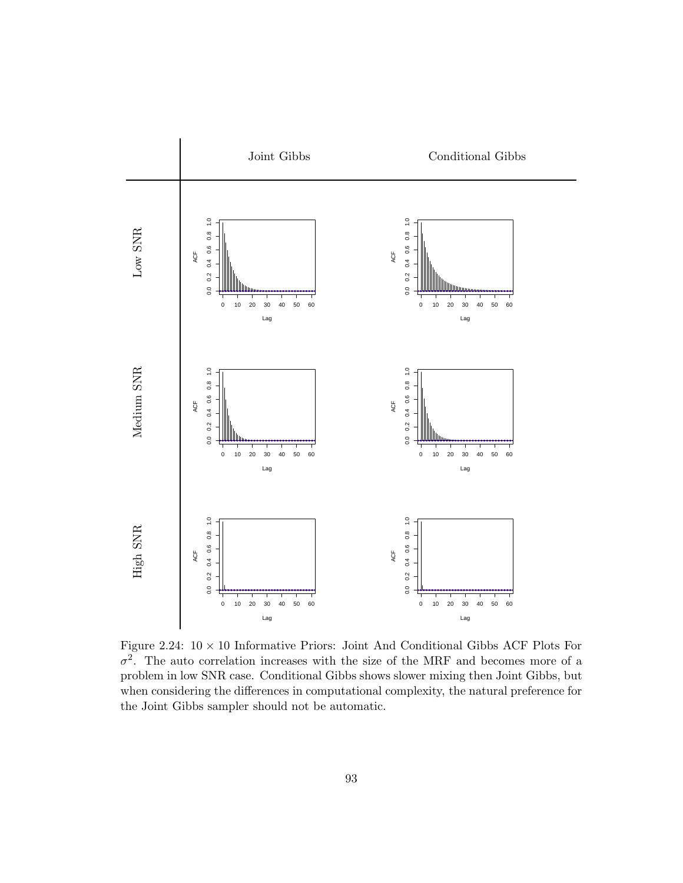Figure 2.24: $10 \times 10$ Informative Priors: Joint And Conditional Gibbs ACF Plots For $\sigma^2$. The auto correlation increases with the size of the MRF and becomes more of a problem in low SNR case. Conditional Gibbs shows slower mixing then Joint Gibbs, but when considering the differences in computational complexity, the natural preference for the Joint Gibbs sampler should not be automatic.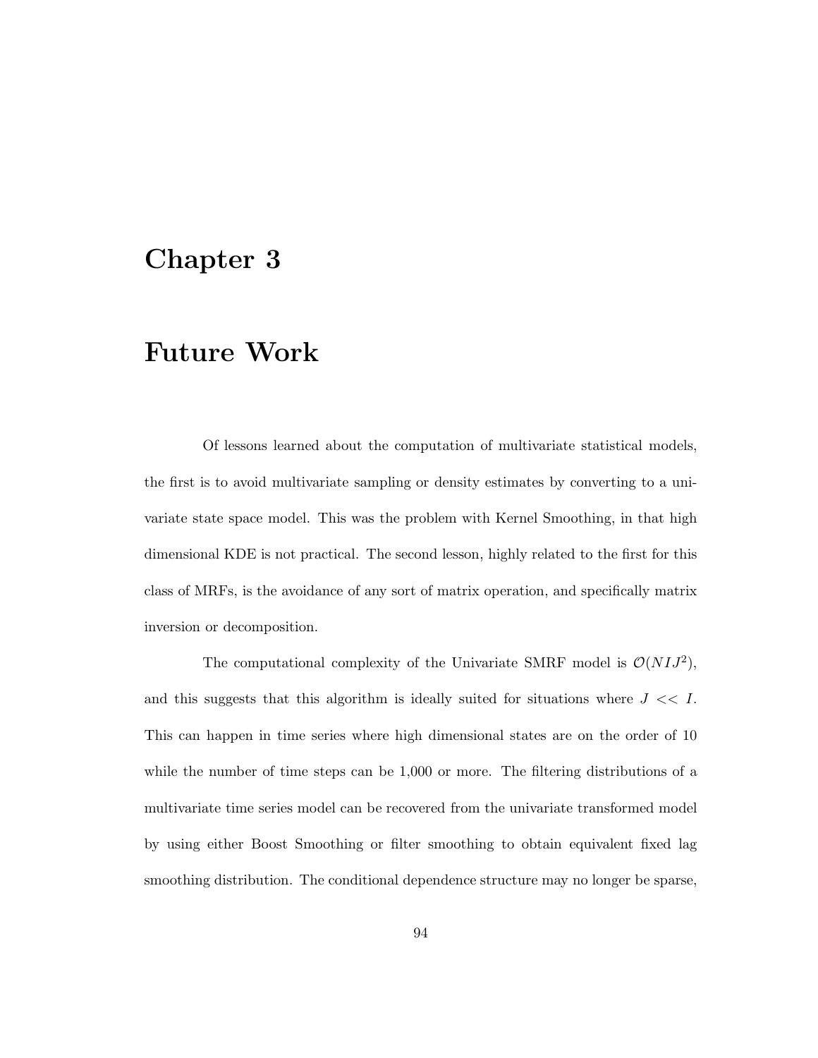# Chapter 3

# Future Work

Of lessons learned about the computation of multivariate statistical models, the first is to avoid multivariate sampling or density estimates by converting to a univariate state space model. This was the problem with Kernel Smoothing, in that high dimensional KDE is not practical. The second lesson, highly related to the first for this class of MRFs, is the avoidance of any sort of matrix operation, and specifically matrix inversion or decomposition.

The computational complexity of the Univariate SMRF model is $\mathcal{O}(NIJ^2)$, and this suggests that this algorithm is ideally suited for situations where $J << I$. This can happen in time series where high dimensional states are on the order of 10 while the number of time steps can be 1,000 or more. The filtering distributions of a multivariate time series model can be recovered from the univariate transformed model by using either Boost Smoothing or filter smoothing to obtain equivalent fixed lag smoothing distribution. The conditional dependence structure may no longer be sparse,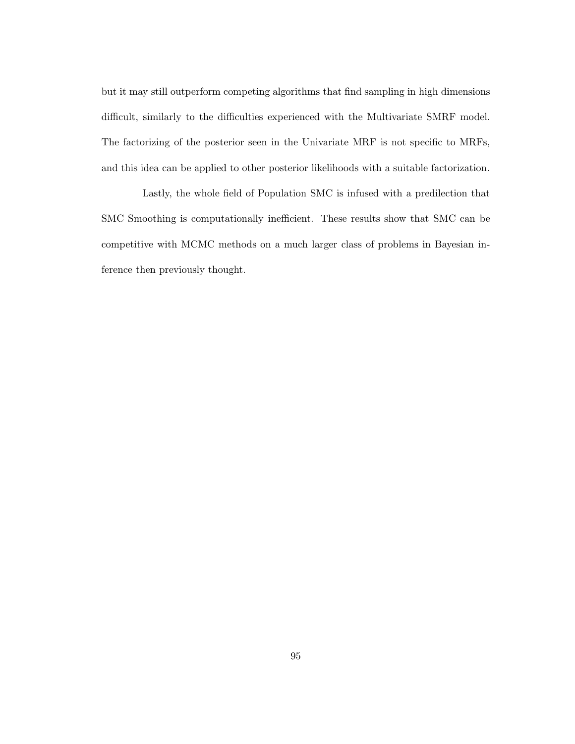but it may still outperform competing algorithms that find sampling in high dimensions difficult, similarly to the difficulties experienced with the Multivariate SMRF model. The factorizing of the posterior seen in the Univariate MRF is not specific to MRFs, and this idea can be applied to other posterior likelihoods with a suitable factorization.

Lastly, the whole field of Population SMC is infused with a predilection that SMC Smoothing is computationally inefficient. These results show that SMC can be competitive with MCMC methods on a much larger class of problems in Bayesian inference then previously thought.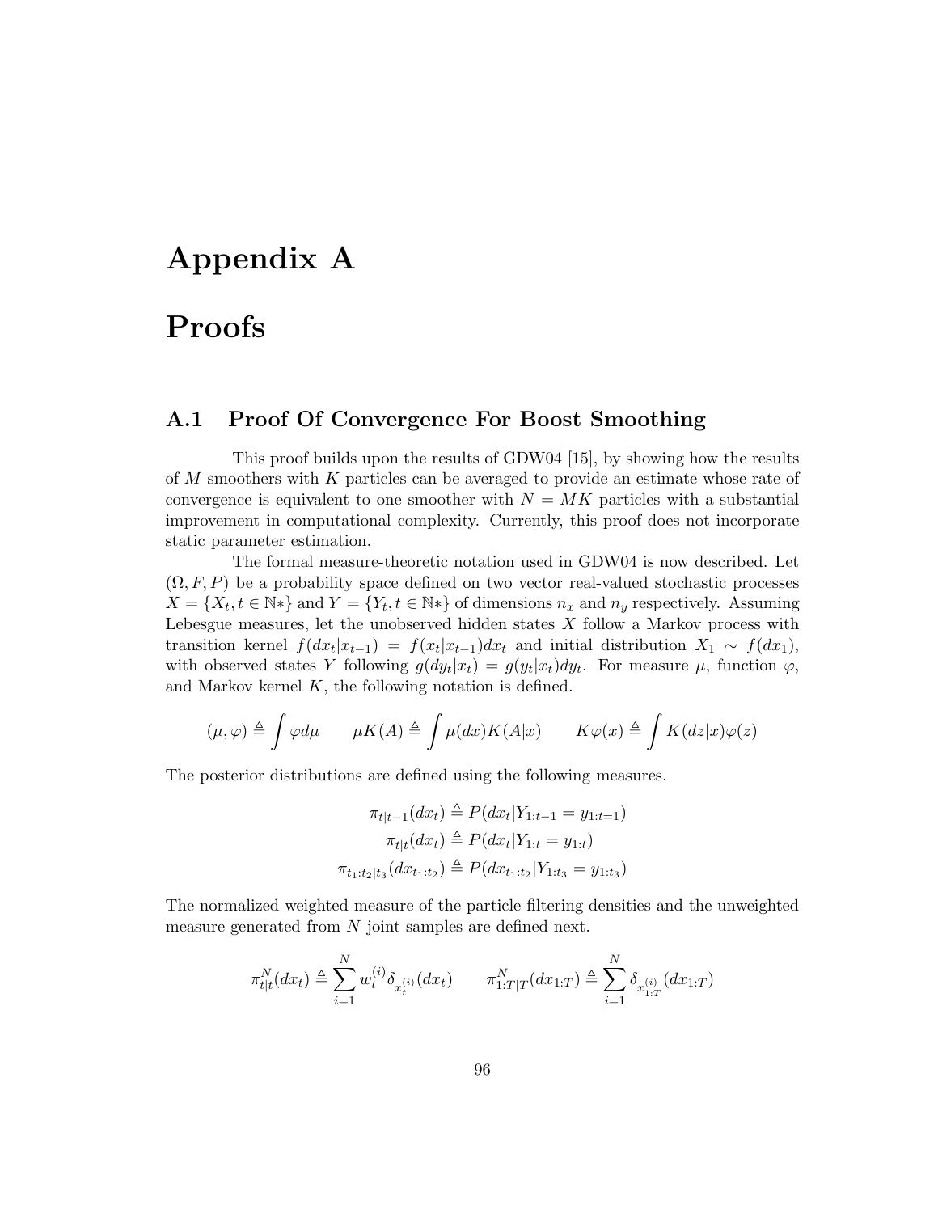# Appendix A

# Proofs

## A.1 Proof Of Convergence For Boost Smoothing

This proof builds upon the results of GDW04 [15], by showing how the results of $M$ smoothers with $K$ particles can be averaged to provide an estimate whose rate of convergence is equivalent to one smoother with $N = MK$ particles with a substantial improvement in computational complexity. Currently, this proof does not incorporate static parameter estimation.

The formal measure-theoretic notation used in GDW04 is now described. Let $(\Omega, F, P)$ be a probability space defined on two vector real-valued stochastic processes $X = \{X_t, t \in \mathbb{N}*\}$ and $Y = \{Y_t, t \in \mathbb{N}*\}$ of dimensions $n_x$ and $n_y$ respectively. Assuming Lebesgue measures, let the unobserved hidden states $X$ follow a Markov process with transition kernel $f(dx_t|x_{t-1}) = f(x_t|x_{t-1})dx_t$ and initial distribution $X_1 \sim f(dx_1)$, with observed states $Y$ following $g(dy_t|x_t) = g(y_t|x_t)dy_t$. For measure $\mu$, function $\varphi$, and Markov kernel $K$, the following notation is defined.

$$(\mu, \varphi) \triangleq \int \varphi d\mu \qquad \mu K(A) \triangleq \int \mu(dx) K(A|x) \qquad K\varphi(x) \triangleq \int K(dz|x)\varphi(z)$$

The posterior distributions are defined using the following measures.

$$\pi_{t|t-1}(dx_t) \triangleq P(dx_t|Y_{1:t-1} = y_{1:t=1})$$
$$\pi_{t|t}(dx_t) \triangleq P(dx_t|Y_{1:t} = y_{1:t})$$
$$\pi_{t_1:t_2|t_3}(dx_{t_1:t_2}) \triangleq P(dx_{t_1:t_2}|Y_{1:t_3} = y_{1:t_3})$$

The normalized weighted measure of the particle filtering densities and the unweighted measure generated from $N$ joint samples are defined next.

$$\pi^N_{t|t}(dx_t) \triangleq \sum_{i=1}^{N} w_t^{(i)} \delta_{x_t^{(i)}}(dx_t) \qquad \pi^N_{1:T|T}(dx_{1:T}) \triangleq \sum_{i=1}^{N} \delta_{x_{1:T}^{(i)}}(dx_{1:T})$$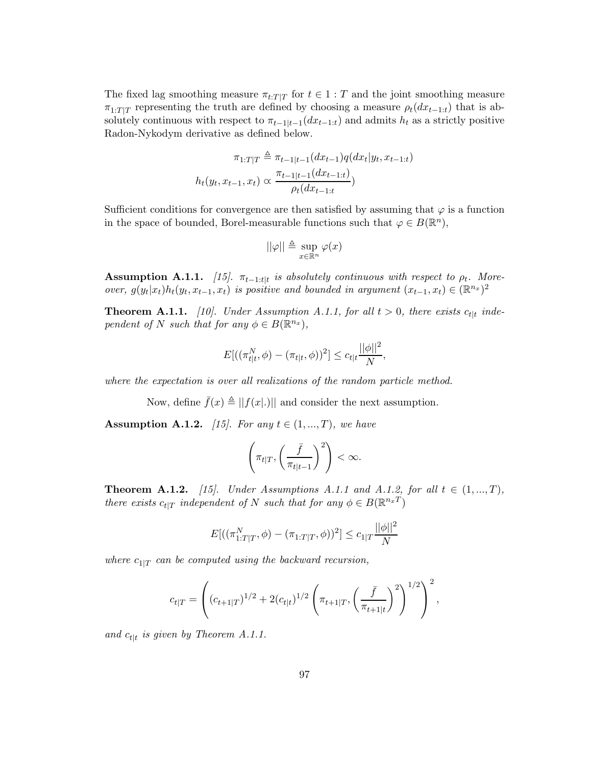The fixed lag smoothing measure $\pi_{t:T|T}$ for $t \in 1:T$ and the joint smoothing measure $\pi_{1:T|T}$ representing the truth are defined by choosing a measure $\rho_t(dx_{t-1:t})$ that is absolutely continuous with respect to $\pi_{t-1|t-1}(dx_{t-1:t})$ and admits $h_t$ as a strictly positive Radon-Nykodym derivative as defined below.

$$\pi_{1:T|T} \triangleq \pi_{t-1|t-1}(dx_{t-1})q(dx_t|y_t, x_{t-1:t})$$

$$h_t(y_t, x_{t-1}, x_t) \propto \frac{\pi_{t-1|t-1}(dx_{t-1:t})}{\rho_t(dx_{t-1:t}})$$

Sufficient conditions for convergence are then satisfied by assuming that $\varphi$ is a function in the space of bounded, Borel-measurable functions such that $\varphi \in B(\mathbb{R}^n)$,

$$||\varphi|| \triangleq \sup_{x \in \mathbb{R}^n} \varphi(x)$$

**Assumption A.1.1.** *[15]. $\pi_{t-1:t|t}$ is absolutely continuous with respect to $\rho_t$. Moreover, $g(y_t|x_t)h_t(y_t, x_{t-1}, x_t)$ is positive and bounded in argument $(x_{t-1}, x_t) \in (\mathbb{R}^{n_x})^2$*

**Theorem A.1.1.** *[10]. Under Assumption A.1.1, for all $t > 0$, there exists $c_{t|t}$ independent of $N$ such that for any $\phi \in B(\mathbb{R}^{n_x})$,*

$$E[((\pi_{t|t}^N, \phi) - (\pi_{t|t}, \phi))^2] \leq c_{t|t}\frac{||\phi||^2}{N},$$

*where the expectation is over all realizations of the random particle method.*

Now, define $\bar{f}(x) \triangleq ||f(x|.)||$ and consider the next assumption.

**Assumption A.1.2.** *[15]. For any $t \in (1, ..., T)$, we have*

$$\left(\pi_{t|T}, \left(\frac{\bar{f}}{\pi_{t|t-1}}\right)^2\right) < \infty.$$

**Theorem A.1.2.** *[15]. Under Assumptions A.1.1 and A.1.2, for all $t \in (1, ..., T)$, there exists $c_{t|T}$ independent of $N$ such that for any $\phi \in B(\mathbb{R}^{n_x T})$*

$$E[((\pi_{1:T|T}^N, \phi) - (\pi_{1:T|T}, \phi))^2] \leq c_{1|T}\frac{||\phi||^2}{N}$$

*where $c_{1|T}$ can be computed using the backward recursion,*

$$c_{t|T} = \left((c_{t+1|T})^{1/2} + 2(c_{t|t})^{1/2}\left(\pi_{t+1|T}, \left(\frac{\bar{f}}{\pi_{t+1|t}}\right)^2\right)^{1/2}\right)^2,$$

*and $c_{t|t}$ is given by Theorem A.1.1.*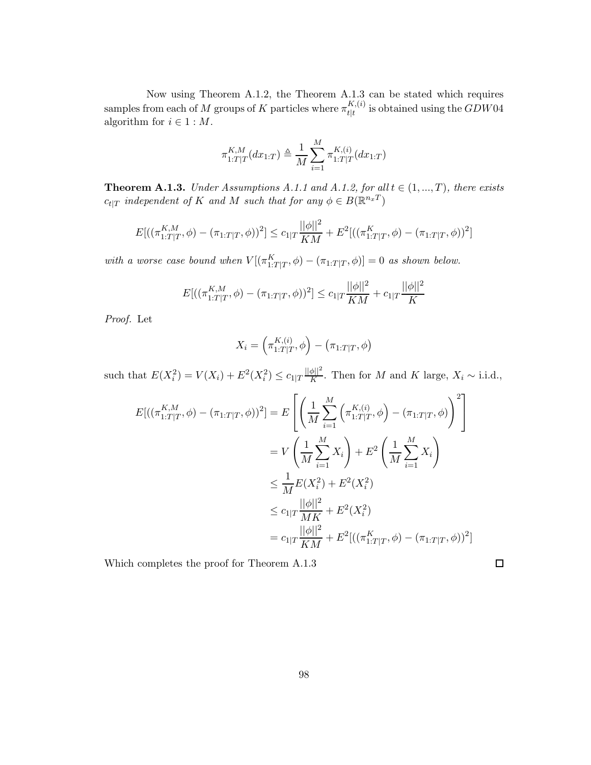Now using Theorem A.1.2, the Theorem A.1.3 can be stated which requires samples from each of $M$ groups of $K$ particles where $\pi_{t|t}^{K,(i)}$ is obtained using the $GDW04$ algorithm for $i \in 1 : M$.

$$\pi_{1:T|T}^{K,M}(dx_{1:T}) \triangleq \frac{1}{M}\sum_{i=1}^{M} \pi_{1:T|T}^{K,(i)}(dx_{1:T})$$

**Theorem A.1.3.** *Under Assumptions A.1.1 and A.1.2, for all $t \in (1, ..., T)$, there exists $c_{t|T}$ independent of $K$ and $M$ such that for any $\phi \in B(\mathbb{R}^{n_x T})$*

$$E[((\pi_{1:T|T}^{K,M}, \phi) - (\pi_{1:T|T}, \phi))^2] \leq c_{1|T}\frac{||\phi||^2}{KM} + E^2[((\pi_{1:T|T}^{K}, \phi) - (\pi_{1:T|T}, \phi))^2]$$

*with a worse case bound when $V[(\pi_{1:T|T}^{K}, \phi) - (\pi_{1:T|T}, \phi)] = 0$ as shown below.*

$$E[((\pi_{1:T|T}^{K,M}, \phi) - (\pi_{1:T|T}, \phi))^2] \leq c_{1|T}\frac{||\phi||^2}{KM} + c_{1|T}\frac{||\phi||^2}{K}$$

*Proof.* Let

$$X_i = \left(\pi_{1:T|T}^{K,(i)}, \phi\right) - \left(\pi_{1:T|T}, \phi\right)$$

such that $E(X_i^2) = V(X_i) + E^2(X_i^2) \leq c_{1|T}\frac{||\phi||^2}{K}$. Then for $M$ and $K$ large, $X_i \sim$ i.i.d.,

$$\begin{aligned}
E[((\pi_{1:T|T}^{K,M}, \phi) - (\pi_{1:T|T}, \phi))^2] &= E\left[\left(\frac{1}{M}\sum_{i=1}^{M}\left(\pi_{1:T|T}^{K,(i)}, \phi\right) - \left(\pi_{1:T|T}, \phi\right)\right)^2\right] \\
&= V\left(\frac{1}{M}\sum_{i=1}^{M} X_i\right) + E^2\left(\frac{1}{M}\sum_{i=1}^{M} X_i\right) \\
&\leq \frac{1}{M}E(X_i^2) + E^2(X_i^2) \\
&\leq c_{1|T}\frac{||\phi||^2}{MK} + E^2(X_i^2) \\
&= c_{1|T}\frac{||\phi||^2}{KM} + E^2[((\pi_{1:T|T}^{K}, \phi) - (\pi_{1:T|T}, \phi))^2]
\end{aligned}$$

Which completes the proof for Theorem A.1.3 ∎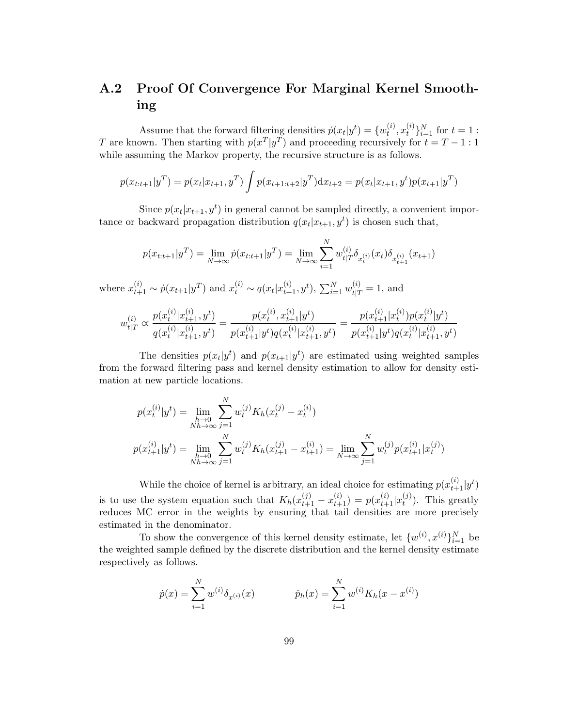## A.2 Proof Of Convergence For Marginal Kernel Smoothing

Assume that the forward filtering densities $\dot{p}(x_t|y^t) = \{w_t^{(i)}, x_t^{(i)}\}_{i=1}^N$ for $t = 1 : T$ are known. Then starting with $p(x^T|y^T)$ and proceeding recursively for $t = T-1 : 1$ while assuming the Markov property, the recursive structure is as follows.

$$p(x_{t:t+1}|y^T) = p(x_t|x_{t+1}, y^T) \int p(x_{t+1:t+2}|y^T) \mathrm{d}x_{t+2} = p(x_t|x_{t+1}, y^t) p(x_{t+1}|y^T)$$

Since $p(x_t|x_{t+1}, y^t)$ in general cannot be sampled directly, a convenient importance or backward propagation distribution $q(x_t|x_{t+1}, y^t)$ is chosen such that,

$$p(x_{t:t+1}|y^T) = \lim_{N\to\infty} \dot{p}(x_{t:t+1}|y^T) = \lim_{N\to\infty} \sum_{i=1}^N w_{t|T}^{(i)} \delta_{x_t^{(i)}}(x_t) \delta_{x_{t+1}^{(i)}}(x_{t+1})$$

where $x_{t+1}^{(i)} \sim \dot{p}(x_{t+1}|y^T)$ and $x_t^{(i)} \sim q(x_t|x_{t+1}^{(i)}, y^t)$, $\sum_{i=1}^N w_{t|T}^{(i)} = 1$, and

$$w_{t|T}^{(i)} \propto \frac{p(x_t^{(i)}|x_{t+1}^{(i)}, y^t)}{q(x_t^{(i)}|x_{t+1}^{(i)}, y^t)} = \frac{p(x_t^{(i)}, x_{t+1}^{(i)}|y^t)}{p(x_{t+1}^{(i)}|y^t) q(x_t^{(i)}|x_{t+1}^{(i)}, y^t)} = \frac{p(x_{t+1}^{(i)}|x_t^{(i)}) p(x_t^{(i)}|y^t)}{p(x_{t+1}^{(i)}|y^t) q(x_t^{(i)}|x_{t+1}^{(i)}, y^t)}$$

The densities $p(x_t|y^t)$ and $p(x_{t+1}|y^t)$ are estimated using weighted samples from the forward filtering pass and kernel density estimation to allow for density estimation at new particle locations.

$$p(x_t^{(i)}|y^t) = \lim_{\substack{h\to 0 \\ Nh\to\infty}} \sum_{j=1}^N w_t^{(j)} K_h(x_t^{(j)} - x_t^{(i)})$$

$$p(x_{t+1}^{(i)}|y^t) = \lim_{\substack{h\to 0 \\ Nh\to\infty}} \sum_{j=1}^N w_t^{(j)} K_h(x_{t+1}^{(j)} - x_{t+1}^{(i)}) = \lim_{N\to\infty} \sum_{j=1}^N w_t^{(j)} p(x_{t+1}^{(i)}|x_t^{(j)})$$

While the choice of kernel is arbitrary, an ideal choice for estimating $p(x_{t+1}^{(i)}|y^t)$ is to use the system equation such that $K_h(x_{t+1}^{(j)} - x_{t+1}^{(i)}) = p(x_{t+1}^{(i)}|x_t^{(j)})$. This greatly reduces MC error in the weights by ensuring that tail densities are more precisely estimated in the denominator.

To show the convergence of this kernel density estimate, let $\{w^{(i)}, x^{(i)}\}_{i=1}^N$ be the weighted sample defined by the discrete distribution and the kernel density estimate respectively as follows.

$$\dot{p}(x) = \sum_{i=1}^N w^{(i)} \delta_{x^{(i)}}(x) \qquad\qquad \hat{p}_h(x) = \sum_{i=1}^N w^{(i)} K_h(x - x^{(i)})$$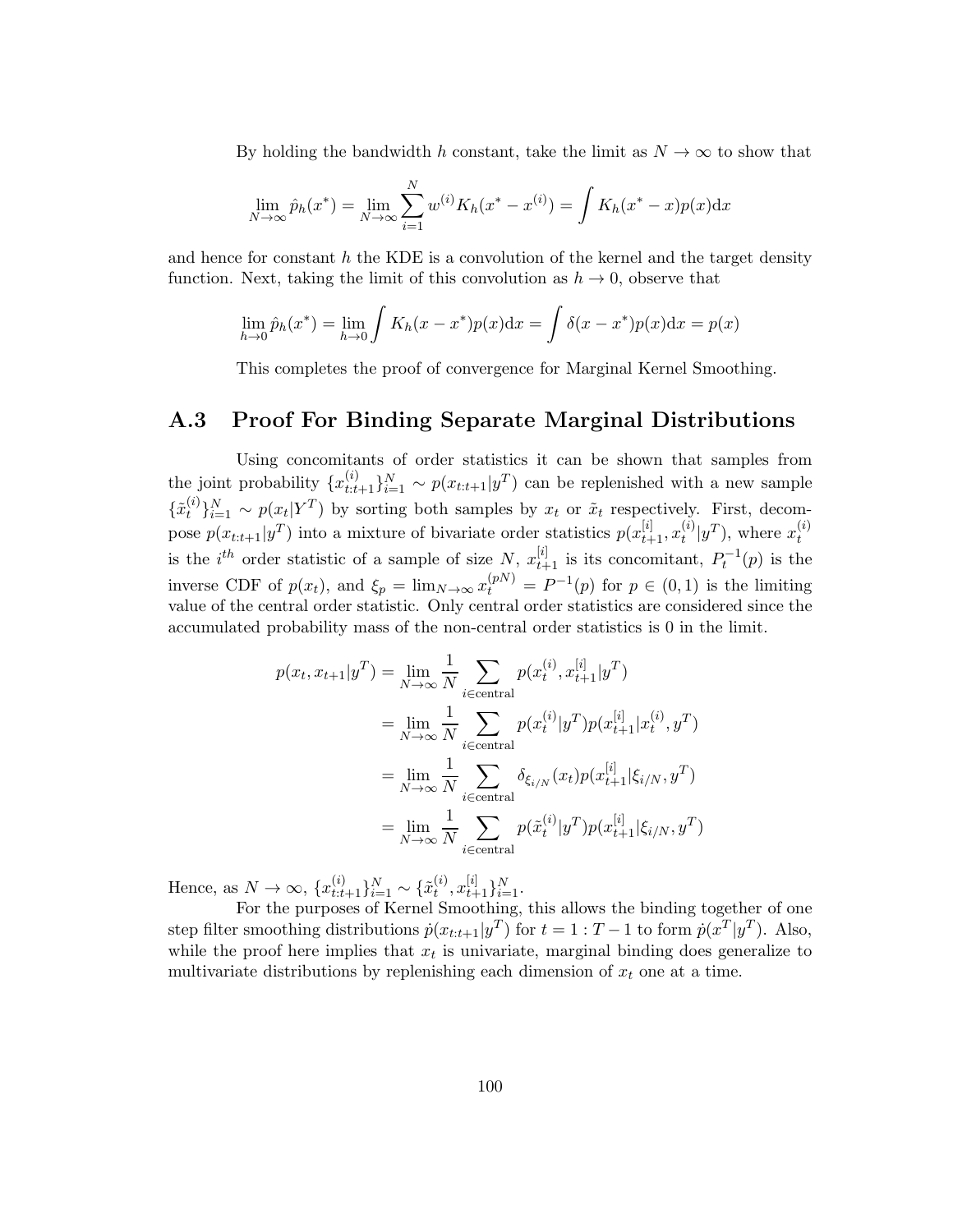By holding the bandwidth $h$ constant, take the limit as $N \to \infty$ to show that

$$\lim_{N\to\infty} \hat{p}_h(x^*) = \lim_{N\to\infty} \sum_{i=1}^{N} w^{(i)} K_h(x^* - x^{(i)}) = \int K_h(x^* - x)p(x)\mathrm{d}x$$

and hence for constant $h$ the KDE is a convolution of the kernel and the target density function. Next, taking the limit of this convolution as $h \to 0$, observe that

$$\lim_{h\to 0} \hat{p}_h(x^*) = \lim_{h\to 0} \int K_h(x - x^*)p(x)\mathrm{d}x = \int \delta(x - x^*)p(x)\mathrm{d}x = p(x)$$

This completes the proof of convergence for Marginal Kernel Smoothing.

## A.3 Proof For Binding Separate Marginal Distributions

Using concomitants of order statistics it can be shown that samples from the joint probability $\{x_{t:t+1}^{(i)}\}_{i=1}^{N} \sim p(x_{t:t+1}|y^T)$ can be replenished with a new sample $\{\tilde{x}_t^{(i)}\}_{i=1}^{N} \sim p(x_t|Y^T)$ by sorting both samples by $x_t$ or $\tilde{x}_t$ respectively. First, decompose $p(x_{t:t+1}|y^T)$ into a mixture of bivariate order statistics $p(x_{t+1}^{[i]}, x_t^{(i)}|y^T)$, where $x_t^{(i)}$ is the $i^{th}$ order statistic of a sample of size $N$, $x_{t+1}^{[i]}$ is its concomitant, $P_t^{-1}(p)$ is the inverse CDF of $p(x_t)$, and $\xi_p = \lim_{N\to\infty} x_t^{(pN)} = P^{-1}(p)$ for $p \in (0,1)$ is the limiting value of the central order statistic. Only central order statistics are considered since the accumulated probability mass of the non-central order statistics is 0 in the limit.

$$\begin{aligned}
p(x_t, x_{t+1}|y^T) &= \lim_{N\to\infty} \frac{1}{N} \sum_{i\in\text{central}} p(x_t^{(i)}, x_{t+1}^{[i]}|y^T) \\
&= \lim_{N\to\infty} \frac{1}{N} \sum_{i\in\text{central}} p(x_t^{(i)}|y^T)p(x_{t+1}^{[i]}|x_t^{(i)}, y^T) \\
&= \lim_{N\to\infty} \frac{1}{N} \sum_{i\in\text{central}} \delta_{\xi_{i/N}}(x_t)p(x_{t+1}^{[i]}|\xi_{i/N}, y^T) \\
&= \lim_{N\to\infty} \frac{1}{N} \sum_{i\in\text{central}} p(\tilde{x}_t^{(i)}|y^T)p(x_{t+1}^{[i]}|\xi_{i/N}, y^T)
\end{aligned}$$

Hence, as $N \to \infty$, $\{x_{t:t+1}^{(i)}\}_{i=1}^{N} \sim \{\tilde{x}_t^{(i)}, x_{t+1}^{[i]}\}_{i=1}^{N}$.

For the purposes of Kernel Smoothing, this allows the binding together of one step filter smoothing distributions $\dot{p}(x_{t:t+1}|y^T)$ for $t = 1 : T-1$ to form $\dot{p}(x^T|y^T)$. Also, while the proof here implies that $x_t$ is univariate, marginal binding does generalize to multivariate distributions by replenishing each dimension of $x_t$ one at a time.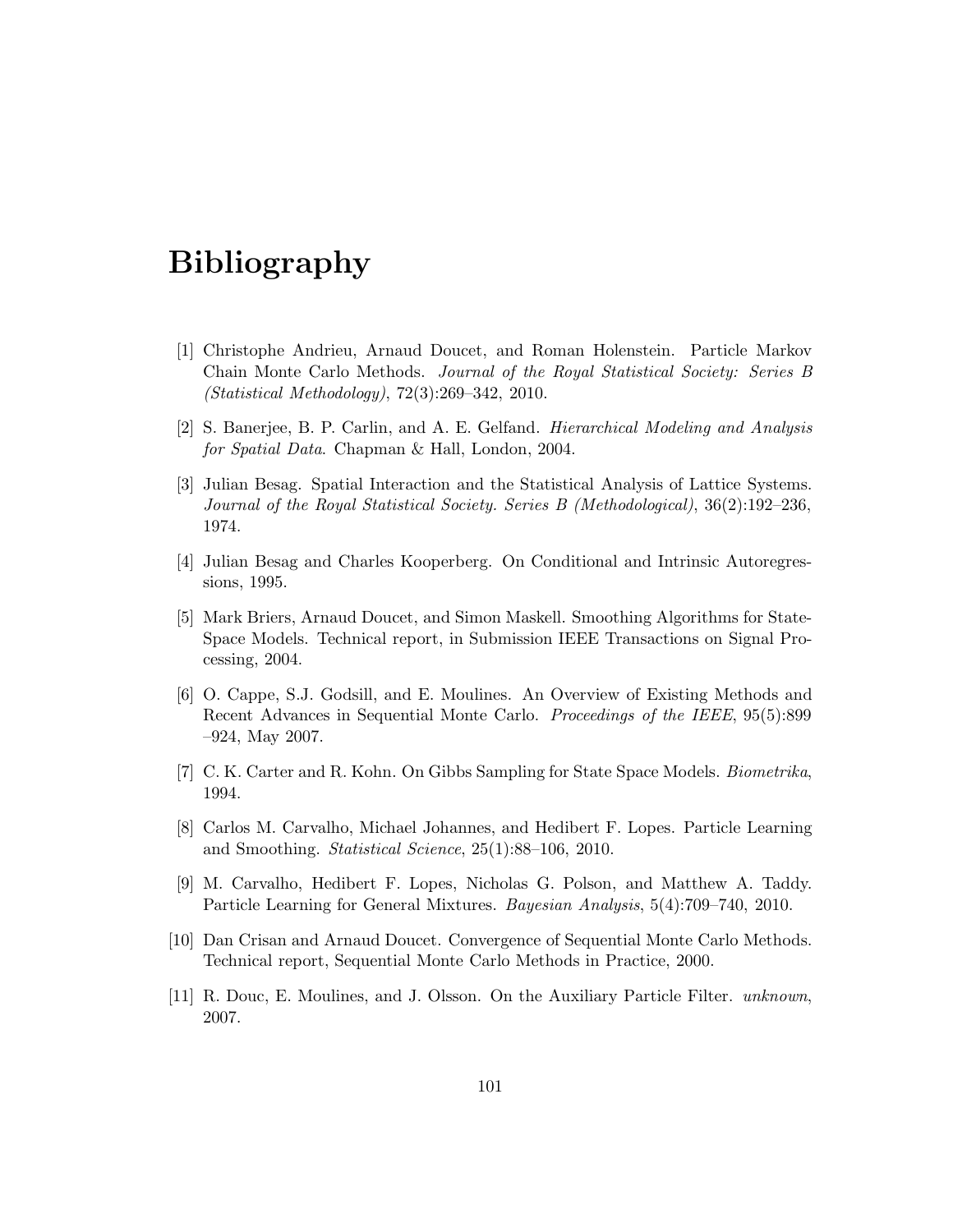# Bibliography

[1] Christophe Andrieu, Arnaud Doucet, and Roman Holenstein. Particle Markov Chain Monte Carlo Methods. *Journal of the Royal Statistical Society: Series B (Statistical Methodology)*, 72(3):269–342, 2010.

[2] S. Banerjee, B. P. Carlin, and A. E. Gelfand. *Hierarchical Modeling and Analysis for Spatial Data*. Chapman & Hall, London, 2004.

[3] Julian Besag. Spatial Interaction and the Statistical Analysis of Lattice Systems. *Journal of the Royal Statistical Society. Series B (Methodological)*, 36(2):192–236, 1974.

[4] Julian Besag and Charles Kooperberg. On Conditional and Intrinsic Autoregressions, 1995.

[5] Mark Briers, Arnaud Doucet, and Simon Maskell. Smoothing Algorithms for State-Space Models. Technical report, in Submission IEEE Transactions on Signal Processing, 2004.

[6] O. Cappe, S.J. Godsill, and E. Moulines. An Overview of Existing Methods and Recent Advances in Sequential Monte Carlo. *Proceedings of the IEEE*, 95(5):899 –924, May 2007.

[7] C. K. Carter and R. Kohn. On Gibbs Sampling for State Space Models. *Biometrika*, 1994.

[8] Carlos M. Carvalho, Michael Johannes, and Hedibert F. Lopes. Particle Learning and Smoothing. *Statistical Science*, 25(1):88–106, 2010.

[9] M. Carvalho, Hedibert F. Lopes, Nicholas G. Polson, and Matthew A. Taddy. Particle Learning for General Mixtures. *Bayesian Analysis*, 5(4):709–740, 2010.

[10] Dan Crisan and Arnaud Doucet. Convergence of Sequential Monte Carlo Methods. Technical report, Sequential Monte Carlo Methods in Practice, 2000.

[11] R. Douc, E. Moulines, and J. Olsson. On the Auxiliary Particle Filter. *unknown*, 2007.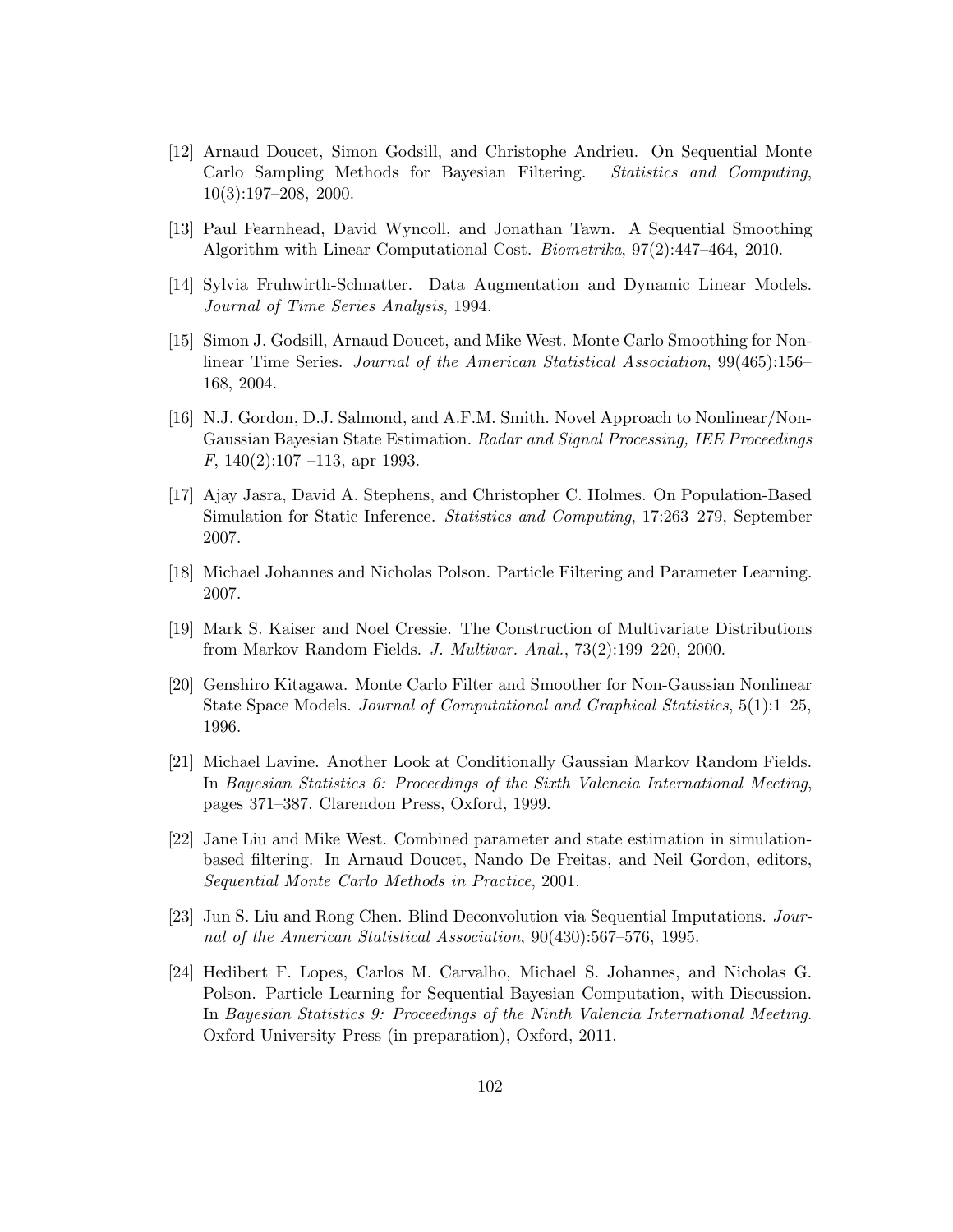[12] Arnaud Doucet, Simon Godsill, and Christophe Andrieu. On Sequential Monte Carlo Sampling Methods for Bayesian Filtering. *Statistics and Computing*, 10(3):197–208, 2000.

[13] Paul Fearnhead, David Wyncoll, and Jonathan Tawn. A Sequential Smoothing Algorithm with Linear Computational Cost. *Biometrika*, 97(2):447–464, 2010.

[14] Sylvia Fruhwirth-Schnatter. Data Augmentation and Dynamic Linear Models. *Journal of Time Series Analysis*, 1994.

[15] Simon J. Godsill, Arnaud Doucet, and Mike West. Monte Carlo Smoothing for Nonlinear Time Series. *Journal of the American Statistical Association*, 99(465):156–168, 2004.

[16] N.J. Gordon, D.J. Salmond, and A.F.M. Smith. Novel Approach to Nonlinear/Non-Gaussian Bayesian State Estimation. *Radar and Signal Processing, IEE Proceedings F*, 140(2):107 –113, apr 1993.

[17] Ajay Jasra, David A. Stephens, and Christopher C. Holmes. On Population-Based Simulation for Static Inference. *Statistics and Computing*, 17:263–279, September 2007.

[18] Michael Johannes and Nicholas Polson. Particle Filtering and Parameter Learning. 2007.

[19] Mark S. Kaiser and Noel Cressie. The Construction of Multivariate Distributions from Markov Random Fields. *J. Multivar. Anal.*, 73(2):199–220, 2000.

[20] Genshiro Kitagawa. Monte Carlo Filter and Smoother for Non-Gaussian Nonlinear State Space Models. *Journal of Computational and Graphical Statistics*, 5(1):1–25, 1996.

[21] Michael Lavine. Another Look at Conditionally Gaussian Markov Random Fields. In *Bayesian Statistics 6: Proceedings of the Sixth Valencia International Meeting*, pages 371–387. Clarendon Press, Oxford, 1999.

[22] Jane Liu and Mike West. Combined parameter and state estimation in simulation-based filtering. In Arnaud Doucet, Nando De Freitas, and Neil Gordon, editors, *Sequential Monte Carlo Methods in Practice*, 2001.

[23] Jun S. Liu and Rong Chen. Blind Deconvolution via Sequential Imputations. *Journal of the American Statistical Association*, 90(430):567–576, 1995.

[24] Hedibert F. Lopes, Carlos M. Carvalho, Michael S. Johannes, and Nicholas G. Polson. Particle Learning for Sequential Bayesian Computation, with Discussion. In *Bayesian Statistics 9: Proceedings of the Ninth Valencia International Meeting*. Oxford University Press (in preparation), Oxford, 2011.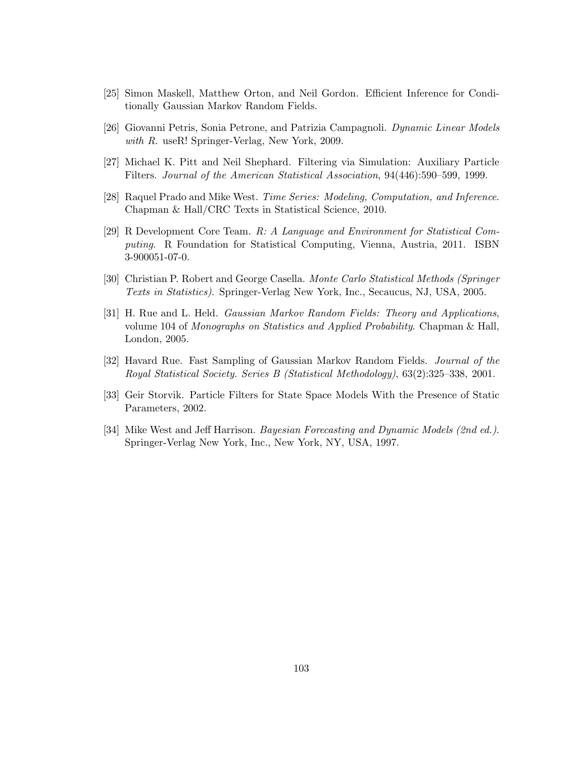[25] Simon Maskell, Matthew Orton, and Neil Gordon. Efficient Inference for Conditionally Gaussian Markov Random Fields.

[26] Giovanni Petris, Sonia Petrone, and Patrizia Campagnoli. *Dynamic Linear Models with R*. useR! Springer-Verlag, New York, 2009.

[27] Michael K. Pitt and Neil Shephard. Filtering via Simulation: Auxiliary Particle Filters. *Journal of the American Statistical Association*, 94(446):590–599, 1999.

[28] Raquel Prado and Mike West. *Time Series: Modeling, Computation, and Inference*. Chapman & Hall/CRC Texts in Statistical Science, 2010.

[29] R Development Core Team. *R: A Language and Environment for Statistical Computing*. R Foundation for Statistical Computing, Vienna, Austria, 2011. ISBN 3-900051-07-0.

[30] Christian P. Robert and George Casella. *Monte Carlo Statistical Methods (Springer Texts in Statistics)*. Springer-Verlag New York, Inc., Secaucus, NJ, USA, 2005.

[31] H. Rue and L. Held. *Gaussian Markov Random Fields: Theory and Applications*, volume 104 of *Monographs on Statistics and Applied Probability*. Chapman & Hall, London, 2005.

[32] Havard Rue. Fast Sampling of Gaussian Markov Random Fields. *Journal of the Royal Statistical Society. Series B (Statistical Methodology)*, 63(2):325–338, 2001.

[33] Geir Storvik. Particle Filters for State Space Models With the Presence of Static Parameters, 2002.

[34] Mike West and Jeff Harrison. *Bayesian Forecasting and Dynamic Models (2nd ed.)*. Springer-Verlag New York, Inc., New York, NY, USA, 1997.